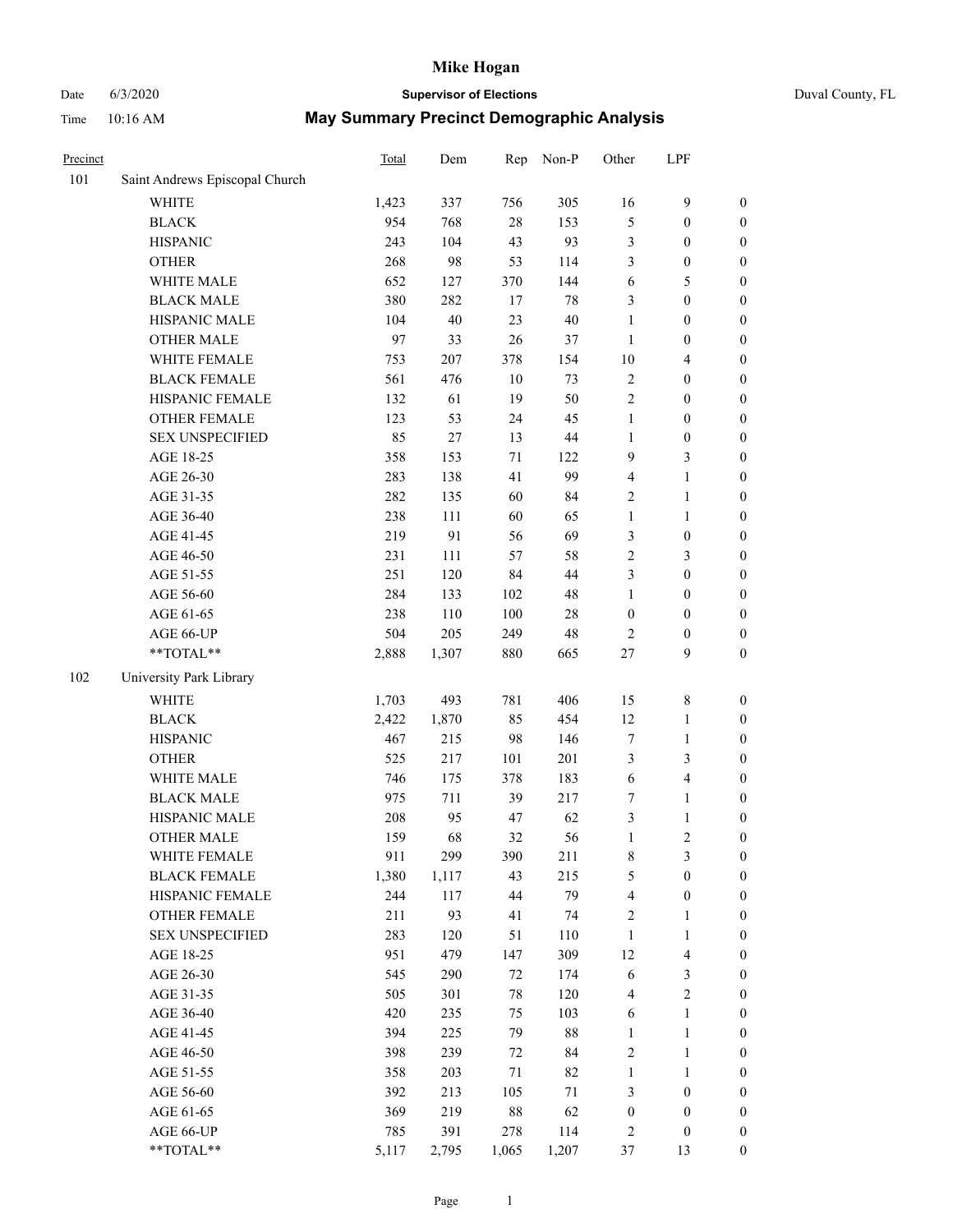# Mike Hogan

Date 6/3/2020 **Supervisor of Elections** Duval County, FL

Time 10:16 AM **May Summary Precinct Demographic Analysis**

| Precinct | | Total | Dem | Rep | Non-P | Other | LPF | |
|---|---|---|---|---|---|---|---|---|
| 101 | Saint Andrews Episcopal Church | | | | | | | |
| | WHITE | 1,423 | 337 | 756 | 305 | 16 | 9 | 0 |
| | BLACK | 954 | 768 | 28 | 153 | 5 | 0 | 0 |
| | HISPANIC | 243 | 104 | 43 | 93 | 3 | 0 | 0 |
| | OTHER | 268 | 98 | 53 | 114 | 3 | 0 | 0 |
| | WHITE MALE | 652 | 127 | 370 | 144 | 6 | 5 | 0 |
| | BLACK MALE | 380 | 282 | 17 | 78 | 3 | 0 | 0 |
| | HISPANIC MALE | 104 | 40 | 23 | 40 | 1 | 0 | 0 |
| | OTHER MALE | 97 | 33 | 26 | 37 | 1 | 0 | 0 |
| | WHITE FEMALE | 753 | 207 | 378 | 154 | 10 | 4 | 0 |
| | BLACK FEMALE | 561 | 476 | 10 | 73 | 2 | 0 | 0 |
| | HISPANIC FEMALE | 132 | 61 | 19 | 50 | 2 | 0 | 0 |
| | OTHER FEMALE | 123 | 53 | 24 | 45 | 1 | 0 | 0 |
| | SEX UNSPECIFIED | 85 | 27 | 13 | 44 | 1 | 0 | 0 |
| | AGE 18-25 | 358 | 153 | 71 | 122 | 9 | 3 | 0 |
| | AGE 26-30 | 283 | 138 | 41 | 99 | 4 | 1 | 0 |
| | AGE 31-35 | 282 | 135 | 60 | 84 | 2 | 1 | 0 |
| | AGE 36-40 | 238 | 111 | 60 | 65 | 1 | 1 | 0 |
| | AGE 41-45 | 219 | 91 | 56 | 69 | 3 | 0 | 0 |
| | AGE 46-50 | 231 | 111 | 57 | 58 | 2 | 3 | 0 |
| | AGE 51-55 | 251 | 120 | 84 | 44 | 3 | 0 | 0 |
| | AGE 56-60 | 284 | 133 | 102 | 48 | 1 | 0 | 0 |
| | AGE 61-65 | 238 | 110 | 100 | 28 | 0 | 0 | 0 |
| | AGE 66-UP | 504 | 205 | 249 | 48 | 2 | 0 | 0 |
| | **TOTAL** | 2,888 | 1,307 | 880 | 665 | 27 | 9 | 0 |
| 102 | University Park Library | | | | | | | |
| | WHITE | 1,703 | 493 | 781 | 406 | 15 | 8 | 0 |
| | BLACK | 2,422 | 1,870 | 85 | 454 | 12 | 1 | 0 |
| | HISPANIC | 467 | 215 | 98 | 146 | 7 | 1 | 0 |
| | OTHER | 525 | 217 | 101 | 201 | 3 | 3 | 0 |
| | WHITE MALE | 746 | 175 | 378 | 183 | 6 | 4 | 0 |
| | BLACK MALE | 975 | 711 | 39 | 217 | 7 | 1 | 0 |
| | HISPANIC MALE | 208 | 95 | 47 | 62 | 3 | 1 | 0 |
| | OTHER MALE | 159 | 68 | 32 | 56 | 1 | 2 | 0 |
| | WHITE FEMALE | 911 | 299 | 390 | 211 | 8 | 3 | 0 |
| | BLACK FEMALE | 1,380 | 1,117 | 43 | 215 | 5 | 0 | 0 |
| | HISPANIC FEMALE | 244 | 117 | 44 | 79 | 4 | 0 | 0 |
| | OTHER FEMALE | 211 | 93 | 41 | 74 | 2 | 1 | 0 |
| | SEX UNSPECIFIED | 283 | 120 | 51 | 110 | 1 | 1 | 0 |
| | AGE 18-25 | 951 | 479 | 147 | 309 | 12 | 4 | 0 |
| | AGE 26-30 | 545 | 290 | 72 | 174 | 6 | 3 | 0 |
| | AGE 31-35 | 505 | 301 | 78 | 120 | 4 | 2 | 0 |
| | AGE 36-40 | 420 | 235 | 75 | 103 | 6 | 1 | 0 |
| | AGE 41-45 | 394 | 225 | 79 | 88 | 1 | 1 | 0 |
| | AGE 46-50 | 398 | 239 | 72 | 84 | 2 | 1 | 0 |
| | AGE 51-55 | 358 | 203 | 71 | 82 | 1 | 1 | 0 |
| | AGE 56-60 | 392 | 213 | 105 | 71 | 3 | 0 | 0 |
| | AGE 61-65 | 369 | 219 | 88 | 62 | 0 | 0 | 0 |
| | AGE 66-UP | 785 | 391 | 278 | 114 | 2 | 0 | 0 |
| | **TOTAL** | 5,117 | 2,795 | 1,065 | 1,207 | 37 | 13 | 0 |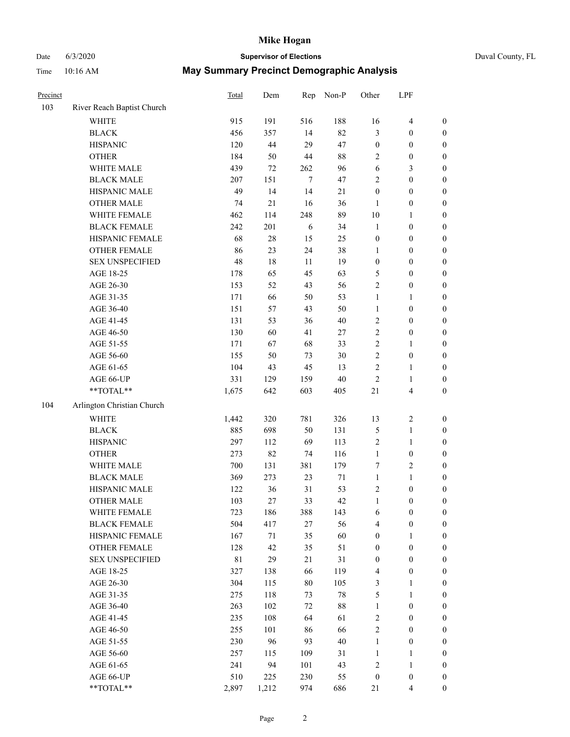# Mike Hogan

Date 6/3/2020 **Supervisor of Elections** Duval County, FL

Time 10:16 AM **May Summary Precinct Demographic Analysis**

| Precinct | | Total | Dem | Rep | Non-P | Other | LPF | |
|---|---|---|---|---|---|---|---|---|
| 103 | River Reach Baptist Church | | | | | | | |
| | WHITE | 915 | 191 | 516 | 188 | 16 | 4 | 0 |
| | BLACK | 456 | 357 | 14 | 82 | 3 | 0 | 0 |
| | HISPANIC | 120 | 44 | 29 | 47 | 0 | 0 | 0 |
| | OTHER | 184 | 50 | 44 | 88 | 2 | 0 | 0 |
| | WHITE MALE | 439 | 72 | 262 | 96 | 6 | 3 | 0 |
| | BLACK MALE | 207 | 151 | 7 | 47 | 2 | 0 | 0 |
| | HISPANIC MALE | 49 | 14 | 14 | 21 | 0 | 0 | 0 |
| | OTHER MALE | 74 | 21 | 16 | 36 | 1 | 0 | 0 |
| | WHITE FEMALE | 462 | 114 | 248 | 89 | 10 | 1 | 0 |
| | BLACK FEMALE | 242 | 201 | 6 | 34 | 1 | 0 | 0 |
| | HISPANIC FEMALE | 68 | 28 | 15 | 25 | 0 | 0 | 0 |
| | OTHER FEMALE | 86 | 23 | 24 | 38 | 1 | 0 | 0 |
| | SEX UNSPECIFIED | 48 | 18 | 11 | 19 | 0 | 0 | 0 |
| | AGE 18-25 | 178 | 65 | 45 | 63 | 5 | 0 | 0 |
| | AGE 26-30 | 153 | 52 | 43 | 56 | 2 | 0 | 0 |
| | AGE 31-35 | 171 | 66 | 50 | 53 | 1 | 1 | 0 |
| | AGE 36-40 | 151 | 57 | 43 | 50 | 1 | 0 | 0 |
| | AGE 41-45 | 131 | 53 | 36 | 40 | 2 | 0 | 0 |
| | AGE 46-50 | 130 | 60 | 41 | 27 | 2 | 0 | 0 |
| | AGE 51-55 | 171 | 67 | 68 | 33 | 2 | 1 | 0 |
| | AGE 56-60 | 155 | 50 | 73 | 30 | 2 | 0 | 0 |
| | AGE 61-65 | 104 | 43 | 45 | 13 | 2 | 1 | 0 |
| | AGE 66-UP | 331 | 129 | 159 | 40 | 2 | 1 | 0 |
| | **TOTAL** | 1,675 | 642 | 603 | 405 | 21 | 4 | 0 |
| 104 | Arlington Christian Church | | | | | | | |
| | WHITE | 1,442 | 320 | 781 | 326 | 13 | 2 | 0 |
| | BLACK | 885 | 698 | 50 | 131 | 5 | 1 | 0 |
| | HISPANIC | 297 | 112 | 69 | 113 | 2 | 1 | 0 |
| | OTHER | 273 | 82 | 74 | 116 | 1 | 0 | 0 |
| | WHITE MALE | 700 | 131 | 381 | 179 | 7 | 2 | 0 |
| | BLACK MALE | 369 | 273 | 23 | 71 | 1 | 1 | 0 |
| | HISPANIC MALE | 122 | 36 | 31 | 53 | 2 | 0 | 0 |
| | OTHER MALE | 103 | 27 | 33 | 42 | 1 | 0 | 0 |
| | WHITE FEMALE | 723 | 186 | 388 | 143 | 6 | 0 | 0 |
| | BLACK FEMALE | 504 | 417 | 27 | 56 | 4 | 0 | 0 |
| | HISPANIC FEMALE | 167 | 71 | 35 | 60 | 0 | 1 | 0 |
| | OTHER FEMALE | 128 | 42 | 35 | 51 | 0 | 0 | 0 |
| | SEX UNSPECIFIED | 81 | 29 | 21 | 31 | 0 | 0 | 0 |
| | AGE 18-25 | 327 | 138 | 66 | 119 | 4 | 0 | 0 |
| | AGE 26-30 | 304 | 115 | 80 | 105 | 3 | 1 | 0 |
| | AGE 31-35 | 275 | 118 | 73 | 78 | 5 | 1 | 0 |
| | AGE 36-40 | 263 | 102 | 72 | 88 | 1 | 0 | 0 |
| | AGE 41-45 | 235 | 108 | 64 | 61 | 2 | 0 | 0 |
| | AGE 46-50 | 255 | 101 | 86 | 66 | 2 | 0 | 0 |
| | AGE 51-55 | 230 | 96 | 93 | 40 | 1 | 0 | 0 |
| | AGE 56-60 | 257 | 115 | 109 | 31 | 1 | 1 | 0 |
| | AGE 61-65 | 241 | 94 | 101 | 43 | 2 | 1 | 0 |
| | AGE 66-UP | 510 | 225 | 230 | 55 | 0 | 0 | 0 |
| | **TOTAL** | 2,897 | 1,212 | 974 | 686 | 21 | 4 | 0 |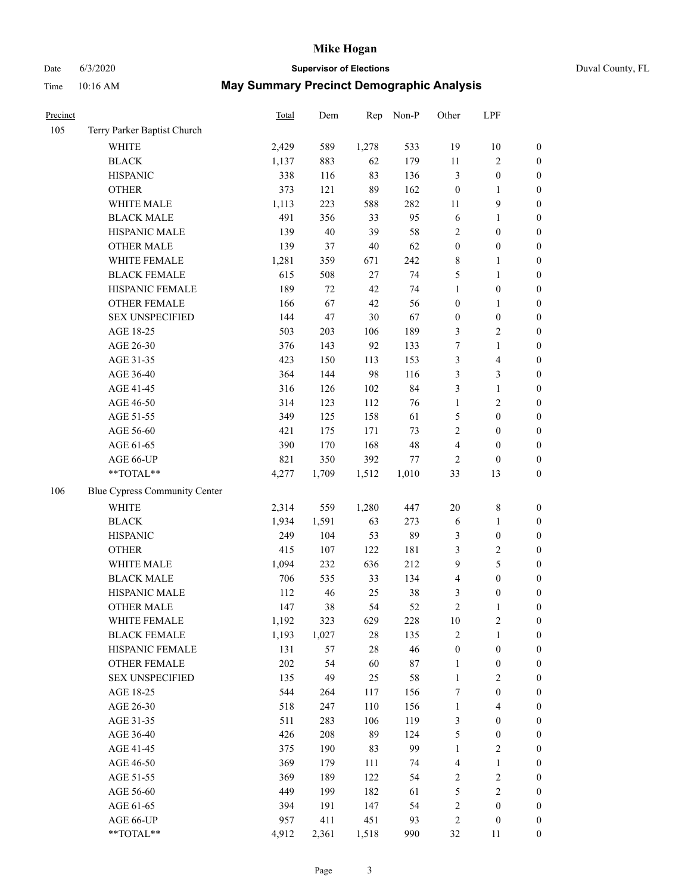# Mike Hogan

Date 6/3/2020 **Supervisor of Elections** Duval County, FL

Time 10:16 AM **May Summary Precinct Demographic Analysis**

| Precinct | | Total | Dem | Rep | Non-P | Other | LPF | |
|---|---|---|---|---|---|---|---|---|
| 105 | Terry Parker Baptist Church | | | | | | | |
| | WHITE | 2,429 | 589 | 1,278 | 533 | 19 | 10 | 0 |
| | BLACK | 1,137 | 883 | 62 | 179 | 11 | 2 | 0 |
| | HISPANIC | 338 | 116 | 83 | 136 | 3 | 0 | 0 |
| | OTHER | 373 | 121 | 89 | 162 | 0 | 1 | 0 |
| | WHITE MALE | 1,113 | 223 | 588 | 282 | 11 | 9 | 0 |
| | BLACK MALE | 491 | 356 | 33 | 95 | 6 | 1 | 0 |
| | HISPANIC MALE | 139 | 40 | 39 | 58 | 2 | 0 | 0 |
| | OTHER MALE | 139 | 37 | 40 | 62 | 0 | 0 | 0 |
| | WHITE FEMALE | 1,281 | 359 | 671 | 242 | 8 | 1 | 0 |
| | BLACK FEMALE | 615 | 508 | 27 | 74 | 5 | 1 | 0 |
| | HISPANIC FEMALE | 189 | 72 | 42 | 74 | 1 | 0 | 0 |
| | OTHER FEMALE | 166 | 67 | 42 | 56 | 0 | 1 | 0 |
| | SEX UNSPECIFIED | 144 | 47 | 30 | 67 | 0 | 0 | 0 |
| | AGE 18-25 | 503 | 203 | 106 | 189 | 3 | 2 | 0 |
| | AGE 26-30 | 376 | 143 | 92 | 133 | 7 | 1 | 0 |
| | AGE 31-35 | 423 | 150 | 113 | 153 | 3 | 4 | 0 |
| | AGE 36-40 | 364 | 144 | 98 | 116 | 3 | 3 | 0 |
| | AGE 41-45 | 316 | 126 | 102 | 84 | 3 | 1 | 0 |
| | AGE 46-50 | 314 | 123 | 112 | 76 | 1 | 2 | 0 |
| | AGE 51-55 | 349 | 125 | 158 | 61 | 5 | 0 | 0 |
| | AGE 56-60 | 421 | 175 | 171 | 73 | 2 | 0 | 0 |
| | AGE 61-65 | 390 | 170 | 168 | 48 | 4 | 0 | 0 |
| | AGE 66-UP | 821 | 350 | 392 | 77 | 2 | 0 | 0 |
| | **TOTAL** | 4,277 | 1,709 | 1,512 | 1,010 | 33 | 13 | 0 |
| 106 | Blue Cypress Community Center | | | | | | | |
| | WHITE | 2,314 | 559 | 1,280 | 447 | 20 | 8 | 0 |
| | BLACK | 1,934 | 1,591 | 63 | 273 | 6 | 1 | 0 |
| | HISPANIC | 249 | 104 | 53 | 89 | 3 | 0 | 0 |
| | OTHER | 415 | 107 | 122 | 181 | 3 | 2 | 0 |
| | WHITE MALE | 1,094 | 232 | 636 | 212 | 9 | 5 | 0 |
| | BLACK MALE | 706 | 535 | 33 | 134 | 4 | 0 | 0 |
| | HISPANIC MALE | 112 | 46 | 25 | 38 | 3 | 0 | 0 |
| | OTHER MALE | 147 | 38 | 54 | 52 | 2 | 1 | 0 |
| | WHITE FEMALE | 1,192 | 323 | 629 | 228 | 10 | 2 | 0 |
| | BLACK FEMALE | 1,193 | 1,027 | 28 | 135 | 2 | 1 | 0 |
| | HISPANIC FEMALE | 131 | 57 | 28 | 46 | 0 | 0 | 0 |
| | OTHER FEMALE | 202 | 54 | 60 | 87 | 1 | 0 | 0 |
| | SEX UNSPECIFIED | 135 | 49 | 25 | 58 | 1 | 2 | 0 |
| | AGE 18-25 | 544 | 264 | 117 | 156 | 7 | 0 | 0 |
| | AGE 26-30 | 518 | 247 | 110 | 156 | 1 | 4 | 0 |
| | AGE 31-35 | 511 | 283 | 106 | 119 | 3 | 0 | 0 |
| | AGE 36-40 | 426 | 208 | 89 | 124 | 5 | 0 | 0 |
| | AGE 41-45 | 375 | 190 | 83 | 99 | 1 | 2 | 0 |
| | AGE 46-50 | 369 | 179 | 111 | 74 | 4 | 1 | 0 |
| | AGE 51-55 | 369 | 189 | 122 | 54 | 2 | 2 | 0 |
| | AGE 56-60 | 449 | 199 | 182 | 61 | 5 | 2 | 0 |
| | AGE 61-65 | 394 | 191 | 147 | 54 | 2 | 0 | 0 |
| | AGE 66-UP | 957 | 411 | 451 | 93 | 2 | 0 | 0 |
| | **TOTAL** | 4,912 | 2,361 | 1,518 | 990 | 32 | 11 | 0 |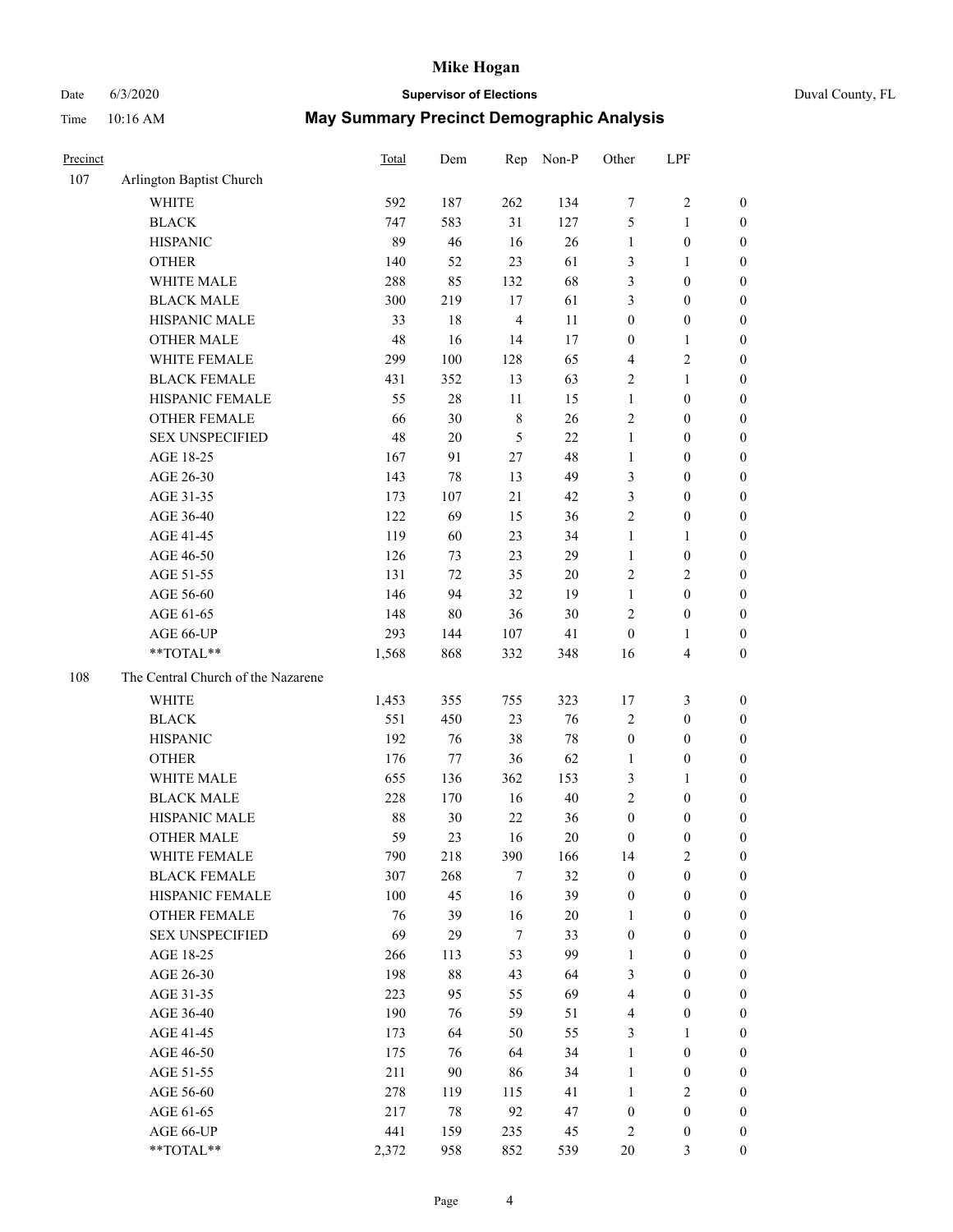# Mike Hogan

Date 6/3/2020 **Supervisor of Elections** Duval County, FL

Time 10:16 AM **May Summary Precinct Demographic Analysis**

| Precinct | | Total | Dem | Rep | Non-P | Other | LPF | |
|---|---|---|---|---|---|---|---|---|
| 107 | Arlington Baptist Church | | | | | | | |
| | WHITE | 592 | 187 | 262 | 134 | 7 | 2 | 0 |
| | BLACK | 747 | 583 | 31 | 127 | 5 | 1 | 0 |
| | HISPANIC | 89 | 46 | 16 | 26 | 1 | 0 | 0 |
| | OTHER | 140 | 52 | 23 | 61 | 3 | 1 | 0 |
| | WHITE MALE | 288 | 85 | 132 | 68 | 3 | 0 | 0 |
| | BLACK MALE | 300 | 219 | 17 | 61 | 3 | 0 | 0 |
| | HISPANIC MALE | 33 | 18 | 4 | 11 | 0 | 0 | 0 |
| | OTHER MALE | 48 | 16 | 14 | 17 | 0 | 1 | 0 |
| | WHITE FEMALE | 299 | 100 | 128 | 65 | 4 | 2 | 0 |
| | BLACK FEMALE | 431 | 352 | 13 | 63 | 2 | 1 | 0 |
| | HISPANIC FEMALE | 55 | 28 | 11 | 15 | 1 | 0 | 0 |
| | OTHER FEMALE | 66 | 30 | 8 | 26 | 2 | 0 | 0 |
| | SEX UNSPECIFIED | 48 | 20 | 5 | 22 | 1 | 0 | 0 |
| | AGE 18-25 | 167 | 91 | 27 | 48 | 1 | 0 | 0 |
| | AGE 26-30 | 143 | 78 | 13 | 49 | 3 | 0 | 0 |
| | AGE 31-35 | 173 | 107 | 21 | 42 | 3 | 0 | 0 |
| | AGE 36-40 | 122 | 69 | 15 | 36 | 2 | 0 | 0 |
| | AGE 41-45 | 119 | 60 | 23 | 34 | 1 | 1 | 0 |
| | AGE 46-50 | 126 | 73 | 23 | 29 | 1 | 0 | 0 |
| | AGE 51-55 | 131 | 72 | 35 | 20 | 2 | 2 | 0 |
| | AGE 56-60 | 146 | 94 | 32 | 19 | 1 | 0 | 0 |
| | AGE 61-65 | 148 | 80 | 36 | 30 | 2 | 0 | 0 |
| | AGE 66-UP | 293 | 144 | 107 | 41 | 0 | 1 | 0 |
| | **TOTAL** | 1,568 | 868 | 332 | 348 | 16 | 4 | 0 |
| 108 | The Central Church of the Nazarene | | | | | | | |
| | WHITE | 1,453 | 355 | 755 | 323 | 17 | 3 | 0 |
| | BLACK | 551 | 450 | 23 | 76 | 2 | 0 | 0 |
| | HISPANIC | 192 | 76 | 38 | 78 | 0 | 0 | 0 |
| | OTHER | 176 | 77 | 36 | 62 | 1 | 0 | 0 |
| | WHITE MALE | 655 | 136 | 362 | 153 | 3 | 1 | 0 |
| | BLACK MALE | 228 | 170 | 16 | 40 | 2 | 0 | 0 |
| | HISPANIC MALE | 88 | 30 | 22 | 36 | 0 | 0 | 0 |
| | OTHER MALE | 59 | 23 | 16 | 20 | 0 | 0 | 0 |
| | WHITE FEMALE | 790 | 218 | 390 | 166 | 14 | 2 | 0 |
| | BLACK FEMALE | 307 | 268 | 7 | 32 | 0 | 0 | 0 |
| | HISPANIC FEMALE | 100 | 45 | 16 | 39 | 0 | 0 | 0 |
| | OTHER FEMALE | 76 | 39 | 16 | 20 | 1 | 0 | 0 |
| | SEX UNSPECIFIED | 69 | 29 | 7 | 33 | 0 | 0 | 0 |
| | AGE 18-25 | 266 | 113 | 53 | 99 | 1 | 0 | 0 |
| | AGE 26-30 | 198 | 88 | 43 | 64 | 3 | 0 | 0 |
| | AGE 31-35 | 223 | 95 | 55 | 69 | 4 | 0 | 0 |
| | AGE 36-40 | 190 | 76 | 59 | 51 | 4 | 0 | 0 |
| | AGE 41-45 | 173 | 64 | 50 | 55 | 3 | 1 | 0 |
| | AGE 46-50 | 175 | 76 | 64 | 34 | 1 | 0 | 0 |
| | AGE 51-55 | 211 | 90 | 86 | 34 | 1 | 0 | 0 |
| | AGE 56-60 | 278 | 119 | 115 | 41 | 1 | 2 | 0 |
| | AGE 61-65 | 217 | 78 | 92 | 47 | 0 | 0 | 0 |
| | AGE 66-UP | 441 | 159 | 235 | 45 | 2 | 0 | 0 |
| | **TOTAL** | 2,372 | 958 | 852 | 539 | 20 | 3 | 0 |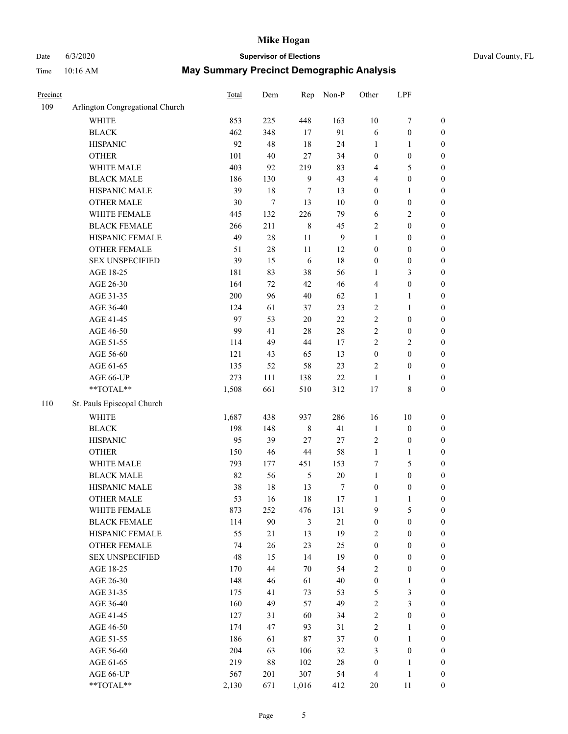# Mike Hogan

Date 6/3/2020 **Supervisor of Elections** Duval County, FL

Time 10:16 AM **May Summary Precinct Demographic Analysis**

| Precinct | | Total | Dem | Rep | Non-P | Other | LPF | |
|---|---|---|---|---|---|---|---|---|
| 109 | Arlington Congregational Church | | | | | | | |
| | WHITE | 853 | 225 | 448 | 163 | 10 | 7 | 0 |
| | BLACK | 462 | 348 | 17 | 91 | 6 | 0 | 0 |
| | HISPANIC | 92 | 48 | 18 | 24 | 1 | 1 | 0 |
| | OTHER | 101 | 40 | 27 | 34 | 0 | 0 | 0 |
| | WHITE MALE | 403 | 92 | 219 | 83 | 4 | 5 | 0 |
| | BLACK MALE | 186 | 130 | 9 | 43 | 4 | 0 | 0 |
| | HISPANIC MALE | 39 | 18 | 7 | 13 | 0 | 1 | 0 |
| | OTHER MALE | 30 | 7 | 13 | 10 | 0 | 0 | 0 |
| | WHITE FEMALE | 445 | 132 | 226 | 79 | 6 | 2 | 0 |
| | BLACK FEMALE | 266 | 211 | 8 | 45 | 2 | 0 | 0 |
| | HISPANIC FEMALE | 49 | 28 | 11 | 9 | 1 | 0 | 0 |
| | OTHER FEMALE | 51 | 28 | 11 | 12 | 0 | 0 | 0 |
| | SEX UNSPECIFIED | 39 | 15 | 6 | 18 | 0 | 0 | 0 |
| | AGE 18-25 | 181 | 83 | 38 | 56 | 1 | 3 | 0 |
| | AGE 26-30 | 164 | 72 | 42 | 46 | 4 | 0 | 0 |
| | AGE 31-35 | 200 | 96 | 40 | 62 | 1 | 1 | 0 |
| | AGE 36-40 | 124 | 61 | 37 | 23 | 2 | 1 | 0 |
| | AGE 41-45 | 97 | 53 | 20 | 22 | 2 | 0 | 0 |
| | AGE 46-50 | 99 | 41 | 28 | 28 | 2 | 0 | 0 |
| | AGE 51-55 | 114 | 49 | 44 | 17 | 2 | 2 | 0 |
| | AGE 56-60 | 121 | 43 | 65 | 13 | 0 | 0 | 0 |
| | AGE 61-65 | 135 | 52 | 58 | 23 | 2 | 0 | 0 |
| | AGE 66-UP | 273 | 111 | 138 | 22 | 1 | 1 | 0 |
| | **TOTAL** | 1,508 | 661 | 510 | 312 | 17 | 8 | 0 |
| 110 | St. Pauls Episcopal Church | | | | | | | |
| | WHITE | 1,687 | 438 | 937 | 286 | 16 | 10 | 0 |
| | BLACK | 198 | 148 | 8 | 41 | 1 | 0 | 0 |
| | HISPANIC | 95 | 39 | 27 | 27 | 2 | 0 | 0 |
| | OTHER | 150 | 46 | 44 | 58 | 1 | 1 | 0 |
| | WHITE MALE | 793 | 177 | 451 | 153 | 7 | 5 | 0 |
| | BLACK MALE | 82 | 56 | 5 | 20 | 1 | 0 | 0 |
| | HISPANIC MALE | 38 | 18 | 13 | 7 | 0 | 0 | 0 |
| | OTHER MALE | 53 | 16 | 18 | 17 | 1 | 1 | 0 |
| | WHITE FEMALE | 873 | 252 | 476 | 131 | 9 | 5 | 0 |
| | BLACK FEMALE | 114 | 90 | 3 | 21 | 0 | 0 | 0 |
| | HISPANIC FEMALE | 55 | 21 | 13 | 19 | 2 | 0 | 0 |
| | OTHER FEMALE | 74 | 26 | 23 | 25 | 0 | 0 | 0 |
| | SEX UNSPECIFIED | 48 | 15 | 14 | 19 | 0 | 0 | 0 |
| | AGE 18-25 | 170 | 44 | 70 | 54 | 2 | 0 | 0 |
| | AGE 26-30 | 148 | 46 | 61 | 40 | 0 | 1 | 0 |
| | AGE 31-35 | 175 | 41 | 73 | 53 | 5 | 3 | 0 |
| | AGE 36-40 | 160 | 49 | 57 | 49 | 2 | 3 | 0 |
| | AGE 41-45 | 127 | 31 | 60 | 34 | 2 | 0 | 0 |
| | AGE 46-50 | 174 | 47 | 93 | 31 | 2 | 1 | 0 |
| | AGE 51-55 | 186 | 61 | 87 | 37 | 0 | 1 | 0 |
| | AGE 56-60 | 204 | 63 | 106 | 32 | 3 | 0 | 0 |
| | AGE 61-65 | 219 | 88 | 102 | 28 | 0 | 1 | 0 |
| | AGE 66-UP | 567 | 201 | 307 | 54 | 4 | 1 | 0 |
| | **TOTAL** | 2,130 | 671 | 1,016 | 412 | 20 | 11 | 0 |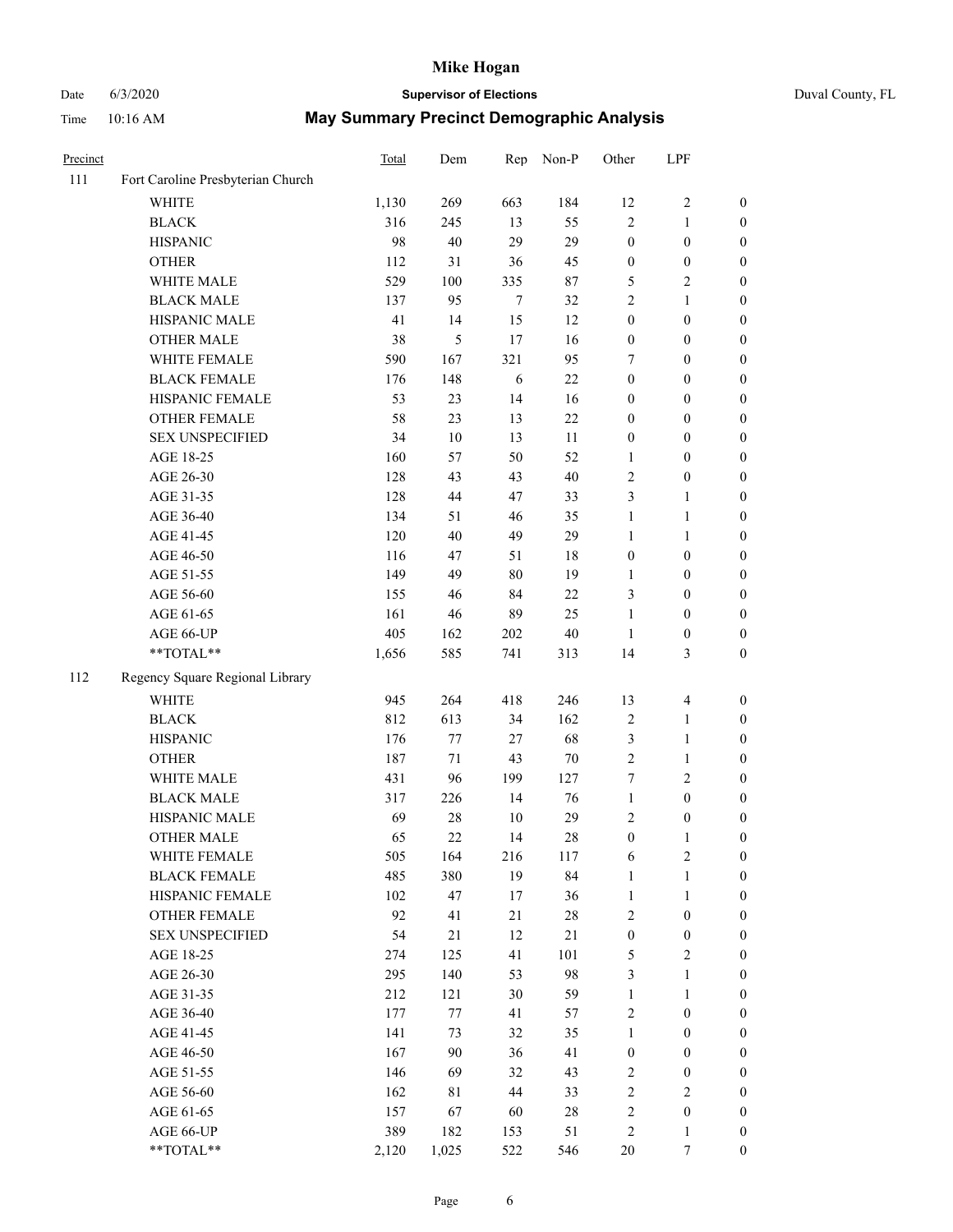# Mike Hogan

Date 6/3/2020 **Supervisor of Elections** Duval County, FL

Time 10:16 AM **May Summary Precinct Demographic Analysis**

| Precinct | | Total | Dem | Rep | Non-P | Other | LPF | |
|---|---|---|---|---|---|---|---|---|
| 111 | Fort Caroline Presbyterian Church | | | | | | | |
| | WHITE | 1,130 | 269 | 663 | 184 | 12 | 2 | 0 |
| | BLACK | 316 | 245 | 13 | 55 | 2 | 1 | 0 |
| | HISPANIC | 98 | 40 | 29 | 29 | 0 | 0 | 0 |
| | OTHER | 112 | 31 | 36 | 45 | 0 | 0 | 0 |
| | WHITE MALE | 529 | 100 | 335 | 87 | 5 | 2 | 0 |
| | BLACK MALE | 137 | 95 | 7 | 32 | 2 | 1 | 0 |
| | HISPANIC MALE | 41 | 14 | 15 | 12 | 0 | 0 | 0 |
| | OTHER MALE | 38 | 5 | 17 | 16 | 0 | 0 | 0 |
| | WHITE FEMALE | 590 | 167 | 321 | 95 | 7 | 0 | 0 |
| | BLACK FEMALE | 176 | 148 | 6 | 22 | 0 | 0 | 0 |
| | HISPANIC FEMALE | 53 | 23 | 14 | 16 | 0 | 0 | 0 |
| | OTHER FEMALE | 58 | 23 | 13 | 22 | 0 | 0 | 0 |
| | SEX UNSPECIFIED | 34 | 10 | 13 | 11 | 0 | 0 | 0 |
| | AGE 18-25 | 160 | 57 | 50 | 52 | 1 | 0 | 0 |
| | AGE 26-30 | 128 | 43 | 43 | 40 | 2 | 0 | 0 |
| | AGE 31-35 | 128 | 44 | 47 | 33 | 3 | 1 | 0 |
| | AGE 36-40 | 134 | 51 | 46 | 35 | 1 | 1 | 0 |
| | AGE 41-45 | 120 | 40 | 49 | 29 | 1 | 1 | 0 |
| | AGE 46-50 | 116 | 47 | 51 | 18 | 0 | 0 | 0 |
| | AGE 51-55 | 149 | 49 | 80 | 19 | 1 | 0 | 0 |
| | AGE 56-60 | 155 | 46 | 84 | 22 | 3 | 0 | 0 |
| | AGE 61-65 | 161 | 46 | 89 | 25 | 1 | 0 | 0 |
| | AGE 66-UP | 405 | 162 | 202 | 40 | 1 | 0 | 0 |
| | **TOTAL** | 1,656 | 585 | 741 | 313 | 14 | 3 | 0 |
| 112 | Regency Square Regional Library | | | | | | | |
| | WHITE | 945 | 264 | 418 | 246 | 13 | 4 | 0 |
| | BLACK | 812 | 613 | 34 | 162 | 2 | 1 | 0 |
| | HISPANIC | 176 | 77 | 27 | 68 | 3 | 1 | 0 |
| | OTHER | 187 | 71 | 43 | 70 | 2 | 1 | 0 |
| | WHITE MALE | 431 | 96 | 199 | 127 | 7 | 2 | 0 |
| | BLACK MALE | 317 | 226 | 14 | 76 | 1 | 0 | 0 |
| | HISPANIC MALE | 69 | 28 | 10 | 29 | 2 | 0 | 0 |
| | OTHER MALE | 65 | 22 | 14 | 28 | 0 | 1 | 0 |
| | WHITE FEMALE | 505 | 164 | 216 | 117 | 6 | 2 | 0 |
| | BLACK FEMALE | 485 | 380 | 19 | 84 | 1 | 1 | 0 |
| | HISPANIC FEMALE | 102 | 47 | 17 | 36 | 1 | 1 | 0 |
| | OTHER FEMALE | 92 | 41 | 21 | 28 | 2 | 0 | 0 |
| | SEX UNSPECIFIED | 54 | 21 | 12 | 21 | 0 | 0 | 0 |
| | AGE 18-25 | 274 | 125 | 41 | 101 | 5 | 2 | 0 |
| | AGE 26-30 | 295 | 140 | 53 | 98 | 3 | 1 | 0 |
| | AGE 31-35 | 212 | 121 | 30 | 59 | 1 | 1 | 0 |
| | AGE 36-40 | 177 | 77 | 41 | 57 | 2 | 0 | 0 |
| | AGE 41-45 | 141 | 73 | 32 | 35 | 1 | 0 | 0 |
| | AGE 46-50 | 167 | 90 | 36 | 41 | 0 | 0 | 0 |
| | AGE 51-55 | 146 | 69 | 32 | 43 | 2 | 0 | 0 |
| | AGE 56-60 | 162 | 81 | 44 | 33 | 2 | 2 | 0 |
| | AGE 61-65 | 157 | 67 | 60 | 28 | 2 | 0 | 0 |
| | AGE 66-UP | 389 | 182 | 153 | 51 | 2 | 1 | 0 |
| | **TOTAL** | 2,120 | 1,025 | 522 | 546 | 20 | 7 | 0 |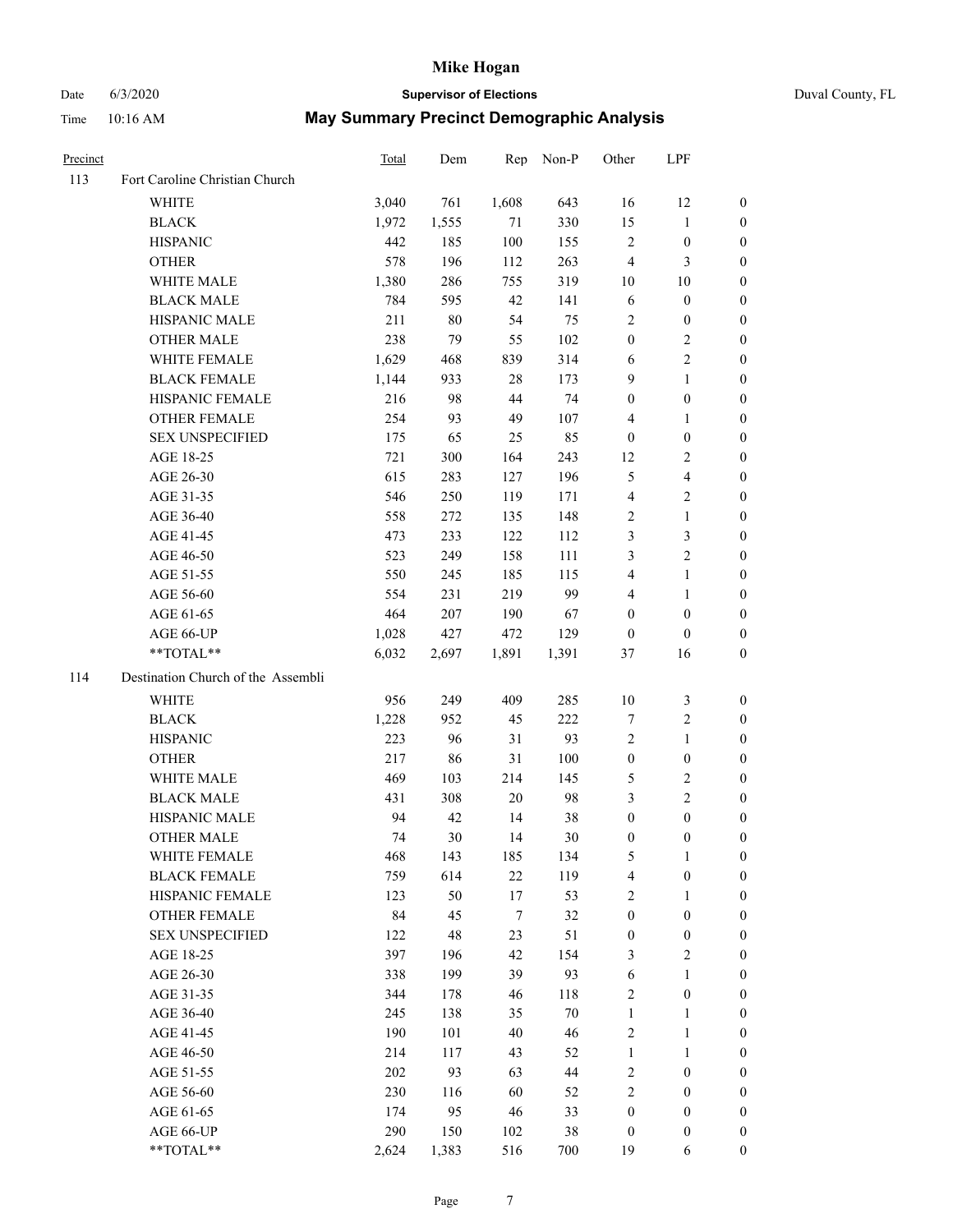# Mike Hogan

Date 6/3/2020 **Supervisor of Elections** Duval County, FL

Time 10:16 AM **May Summary Precinct Demographic Analysis**

| Precinct | | Total | Dem | Rep | Non-P | Other | LPF | |
|---|---|---|---|---|---|---|---|---|
| 113 | Fort Caroline Christian Church | | | | | | | |
| | WHITE | 3,040 | 761 | 1,608 | 643 | 16 | 12 | 0 |
| | BLACK | 1,972 | 1,555 | 71 | 330 | 15 | 1 | 0 |
| | HISPANIC | 442 | 185 | 100 | 155 | 2 | 0 | 0 |
| | OTHER | 578 | 196 | 112 | 263 | 4 | 3 | 0 |
| | WHITE MALE | 1,380 | 286 | 755 | 319 | 10 | 10 | 0 |
| | BLACK MALE | 784 | 595 | 42 | 141 | 6 | 0 | 0 |
| | HISPANIC MALE | 211 | 80 | 54 | 75 | 2 | 0 | 0 |
| | OTHER MALE | 238 | 79 | 55 | 102 | 0 | 2 | 0 |
| | WHITE FEMALE | 1,629 | 468 | 839 | 314 | 6 | 2 | 0 |
| | BLACK FEMALE | 1,144 | 933 | 28 | 173 | 9 | 1 | 0 |
| | HISPANIC FEMALE | 216 | 98 | 44 | 74 | 0 | 0 | 0 |
| | OTHER FEMALE | 254 | 93 | 49 | 107 | 4 | 1 | 0 |
| | SEX UNSPECIFIED | 175 | 65 | 25 | 85 | 0 | 0 | 0 |
| | AGE 18-25 | 721 | 300 | 164 | 243 | 12 | 2 | 0 |
| | AGE 26-30 | 615 | 283 | 127 | 196 | 5 | 4 | 0 |
| | AGE 31-35 | 546 | 250 | 119 | 171 | 4 | 2 | 0 |
| | AGE 36-40 | 558 | 272 | 135 | 148 | 2 | 1 | 0 |
| | AGE 41-45 | 473 | 233 | 122 | 112 | 3 | 3 | 0 |
| | AGE 46-50 | 523 | 249 | 158 | 111 | 3 | 2 | 0 |
| | AGE 51-55 | 550 | 245 | 185 | 115 | 4 | 1 | 0 |
| | AGE 56-60 | 554 | 231 | 219 | 99 | 4 | 1 | 0 |
| | AGE 61-65 | 464 | 207 | 190 | 67 | 0 | 0 | 0 |
| | AGE 66-UP | 1,028 | 427 | 472 | 129 | 0 | 0 | 0 |
| | **TOTAL** | 6,032 | 2,697 | 1,891 | 1,391 | 37 | 16 | 0 |
| 114 | Destination Church of the Assembli | | | | | | | |
| | WHITE | 956 | 249 | 409 | 285 | 10 | 3 | 0 |
| | BLACK | 1,228 | 952 | 45 | 222 | 7 | 2 | 0 |
| | HISPANIC | 223 | 96 | 31 | 93 | 2 | 1 | 0 |
| | OTHER | 217 | 86 | 31 | 100 | 0 | 0 | 0 |
| | WHITE MALE | 469 | 103 | 214 | 145 | 5 | 2 | 0 |
| | BLACK MALE | 431 | 308 | 20 | 98 | 3 | 2 | 0 |
| | HISPANIC MALE | 94 | 42 | 14 | 38 | 0 | 0 | 0 |
| | OTHER MALE | 74 | 30 | 14 | 30 | 0 | 0 | 0 |
| | WHITE FEMALE | 468 | 143 | 185 | 134 | 5 | 1 | 0 |
| | BLACK FEMALE | 759 | 614 | 22 | 119 | 4 | 0 | 0 |
| | HISPANIC FEMALE | 123 | 50 | 17 | 53 | 2 | 1 | 0 |
| | OTHER FEMALE | 84 | 45 | 7 | 32 | 0 | 0 | 0 |
| | SEX UNSPECIFIED | 122 | 48 | 23 | 51 | 0 | 0 | 0 |
| | AGE 18-25 | 397 | 196 | 42 | 154 | 3 | 2 | 0 |
| | AGE 26-30 | 338 | 199 | 39 | 93 | 6 | 1 | 0 |
| | AGE 31-35 | 344 | 178 | 46 | 118 | 2 | 0 | 0 |
| | AGE 36-40 | 245 | 138 | 35 | 70 | 1 | 1 | 0 |
| | AGE 41-45 | 190 | 101 | 40 | 46 | 2 | 1 | 0 |
| | AGE 46-50 | 214 | 117 | 43 | 52 | 1 | 1 | 0 |
| | AGE 51-55 | 202 | 93 | 63 | 44 | 2 | 0 | 0 |
| | AGE 56-60 | 230 | 116 | 60 | 52 | 2 | 0 | 0 |
| | AGE 61-65 | 174 | 95 | 46 | 33 | 0 | 0 | 0 |
| | AGE 66-UP | 290 | 150 | 102 | 38 | 0 | 0 | 0 |
| | **TOTAL** | 2,624 | 1,383 | 516 | 700 | 19 | 6 | 0 |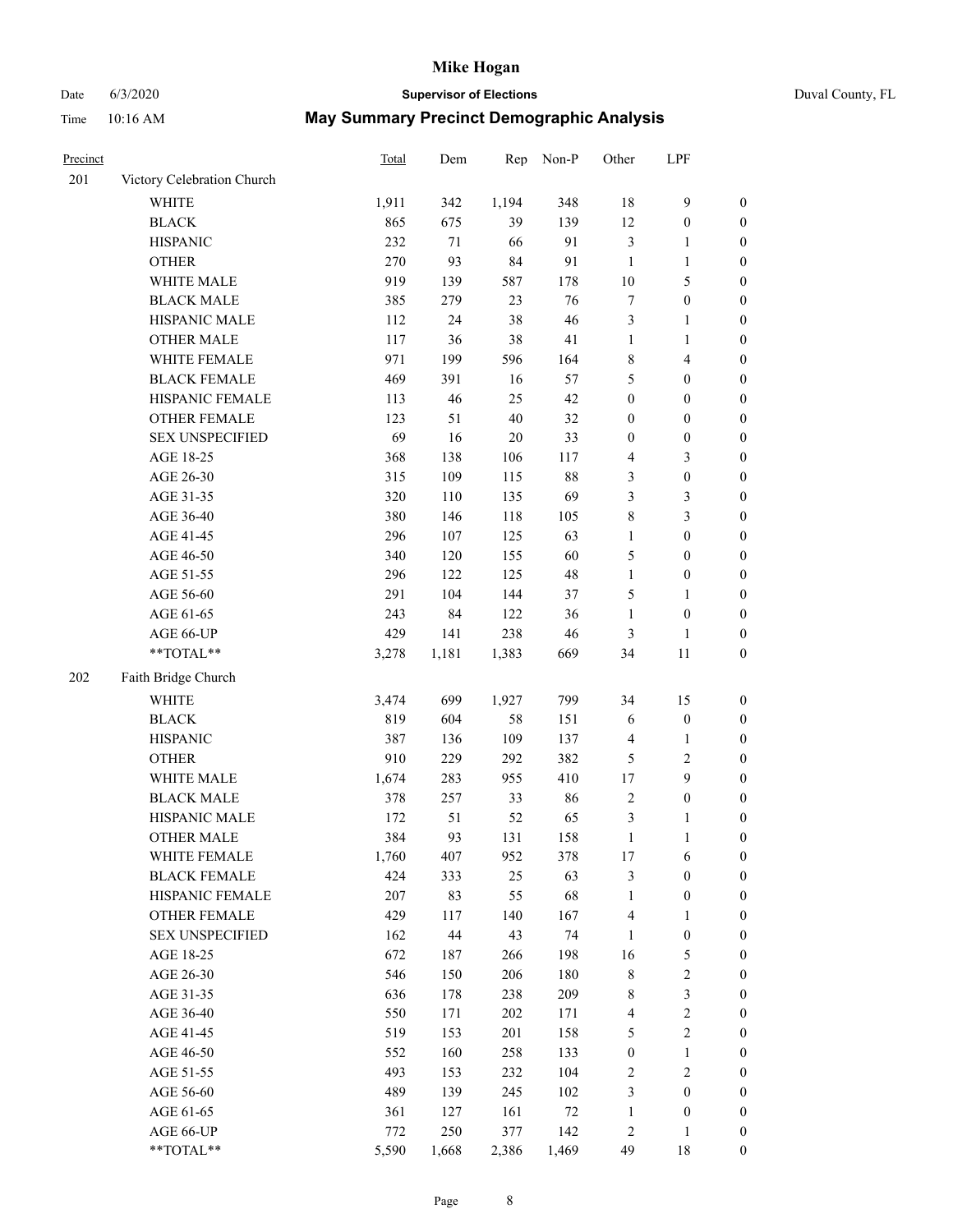# Mike Hogan

Date 6/3/2020 **Supervisor of Elections** Duval County, FL

Time 10:16 AM **May Summary Precinct Demographic Analysis**

| Precinct | | Total | Dem | Rep | Non-P | Other | LPF | |
|---|---|---|---|---|---|---|---|---|
| 201 | Victory Celebration Church | | | | | | | |
| | WHITE | 1,911 | 342 | 1,194 | 348 | 18 | 9 | 0 |
| | BLACK | 865 | 675 | 39 | 139 | 12 | 0 | 0 |
| | HISPANIC | 232 | 71 | 66 | 91 | 3 | 1 | 0 |
| | OTHER | 270 | 93 | 84 | 91 | 1 | 1 | 0 |
| | WHITE MALE | 919 | 139 | 587 | 178 | 10 | 5 | 0 |
| | BLACK MALE | 385 | 279 | 23 | 76 | 7 | 0 | 0 |
| | HISPANIC MALE | 112 | 24 | 38 | 46 | 3 | 1 | 0 |
| | OTHER MALE | 117 | 36 | 38 | 41 | 1 | 1 | 0 |
| | WHITE FEMALE | 971 | 199 | 596 | 164 | 8 | 4 | 0 |
| | BLACK FEMALE | 469 | 391 | 16 | 57 | 5 | 0 | 0 |
| | HISPANIC FEMALE | 113 | 46 | 25 | 42 | 0 | 0 | 0 |
| | OTHER FEMALE | 123 | 51 | 40 | 32 | 0 | 0 | 0 |
| | SEX UNSPECIFIED | 69 | 16 | 20 | 33 | 0 | 0 | 0 |
| | AGE 18-25 | 368 | 138 | 106 | 117 | 4 | 3 | 0 |
| | AGE 26-30 | 315 | 109 | 115 | 88 | 3 | 0 | 0 |
| | AGE 31-35 | 320 | 110 | 135 | 69 | 3 | 3 | 0 |
| | AGE 36-40 | 380 | 146 | 118 | 105 | 8 | 3 | 0 |
| | AGE 41-45 | 296 | 107 | 125 | 63 | 1 | 0 | 0 |
| | AGE 46-50 | 340 | 120 | 155 | 60 | 5 | 0 | 0 |
| | AGE 51-55 | 296 | 122 | 125 | 48 | 1 | 0 | 0 |
| | AGE 56-60 | 291 | 104 | 144 | 37 | 5 | 1 | 0 |
| | AGE 61-65 | 243 | 84 | 122 | 36 | 1 | 0 | 0 |
| | AGE 66-UP | 429 | 141 | 238 | 46 | 3 | 1 | 0 |
| | **TOTAL** | 3,278 | 1,181 | 1,383 | 669 | 34 | 11 | 0 |
| 202 | Faith Bridge Church | | | | | | | |
| | WHITE | 3,474 | 699 | 1,927 | 799 | 34 | 15 | 0 |
| | BLACK | 819 | 604 | 58 | 151 | 6 | 0 | 0 |
| | HISPANIC | 387 | 136 | 109 | 137 | 4 | 1 | 0 |
| | OTHER | 910 | 229 | 292 | 382 | 5 | 2 | 0 |
| | WHITE MALE | 1,674 | 283 | 955 | 410 | 17 | 9 | 0 |
| | BLACK MALE | 378 | 257 | 33 | 86 | 2 | 0 | 0 |
| | HISPANIC MALE | 172 | 51 | 52 | 65 | 3 | 1 | 0 |
| | OTHER MALE | 384 | 93 | 131 | 158 | 1 | 1 | 0 |
| | WHITE FEMALE | 1,760 | 407 | 952 | 378 | 17 | 6 | 0 |
| | BLACK FEMALE | 424 | 333 | 25 | 63 | 3 | 0 | 0 |
| | HISPANIC FEMALE | 207 | 83 | 55 | 68 | 1 | 0 | 0 |
| | OTHER FEMALE | 429 | 117 | 140 | 167 | 4 | 1 | 0 |
| | SEX UNSPECIFIED | 162 | 44 | 43 | 74 | 1 | 0 | 0 |
| | AGE 18-25 | 672 | 187 | 266 | 198 | 16 | 5 | 0 |
| | AGE 26-30 | 546 | 150 | 206 | 180 | 8 | 2 | 0 |
| | AGE 31-35 | 636 | 178 | 238 | 209 | 8 | 3 | 0 |
| | AGE 36-40 | 550 | 171 | 202 | 171 | 4 | 2 | 0 |
| | AGE 41-45 | 519 | 153 | 201 | 158 | 5 | 2 | 0 |
| | AGE 46-50 | 552 | 160 | 258 | 133 | 0 | 1 | 0 |
| | AGE 51-55 | 493 | 153 | 232 | 104 | 2 | 2 | 0 |
| | AGE 56-60 | 489 | 139 | 245 | 102 | 3 | 0 | 0 |
| | AGE 61-65 | 361 | 127 | 161 | 72 | 1 | 0 | 0 |
| | AGE 66-UP | 772 | 250 | 377 | 142 | 2 | 1 | 0 |
| | **TOTAL** | 5,590 | 1,668 | 2,386 | 1,469 | 49 | 18 | 0 |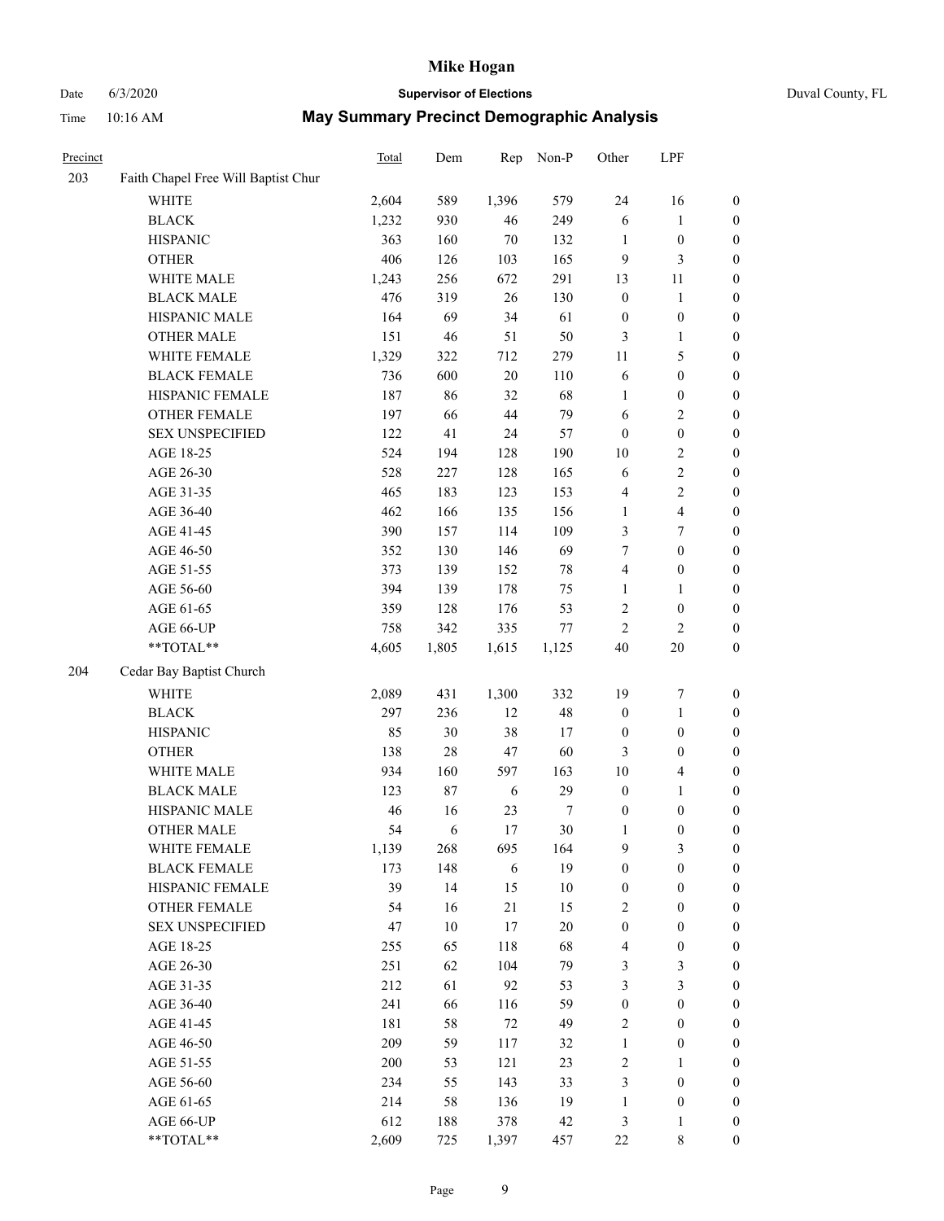# Mike Hogan

Date 6/3/2020 **Supervisor of Elections** Duval County, FL

Time 10:16 AM **May Summary Precinct Demographic Analysis**

| Precinct | | Total | Dem | Rep | Non-P | Other | LPF | |
|---|---|---|---|---|---|---|---|---|
| 203 | Faith Chapel Free Will Baptist Chur | | | | | | | |
| | WHITE | 2,604 | 589 | 1,396 | 579 | 24 | 16 | 0 |
| | BLACK | 1,232 | 930 | 46 | 249 | 6 | 1 | 0 |
| | HISPANIC | 363 | 160 | 70 | 132 | 1 | 0 | 0 |
| | OTHER | 406 | 126 | 103 | 165 | 9 | 3 | 0 |
| | WHITE MALE | 1,243 | 256 | 672 | 291 | 13 | 11 | 0 |
| | BLACK MALE | 476 | 319 | 26 | 130 | 0 | 1 | 0 |
| | HISPANIC MALE | 164 | 69 | 34 | 61 | 0 | 0 | 0 |
| | OTHER MALE | 151 | 46 | 51 | 50 | 3 | 1 | 0 |
| | WHITE FEMALE | 1,329 | 322 | 712 | 279 | 11 | 5 | 0 |
| | BLACK FEMALE | 736 | 600 | 20 | 110 | 6 | 0 | 0 |
| | HISPANIC FEMALE | 187 | 86 | 32 | 68 | 1 | 0 | 0 |
| | OTHER FEMALE | 197 | 66 | 44 | 79 | 6 | 2 | 0 |
| | SEX UNSPECIFIED | 122 | 41 | 24 | 57 | 0 | 0 | 0 |
| | AGE 18-25 | 524 | 194 | 128 | 190 | 10 | 2 | 0 |
| | AGE 26-30 | 528 | 227 | 128 | 165 | 6 | 2 | 0 |
| | AGE 31-35 | 465 | 183 | 123 | 153 | 4 | 2 | 0 |
| | AGE 36-40 | 462 | 166 | 135 | 156 | 1 | 4 | 0 |
| | AGE 41-45 | 390 | 157 | 114 | 109 | 3 | 7 | 0 |
| | AGE 46-50 | 352 | 130 | 146 | 69 | 7 | 0 | 0 |
| | AGE 51-55 | 373 | 139 | 152 | 78 | 4 | 0 | 0 |
| | AGE 56-60 | 394 | 139 | 178 | 75 | 1 | 1 | 0 |
| | AGE 61-65 | 359 | 128 | 176 | 53 | 2 | 0 | 0 |
| | AGE 66-UP | 758 | 342 | 335 | 77 | 2 | 2 | 0 |
| | **TOTAL** | 4,605 | 1,805 | 1,615 | 1,125 | 40 | 20 | 0 |
| 204 | Cedar Bay Baptist Church | | | | | | | |
| | WHITE | 2,089 | 431 | 1,300 | 332 | 19 | 7 | 0 |
| | BLACK | 297 | 236 | 12 | 48 | 0 | 1 | 0 |
| | HISPANIC | 85 | 30 | 38 | 17 | 0 | 0 | 0 |
| | OTHER | 138 | 28 | 47 | 60 | 3 | 0 | 0 |
| | WHITE MALE | 934 | 160 | 597 | 163 | 10 | 4 | 0 |
| | BLACK MALE | 123 | 87 | 6 | 29 | 0 | 1 | 0 |
| | HISPANIC MALE | 46 | 16 | 23 | 7 | 0 | 0 | 0 |
| | OTHER MALE | 54 | 6 | 17 | 30 | 1 | 0 | 0 |
| | WHITE FEMALE | 1,139 | 268 | 695 | 164 | 9 | 3 | 0 |
| | BLACK FEMALE | 173 | 148 | 6 | 19 | 0 | 0 | 0 |
| | HISPANIC FEMALE | 39 | 14 | 15 | 10 | 0 | 0 | 0 |
| | OTHER FEMALE | 54 | 16 | 21 | 15 | 2 | 0 | 0 |
| | SEX UNSPECIFIED | 47 | 10 | 17 | 20 | 0 | 0 | 0 |
| | AGE 18-25 | 255 | 65 | 118 | 68 | 4 | 0 | 0 |
| | AGE 26-30 | 251 | 62 | 104 | 79 | 3 | 3 | 0 |
| | AGE 31-35 | 212 | 61 | 92 | 53 | 3 | 3 | 0 |
| | AGE 36-40 | 241 | 66 | 116 | 59 | 0 | 0 | 0 |
| | AGE 41-45 | 181 | 58 | 72 | 49 | 2 | 0 | 0 |
| | AGE 46-50 | 209 | 59 | 117 | 32 | 1 | 0 | 0 |
| | AGE 51-55 | 200 | 53 | 121 | 23 | 2 | 1 | 0 |
| | AGE 56-60 | 234 | 55 | 143 | 33 | 3 | 0 | 0 |
| | AGE 61-65 | 214 | 58 | 136 | 19 | 1 | 0 | 0 |
| | AGE 66-UP | 612 | 188 | 378 | 42 | 3 | 1 | 0 |
| | **TOTAL** | 2,609 | 725 | 1,397 | 457 | 22 | 8 | 0 |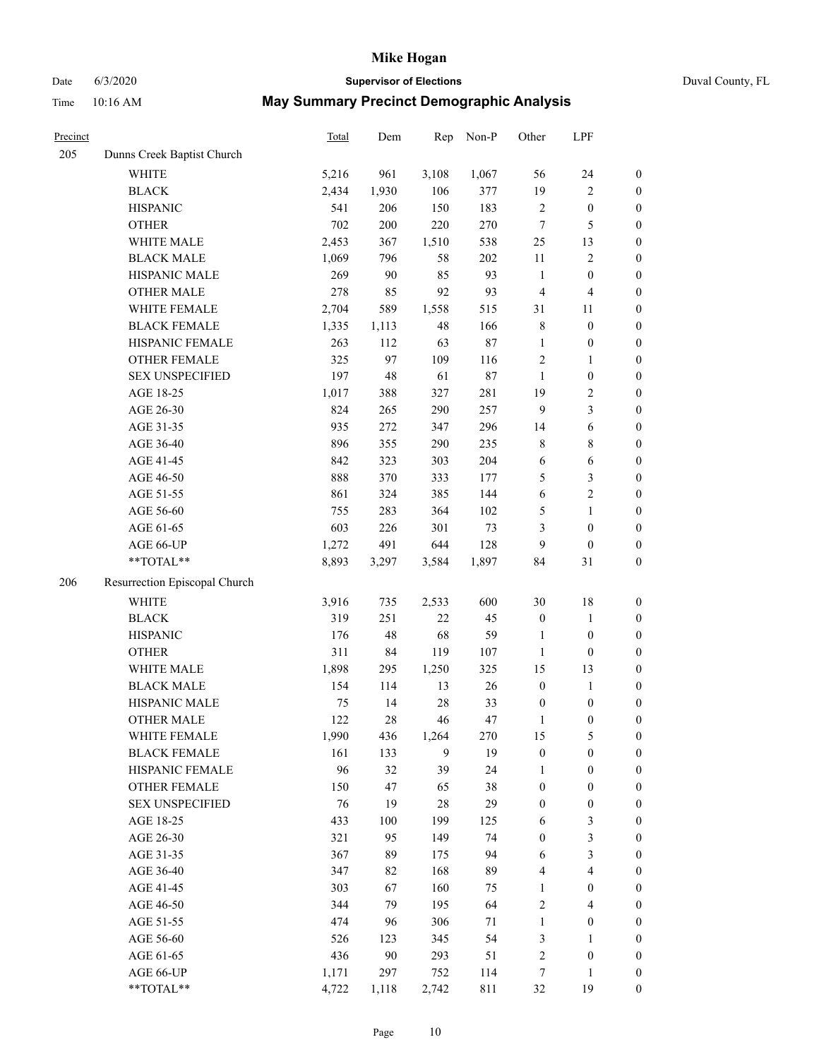# Mike Hogan

Date 6/3/2020 **Supervisor of Elections** Duval County, FL

Time 10:16 AM **May Summary Precinct Demographic Analysis**

| Precinct | | Total | Dem | Rep | Non-P | Other | LPF | |
|---|---|---|---|---|---|---|---|---|
| 205 | Dunns Creek Baptist Church | | | | | | | |
| | WHITE | 5,216 | 961 | 3,108 | 1,067 | 56 | 24 | 0 |
| | BLACK | 2,434 | 1,930 | 106 | 377 | 19 | 2 | 0 |
| | HISPANIC | 541 | 206 | 150 | 183 | 2 | 0 | 0 |
| | OTHER | 702 | 200 | 220 | 270 | 7 | 5 | 0 |
| | WHITE MALE | 2,453 | 367 | 1,510 | 538 | 25 | 13 | 0 |
| | BLACK MALE | 1,069 | 796 | 58 | 202 | 11 | 2 | 0 |
| | HISPANIC MALE | 269 | 90 | 85 | 93 | 1 | 0 | 0 |
| | OTHER MALE | 278 | 85 | 92 | 93 | 4 | 4 | 0 |
| | WHITE FEMALE | 2,704 | 589 | 1,558 | 515 | 31 | 11 | 0 |
| | BLACK FEMALE | 1,335 | 1,113 | 48 | 166 | 8 | 0 | 0 |
| | HISPANIC FEMALE | 263 | 112 | 63 | 87 | 1 | 0 | 0 |
| | OTHER FEMALE | 325 | 97 | 109 | 116 | 2 | 1 | 0 |
| | SEX UNSPECIFIED | 197 | 48 | 61 | 87 | 1 | 0 | 0 |
| | AGE 18-25 | 1,017 | 388 | 327 | 281 | 19 | 2 | 0 |
| | AGE 26-30 | 824 | 265 | 290 | 257 | 9 | 3 | 0 |
| | AGE 31-35 | 935 | 272 | 347 | 296 | 14 | 6 | 0 |
| | AGE 36-40 | 896 | 355 | 290 | 235 | 8 | 8 | 0 |
| | AGE 41-45 | 842 | 323 | 303 | 204 | 6 | 6 | 0 |
| | AGE 46-50 | 888 | 370 | 333 | 177 | 5 | 3 | 0 |
| | AGE 51-55 | 861 | 324 | 385 | 144 | 6 | 2 | 0 |
| | AGE 56-60 | 755 | 283 | 364 | 102 | 5 | 1 | 0 |
| | AGE 61-65 | 603 | 226 | 301 | 73 | 3 | 0 | 0 |
| | AGE 66-UP | 1,272 | 491 | 644 | 128 | 9 | 0 | 0 |
| | **TOTAL** | 8,893 | 3,297 | 3,584 | 1,897 | 84 | 31 | 0 |
| 206 | Resurrection Episcopal Church | | | | | | | |
| | WHITE | 3,916 | 735 | 2,533 | 600 | 30 | 18 | 0 |
| | BLACK | 319 | 251 | 22 | 45 | 0 | 1 | 0 |
| | HISPANIC | 176 | 48 | 68 | 59 | 1 | 0 | 0 |
| | OTHER | 311 | 84 | 119 | 107 | 1 | 0 | 0 |
| | WHITE MALE | 1,898 | 295 | 1,250 | 325 | 15 | 13 | 0 |
| | BLACK MALE | 154 | 114 | 13 | 26 | 0 | 1 | 0 |
| | HISPANIC MALE | 75 | 14 | 28 | 33 | 0 | 0 | 0 |
| | OTHER MALE | 122 | 28 | 46 | 47 | 1 | 0 | 0 |
| | WHITE FEMALE | 1,990 | 436 | 1,264 | 270 | 15 | 5 | 0 |
| | BLACK FEMALE | 161 | 133 | 9 | 19 | 0 | 0 | 0 |
| | HISPANIC FEMALE | 96 | 32 | 39 | 24 | 1 | 0 | 0 |
| | OTHER FEMALE | 150 | 47 | 65 | 38 | 0 | 0 | 0 |
| | SEX UNSPECIFIED | 76 | 19 | 28 | 29 | 0 | 0 | 0 |
| | AGE 18-25 | 433 | 100 | 199 | 125 | 6 | 3 | 0 |
| | AGE 26-30 | 321 | 95 | 149 | 74 | 0 | 3 | 0 |
| | AGE 31-35 | 367 | 89 | 175 | 94 | 6 | 3 | 0 |
| | AGE 36-40 | 347 | 82 | 168 | 89 | 4 | 4 | 0 |
| | AGE 41-45 | 303 | 67 | 160 | 75 | 1 | 0 | 0 |
| | AGE 46-50 | 344 | 79 | 195 | 64 | 2 | 4 | 0 |
| | AGE 51-55 | 474 | 96 | 306 | 71 | 1 | 0 | 0 |
| | AGE 56-60 | 526 | 123 | 345 | 54 | 3 | 1 | 0 |
| | AGE 61-65 | 436 | 90 | 293 | 51 | 2 | 0 | 0 |
| | AGE 66-UP | 1,171 | 297 | 752 | 114 | 7 | 1 | 0 |
| | **TOTAL** | 4,722 | 1,118 | 2,742 | 811 | 32 | 19 | 0 |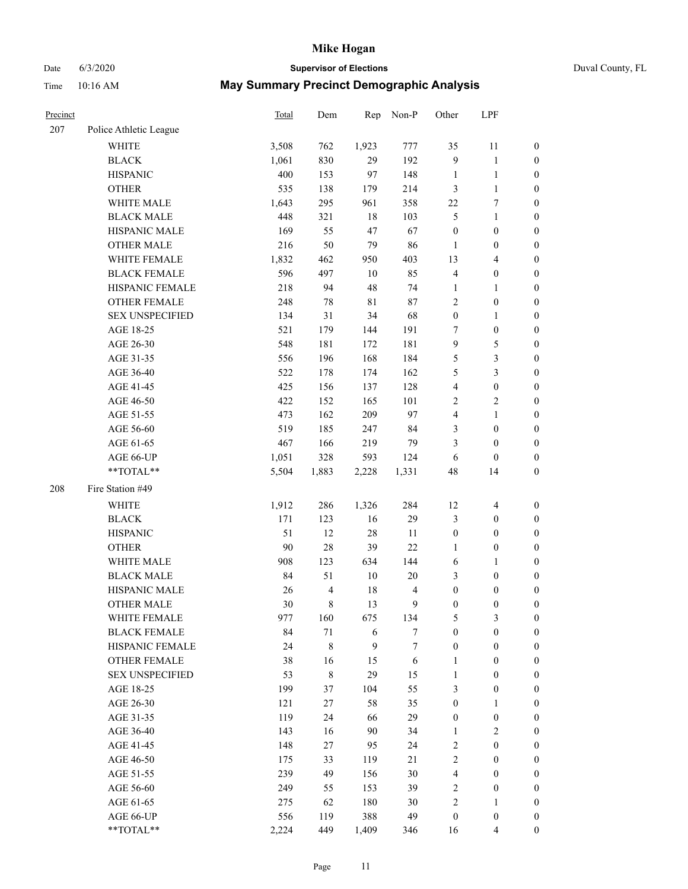# Mike Hogan

Date 6/3/2020 **Supervisor of Elections** Duval County, FL

Time 10:16 AM **May Summary Precinct Demographic Analysis**

| Precinct | | Total | Dem | Rep | Non-P | Other | LPF | |
|---|---|---|---|---|---|---|---|---|
| 207 | Police Athletic League | | | | | | | |
| | WHITE | 3,508 | 762 | 1,923 | 777 | 35 | 11 | 0 |
| | BLACK | 1,061 | 830 | 29 | 192 | 9 | 1 | 0 |
| | HISPANIC | 400 | 153 | 97 | 148 | 1 | 1 | 0 |
| | OTHER | 535 | 138 | 179 | 214 | 3 | 1 | 0 |
| | WHITE MALE | 1,643 | 295 | 961 | 358 | 22 | 7 | 0 |
| | BLACK MALE | 448 | 321 | 18 | 103 | 5 | 1 | 0 |
| | HISPANIC MALE | 169 | 55 | 47 | 67 | 0 | 0 | 0 |
| | OTHER MALE | 216 | 50 | 79 | 86 | 1 | 0 | 0 |
| | WHITE FEMALE | 1,832 | 462 | 950 | 403 | 13 | 4 | 0 |
| | BLACK FEMALE | 596 | 497 | 10 | 85 | 4 | 0 | 0 |
| | HISPANIC FEMALE | 218 | 94 | 48 | 74 | 1 | 1 | 0 |
| | OTHER FEMALE | 248 | 78 | 81 | 87 | 2 | 0 | 0 |
| | SEX UNSPECIFIED | 134 | 31 | 34 | 68 | 0 | 1 | 0 |
| | AGE 18-25 | 521 | 179 | 144 | 191 | 7 | 0 | 0 |
| | AGE 26-30 | 548 | 181 | 172 | 181 | 9 | 5 | 0 |
| | AGE 31-35 | 556 | 196 | 168 | 184 | 5 | 3 | 0 |
| | AGE 36-40 | 522 | 178 | 174 | 162 | 5 | 3 | 0 |
| | AGE 41-45 | 425 | 156 | 137 | 128 | 4 | 0 | 0 |
| | AGE 46-50 | 422 | 152 | 165 | 101 | 2 | 2 | 0 |
| | AGE 51-55 | 473 | 162 | 209 | 97 | 4 | 1 | 0 |
| | AGE 56-60 | 519 | 185 | 247 | 84 | 3 | 0 | 0 |
| | AGE 61-65 | 467 | 166 | 219 | 79 | 3 | 0 | 0 |
| | AGE 66-UP | 1,051 | 328 | 593 | 124 | 6 | 0 | 0 |
| | **TOTAL** | 5,504 | 1,883 | 2,228 | 1,331 | 48 | 14 | 0 |
| 208 | Fire Station #49 | | | | | | | |
| | WHITE | 1,912 | 286 | 1,326 | 284 | 12 | 4 | 0 |
| | BLACK | 171 | 123 | 16 | 29 | 3 | 0 | 0 |
| | HISPANIC | 51 | 12 | 28 | 11 | 0 | 0 | 0 |
| | OTHER | 90 | 28 | 39 | 22 | 1 | 0 | 0 |
| | WHITE MALE | 908 | 123 | 634 | 144 | 6 | 1 | 0 |
| | BLACK MALE | 84 | 51 | 10 | 20 | 3 | 0 | 0 |
| | HISPANIC MALE | 26 | 4 | 18 | 4 | 0 | 0 | 0 |
| | OTHER MALE | 30 | 8 | 13 | 9 | 0 | 0 | 0 |
| | WHITE FEMALE | 977 | 160 | 675 | 134 | 5 | 3 | 0 |
| | BLACK FEMALE | 84 | 71 | 6 | 7 | 0 | 0 | 0 |
| | HISPANIC FEMALE | 24 | 8 | 9 | 7 | 0 | 0 | 0 |
| | OTHER FEMALE | 38 | 16 | 15 | 6 | 1 | 0 | 0 |
| | SEX UNSPECIFIED | 53 | 8 | 29 | 15 | 1 | 0 | 0 |
| | AGE 18-25 | 199 | 37 | 104 | 55 | 3 | 0 | 0 |
| | AGE 26-30 | 121 | 27 | 58 | 35 | 0 | 1 | 0 |
| | AGE 31-35 | 119 | 24 | 66 | 29 | 0 | 0 | 0 |
| | AGE 36-40 | 143 | 16 | 90 | 34 | 1 | 2 | 0 |
| | AGE 41-45 | 148 | 27 | 95 | 24 | 2 | 0 | 0 |
| | AGE 46-50 | 175 | 33 | 119 | 21 | 2 | 0 | 0 |
| | AGE 51-55 | 239 | 49 | 156 | 30 | 4 | 0 | 0 |
| | AGE 56-60 | 249 | 55 | 153 | 39 | 2 | 0 | 0 |
| | AGE 61-65 | 275 | 62 | 180 | 30 | 2 | 1 | 0 |
| | AGE 66-UP | 556 | 119 | 388 | 49 | 0 | 0 | 0 |
| | **TOTAL** | 2,224 | 449 | 1,409 | 346 | 16 | 4 | 0 |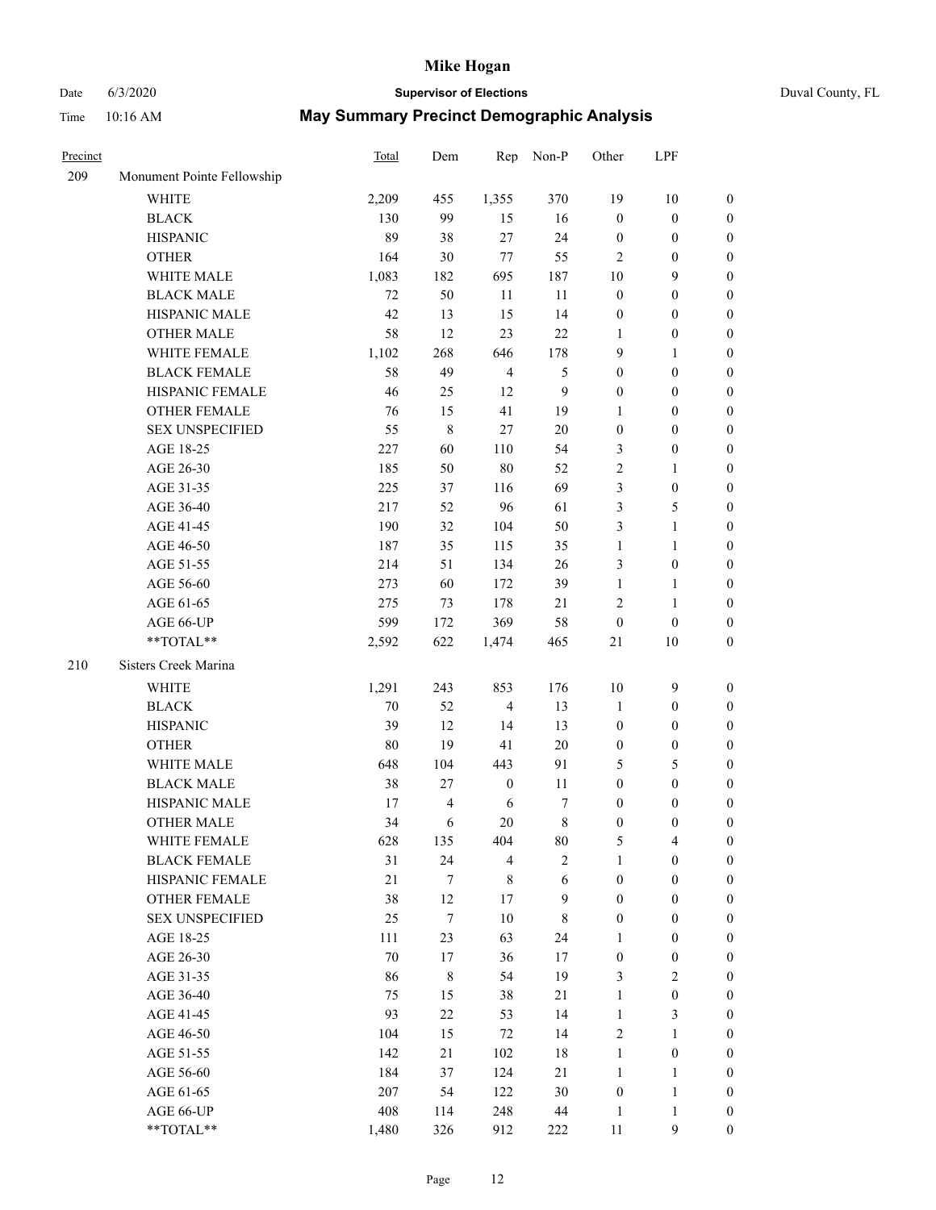# Mike Hogan

Date 6/3/2020 **Supervisor of Elections** Duval County, FL

Time 10:16 AM **May Summary Precinct Demographic Analysis**

| Precinct | | Total | Dem | Rep | Non-P | Other | LPF | |
|---|---|---|---|---|---|---|---|---|
| 209 | Monument Pointe Fellowship | | | | | | | |
| | WHITE | 2,209 | 455 | 1,355 | 370 | 19 | 10 | 0 |
| | BLACK | 130 | 99 | 15 | 16 | 0 | 0 | 0 |
| | HISPANIC | 89 | 38 | 27 | 24 | 0 | 0 | 0 |
| | OTHER | 164 | 30 | 77 | 55 | 2 | 0 | 0 |
| | WHITE MALE | 1,083 | 182 | 695 | 187 | 10 | 9 | 0 |
| | BLACK MALE | 72 | 50 | 11 | 11 | 0 | 0 | 0 |
| | HISPANIC MALE | 42 | 13 | 15 | 14 | 0 | 0 | 0 |
| | OTHER MALE | 58 | 12 | 23 | 22 | 1 | 0 | 0 |
| | WHITE FEMALE | 1,102 | 268 | 646 | 178 | 9 | 1 | 0 |
| | BLACK FEMALE | 58 | 49 | 4 | 5 | 0 | 0 | 0 |
| | HISPANIC FEMALE | 46 | 25 | 12 | 9 | 0 | 0 | 0 |
| | OTHER FEMALE | 76 | 15 | 41 | 19 | 1 | 0 | 0 |
| | SEX UNSPECIFIED | 55 | 8 | 27 | 20 | 0 | 0 | 0 |
| | AGE 18-25 | 227 | 60 | 110 | 54 | 3 | 0 | 0 |
| | AGE 26-30 | 185 | 50 | 80 | 52 | 2 | 1 | 0 |
| | AGE 31-35 | 225 | 37 | 116 | 69 | 3 | 0 | 0 |
| | AGE 36-40 | 217 | 52 | 96 | 61 | 3 | 5 | 0 |
| | AGE 41-45 | 190 | 32 | 104 | 50 | 3 | 1 | 0 |
| | AGE 46-50 | 187 | 35 | 115 | 35 | 1 | 1 | 0 |
| | AGE 51-55 | 214 | 51 | 134 | 26 | 3 | 0 | 0 |
| | AGE 56-60 | 273 | 60 | 172 | 39 | 1 | 1 | 0 |
| | AGE 61-65 | 275 | 73 | 178 | 21 | 2 | 1 | 0 |
| | AGE 66-UP | 599 | 172 | 369 | 58 | 0 | 0 | 0 |
| | **TOTAL** | 2,592 | 622 | 1,474 | 465 | 21 | 10 | 0 |
| 210 | Sisters Creek Marina | | | | | | | |
| | WHITE | 1,291 | 243 | 853 | 176 | 10 | 9 | 0 |
| | BLACK | 70 | 52 | 4 | 13 | 1 | 0 | 0 |
| | HISPANIC | 39 | 12 | 14 | 13 | 0 | 0 | 0 |
| | OTHER | 80 | 19 | 41 | 20 | 0 | 0 | 0 |
| | WHITE MALE | 648 | 104 | 443 | 91 | 5 | 5 | 0 |
| | BLACK MALE | 38 | 27 | 0 | 11 | 0 | 0 | 0 |
| | HISPANIC MALE | 17 | 4 | 6 | 7 | 0 | 0 | 0 |
| | OTHER MALE | 34 | 6 | 20 | 8 | 0 | 0 | 0 |
| | WHITE FEMALE | 628 | 135 | 404 | 80 | 5 | 4 | 0 |
| | BLACK FEMALE | 31 | 24 | 4 | 2 | 1 | 0 | 0 |
| | HISPANIC FEMALE | 21 | 7 | 8 | 6 | 0 | 0 | 0 |
| | OTHER FEMALE | 38 | 12 | 17 | 9 | 0 | 0 | 0 |
| | SEX UNSPECIFIED | 25 | 7 | 10 | 8 | 0 | 0 | 0 |
| | AGE 18-25 | 111 | 23 | 63 | 24 | 1 | 0 | 0 |
| | AGE 26-30 | 70 | 17 | 36 | 17 | 0 | 0 | 0 |
| | AGE 31-35 | 86 | 8 | 54 | 19 | 3 | 2 | 0 |
| | AGE 36-40 | 75 | 15 | 38 | 21 | 1 | 0 | 0 |
| | AGE 41-45 | 93 | 22 | 53 | 14 | 1 | 3 | 0 |
| | AGE 46-50 | 104 | 15 | 72 | 14 | 2 | 1 | 0 |
| | AGE 51-55 | 142 | 21 | 102 | 18 | 1 | 0 | 0 |
| | AGE 56-60 | 184 | 37 | 124 | 21 | 1 | 1 | 0 |
| | AGE 61-65 | 207 | 54 | 122 | 30 | 0 | 1 | 0 |
| | AGE 66-UP | 408 | 114 | 248 | 44 | 1 | 1 | 0 |
| | **TOTAL** | 1,480 | 326 | 912 | 222 | 11 | 9 | 0 |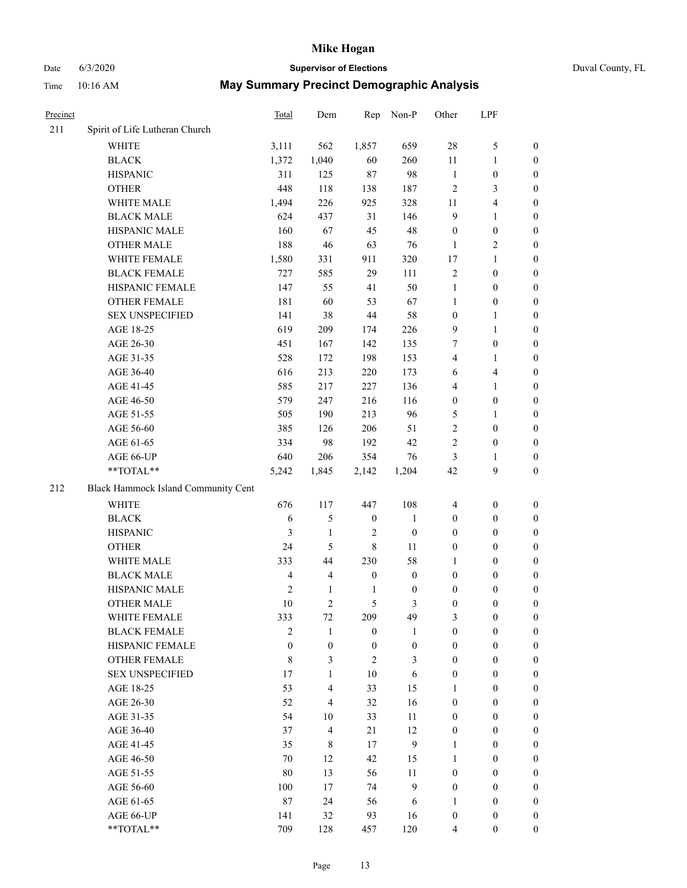| Precinct | | Total | Dem | Rep | Non-P | Other | LPF | |
|---|---|---|---|---|---|---|---|---|
| 211 | Spirit of Life Lutheran Church | | | | | | | |
| | WHITE | 3,111 | 562 | 1,857 | 659 | 28 | 5 | 0 |
| | BLACK | 1,372 | 1,040 | 60 | 260 | 11 | 1 | 0 |
| | HISPANIC | 311 | 125 | 87 | 98 | 1 | 0 | 0 |
| | OTHER | 448 | 118 | 138 | 187 | 2 | 3 | 0 |
| | WHITE MALE | 1,494 | 226 | 925 | 328 | 11 | 4 | 0 |
| | BLACK MALE | 624 | 437 | 31 | 146 | 9 | 1 | 0 |
| | HISPANIC MALE | 160 | 67 | 45 | 48 | 0 | 0 | 0 |
| | OTHER MALE | 188 | 46 | 63 | 76 | 1 | 2 | 0 |
| | WHITE FEMALE | 1,580 | 331 | 911 | 320 | 17 | 1 | 0 |
| | BLACK FEMALE | 727 | 585 | 29 | 111 | 2 | 0 | 0 |
| | HISPANIC FEMALE | 147 | 55 | 41 | 50 | 1 | 0 | 0 |
| | OTHER FEMALE | 181 | 60 | 53 | 67 | 1 | 0 | 0 |
| | SEX UNSPECIFIED | 141 | 38 | 44 | 58 | 0 | 1 | 0 |
| | AGE 18-25 | 619 | 209 | 174 | 226 | 9 | 1 | 0 |
| | AGE 26-30 | 451 | 167 | 142 | 135 | 7 | 0 | 0 |
| | AGE 31-35 | 528 | 172 | 198 | 153 | 4 | 1 | 0 |
| | AGE 36-40 | 616 | 213 | 220 | 173 | 6 | 4 | 0 |
| | AGE 41-45 | 585 | 217 | 227 | 136 | 4 | 1 | 0 |
| | AGE 46-50 | 579 | 247 | 216 | 116 | 0 | 0 | 0 |
| | AGE 51-55 | 505 | 190 | 213 | 96 | 5 | 1 | 0 |
| | AGE 56-60 | 385 | 126 | 206 | 51 | 2 | 0 | 0 |
| | AGE 61-65 | 334 | 98 | 192 | 42 | 2 | 0 | 0 |
| | AGE 66-UP | 640 | 206 | 354 | 76 | 3 | 1 | 0 |
| | **TOTAL** | 5,242 | 1,845 | 2,142 | 1,204 | 42 | 9 | 0 |
| 212 | Black Hammock Island Community Cent | | | | | | | |
| | WHITE | 676 | 117 | 447 | 108 | 4 | 0 | 0 |
| | BLACK | 6 | 5 | 0 | 1 | 0 | 0 | 0 |
| | HISPANIC | 3 | 1 | 2 | 0 | 0 | 0 | 0 |
| | OTHER | 24 | 5 | 8 | 11 | 0 | 0 | 0 |
| | WHITE MALE | 333 | 44 | 230 | 58 | 1 | 0 | 0 |
| | BLACK MALE | 4 | 4 | 0 | 0 | 0 | 0 | 0 |
| | HISPANIC MALE | 2 | 1 | 1 | 0 | 0 | 0 | 0 |
| | OTHER MALE | 10 | 2 | 5 | 3 | 0 | 0 | 0 |
| | WHITE FEMALE | 333 | 72 | 209 | 49 | 3 | 0 | 0 |
| | BLACK FEMALE | 2 | 1 | 0 | 1 | 0 | 0 | 0 |
| | HISPANIC FEMALE | 0 | 0 | 0 | 0 | 0 | 0 | 0 |
| | OTHER FEMALE | 8 | 3 | 2 | 3 | 0 | 0 | 0 |
| | SEX UNSPECIFIED | 17 | 1 | 10 | 6 | 0 | 0 | 0 |
| | AGE 18-25 | 53 | 4 | 33 | 15 | 1 | 0 | 0 |
| | AGE 26-30 | 52 | 4 | 32 | 16 | 0 | 0 | 0 |
| | AGE 31-35 | 54 | 10 | 33 | 11 | 0 | 0 | 0 |
| | AGE 36-40 | 37 | 4 | 21 | 12 | 0 | 0 | 0 |
| | AGE 41-45 | 35 | 8 | 17 | 9 | 1 | 0 | 0 |
| | AGE 46-50 | 70 | 12 | 42 | 15 | 1 | 0 | 0 |
| | AGE 51-55 | 80 | 13 | 56 | 11 | 0 | 0 | 0 |
| | AGE 56-60 | 100 | 17 | 74 | 9 | 0 | 0 | 0 |
| | AGE 61-65 | 87 | 24 | 56 | 6 | 1 | 0 | 0 |
| | AGE 66-UP | 141 | 32 | 93 | 16 | 0 | 0 | 0 |
| | **TOTAL** | 709 | 128 | 457 | 120 | 4 | 0 | 0 |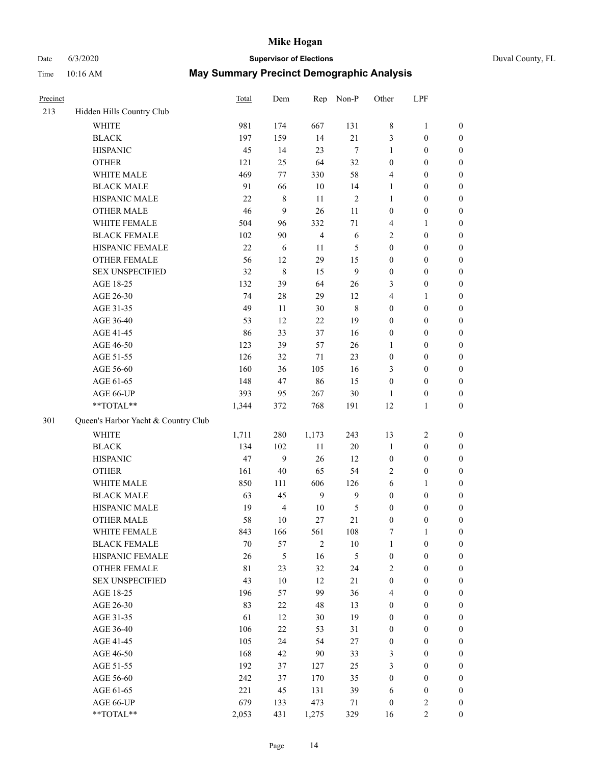# Mike Hogan

Date 6/3/2020 **Supervisor of Elections** Duval County, FL

Time 10:16 AM **May Summary Precinct Demographic Analysis**

| Precinct | | Total | Dem | Rep | Non-P | Other | LPF | |
|---|---|---|---|---|---|---|---|---|
| 213 | Hidden Hills Country Club | | | | | | | |
| | WHITE | 981 | 174 | 667 | 131 | 8 | 1 | 0 |
| | BLACK | 197 | 159 | 14 | 21 | 3 | 0 | 0 |
| | HISPANIC | 45 | 14 | 23 | 7 | 1 | 0 | 0 |
| | OTHER | 121 | 25 | 64 | 32 | 0 | 0 | 0 |
| | WHITE MALE | 469 | 77 | 330 | 58 | 4 | 0 | 0 |
| | BLACK MALE | 91 | 66 | 10 | 14 | 1 | 0 | 0 |
| | HISPANIC MALE | 22 | 8 | 11 | 2 | 1 | 0 | 0 |
| | OTHER MALE | 46 | 9 | 26 | 11 | 0 | 0 | 0 |
| | WHITE FEMALE | 504 | 96 | 332 | 71 | 4 | 1 | 0 |
| | BLACK FEMALE | 102 | 90 | 4 | 6 | 2 | 0 | 0 |
| | HISPANIC FEMALE | 22 | 6 | 11 | 5 | 0 | 0 | 0 |
| | OTHER FEMALE | 56 | 12 | 29 | 15 | 0 | 0 | 0 |
| | SEX UNSPECIFIED | 32 | 8 | 15 | 9 | 0 | 0 | 0 |
| | AGE 18-25 | 132 | 39 | 64 | 26 | 3 | 0 | 0 |
| | AGE 26-30 | 74 | 28 | 29 | 12 | 4 | 1 | 0 |
| | AGE 31-35 | 49 | 11 | 30 | 8 | 0 | 0 | 0 |
| | AGE 36-40 | 53 | 12 | 22 | 19 | 0 | 0 | 0 |
| | AGE 41-45 | 86 | 33 | 37 | 16 | 0 | 0 | 0 |
| | AGE 46-50 | 123 | 39 | 57 | 26 | 1 | 0 | 0 |
| | AGE 51-55 | 126 | 32 | 71 | 23 | 0 | 0 | 0 |
| | AGE 56-60 | 160 | 36 | 105 | 16 | 3 | 0 | 0 |
| | AGE 61-65 | 148 | 47 | 86 | 15 | 0 | 0 | 0 |
| | AGE 66-UP | 393 | 95 | 267 | 30 | 1 | 0 | 0 |
| | **TOTAL** | 1,344 | 372 | 768 | 191 | 12 | 1 | 0 |
| 301 | Queen's Harbor Yacht & Country Club | | | | | | | |
| | WHITE | 1,711 | 280 | 1,173 | 243 | 13 | 2 | 0 |
| | BLACK | 134 | 102 | 11 | 20 | 1 | 0 | 0 |
| | HISPANIC | 47 | 9 | 26 | 12 | 0 | 0 | 0 |
| | OTHER | 161 | 40 | 65 | 54 | 2 | 0 | 0 |
| | WHITE MALE | 850 | 111 | 606 | 126 | 6 | 1 | 0 |
| | BLACK MALE | 63 | 45 | 9 | 9 | 0 | 0 | 0 |
| | HISPANIC MALE | 19 | 4 | 10 | 5 | 0 | 0 | 0 |
| | OTHER MALE | 58 | 10 | 27 | 21 | 0 | 0 | 0 |
| | WHITE FEMALE | 843 | 166 | 561 | 108 | 7 | 1 | 0 |
| | BLACK FEMALE | 70 | 57 | 2 | 10 | 1 | 0 | 0 |
| | HISPANIC FEMALE | 26 | 5 | 16 | 5 | 0 | 0 | 0 |
| | OTHER FEMALE | 81 | 23 | 32 | 24 | 2 | 0 | 0 |
| | SEX UNSPECIFIED | 43 | 10 | 12 | 21 | 0 | 0 | 0 |
| | AGE 18-25 | 196 | 57 | 99 | 36 | 4 | 0 | 0 |
| | AGE 26-30 | 83 | 22 | 48 | 13 | 0 | 0 | 0 |
| | AGE 31-35 | 61 | 12 | 30 | 19 | 0 | 0 | 0 |
| | AGE 36-40 | 106 | 22 | 53 | 31 | 0 | 0 | 0 |
| | AGE 41-45 | 105 | 24 | 54 | 27 | 0 | 0 | 0 |
| | AGE 46-50 | 168 | 42 | 90 | 33 | 3 | 0 | 0 |
| | AGE 51-55 | 192 | 37 | 127 | 25 | 3 | 0 | 0 |
| | AGE 56-60 | 242 | 37 | 170 | 35 | 0 | 0 | 0 |
| | AGE 61-65 | 221 | 45 | 131 | 39 | 6 | 0 | 0 |
| | AGE 66-UP | 679 | 133 | 473 | 71 | 0 | 2 | 0 |
| | **TOTAL** | 2,053 | 431 | 1,275 | 329 | 16 | 2 | 0 |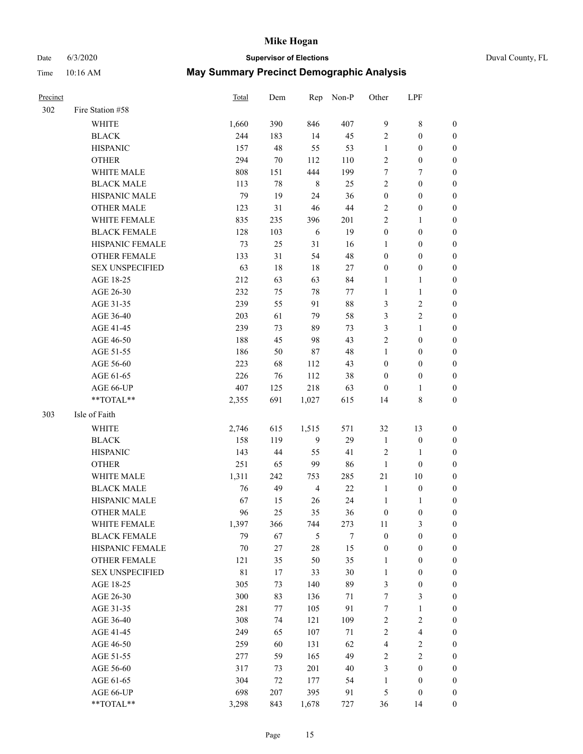# Mike Hogan

Date 6/3/2020 **Supervisor of Elections** Duval County, FL

Time 10:16 AM **May Summary Precinct Demographic Analysis**

| Precinct | | Total | Dem | Rep | Non-P | Other | LPF | |
|---|---|---|---|---|---|---|---|---|
| 302 | Fire Station #58 | | | | | | | |
| | WHITE | 1,660 | 390 | 846 | 407 | 9 | 8 | 0 |
| | BLACK | 244 | 183 | 14 | 45 | 2 | 0 | 0 |
| | HISPANIC | 157 | 48 | 55 | 53 | 1 | 0 | 0 |
| | OTHER | 294 | 70 | 112 | 110 | 2 | 0 | 0 |
| | WHITE MALE | 808 | 151 | 444 | 199 | 7 | 7 | 0 |
| | BLACK MALE | 113 | 78 | 8 | 25 | 2 | 0 | 0 |
| | HISPANIC MALE | 79 | 19 | 24 | 36 | 0 | 0 | 0 |
| | OTHER MALE | 123 | 31 | 46 | 44 | 2 | 0 | 0 |
| | WHITE FEMALE | 835 | 235 | 396 | 201 | 2 | 1 | 0 |
| | BLACK FEMALE | 128 | 103 | 6 | 19 | 0 | 0 | 0 |
| | HISPANIC FEMALE | 73 | 25 | 31 | 16 | 1 | 0 | 0 |
| | OTHER FEMALE | 133 | 31 | 54 | 48 | 0 | 0 | 0 |
| | SEX UNSPECIFIED | 63 | 18 | 18 | 27 | 0 | 0 | 0 |
| | AGE 18-25 | 212 | 63 | 63 | 84 | 1 | 1 | 0 |
| | AGE 26-30 | 232 | 75 | 78 | 77 | 1 | 1 | 0 |
| | AGE 31-35 | 239 | 55 | 91 | 88 | 3 | 2 | 0 |
| | AGE 36-40 | 203 | 61 | 79 | 58 | 3 | 2 | 0 |
| | AGE 41-45 | 239 | 73 | 89 | 73 | 3 | 1 | 0 |
| | AGE 46-50 | 188 | 45 | 98 | 43 | 2 | 0 | 0 |
| | AGE 51-55 | 186 | 50 | 87 | 48 | 1 | 0 | 0 |
| | AGE 56-60 | 223 | 68 | 112 | 43 | 0 | 0 | 0 |
| | AGE 61-65 | 226 | 76 | 112 | 38 | 0 | 0 | 0 |
| | AGE 66-UP | 407 | 125 | 218 | 63 | 0 | 1 | 0 |
| | **TOTAL** | 2,355 | 691 | 1,027 | 615 | 14 | 8 | 0 |
| 303 | Isle of Faith | | | | | | | |
| | WHITE | 2,746 | 615 | 1,515 | 571 | 32 | 13 | 0 |
| | BLACK | 158 | 119 | 9 | 29 | 1 | 0 | 0 |
| | HISPANIC | 143 | 44 | 55 | 41 | 2 | 1 | 0 |
| | OTHER | 251 | 65 | 99 | 86 | 1 | 0 | 0 |
| | WHITE MALE | 1,311 | 242 | 753 | 285 | 21 | 10 | 0 |
| | BLACK MALE | 76 | 49 | 4 | 22 | 1 | 0 | 0 |
| | HISPANIC MALE | 67 | 15 | 26 | 24 | 1 | 1 | 0 |
| | OTHER MALE | 96 | 25 | 35 | 36 | 0 | 0 | 0 |
| | WHITE FEMALE | 1,397 | 366 | 744 | 273 | 11 | 3 | 0 |
| | BLACK FEMALE | 79 | 67 | 5 | 7 | 0 | 0 | 0 |
| | HISPANIC FEMALE | 70 | 27 | 28 | 15 | 0 | 0 | 0 |
| | OTHER FEMALE | 121 | 35 | 50 | 35 | 1 | 0 | 0 |
| | SEX UNSPECIFIED | 81 | 17 | 33 | 30 | 1 | 0 | 0 |
| | AGE 18-25 | 305 | 73 | 140 | 89 | 3 | 0 | 0 |
| | AGE 26-30 | 300 | 83 | 136 | 71 | 7 | 3 | 0 |
| | AGE 31-35 | 281 | 77 | 105 | 91 | 7 | 1 | 0 |
| | AGE 36-40 | 308 | 74 | 121 | 109 | 2 | 2 | 0 |
| | AGE 41-45 | 249 | 65 | 107 | 71 | 2 | 4 | 0 |
| | AGE 46-50 | 259 | 60 | 131 | 62 | 4 | 2 | 0 |
| | AGE 51-55 | 277 | 59 | 165 | 49 | 2 | 2 | 0 |
| | AGE 56-60 | 317 | 73 | 201 | 40 | 3 | 0 | 0 |
| | AGE 61-65 | 304 | 72 | 177 | 54 | 1 | 0 | 0 |
| | AGE 66-UP | 698 | 207 | 395 | 91 | 5 | 0 | 0 |
| | **TOTAL** | 3,298 | 843 | 1,678 | 727 | 36 | 14 | 0 |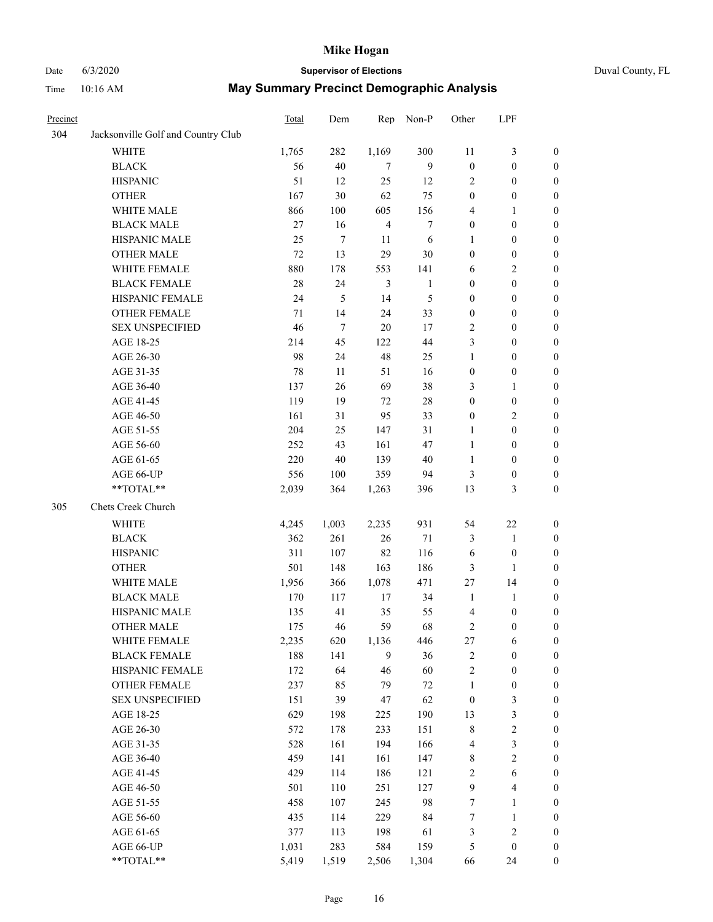# Mike Hogan

Date 6/3/2020 **Supervisor of Elections** Duval County, FL

Time 10:16 AM **May Summary Precinct Demographic Analysis**

| Precinct | | Total | Dem | Rep | Non-P | Other | LPF | |
|---|---|---|---|---|---|---|---|---|
| 304 | Jacksonville Golf and Country Club | | | | | | | |
| | WHITE | 1,765 | 282 | 1,169 | 300 | 11 | 3 | 0 |
| | BLACK | 56 | 40 | 7 | 9 | 0 | 0 | 0 |
| | HISPANIC | 51 | 12 | 25 | 12 | 2 | 0 | 0 |
| | OTHER | 167 | 30 | 62 | 75 | 0 | 0 | 0 |
| | WHITE MALE | 866 | 100 | 605 | 156 | 4 | 1 | 0 |
| | BLACK MALE | 27 | 16 | 4 | 7 | 0 | 0 | 0 |
| | HISPANIC MALE | 25 | 7 | 11 | 6 | 1 | 0 | 0 |
| | OTHER MALE | 72 | 13 | 29 | 30 | 0 | 0 | 0 |
| | WHITE FEMALE | 880 | 178 | 553 | 141 | 6 | 2 | 0 |
| | BLACK FEMALE | 28 | 24 | 3 | 1 | 0 | 0 | 0 |
| | HISPANIC FEMALE | 24 | 5 | 14 | 5 | 0 | 0 | 0 |
| | OTHER FEMALE | 71 | 14 | 24 | 33 | 0 | 0 | 0 |
| | SEX UNSPECIFIED | 46 | 7 | 20 | 17 | 2 | 0 | 0 |
| | AGE 18-25 | 214 | 45 | 122 | 44 | 3 | 0 | 0 |
| | AGE 26-30 | 98 | 24 | 48 | 25 | 1 | 0 | 0 |
| | AGE 31-35 | 78 | 11 | 51 | 16 | 0 | 0 | 0 |
| | AGE 36-40 | 137 | 26 | 69 | 38 | 3 | 1 | 0 |
| | AGE 41-45 | 119 | 19 | 72 | 28 | 0 | 0 | 0 |
| | AGE 46-50 | 161 | 31 | 95 | 33 | 0 | 2 | 0 |
| | AGE 51-55 | 204 | 25 | 147 | 31 | 1 | 0 | 0 |
| | AGE 56-60 | 252 | 43 | 161 | 47 | 1 | 0 | 0 |
| | AGE 61-65 | 220 | 40 | 139 | 40 | 1 | 0 | 0 |
| | AGE 66-UP | 556 | 100 | 359 | 94 | 3 | 0 | 0 |
| | **TOTAL** | 2,039 | 364 | 1,263 | 396 | 13 | 3 | 0 |
| 305 | Chets Creek Church | | | | | | | |
| | WHITE | 4,245 | 1,003 | 2,235 | 931 | 54 | 22 | 0 |
| | BLACK | 362 | 261 | 26 | 71 | 3 | 1 | 0 |
| | HISPANIC | 311 | 107 | 82 | 116 | 6 | 0 | 0 |
| | OTHER | 501 | 148 | 163 | 186 | 3 | 1 | 0 |
| | WHITE MALE | 1,956 | 366 | 1,078 | 471 | 27 | 14 | 0 |
| | BLACK MALE | 170 | 117 | 17 | 34 | 1 | 1 | 0 |
| | HISPANIC MALE | 135 | 41 | 35 | 55 | 4 | 0 | 0 |
| | OTHER MALE | 175 | 46 | 59 | 68 | 2 | 0 | 0 |
| | WHITE FEMALE | 2,235 | 620 | 1,136 | 446 | 27 | 6 | 0 |
| | BLACK FEMALE | 188 | 141 | 9 | 36 | 2 | 0 | 0 |
| | HISPANIC FEMALE | 172 | 64 | 46 | 60 | 2 | 0 | 0 |
| | OTHER FEMALE | 237 | 85 | 79 | 72 | 1 | 0 | 0 |
| | SEX UNSPECIFIED | 151 | 39 | 47 | 62 | 0 | 3 | 0 |
| | AGE 18-25 | 629 | 198 | 225 | 190 | 13 | 3 | 0 |
| | AGE 26-30 | 572 | 178 | 233 | 151 | 8 | 2 | 0 |
| | AGE 31-35 | 528 | 161 | 194 | 166 | 4 | 3 | 0 |
| | AGE 36-40 | 459 | 141 | 161 | 147 | 8 | 2 | 0 |
| | AGE 41-45 | 429 | 114 | 186 | 121 | 2 | 6 | 0 |
| | AGE 46-50 | 501 | 110 | 251 | 127 | 9 | 4 | 0 |
| | AGE 51-55 | 458 | 107 | 245 | 98 | 7 | 1 | 0 |
| | AGE 56-60 | 435 | 114 | 229 | 84 | 7 | 1 | 0 |
| | AGE 61-65 | 377 | 113 | 198 | 61 | 3 | 2 | 0 |
| | AGE 66-UP | 1,031 | 283 | 584 | 159 | 5 | 0 | 0 |
| | **TOTAL** | 5,419 | 1,519 | 2,506 | 1,304 | 66 | 24 | 0 |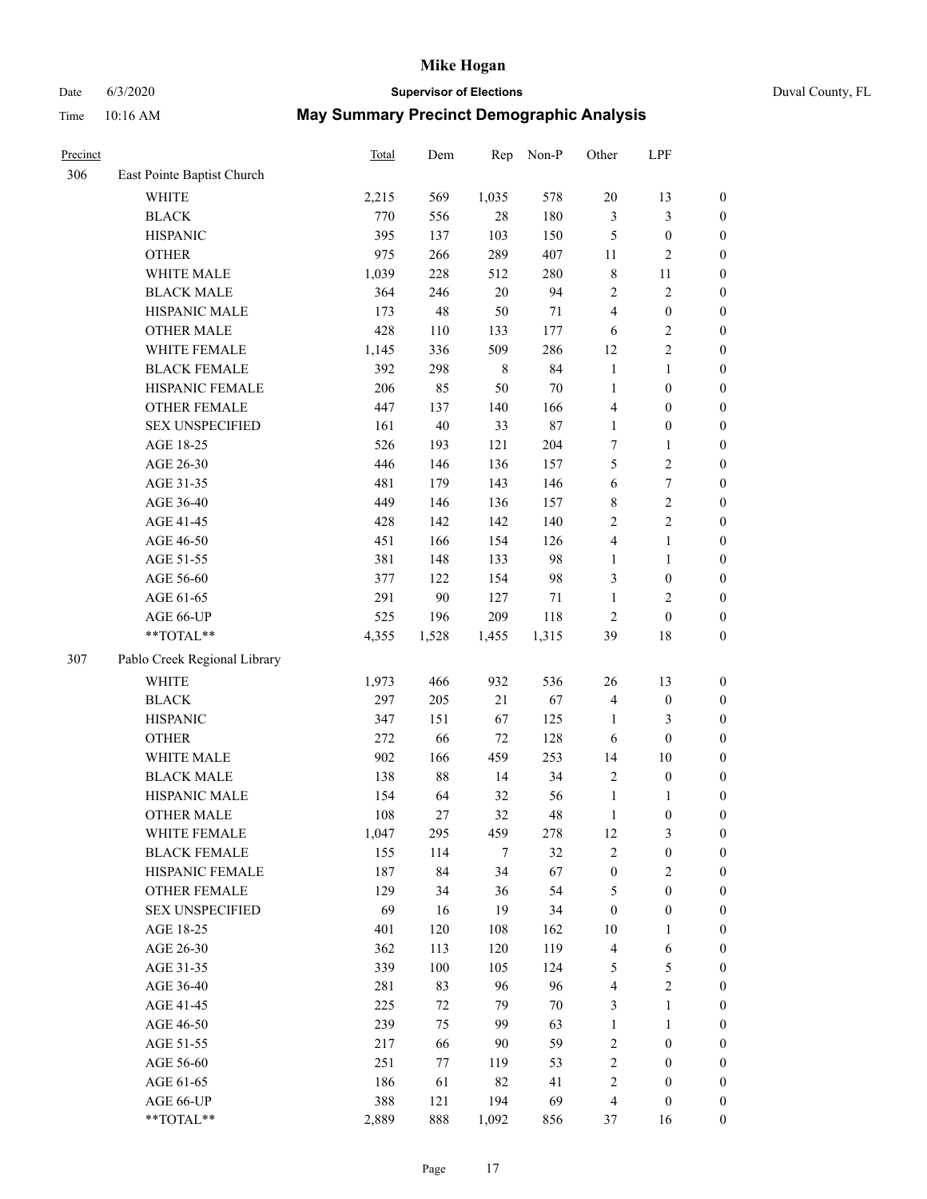# Mike Hogan

Date 6/3/2020 **Supervisor of Elections** Duval County, FL

Time 10:16 AM **May Summary Precinct Demographic Analysis**

| Precinct | | Total | Dem | Rep | Non-P | Other | LPF | |
|---|---|---|---|---|---|---|---|---|
| 306 | East Pointe Baptist Church | | | | | | | |
| | WHITE | 2,215 | 569 | 1,035 | 578 | 20 | 13 | 0 |
| | BLACK | 770 | 556 | 28 | 180 | 3 | 3 | 0 |
| | HISPANIC | 395 | 137 | 103 | 150 | 5 | 0 | 0 |
| | OTHER | 975 | 266 | 289 | 407 | 11 | 2 | 0 |
| | WHITE MALE | 1,039 | 228 | 512 | 280 | 8 | 11 | 0 |
| | BLACK MALE | 364 | 246 | 20 | 94 | 2 | 2 | 0 |
| | HISPANIC MALE | 173 | 48 | 50 | 71 | 4 | 0 | 0 |
| | OTHER MALE | 428 | 110 | 133 | 177 | 6 | 2 | 0 |
| | WHITE FEMALE | 1,145 | 336 | 509 | 286 | 12 | 2 | 0 |
| | BLACK FEMALE | 392 | 298 | 8 | 84 | 1 | 1 | 0 |
| | HISPANIC FEMALE | 206 | 85 | 50 | 70 | 1 | 0 | 0 |
| | OTHER FEMALE | 447 | 137 | 140 | 166 | 4 | 0 | 0 |
| | SEX UNSPECIFIED | 161 | 40 | 33 | 87 | 1 | 0 | 0 |
| | AGE 18-25 | 526 | 193 | 121 | 204 | 7 | 1 | 0 |
| | AGE 26-30 | 446 | 146 | 136 | 157 | 5 | 2 | 0 |
| | AGE 31-35 | 481 | 179 | 143 | 146 | 6 | 7 | 0 |
| | AGE 36-40 | 449 | 146 | 136 | 157 | 8 | 2 | 0 |
| | AGE 41-45 | 428 | 142 | 142 | 140 | 2 | 2 | 0 |
| | AGE 46-50 | 451 | 166 | 154 | 126 | 4 | 1 | 0 |
| | AGE 51-55 | 381 | 148 | 133 | 98 | 1 | 1 | 0 |
| | AGE 56-60 | 377 | 122 | 154 | 98 | 3 | 0 | 0 |
| | AGE 61-65 | 291 | 90 | 127 | 71 | 1 | 2 | 0 |
| | AGE 66-UP | 525 | 196 | 209 | 118 | 2 | 0 | 0 |
| | **TOTAL** | 4,355 | 1,528 | 1,455 | 1,315 | 39 | 18 | 0 |
| 307 | Pablo Creek Regional Library | | | | | | | |
| | WHITE | 1,973 | 466 | 932 | 536 | 26 | 13 | 0 |
| | BLACK | 297 | 205 | 21 | 67 | 4 | 0 | 0 |
| | HISPANIC | 347 | 151 | 67 | 125 | 1 | 3 | 0 |
| | OTHER | 272 | 66 | 72 | 128 | 6 | 0 | 0 |
| | WHITE MALE | 902 | 166 | 459 | 253 | 14 | 10 | 0 |
| | BLACK MALE | 138 | 88 | 14 | 34 | 2 | 0 | 0 |
| | HISPANIC MALE | 154 | 64 | 32 | 56 | 1 | 1 | 0 |
| | OTHER MALE | 108 | 27 | 32 | 48 | 1 | 0 | 0 |
| | WHITE FEMALE | 1,047 | 295 | 459 | 278 | 12 | 3 | 0 |
| | BLACK FEMALE | 155 | 114 | 7 | 32 | 2 | 0 | 0 |
| | HISPANIC FEMALE | 187 | 84 | 34 | 67 | 0 | 2 | 0 |
| | OTHER FEMALE | 129 | 34 | 36 | 54 | 5 | 0 | 0 |
| | SEX UNSPECIFIED | 69 | 16 | 19 | 34 | 0 | 0 | 0 |
| | AGE 18-25 | 401 | 120 | 108 | 162 | 10 | 1 | 0 |
| | AGE 26-30 | 362 | 113 | 120 | 119 | 4 | 6 | 0 |
| | AGE 31-35 | 339 | 100 | 105 | 124 | 5 | 5 | 0 |
| | AGE 36-40 | 281 | 83 | 96 | 96 | 4 | 2 | 0 |
| | AGE 41-45 | 225 | 72 | 79 | 70 | 3 | 1 | 0 |
| | AGE 46-50 | 239 | 75 | 99 | 63 | 1 | 1 | 0 |
| | AGE 51-55 | 217 | 66 | 90 | 59 | 2 | 0 | 0 |
| | AGE 56-60 | 251 | 77 | 119 | 53 | 2 | 0 | 0 |
| | AGE 61-65 | 186 | 61 | 82 | 41 | 2 | 0 | 0 |
| | AGE 66-UP | 388 | 121 | 194 | 69 | 4 | 0 | 0 |
| | **TOTAL** | 2,889 | 888 | 1,092 | 856 | 37 | 16 | 0 |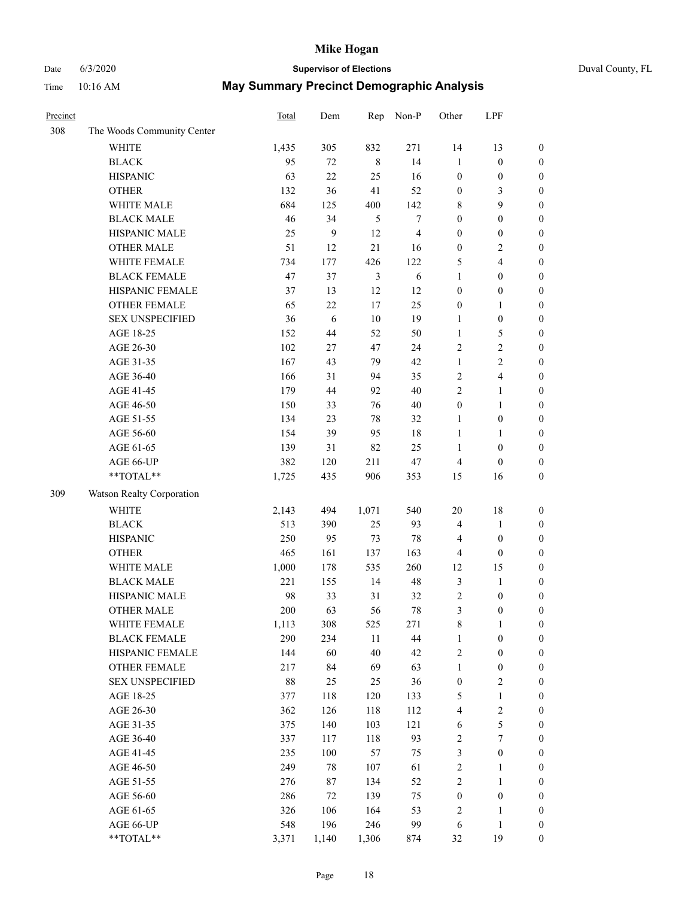# Mike Hogan

Date 6/3/2020 **Supervisor of Elections** Duval County, FL

Time 10:16 AM **May Summary Precinct Demographic Analysis**

| Precinct | | Total | Dem | Rep | Non-P | Other | LPF | |
|---|---|---|---|---|---|---|---|---|
| 308 | The Woods Community Center | | | | | | | |
| | WHITE | 1,435 | 305 | 832 | 271 | 14 | 13 | 0 |
| | BLACK | 95 | 72 | 8 | 14 | 1 | 0 | 0 |
| | HISPANIC | 63 | 22 | 25 | 16 | 0 | 0 | 0 |
| | OTHER | 132 | 36 | 41 | 52 | 0 | 3 | 0 |
| | WHITE MALE | 684 | 125 | 400 | 142 | 8 | 9 | 0 |
| | BLACK MALE | 46 | 34 | 5 | 7 | 0 | 0 | 0 |
| | HISPANIC MALE | 25 | 9 | 12 | 4 | 0 | 0 | 0 |
| | OTHER MALE | 51 | 12 | 21 | 16 | 0 | 2 | 0 |
| | WHITE FEMALE | 734 | 177 | 426 | 122 | 5 | 4 | 0 |
| | BLACK FEMALE | 47 | 37 | 3 | 6 | 1 | 0 | 0 |
| | HISPANIC FEMALE | 37 | 13 | 12 | 12 | 0 | 0 | 0 |
| | OTHER FEMALE | 65 | 22 | 17 | 25 | 0 | 1 | 0 |
| | SEX UNSPECIFIED | 36 | 6 | 10 | 19 | 1 | 0 | 0 |
| | AGE 18-25 | 152 | 44 | 52 | 50 | 1 | 5 | 0 |
| | AGE 26-30 | 102 | 27 | 47 | 24 | 2 | 2 | 0 |
| | AGE 31-35 | 167 | 43 | 79 | 42 | 1 | 2 | 0 |
| | AGE 36-40 | 166 | 31 | 94 | 35 | 2 | 4 | 0 |
| | AGE 41-45 | 179 | 44 | 92 | 40 | 2 | 1 | 0 |
| | AGE 46-50 | 150 | 33 | 76 | 40 | 0 | 1 | 0 |
| | AGE 51-55 | 134 | 23 | 78 | 32 | 1 | 0 | 0 |
| | AGE 56-60 | 154 | 39 | 95 | 18 | 1 | 1 | 0 |
| | AGE 61-65 | 139 | 31 | 82 | 25 | 1 | 0 | 0 |
| | AGE 66-UP | 382 | 120 | 211 | 47 | 4 | 0 | 0 |
| | **TOTAL** | 1,725 | 435 | 906 | 353 | 15 | 16 | 0 |
| 309 | Watson Realty Corporation | | | | | | | |
| | WHITE | 2,143 | 494 | 1,071 | 540 | 20 | 18 | 0 |
| | BLACK | 513 | 390 | 25 | 93 | 4 | 1 | 0 |
| | HISPANIC | 250 | 95 | 73 | 78 | 4 | 0 | 0 |
| | OTHER | 465 | 161 | 137 | 163 | 4 | 0 | 0 |
| | WHITE MALE | 1,000 | 178 | 535 | 260 | 12 | 15 | 0 |
| | BLACK MALE | 221 | 155 | 14 | 48 | 3 | 1 | 0 |
| | HISPANIC MALE | 98 | 33 | 31 | 32 | 2 | 0 | 0 |
| | OTHER MALE | 200 | 63 | 56 | 78 | 3 | 0 | 0 |
| | WHITE FEMALE | 1,113 | 308 | 525 | 271 | 8 | 1 | 0 |
| | BLACK FEMALE | 290 | 234 | 11 | 44 | 1 | 0 | 0 |
| | HISPANIC FEMALE | 144 | 60 | 40 | 42 | 2 | 0 | 0 |
| | OTHER FEMALE | 217 | 84 | 69 | 63 | 1 | 0 | 0 |
| | SEX UNSPECIFIED | 88 | 25 | 25 | 36 | 0 | 2 | 0 |
| | AGE 18-25 | 377 | 118 | 120 | 133 | 5 | 1 | 0 |
| | AGE 26-30 | 362 | 126 | 118 | 112 | 4 | 2 | 0 |
| | AGE 31-35 | 375 | 140 | 103 | 121 | 6 | 5 | 0 |
| | AGE 36-40 | 337 | 117 | 118 | 93 | 2 | 7 | 0 |
| | AGE 41-45 | 235 | 100 | 57 | 75 | 3 | 0 | 0 |
| | AGE 46-50 | 249 | 78 | 107 | 61 | 2 | 1 | 0 |
| | AGE 51-55 | 276 | 87 | 134 | 52 | 2 | 1 | 0 |
| | AGE 56-60 | 286 | 72 | 139 | 75 | 0 | 0 | 0 |
| | AGE 61-65 | 326 | 106 | 164 | 53 | 2 | 1 | 0 |
| | AGE 66-UP | 548 | 196 | 246 | 99 | 6 | 1 | 0 |
| | **TOTAL** | 3,371 | 1,140 | 1,306 | 874 | 32 | 19 | 0 |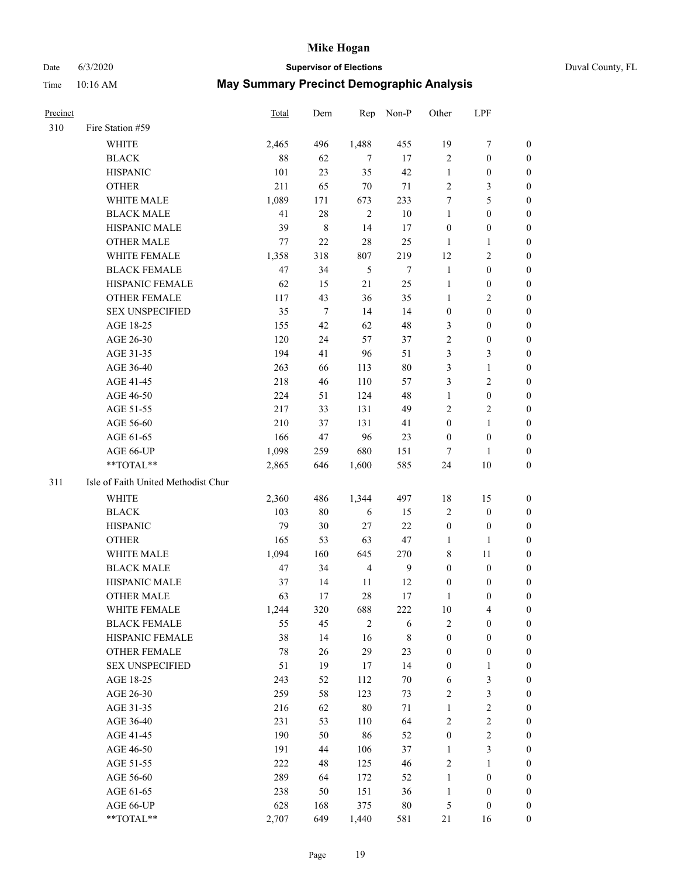# Mike Hogan

Date 6/3/2020 **Supervisor of Elections** Duval County, FL

Time 10:16 AM **May Summary Precinct Demographic Analysis**

| Precinct | | Total | Dem | Rep | Non-P | Other | LPF | |
|---|---|---|---|---|---|---|---|---|
| 310 | Fire Station #59 | | | | | | | |
| | WHITE | 2,465 | 496 | 1,488 | 455 | 19 | 7 | 0 |
| | BLACK | 88 | 62 | 7 | 17 | 2 | 0 | 0 |
| | HISPANIC | 101 | 23 | 35 | 42 | 1 | 0 | 0 |
| | OTHER | 211 | 65 | 70 | 71 | 2 | 3 | 0 |
| | WHITE MALE | 1,089 | 171 | 673 | 233 | 7 | 5 | 0 |
| | BLACK MALE | 41 | 28 | 2 | 10 | 1 | 0 | 0 |
| | HISPANIC MALE | 39 | 8 | 14 | 17 | 0 | 0 | 0 |
| | OTHER MALE | 77 | 22 | 28 | 25 | 1 | 1 | 0 |
| | WHITE FEMALE | 1,358 | 318 | 807 | 219 | 12 | 2 | 0 |
| | BLACK FEMALE | 47 | 34 | 5 | 7 | 1 | 0 | 0 |
| | HISPANIC FEMALE | 62 | 15 | 21 | 25 | 1 | 0 | 0 |
| | OTHER FEMALE | 117 | 43 | 36 | 35 | 1 | 2 | 0 |
| | SEX UNSPECIFIED | 35 | 7 | 14 | 14 | 0 | 0 | 0 |
| | AGE 18-25 | 155 | 42 | 62 | 48 | 3 | 0 | 0 |
| | AGE 26-30 | 120 | 24 | 57 | 37 | 2 | 0 | 0 |
| | AGE 31-35 | 194 | 41 | 96 | 51 | 3 | 3 | 0 |
| | AGE 36-40 | 263 | 66 | 113 | 80 | 3 | 1 | 0 |
| | AGE 41-45 | 218 | 46 | 110 | 57 | 3 | 2 | 0 |
| | AGE 46-50 | 224 | 51 | 124 | 48 | 1 | 0 | 0 |
| | AGE 51-55 | 217 | 33 | 131 | 49 | 2 | 2 | 0 |
| | AGE 56-60 | 210 | 37 | 131 | 41 | 0 | 1 | 0 |
| | AGE 61-65 | 166 | 47 | 96 | 23 | 0 | 0 | 0 |
| | AGE 66-UP | 1,098 | 259 | 680 | 151 | 7 | 1 | 0 |
| | **TOTAL** | 2,865 | 646 | 1,600 | 585 | 24 | 10 | 0 |
| 311 | Isle of Faith United Methodist Chur | | | | | | | |
| | WHITE | 2,360 | 486 | 1,344 | 497 | 18 | 15 | 0 |
| | BLACK | 103 | 80 | 6 | 15 | 2 | 0 | 0 |
| | HISPANIC | 79 | 30 | 27 | 22 | 0 | 0 | 0 |
| | OTHER | 165 | 53 | 63 | 47 | 1 | 1 | 0 |
| | WHITE MALE | 1,094 | 160 | 645 | 270 | 8 | 11 | 0 |
| | BLACK MALE | 47 | 34 | 4 | 9 | 0 | 0 | 0 |
| | HISPANIC MALE | 37 | 14 | 11 | 12 | 0 | 0 | 0 |
| | OTHER MALE | 63 | 17 | 28 | 17 | 1 | 0 | 0 |
| | WHITE FEMALE | 1,244 | 320 | 688 | 222 | 10 | 4 | 0 |
| | BLACK FEMALE | 55 | 45 | 2 | 6 | 2 | 0 | 0 |
| | HISPANIC FEMALE | 38 | 14 | 16 | 8 | 0 | 0 | 0 |
| | OTHER FEMALE | 78 | 26 | 29 | 23 | 0 | 0 | 0 |
| | SEX UNSPECIFIED | 51 | 19 | 17 | 14 | 0 | 1 | 0 |
| | AGE 18-25 | 243 | 52 | 112 | 70 | 6 | 3 | 0 |
| | AGE 26-30 | 259 | 58 | 123 | 73 | 2 | 3 | 0 |
| | AGE 31-35 | 216 | 62 | 80 | 71 | 1 | 2 | 0 |
| | AGE 36-40 | 231 | 53 | 110 | 64 | 2 | 2 | 0 |
| | AGE 41-45 | 190 | 50 | 86 | 52 | 0 | 2 | 0 |
| | AGE 46-50 | 191 | 44 | 106 | 37 | 1 | 3 | 0 |
| | AGE 51-55 | 222 | 48 | 125 | 46 | 2 | 1 | 0 |
| | AGE 56-60 | 289 | 64 | 172 | 52 | 1 | 0 | 0 |
| | AGE 61-65 | 238 | 50 | 151 | 36 | 1 | 0 | 0 |
| | AGE 66-UP | 628 | 168 | 375 | 80 | 5 | 0 | 0 |
| | **TOTAL** | 2,707 | 649 | 1,440 | 581 | 21 | 16 | 0 |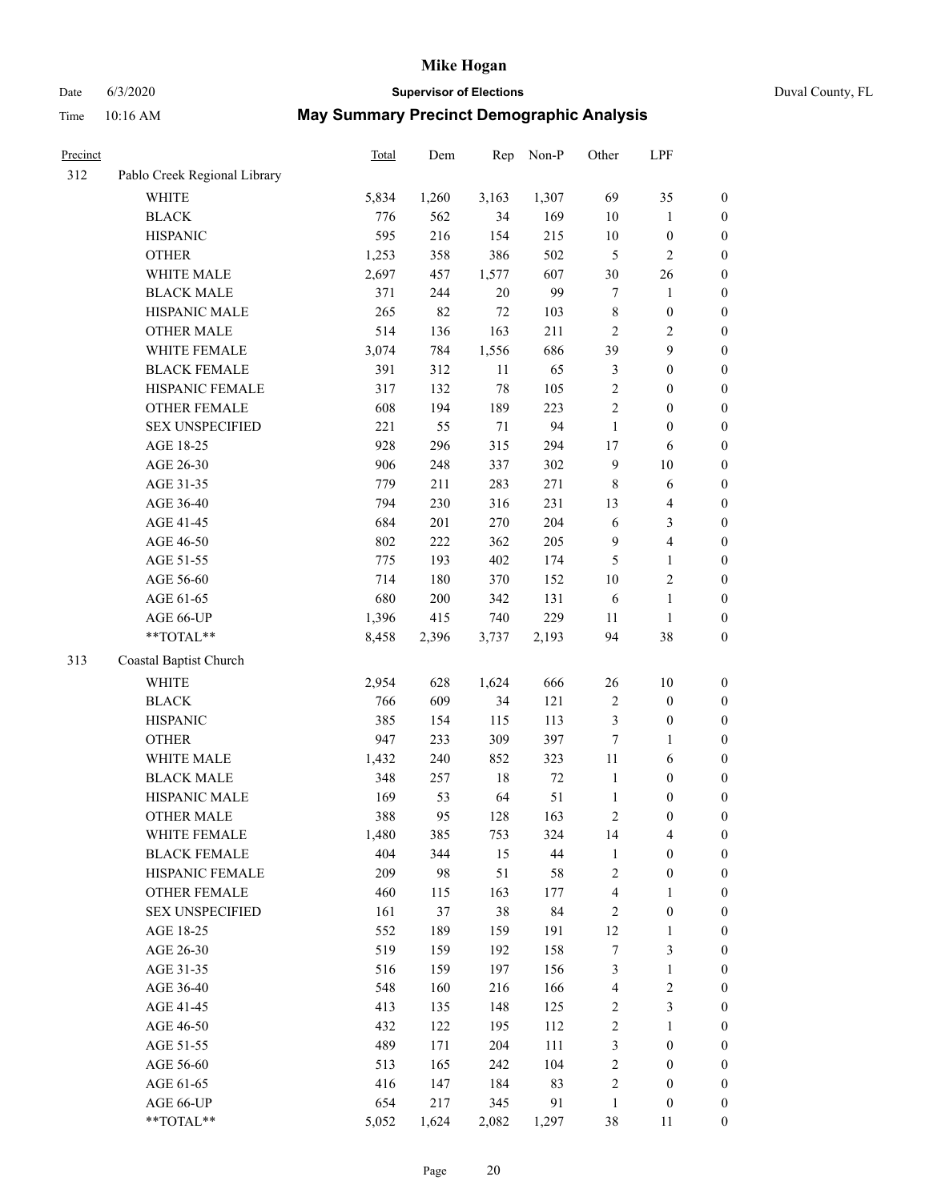# Mike Hogan

Date 6/3/2020 **Supervisor of Elections** Duval County, FL

Time 10:16 AM **May Summary Precinct Demographic Analysis**

| Precinct | | Total | Dem | Rep | Non-P | Other | LPF | |
|---|---|---|---|---|---|---|---|---|
| 312 | Pablo Creek Regional Library | | | | | | | |
| | WHITE | 5,834 | 1,260 | 3,163 | 1,307 | 69 | 35 | 0 |
| | BLACK | 776 | 562 | 34 | 169 | 10 | 1 | 0 |
| | HISPANIC | 595 | 216 | 154 | 215 | 10 | 0 | 0 |
| | OTHER | 1,253 | 358 | 386 | 502 | 5 | 2 | 0 |
| | WHITE MALE | 2,697 | 457 | 1,577 | 607 | 30 | 26 | 0 |
| | BLACK MALE | 371 | 244 | 20 | 99 | 7 | 1 | 0 |
| | HISPANIC MALE | 265 | 82 | 72 | 103 | 8 | 0 | 0 |
| | OTHER MALE | 514 | 136 | 163 | 211 | 2 | 2 | 0 |
| | WHITE FEMALE | 3,074 | 784 | 1,556 | 686 | 39 | 9 | 0 |
| | BLACK FEMALE | 391 | 312 | 11 | 65 | 3 | 0 | 0 |
| | HISPANIC FEMALE | 317 | 132 | 78 | 105 | 2 | 0 | 0 |
| | OTHER FEMALE | 608 | 194 | 189 | 223 | 2 | 0 | 0 |
| | SEX UNSPECIFIED | 221 | 55 | 71 | 94 | 1 | 0 | 0 |
| | AGE 18-25 | 928 | 296 | 315 | 294 | 17 | 6 | 0 |
| | AGE 26-30 | 906 | 248 | 337 | 302 | 9 | 10 | 0 |
| | AGE 31-35 | 779 | 211 | 283 | 271 | 8 | 6 | 0 |
| | AGE 36-40 | 794 | 230 | 316 | 231 | 13 | 4 | 0 |
| | AGE 41-45 | 684 | 201 | 270 | 204 | 6 | 3 | 0 |
| | AGE 46-50 | 802 | 222 | 362 | 205 | 9 | 4 | 0 |
| | AGE 51-55 | 775 | 193 | 402 | 174 | 5 | 1 | 0 |
| | AGE 56-60 | 714 | 180 | 370 | 152 | 10 | 2 | 0 |
| | AGE 61-65 | 680 | 200 | 342 | 131 | 6 | 1 | 0 |
| | AGE 66-UP | 1,396 | 415 | 740 | 229 | 11 | 1 | 0 |
| | **TOTAL** | 8,458 | 2,396 | 3,737 | 2,193 | 94 | 38 | 0 |
| 313 | Coastal Baptist Church | | | | | | | |
| | WHITE | 2,954 | 628 | 1,624 | 666 | 26 | 10 | 0 |
| | BLACK | 766 | 609 | 34 | 121 | 2 | 0 | 0 |
| | HISPANIC | 385 | 154 | 115 | 113 | 3 | 0 | 0 |
| | OTHER | 947 | 233 | 309 | 397 | 7 | 1 | 0 |
| | WHITE MALE | 1,432 | 240 | 852 | 323 | 11 | 6 | 0 |
| | BLACK MALE | 348 | 257 | 18 | 72 | 1 | 0 | 0 |
| | HISPANIC MALE | 169 | 53 | 64 | 51 | 1 | 0 | 0 |
| | OTHER MALE | 388 | 95 | 128 | 163 | 2 | 0 | 0 |
| | WHITE FEMALE | 1,480 | 385 | 753 | 324 | 14 | 4 | 0 |
| | BLACK FEMALE | 404 | 344 | 15 | 44 | 1 | 0 | 0 |
| | HISPANIC FEMALE | 209 | 98 | 51 | 58 | 2 | 0 | 0 |
| | OTHER FEMALE | 460 | 115 | 163 | 177 | 4 | 1 | 0 |
| | SEX UNSPECIFIED | 161 | 37 | 38 | 84 | 2 | 0 | 0 |
| | AGE 18-25 | 552 | 189 | 159 | 191 | 12 | 1 | 0 |
| | AGE 26-30 | 519 | 159 | 192 | 158 | 7 | 3 | 0 |
| | AGE 31-35 | 516 | 159 | 197 | 156 | 3 | 1 | 0 |
| | AGE 36-40 | 548 | 160 | 216 | 166 | 4 | 2 | 0 |
| | AGE 41-45 | 413 | 135 | 148 | 125 | 2 | 3 | 0 |
| | AGE 46-50 | 432 | 122 | 195 | 112 | 2 | 1 | 0 |
| | AGE 51-55 | 489 | 171 | 204 | 111 | 3 | 0 | 0 |
| | AGE 56-60 | 513 | 165 | 242 | 104 | 2 | 0 | 0 |
| | AGE 61-65 | 416 | 147 | 184 | 83 | 2 | 0 | 0 |
| | AGE 66-UP | 654 | 217 | 345 | 91 | 1 | 0 | 0 |
| | **TOTAL** | 5,052 | 1,624 | 2,082 | 1,297 | 38 | 11 | 0 |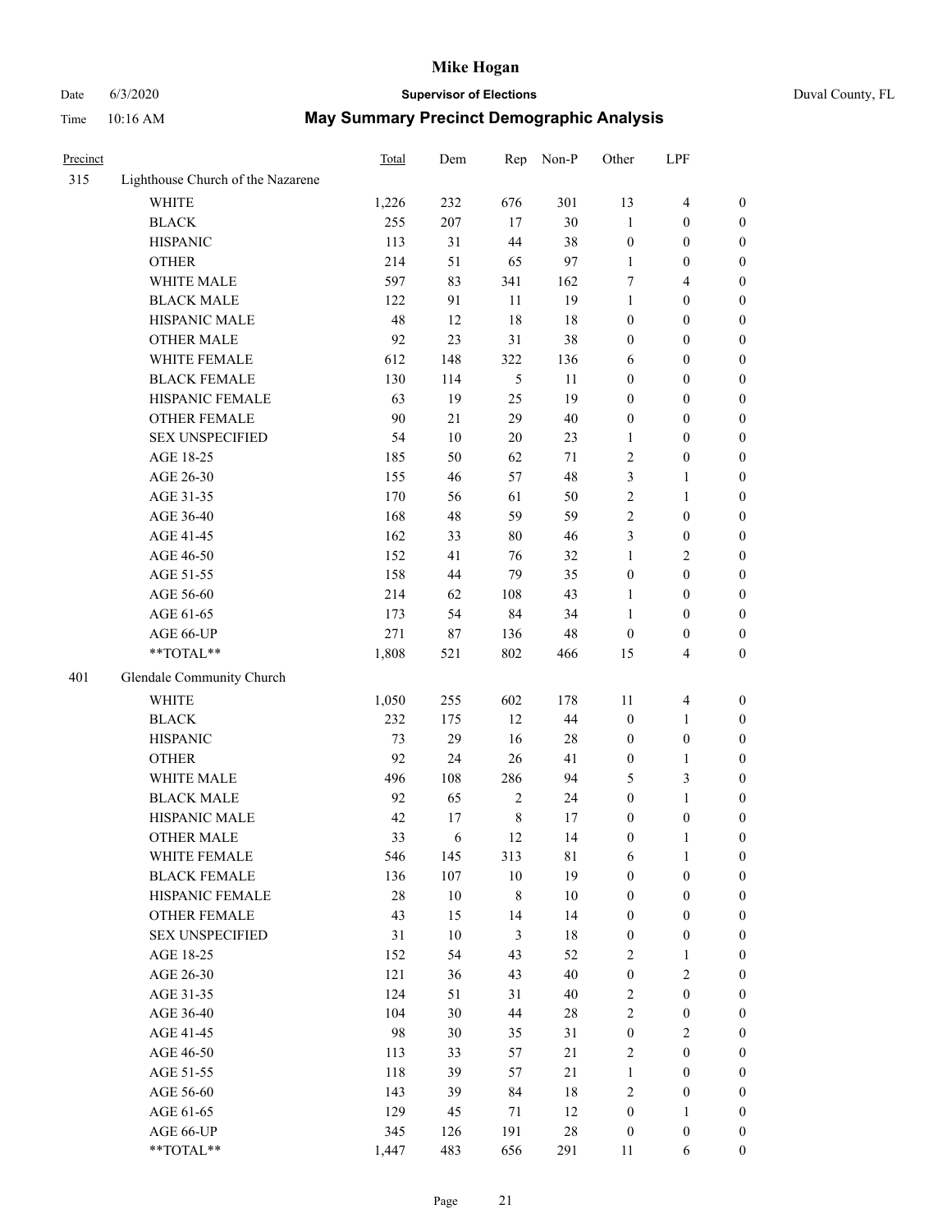# Mike Hogan

Date 6/3/2020 **Supervisor of Elections** Duval County, FL

Time 10:16 AM **May Summary Precinct Demographic Analysis**

| Precinct | | Total | Dem | Rep | Non-P | Other | LPF | |
|---|---|---|---|---|---|---|---|---|
| 315 | Lighthouse Church of the Nazarene | | | | | | | |
| | WHITE | 1,226 | 232 | 676 | 301 | 13 | 4 | 0 |
| | BLACK | 255 | 207 | 17 | 30 | 1 | 0 | 0 |
| | HISPANIC | 113 | 31 | 44 | 38 | 0 | 0 | 0 |
| | OTHER | 214 | 51 | 65 | 97 | 1 | 0 | 0 |
| | WHITE MALE | 597 | 83 | 341 | 162 | 7 | 4 | 0 |
| | BLACK MALE | 122 | 91 | 11 | 19 | 1 | 0 | 0 |
| | HISPANIC MALE | 48 | 12 | 18 | 18 | 0 | 0 | 0 |
| | OTHER MALE | 92 | 23 | 31 | 38 | 0 | 0 | 0 |
| | WHITE FEMALE | 612 | 148 | 322 | 136 | 6 | 0 | 0 |
| | BLACK FEMALE | 130 | 114 | 5 | 11 | 0 | 0 | 0 |
| | HISPANIC FEMALE | 63 | 19 | 25 | 19 | 0 | 0 | 0 |
| | OTHER FEMALE | 90 | 21 | 29 | 40 | 0 | 0 | 0 |
| | SEX UNSPECIFIED | 54 | 10 | 20 | 23 | 1 | 0 | 0 |
| | AGE 18-25 | 185 | 50 | 62 | 71 | 2 | 0 | 0 |
| | AGE 26-30 | 155 | 46 | 57 | 48 | 3 | 1 | 0 |
| | AGE 31-35 | 170 | 56 | 61 | 50 | 2 | 1 | 0 |
| | AGE 36-40 | 168 | 48 | 59 | 59 | 2 | 0 | 0 |
| | AGE 41-45 | 162 | 33 | 80 | 46 | 3 | 0 | 0 |
| | AGE 46-50 | 152 | 41 | 76 | 32 | 1 | 2 | 0 |
| | AGE 51-55 | 158 | 44 | 79 | 35 | 0 | 0 | 0 |
| | AGE 56-60 | 214 | 62 | 108 | 43 | 1 | 0 | 0 |
| | AGE 61-65 | 173 | 54 | 84 | 34 | 1 | 0 | 0 |
| | AGE 66-UP | 271 | 87 | 136 | 48 | 0 | 0 | 0 |
| | **TOTAL** | 1,808 | 521 | 802 | 466 | 15 | 4 | 0 |
| 401 | Glendale Community Church | | | | | | | |
| | WHITE | 1,050 | 255 | 602 | 178 | 11 | 4 | 0 |
| | BLACK | 232 | 175 | 12 | 44 | 0 | 1 | 0 |
| | HISPANIC | 73 | 29 | 16 | 28 | 0 | 0 | 0 |
| | OTHER | 92 | 24 | 26 | 41 | 0 | 1 | 0 |
| | WHITE MALE | 496 | 108 | 286 | 94 | 5 | 3 | 0 |
| | BLACK MALE | 92 | 65 | 2 | 24 | 0 | 1 | 0 |
| | HISPANIC MALE | 42 | 17 | 8 | 17 | 0 | 0 | 0 |
| | OTHER MALE | 33 | 6 | 12 | 14 | 0 | 1 | 0 |
| | WHITE FEMALE | 546 | 145 | 313 | 81 | 6 | 1 | 0 |
| | BLACK FEMALE | 136 | 107 | 10 | 19 | 0 | 0 | 0 |
| | HISPANIC FEMALE | 28 | 10 | 8 | 10 | 0 | 0 | 0 |
| | OTHER FEMALE | 43 | 15 | 14 | 14 | 0 | 0 | 0 |
| | SEX UNSPECIFIED | 31 | 10 | 3 | 18 | 0 | 0 | 0 |
| | AGE 18-25 | 152 | 54 | 43 | 52 | 2 | 1 | 0 |
| | AGE 26-30 | 121 | 36 | 43 | 40 | 0 | 2 | 0 |
| | AGE 31-35 | 124 | 51 | 31 | 40 | 2 | 0 | 0 |
| | AGE 36-40 | 104 | 30 | 44 | 28 | 2 | 0 | 0 |
| | AGE 41-45 | 98 | 30 | 35 | 31 | 0 | 2 | 0 |
| | AGE 46-50 | 113 | 33 | 57 | 21 | 2 | 0 | 0 |
| | AGE 51-55 | 118 | 39 | 57 | 21 | 1 | 0 | 0 |
| | AGE 56-60 | 143 | 39 | 84 | 18 | 2 | 0 | 0 |
| | AGE 61-65 | 129 | 45 | 71 | 12 | 0 | 1 | 0 |
| | AGE 66-UP | 345 | 126 | 191 | 28 | 0 | 0 | 0 |
| | **TOTAL** | 1,447 | 483 | 656 | 291 | 11 | 6 | 0 |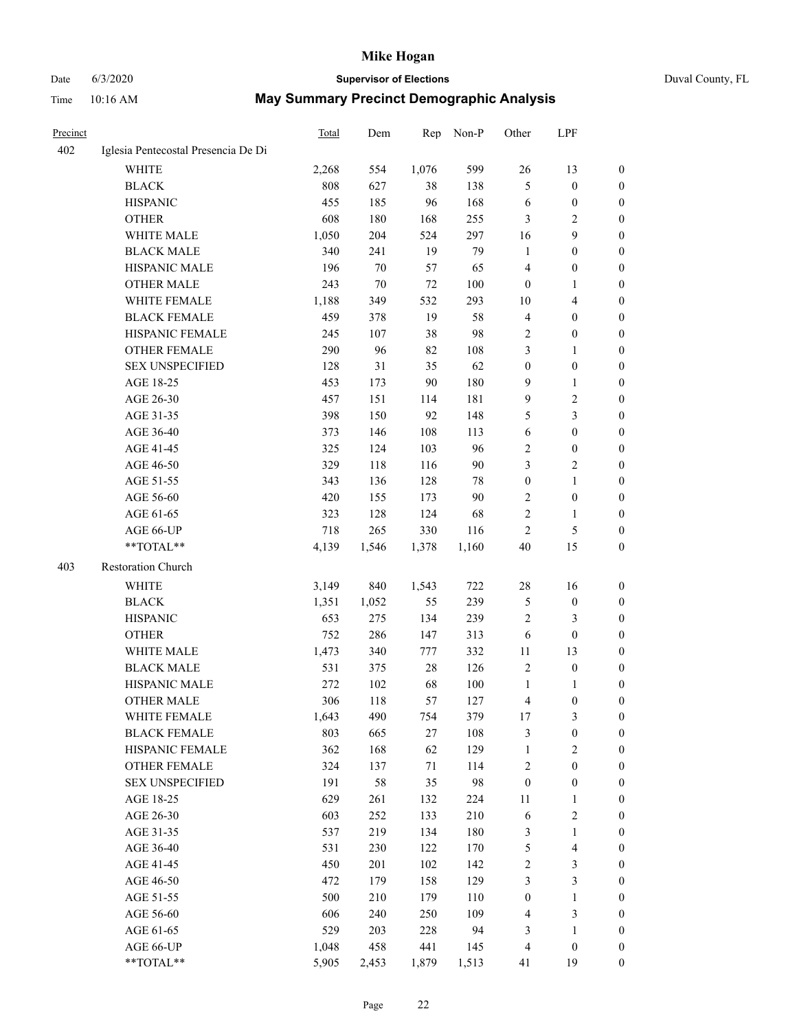# Mike Hogan

Date 6/3/2020 **Supervisor of Elections** Duval County, FL

Time 10:16 AM **May Summary Precinct Demographic Analysis**

| Precinct | | Total | Dem | Rep | Non-P | Other | LPF | |
|---|---|---|---|---|---|---|---|---|
| 402 | Iglesia Pentecostal Presencia De Di | | | | | | | |
| | WHITE | 2,268 | 554 | 1,076 | 599 | 26 | 13 | 0 |
| | BLACK | 808 | 627 | 38 | 138 | 5 | 0 | 0 |
| | HISPANIC | 455 | 185 | 96 | 168 | 6 | 0 | 0 |
| | OTHER | 608 | 180 | 168 | 255 | 3 | 2 | 0 |
| | WHITE MALE | 1,050 | 204 | 524 | 297 | 16 | 9 | 0 |
| | BLACK MALE | 340 | 241 | 19 | 79 | 1 | 0 | 0 |
| | HISPANIC MALE | 196 | 70 | 57 | 65 | 4 | 0 | 0 |
| | OTHER MALE | 243 | 70 | 72 | 100 | 0 | 1 | 0 |
| | WHITE FEMALE | 1,188 | 349 | 532 | 293 | 10 | 4 | 0 |
| | BLACK FEMALE | 459 | 378 | 19 | 58 | 4 | 0 | 0 |
| | HISPANIC FEMALE | 245 | 107 | 38 | 98 | 2 | 0 | 0 |
| | OTHER FEMALE | 290 | 96 | 82 | 108 | 3 | 1 | 0 |
| | SEX UNSPECIFIED | 128 | 31 | 35 | 62 | 0 | 0 | 0 |
| | AGE 18-25 | 453 | 173 | 90 | 180 | 9 | 1 | 0 |
| | AGE 26-30 | 457 | 151 | 114 | 181 | 9 | 2 | 0 |
| | AGE 31-35 | 398 | 150 | 92 | 148 | 5 | 3 | 0 |
| | AGE 36-40 | 373 | 146 | 108 | 113 | 6 | 0 | 0 |
| | AGE 41-45 | 325 | 124 | 103 | 96 | 2 | 0 | 0 |
| | AGE 46-50 | 329 | 118 | 116 | 90 | 3 | 2 | 0 |
| | AGE 51-55 | 343 | 136 | 128 | 78 | 0 | 1 | 0 |
| | AGE 56-60 | 420 | 155 | 173 | 90 | 2 | 0 | 0 |
| | AGE 61-65 | 323 | 128 | 124 | 68 | 2 | 1 | 0 |
| | AGE 66-UP | 718 | 265 | 330 | 116 | 2 | 5 | 0 |
| | **TOTAL** | 4,139 | 1,546 | 1,378 | 1,160 | 40 | 15 | 0 |
| 403 | Restoration Church | | | | | | | |
| | WHITE | 3,149 | 840 | 1,543 | 722 | 28 | 16 | 0 |
| | BLACK | 1,351 | 1,052 | 55 | 239 | 5 | 0 | 0 |
| | HISPANIC | 653 | 275 | 134 | 239 | 2 | 3 | 0 |
| | OTHER | 752 | 286 | 147 | 313 | 6 | 0 | 0 |
| | WHITE MALE | 1,473 | 340 | 777 | 332 | 11 | 13 | 0 |
| | BLACK MALE | 531 | 375 | 28 | 126 | 2 | 0 | 0 |
| | HISPANIC MALE | 272 | 102 | 68 | 100 | 1 | 1 | 0 |
| | OTHER MALE | 306 | 118 | 57 | 127 | 4 | 0 | 0 |
| | WHITE FEMALE | 1,643 | 490 | 754 | 379 | 17 | 3 | 0 |
| | BLACK FEMALE | 803 | 665 | 27 | 108 | 3 | 0 | 0 |
| | HISPANIC FEMALE | 362 | 168 | 62 | 129 | 1 | 2 | 0 |
| | OTHER FEMALE | 324 | 137 | 71 | 114 | 2 | 0 | 0 |
| | SEX UNSPECIFIED | 191 | 58 | 35 | 98 | 0 | 0 | 0 |
| | AGE 18-25 | 629 | 261 | 132 | 224 | 11 | 1 | 0 |
| | AGE 26-30 | 603 | 252 | 133 | 210 | 6 | 2 | 0 |
| | AGE 31-35 | 537 | 219 | 134 | 180 | 3 | 1 | 0 |
| | AGE 36-40 | 531 | 230 | 122 | 170 | 5 | 4 | 0 |
| | AGE 41-45 | 450 | 201 | 102 | 142 | 2 | 3 | 0 |
| | AGE 46-50 | 472 | 179 | 158 | 129 | 3 | 3 | 0 |
| | AGE 51-55 | 500 | 210 | 179 | 110 | 0 | 1 | 0 |
| | AGE 56-60 | 606 | 240 | 250 | 109 | 4 | 3 | 0 |
| | AGE 61-65 | 529 | 203 | 228 | 94 | 3 | 1 | 0 |
| | AGE 66-UP | 1,048 | 458 | 441 | 145 | 4 | 0 | 0 |
| | **TOTAL** | 5,905 | 2,453 | 1,879 | 1,513 | 41 | 19 | 0 |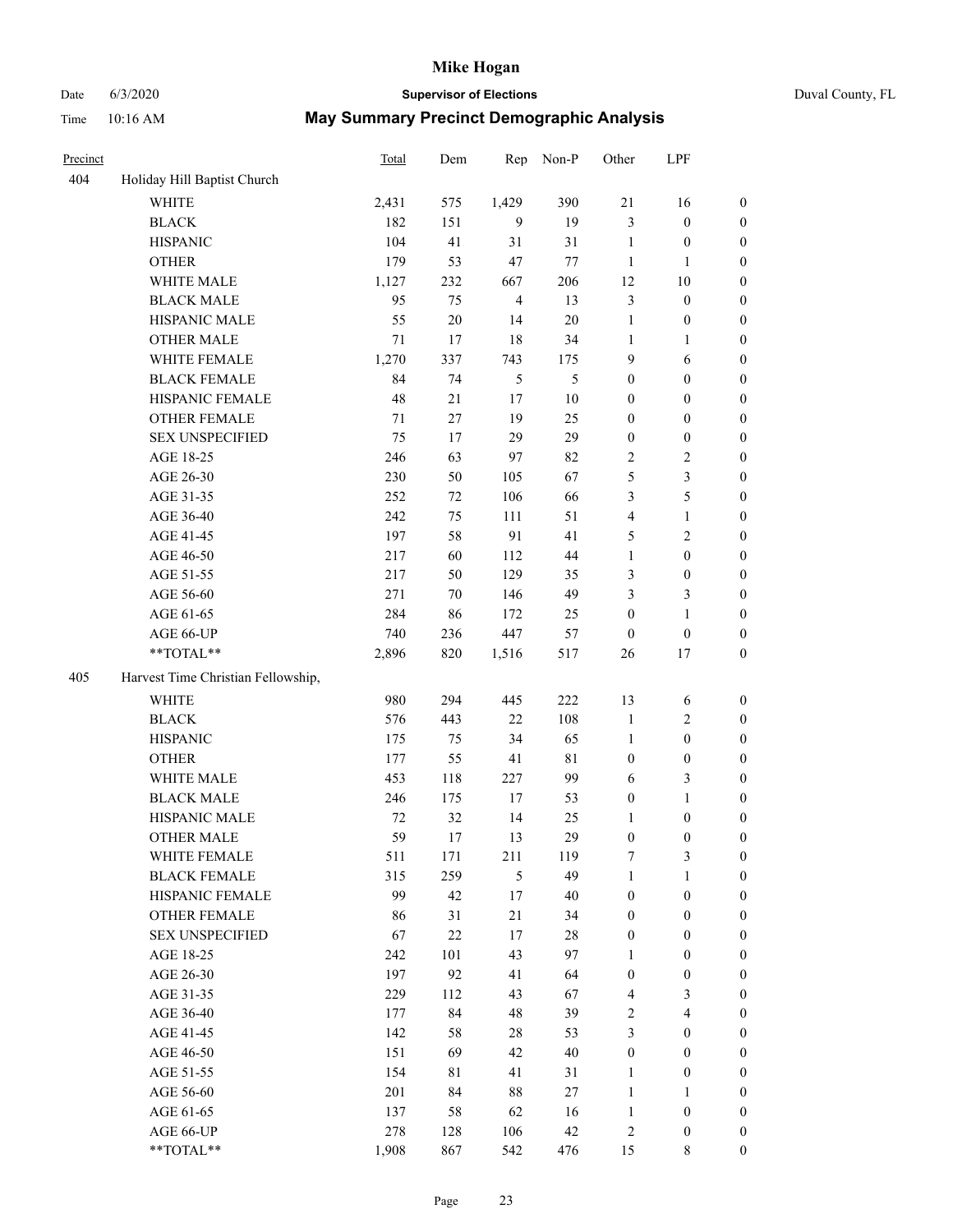# Mike Hogan

Date 6/3/2020 **Supervisor of Elections** Duval County, FL

Time 10:16 AM **May Summary Precinct Demographic Analysis**

| Precinct | | Total | Dem | Rep | Non-P | Other | LPF | |
|---|---|---|---|---|---|---|---|---|
| 404 | Holiday Hill Baptist Church | | | | | | | |
| | WHITE | 2,431 | 575 | 1,429 | 390 | 21 | 16 | 0 |
| | BLACK | 182 | 151 | 9 | 19 | 3 | 0 | 0 |
| | HISPANIC | 104 | 41 | 31 | 31 | 1 | 0 | 0 |
| | OTHER | 179 | 53 | 47 | 77 | 1 | 1 | 0 |
| | WHITE MALE | 1,127 | 232 | 667 | 206 | 12 | 10 | 0 |
| | BLACK MALE | 95 | 75 | 4 | 13 | 3 | 0 | 0 |
| | HISPANIC MALE | 55 | 20 | 14 | 20 | 1 | 0 | 0 |
| | OTHER MALE | 71 | 17 | 18 | 34 | 1 | 1 | 0 |
| | WHITE FEMALE | 1,270 | 337 | 743 | 175 | 9 | 6 | 0 |
| | BLACK FEMALE | 84 | 74 | 5 | 5 | 0 | 0 | 0 |
| | HISPANIC FEMALE | 48 | 21 | 17 | 10 | 0 | 0 | 0 |
| | OTHER FEMALE | 71 | 27 | 19 | 25 | 0 | 0 | 0 |
| | SEX UNSPECIFIED | 75 | 17 | 29 | 29 | 0 | 0 | 0 |
| | AGE 18-25 | 246 | 63 | 97 | 82 | 2 | 2 | 0 |
| | AGE 26-30 | 230 | 50 | 105 | 67 | 5 | 3 | 0 |
| | AGE 31-35 | 252 | 72 | 106 | 66 | 3 | 5 | 0 |
| | AGE 36-40 | 242 | 75 | 111 | 51 | 4 | 1 | 0 |
| | AGE 41-45 | 197 | 58 | 91 | 41 | 5 | 2 | 0 |
| | AGE 46-50 | 217 | 60 | 112 | 44 | 1 | 0 | 0 |
| | AGE 51-55 | 217 | 50 | 129 | 35 | 3 | 0 | 0 |
| | AGE 56-60 | 271 | 70 | 146 | 49 | 3 | 3 | 0 |
| | AGE 61-65 | 284 | 86 | 172 | 25 | 0 | 1 | 0 |
| | AGE 66-UP | 740 | 236 | 447 | 57 | 0 | 0 | 0 |
| | **TOTAL** | 2,896 | 820 | 1,516 | 517 | 26 | 17 | 0 |
| 405 | Harvest Time Christian Fellowship, | | | | | | | |
| | WHITE | 980 | 294 | 445 | 222 | 13 | 6 | 0 |
| | BLACK | 576 | 443 | 22 | 108 | 1 | 2 | 0 |
| | HISPANIC | 175 | 75 | 34 | 65 | 1 | 0 | 0 |
| | OTHER | 177 | 55 | 41 | 81 | 0 | 0 | 0 |
| | WHITE MALE | 453 | 118 | 227 | 99 | 6 | 3 | 0 |
| | BLACK MALE | 246 | 175 | 17 | 53 | 0 | 1 | 0 |
| | HISPANIC MALE | 72 | 32 | 14 | 25 | 1 | 0 | 0 |
| | OTHER MALE | 59 | 17 | 13 | 29 | 0 | 0 | 0 |
| | WHITE FEMALE | 511 | 171 | 211 | 119 | 7 | 3 | 0 |
| | BLACK FEMALE | 315 | 259 | 5 | 49 | 1 | 1 | 0 |
| | HISPANIC FEMALE | 99 | 42 | 17 | 40 | 0 | 0 | 0 |
| | OTHER FEMALE | 86 | 31 | 21 | 34 | 0 | 0 | 0 |
| | SEX UNSPECIFIED | 67 | 22 | 17 | 28 | 0 | 0 | 0 |
| | AGE 18-25 | 242 | 101 | 43 | 97 | 1 | 0 | 0 |
| | AGE 26-30 | 197 | 92 | 41 | 64 | 0 | 0 | 0 |
| | AGE 31-35 | 229 | 112 | 43 | 67 | 4 | 3 | 0 |
| | AGE 36-40 | 177 | 84 | 48 | 39 | 2 | 4 | 0 |
| | AGE 41-45 | 142 | 58 | 28 | 53 | 3 | 0 | 0 |
| | AGE 46-50 | 151 | 69 | 42 | 40 | 0 | 0 | 0 |
| | AGE 51-55 | 154 | 81 | 41 | 31 | 1 | 0 | 0 |
| | AGE 56-60 | 201 | 84 | 88 | 27 | 1 | 1 | 0 |
| | AGE 61-65 | 137 | 58 | 62 | 16 | 1 | 0 | 0 |
| | AGE 66-UP | 278 | 128 | 106 | 42 | 2 | 0 | 0 |
| | **TOTAL** | 1,908 | 867 | 542 | 476 | 15 | 8 | 0 |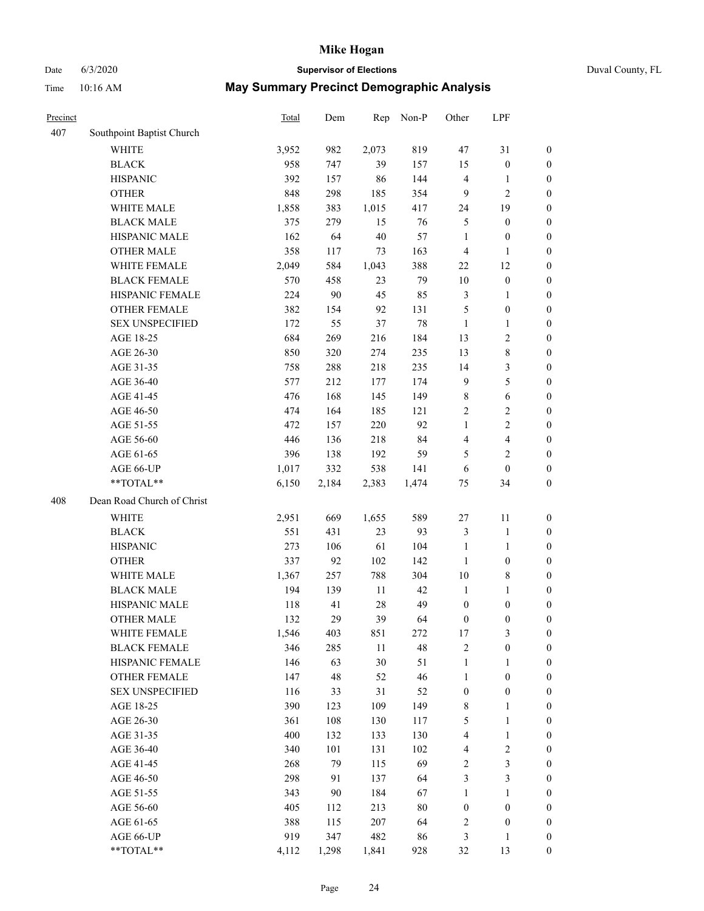# Mike Hogan

Date 6/3/2020 **Supervisor of Elections** Duval County, FL

Time 10:16 AM **May Summary Precinct Demographic Analysis**

| Precinct | | Total | Dem | Rep | Non-P | Other | LPF | |
|---|---|---|---|---|---|---|---|---|
| 407 | Southpoint Baptist Church | | | | | | | |
| | WHITE | 3,952 | 982 | 2,073 | 819 | 47 | 31 | 0 |
| | BLACK | 958 | 747 | 39 | 157 | 15 | 0 | 0 |
| | HISPANIC | 392 | 157 | 86 | 144 | 4 | 1 | 0 |
| | OTHER | 848 | 298 | 185 | 354 | 9 | 2 | 0 |
| | WHITE MALE | 1,858 | 383 | 1,015 | 417 | 24 | 19 | 0 |
| | BLACK MALE | 375 | 279 | 15 | 76 | 5 | 0 | 0 |
| | HISPANIC MALE | 162 | 64 | 40 | 57 | 1 | 0 | 0 |
| | OTHER MALE | 358 | 117 | 73 | 163 | 4 | 1 | 0 |
| | WHITE FEMALE | 2,049 | 584 | 1,043 | 388 | 22 | 12 | 0 |
| | BLACK FEMALE | 570 | 458 | 23 | 79 | 10 | 0 | 0 |
| | HISPANIC FEMALE | 224 | 90 | 45 | 85 | 3 | 1 | 0 |
| | OTHER FEMALE | 382 | 154 | 92 | 131 | 5 | 0 | 0 |
| | SEX UNSPECIFIED | 172 | 55 | 37 | 78 | 1 | 1 | 0 |
| | AGE 18-25 | 684 | 269 | 216 | 184 | 13 | 2 | 0 |
| | AGE 26-30 | 850 | 320 | 274 | 235 | 13 | 8 | 0 |
| | AGE 31-35 | 758 | 288 | 218 | 235 | 14 | 3 | 0 |
| | AGE 36-40 | 577 | 212 | 177 | 174 | 9 | 5 | 0 |
| | AGE 41-45 | 476 | 168 | 145 | 149 | 8 | 6 | 0 |
| | AGE 46-50 | 474 | 164 | 185 | 121 | 2 | 2 | 0 |
| | AGE 51-55 | 472 | 157 | 220 | 92 | 1 | 2 | 0 |
| | AGE 56-60 | 446 | 136 | 218 | 84 | 4 | 4 | 0 |
| | AGE 61-65 | 396 | 138 | 192 | 59 | 5 | 2 | 0 |
| | AGE 66-UP | 1,017 | 332 | 538 | 141 | 6 | 0 | 0 |
| | **TOTAL** | 6,150 | 2,184 | 2,383 | 1,474 | 75 | 34 | 0 |
| 408 | Dean Road Church of Christ | | | | | | | |
| | WHITE | 2,951 | 669 | 1,655 | 589 | 27 | 11 | 0 |
| | BLACK | 551 | 431 | 23 | 93 | 3 | 1 | 0 |
| | HISPANIC | 273 | 106 | 61 | 104 | 1 | 1 | 0 |
| | OTHER | 337 | 92 | 102 | 142 | 1 | 0 | 0 |
| | WHITE MALE | 1,367 | 257 | 788 | 304 | 10 | 8 | 0 |
| | BLACK MALE | 194 | 139 | 11 | 42 | 1 | 1 | 0 |
| | HISPANIC MALE | 118 | 41 | 28 | 49 | 0 | 0 | 0 |
| | OTHER MALE | 132 | 29 | 39 | 64 | 0 | 0 | 0 |
| | WHITE FEMALE | 1,546 | 403 | 851 | 272 | 17 | 3 | 0 |
| | BLACK FEMALE | 346 | 285 | 11 | 48 | 2 | 0 | 0 |
| | HISPANIC FEMALE | 146 | 63 | 30 | 51 | 1 | 1 | 0 |
| | OTHER FEMALE | 147 | 48 | 52 | 46 | 1 | 0 | 0 |
| | SEX UNSPECIFIED | 116 | 33 | 31 | 52 | 0 | 0 | 0 |
| | AGE 18-25 | 390 | 123 | 109 | 149 | 8 | 1 | 0 |
| | AGE 26-30 | 361 | 108 | 130 | 117 | 5 | 1 | 0 |
| | AGE 31-35 | 400 | 132 | 133 | 130 | 4 | 1 | 0 |
| | AGE 36-40 | 340 | 101 | 131 | 102 | 4 | 2 | 0 |
| | AGE 41-45 | 268 | 79 | 115 | 69 | 2 | 3 | 0 |
| | AGE 46-50 | 298 | 91 | 137 | 64 | 3 | 3 | 0 |
| | AGE 51-55 | 343 | 90 | 184 | 67 | 1 | 1 | 0 |
| | AGE 56-60 | 405 | 112 | 213 | 80 | 0 | 0 | 0 |
| | AGE 61-65 | 388 | 115 | 207 | 64 | 2 | 0 | 0 |
| | AGE 66-UP | 919 | 347 | 482 | 86 | 3 | 1 | 0 |
| | **TOTAL** | 4,112 | 1,298 | 1,841 | 928 | 32 | 13 | 0 |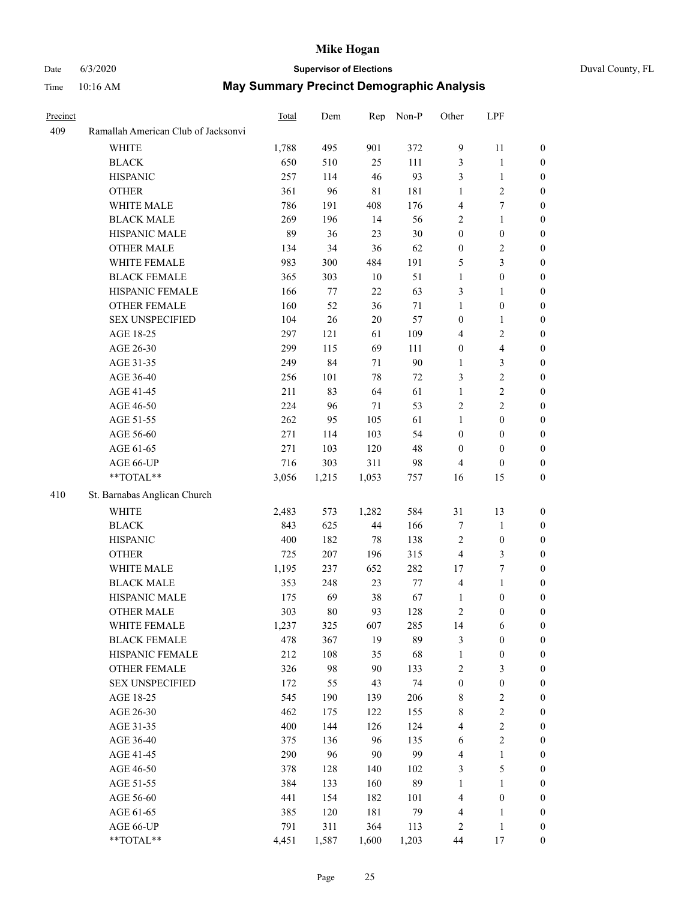| Precinct | | Total | Dem | Rep | Non-P | Other | LPF | |
|---|---|---|---|---|---|---|---|---|
| 409 | Ramallah American Club of Jacksonvi | | | | | | | |
| | WHITE | 1,788 | 495 | 901 | 372 | 9 | 11 | 0 |
| | BLACK | 650 | 510 | 25 | 111 | 3 | 1 | 0 |
| | HISPANIC | 257 | 114 | 46 | 93 | 3 | 1 | 0 |
| | OTHER | 361 | 96 | 81 | 181 | 1 | 2 | 0 |
| | WHITE MALE | 786 | 191 | 408 | 176 | 4 | 7 | 0 |
| | BLACK MALE | 269 | 196 | 14 | 56 | 2 | 1 | 0 |
| | HISPANIC MALE | 89 | 36 | 23 | 30 | 0 | 0 | 0 |
| | OTHER MALE | 134 | 34 | 36 | 62 | 0 | 2 | 0 |
| | WHITE FEMALE | 983 | 300 | 484 | 191 | 5 | 3 | 0 |
| | BLACK FEMALE | 365 | 303 | 10 | 51 | 1 | 0 | 0 |
| | HISPANIC FEMALE | 166 | 77 | 22 | 63 | 3 | 1 | 0 |
| | OTHER FEMALE | 160 | 52 | 36 | 71 | 1 | 0 | 0 |
| | SEX UNSPECIFIED | 104 | 26 | 20 | 57 | 0 | 1 | 0 |
| | AGE 18-25 | 297 | 121 | 61 | 109 | 4 | 2 | 0 |
| | AGE 26-30 | 299 | 115 | 69 | 111 | 0 | 4 | 0 |
| | AGE 31-35 | 249 | 84 | 71 | 90 | 1 | 3 | 0 |
| | AGE 36-40 | 256 | 101 | 78 | 72 | 3 | 2 | 0 |
| | AGE 41-45 | 211 | 83 | 64 | 61 | 1 | 2 | 0 |
| | AGE 46-50 | 224 | 96 | 71 | 53 | 2 | 2 | 0 |
| | AGE 51-55 | 262 | 95 | 105 | 61 | 1 | 0 | 0 |
| | AGE 56-60 | 271 | 114 | 103 | 54 | 0 | 0 | 0 |
| | AGE 61-65 | 271 | 103 | 120 | 48 | 0 | 0 | 0 |
| | AGE 66-UP | 716 | 303 | 311 | 98 | 4 | 0 | 0 |
| | **TOTAL** | 3,056 | 1,215 | 1,053 | 757 | 16 | 15 | 0 |
| 410 | St. Barnabas Anglican Church | | | | | | | |
| | WHITE | 2,483 | 573 | 1,282 | 584 | 31 | 13 | 0 |
| | BLACK | 843 | 625 | 44 | 166 | 7 | 1 | 0 |
| | HISPANIC | 400 | 182 | 78 | 138 | 2 | 0 | 0 |
| | OTHER | 725 | 207 | 196 | 315 | 4 | 3 | 0 |
| | WHITE MALE | 1,195 | 237 | 652 | 282 | 17 | 7 | 0 |
| | BLACK MALE | 353 | 248 | 23 | 77 | 4 | 1 | 0 |
| | HISPANIC MALE | 175 | 69 | 38 | 67 | 1 | 0 | 0 |
| | OTHER MALE | 303 | 80 | 93 | 128 | 2 | 0 | 0 |
| | WHITE FEMALE | 1,237 | 325 | 607 | 285 | 14 | 6 | 0 |
| | BLACK FEMALE | 478 | 367 | 19 | 89 | 3 | 0 | 0 |
| | HISPANIC FEMALE | 212 | 108 | 35 | 68 | 1 | 0 | 0 |
| | OTHER FEMALE | 326 | 98 | 90 | 133 | 2 | 3 | 0 |
| | SEX UNSPECIFIED | 172 | 55 | 43 | 74 | 0 | 0 | 0 |
| | AGE 18-25 | 545 | 190 | 139 | 206 | 8 | 2 | 0 |
| | AGE 26-30 | 462 | 175 | 122 | 155 | 8 | 2 | 0 |
| | AGE 31-35 | 400 | 144 | 126 | 124 | 4 | 2 | 0 |
| | AGE 36-40 | 375 | 136 | 96 | 135 | 6 | 2 | 0 |
| | AGE 41-45 | 290 | 96 | 90 | 99 | 4 | 1 | 0 |
| | AGE 46-50 | 378 | 128 | 140 | 102 | 3 | 5 | 0 |
| | AGE 51-55 | 384 | 133 | 160 | 89 | 1 | 1 | 0 |
| | AGE 56-60 | 441 | 154 | 182 | 101 | 4 | 0 | 0 |
| | AGE 61-65 | 385 | 120 | 181 | 79 | 4 | 1 | 0 |
| | AGE 66-UP | 791 | 311 | 364 | 113 | 2 | 1 | 0 |
| | **TOTAL** | 4,451 | 1,587 | 1,600 | 1,203 | 44 | 17 | 0 |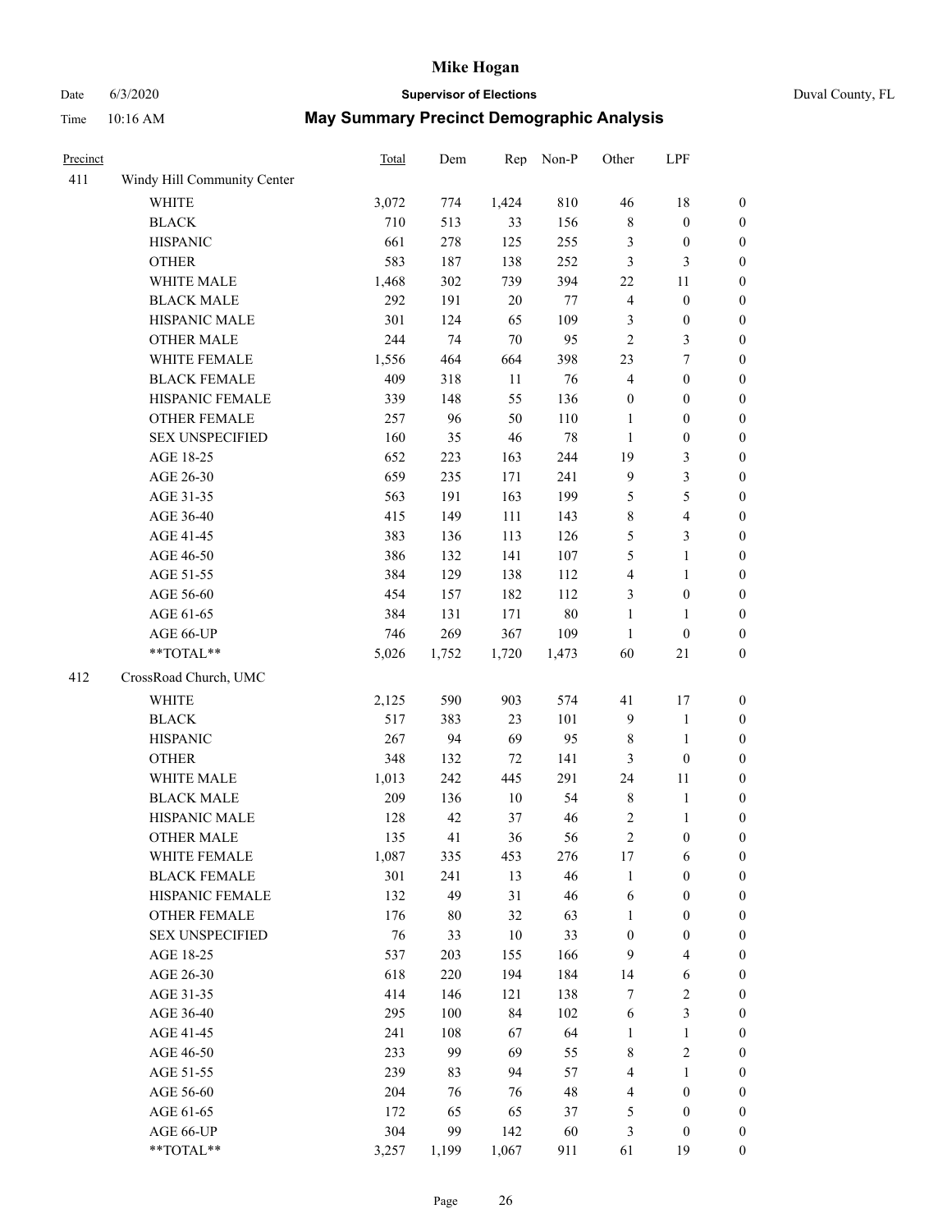# Mike Hogan

Date 6/3/2020 **Supervisor of Elections** Duval County, FL

Time 10:16 AM **May Summary Precinct Demographic Analysis**

| Precinct | | Total | Dem | Rep | Non-P | Other | LPF | |
|---|---|---|---|---|---|---|---|---|
| 411 | Windy Hill Community Center | | | | | | | |
| | WHITE | 3,072 | 774 | 1,424 | 810 | 46 | 18 | 0 |
| | BLACK | 710 | 513 | 33 | 156 | 8 | 0 | 0 |
| | HISPANIC | 661 | 278 | 125 | 255 | 3 | 0 | 0 |
| | OTHER | 583 | 187 | 138 | 252 | 3 | 3 | 0 |
| | WHITE MALE | 1,468 | 302 | 739 | 394 | 22 | 11 | 0 |
| | BLACK MALE | 292 | 191 | 20 | 77 | 4 | 0 | 0 |
| | HISPANIC MALE | 301 | 124 | 65 | 109 | 3 | 0 | 0 |
| | OTHER MALE | 244 | 74 | 70 | 95 | 2 | 3 | 0 |
| | WHITE FEMALE | 1,556 | 464 | 664 | 398 | 23 | 7 | 0 |
| | BLACK FEMALE | 409 | 318 | 11 | 76 | 4 | 0 | 0 |
| | HISPANIC FEMALE | 339 | 148 | 55 | 136 | 0 | 0 | 0 |
| | OTHER FEMALE | 257 | 96 | 50 | 110 | 1 | 0 | 0 |
| | SEX UNSPECIFIED | 160 | 35 | 46 | 78 | 1 | 0 | 0 |
| | AGE 18-25 | 652 | 223 | 163 | 244 | 19 | 3 | 0 |
| | AGE 26-30 | 659 | 235 | 171 | 241 | 9 | 3 | 0 |
| | AGE 31-35 | 563 | 191 | 163 | 199 | 5 | 5 | 0 |
| | AGE 36-40 | 415 | 149 | 111 | 143 | 8 | 4 | 0 |
| | AGE 41-45 | 383 | 136 | 113 | 126 | 5 | 3 | 0 |
| | AGE 46-50 | 386 | 132 | 141 | 107 | 5 | 1 | 0 |
| | AGE 51-55 | 384 | 129 | 138 | 112 | 4 | 1 | 0 |
| | AGE 56-60 | 454 | 157 | 182 | 112 | 3 | 0 | 0 |
| | AGE 61-65 | 384 | 131 | 171 | 80 | 1 | 1 | 0 |
| | AGE 66-UP | 746 | 269 | 367 | 109 | 1 | 0 | 0 |
| | **TOTAL** | 5,026 | 1,752 | 1,720 | 1,473 | 60 | 21 | 0 |
| 412 | CrossRoad Church, UMC | | | | | | | |
| | WHITE | 2,125 | 590 | 903 | 574 | 41 | 17 | 0 |
| | BLACK | 517 | 383 | 23 | 101 | 9 | 1 | 0 |
| | HISPANIC | 267 | 94 | 69 | 95 | 8 | 1 | 0 |
| | OTHER | 348 | 132 | 72 | 141 | 3 | 0 | 0 |
| | WHITE MALE | 1,013 | 242 | 445 | 291 | 24 | 11 | 0 |
| | BLACK MALE | 209 | 136 | 10 | 54 | 8 | 1 | 0 |
| | HISPANIC MALE | 128 | 42 | 37 | 46 | 2 | 1 | 0 |
| | OTHER MALE | 135 | 41 | 36 | 56 | 2 | 0 | 0 |
| | WHITE FEMALE | 1,087 | 335 | 453 | 276 | 17 | 6 | 0 |
| | BLACK FEMALE | 301 | 241 | 13 | 46 | 1 | 0 | 0 |
| | HISPANIC FEMALE | 132 | 49 | 31 | 46 | 6 | 0 | 0 |
| | OTHER FEMALE | 176 | 80 | 32 | 63 | 1 | 0 | 0 |
| | SEX UNSPECIFIED | 76 | 33 | 10 | 33 | 0 | 0 | 0 |
| | AGE 18-25 | 537 | 203 | 155 | 166 | 9 | 4 | 0 |
| | AGE 26-30 | 618 | 220 | 194 | 184 | 14 | 6 | 0 |
| | AGE 31-35 | 414 | 146 | 121 | 138 | 7 | 2 | 0 |
| | AGE 36-40 | 295 | 100 | 84 | 102 | 6 | 3 | 0 |
| | AGE 41-45 | 241 | 108 | 67 | 64 | 1 | 1 | 0 |
| | AGE 46-50 | 233 | 99 | 69 | 55 | 8 | 2 | 0 |
| | AGE 51-55 | 239 | 83 | 94 | 57 | 4 | 1 | 0 |
| | AGE 56-60 | 204 | 76 | 76 | 48 | 4 | 0 | 0 |
| | AGE 61-65 | 172 | 65 | 65 | 37 | 5 | 0 | 0 |
| | AGE 66-UP | 304 | 99 | 142 | 60 | 3 | 0 | 0 |
| | **TOTAL** | 3,257 | 1,199 | 1,067 | 911 | 61 | 19 | 0 |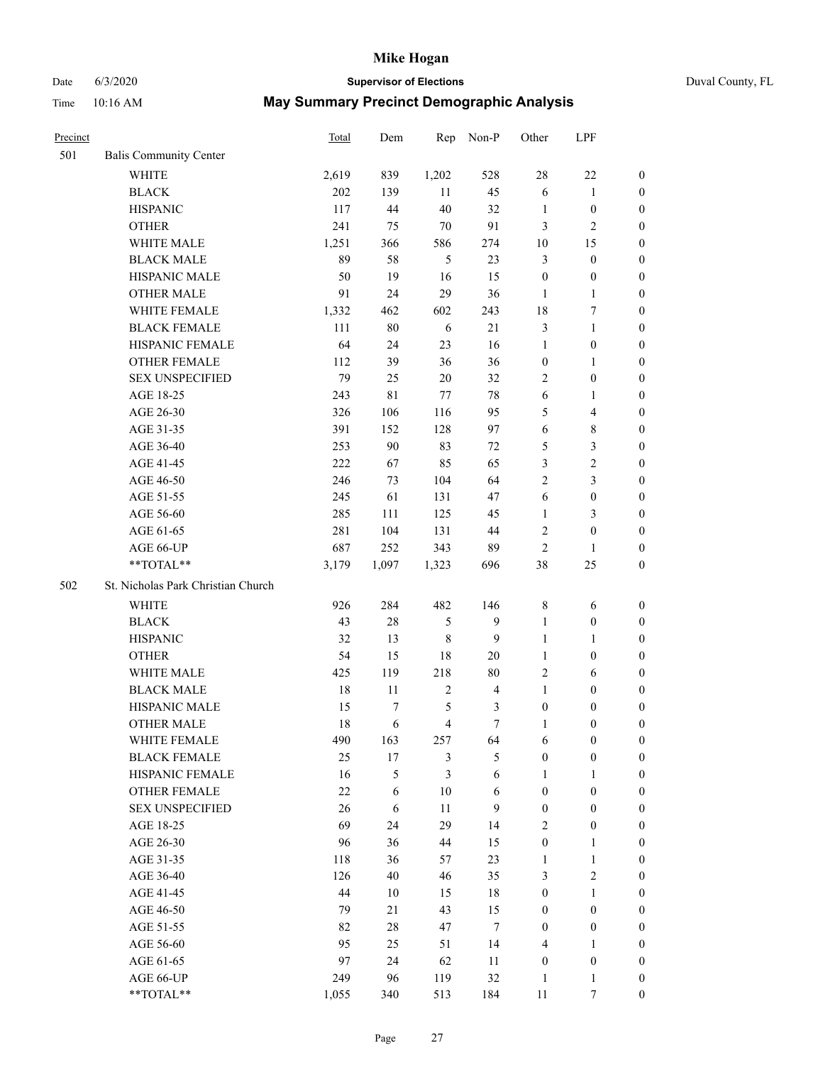# Mike Hogan

Date 6/3/2020 **Supervisor of Elections** Duval County, FL

Time 10:16 AM **May Summary Precinct Demographic Analysis**

| Precinct | | Total | Dem | Rep | Non-P | Other | LPF | |
|---|---|---|---|---|---|---|---|---|
| 501 | Balis Community Center | | | | | | | |
| | WHITE | 2,619 | 839 | 1,202 | 528 | 28 | 22 | 0 |
| | BLACK | 202 | 139 | 11 | 45 | 6 | 1 | 0 |
| | HISPANIC | 117 | 44 | 40 | 32 | 1 | 0 | 0 |
| | OTHER | 241 | 75 | 70 | 91 | 3 | 2 | 0 |
| | WHITE MALE | 1,251 | 366 | 586 | 274 | 10 | 15 | 0 |
| | BLACK MALE | 89 | 58 | 5 | 23 | 3 | 0 | 0 |
| | HISPANIC MALE | 50 | 19 | 16 | 15 | 0 | 0 | 0 |
| | OTHER MALE | 91 | 24 | 29 | 36 | 1 | 1 | 0 |
| | WHITE FEMALE | 1,332 | 462 | 602 | 243 | 18 | 7 | 0 |
| | BLACK FEMALE | 111 | 80 | 6 | 21 | 3 | 1 | 0 |
| | HISPANIC FEMALE | 64 | 24 | 23 | 16 | 1 | 0 | 0 |
| | OTHER FEMALE | 112 | 39 | 36 | 36 | 0 | 1 | 0 |
| | SEX UNSPECIFIED | 79 | 25 | 20 | 32 | 2 | 0 | 0 |
| | AGE 18-25 | 243 | 81 | 77 | 78 | 6 | 1 | 0 |
| | AGE 26-30 | 326 | 106 | 116 | 95 | 5 | 4 | 0 |
| | AGE 31-35 | 391 | 152 | 128 | 97 | 6 | 8 | 0 |
| | AGE 36-40 | 253 | 90 | 83 | 72 | 5 | 3 | 0 |
| | AGE 41-45 | 222 | 67 | 85 | 65 | 3 | 2 | 0 |
| | AGE 46-50 | 246 | 73 | 104 | 64 | 2 | 3 | 0 |
| | AGE 51-55 | 245 | 61 | 131 | 47 | 6 | 0 | 0 |
| | AGE 56-60 | 285 | 111 | 125 | 45 | 1 | 3 | 0 |
| | AGE 61-65 | 281 | 104 | 131 | 44 | 2 | 0 | 0 |
| | AGE 66-UP | 687 | 252 | 343 | 89 | 2 | 1 | 0 |
| | **TOTAL** | 3,179 | 1,097 | 1,323 | 696 | 38 | 25 | 0 |
| 502 | St. Nicholas Park Christian Church | | | | | | | |
| | WHITE | 926 | 284 | 482 | 146 | 8 | 6 | 0 |
| | BLACK | 43 | 28 | 5 | 9 | 1 | 0 | 0 |
| | HISPANIC | 32 | 13 | 8 | 9 | 1 | 1 | 0 |
| | OTHER | 54 | 15 | 18 | 20 | 1 | 0 | 0 |
| | WHITE MALE | 425 | 119 | 218 | 80 | 2 | 6 | 0 |
| | BLACK MALE | 18 | 11 | 2 | 4 | 1 | 0 | 0 |
| | HISPANIC MALE | 15 | 7 | 5 | 3 | 0 | 0 | 0 |
| | OTHER MALE | 18 | 6 | 4 | 7 | 1 | 0 | 0 |
| | WHITE FEMALE | 490 | 163 | 257 | 64 | 6 | 0 | 0 |
| | BLACK FEMALE | 25 | 17 | 3 | 5 | 0 | 0 | 0 |
| | HISPANIC FEMALE | 16 | 5 | 3 | 6 | 1 | 1 | 0 |
| | OTHER FEMALE | 22 | 6 | 10 | 6 | 0 | 0 | 0 |
| | SEX UNSPECIFIED | 26 | 6 | 11 | 9 | 0 | 0 | 0 |
| | AGE 18-25 | 69 | 24 | 29 | 14 | 2 | 0 | 0 |
| | AGE 26-30 | 96 | 36 | 44 | 15 | 0 | 1 | 0 |
| | AGE 31-35 | 118 | 36 | 57 | 23 | 1 | 1 | 0 |
| | AGE 36-40 | 126 | 40 | 46 | 35 | 3 | 2 | 0 |
| | AGE 41-45 | 44 | 10 | 15 | 18 | 0 | 1 | 0 |
| | AGE 46-50 | 79 | 21 | 43 | 15 | 0 | 0 | 0 |
| | AGE 51-55 | 82 | 28 | 47 | 7 | 0 | 0 | 0 |
| | AGE 56-60 | 95 | 25 | 51 | 14 | 4 | 1 | 0 |
| | AGE 61-65 | 97 | 24 | 62 | 11 | 0 | 0 | 0 |
| | AGE 66-UP | 249 | 96 | 119 | 32 | 1 | 1 | 0 |
| | **TOTAL** | 1,055 | 340 | 513 | 184 | 11 | 7 | 0 |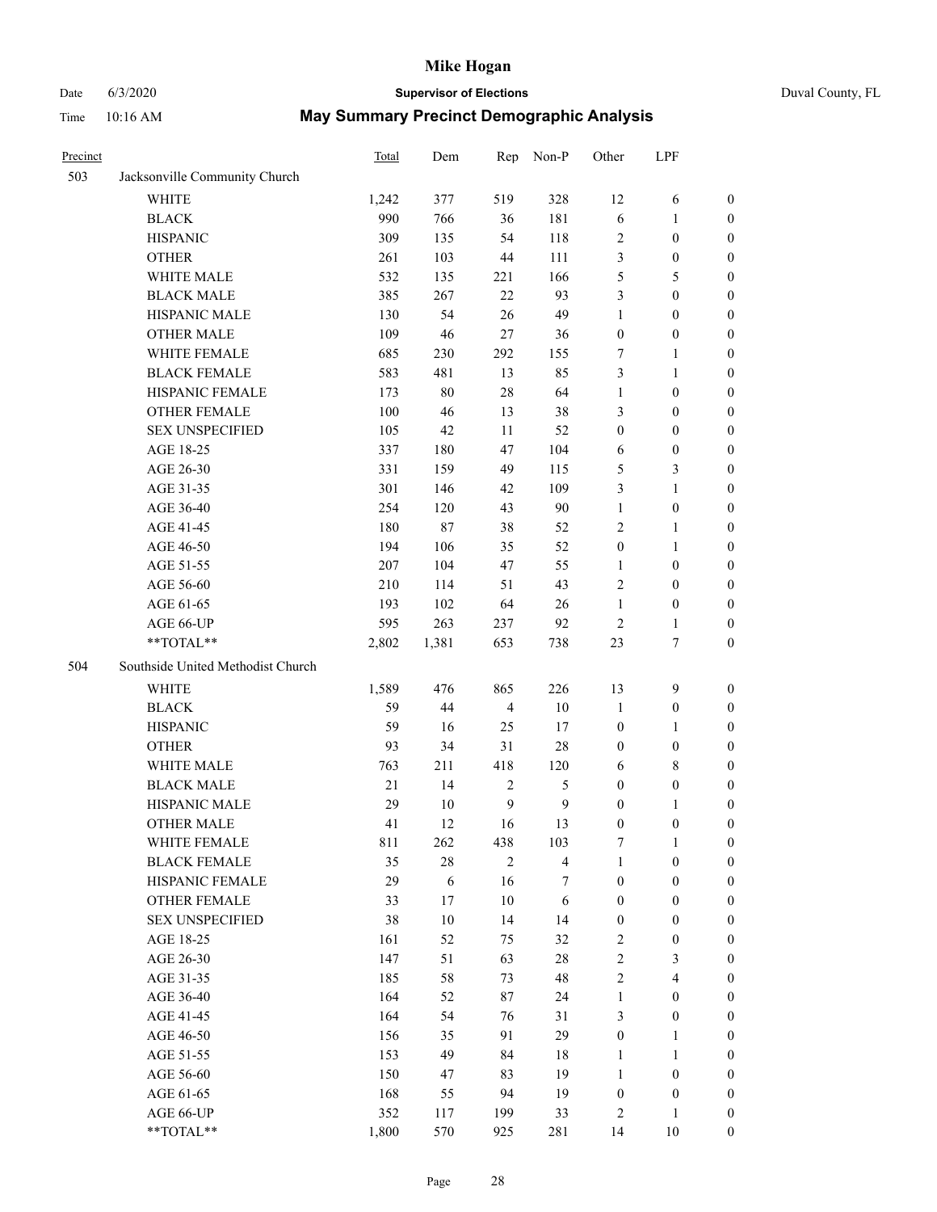# Mike Hogan

Date 6/3/2020 **Supervisor of Elections** Duval County, FL

Time 10:16 AM **May Summary Precinct Demographic Analysis**

| Precinct | | Total | Dem | Rep | Non-P | Other | LPF | |
|---|---|---|---|---|---|---|---|---|
| 503 | Jacksonville Community Church | | | | | | | |
| | WHITE | 1,242 | 377 | 519 | 328 | 12 | 6 | 0 |
| | BLACK | 990 | 766 | 36 | 181 | 6 | 1 | 0 |
| | HISPANIC | 309 | 135 | 54 | 118 | 2 | 0 | 0 |
| | OTHER | 261 | 103 | 44 | 111 | 3 | 0 | 0 |
| | WHITE MALE | 532 | 135 | 221 | 166 | 5 | 5 | 0 |
| | BLACK MALE | 385 | 267 | 22 | 93 | 3 | 0 | 0 |
| | HISPANIC MALE | 130 | 54 | 26 | 49 | 1 | 0 | 0 |
| | OTHER MALE | 109 | 46 | 27 | 36 | 0 | 0 | 0 |
| | WHITE FEMALE | 685 | 230 | 292 | 155 | 7 | 1 | 0 |
| | BLACK FEMALE | 583 | 481 | 13 | 85 | 3 | 1 | 0 |
| | HISPANIC FEMALE | 173 | 80 | 28 | 64 | 1 | 0 | 0 |
| | OTHER FEMALE | 100 | 46 | 13 | 38 | 3 | 0 | 0 |
| | SEX UNSPECIFIED | 105 | 42 | 11 | 52 | 0 | 0 | 0 |
| | AGE 18-25 | 337 | 180 | 47 | 104 | 6 | 0 | 0 |
| | AGE 26-30 | 331 | 159 | 49 | 115 | 5 | 3 | 0 |
| | AGE 31-35 | 301 | 146 | 42 | 109 | 3 | 1 | 0 |
| | AGE 36-40 | 254 | 120 | 43 | 90 | 1 | 0 | 0 |
| | AGE 41-45 | 180 | 87 | 38 | 52 | 2 | 1 | 0 |
| | AGE 46-50 | 194 | 106 | 35 | 52 | 0 | 1 | 0 |
| | AGE 51-55 | 207 | 104 | 47 | 55 | 1 | 0 | 0 |
| | AGE 56-60 | 210 | 114 | 51 | 43 | 2 | 0 | 0 |
| | AGE 61-65 | 193 | 102 | 64 | 26 | 1 | 0 | 0 |
| | AGE 66-UP | 595 | 263 | 237 | 92 | 2 | 1 | 0 |
| | **TOTAL** | 2,802 | 1,381 | 653 | 738 | 23 | 7 | 0 |
| 504 | Southside United Methodist Church | | | | | | | |
| | WHITE | 1,589 | 476 | 865 | 226 | 13 | 9 | 0 |
| | BLACK | 59 | 44 | 4 | 10 | 1 | 0 | 0 |
| | HISPANIC | 59 | 16 | 25 | 17 | 0 | 1 | 0 |
| | OTHER | 93 | 34 | 31 | 28 | 0 | 0 | 0 |
| | WHITE MALE | 763 | 211 | 418 | 120 | 6 | 8 | 0 |
| | BLACK MALE | 21 | 14 | 2 | 5 | 0 | 0 | 0 |
| | HISPANIC MALE | 29 | 10 | 9 | 9 | 0 | 1 | 0 |
| | OTHER MALE | 41 | 12 | 16 | 13 | 0 | 0 | 0 |
| | WHITE FEMALE | 811 | 262 | 438 | 103 | 7 | 1 | 0 |
| | BLACK FEMALE | 35 | 28 | 2 | 4 | 1 | 0 | 0 |
| | HISPANIC FEMALE | 29 | 6 | 16 | 7 | 0 | 0 | 0 |
| | OTHER FEMALE | 33 | 17 | 10 | 6 | 0 | 0 | 0 |
| | SEX UNSPECIFIED | 38 | 10 | 14 | 14 | 0 | 0 | 0 |
| | AGE 18-25 | 161 | 52 | 75 | 32 | 2 | 0 | 0 |
| | AGE 26-30 | 147 | 51 | 63 | 28 | 2 | 3 | 0 |
| | AGE 31-35 | 185 | 58 | 73 | 48 | 2 | 4 | 0 |
| | AGE 36-40 | 164 | 52 | 87 | 24 | 1 | 0 | 0 |
| | AGE 41-45 | 164 | 54 | 76 | 31 | 3 | 0 | 0 |
| | AGE 46-50 | 156 | 35 | 91 | 29 | 0 | 1 | 0 |
| | AGE 51-55 | 153 | 49 | 84 | 18 | 1 | 1 | 0 |
| | AGE 56-60 | 150 | 47 | 83 | 19 | 1 | 0 | 0 |
| | AGE 61-65 | 168 | 55 | 94 | 19 | 0 | 0 | 0 |
| | AGE 66-UP | 352 | 117 | 199 | 33 | 2 | 1 | 0 |
| | **TOTAL** | 1,800 | 570 | 925 | 281 | 14 | 10 | 0 |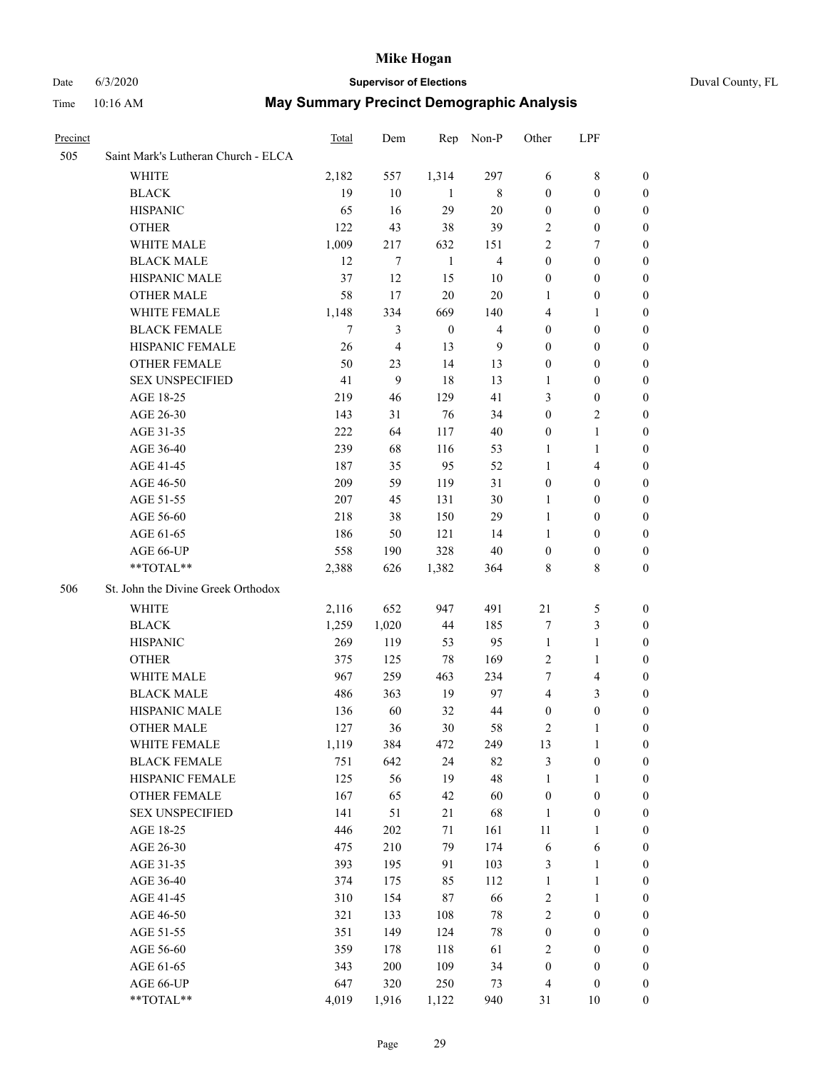| Precinct | | Total | Dem | Rep | Non-P | Other | LPF | |
|---|---|---|---|---|---|---|---|---|
| 505 | Saint Mark's Lutheran Church - ELCA | | | | | | | |
| | WHITE | 2,182 | 557 | 1,314 | 297 | 6 | 8 | 0 |
| | BLACK | 19 | 10 | 1 | 8 | 0 | 0 | 0 |
| | HISPANIC | 65 | 16 | 29 | 20 | 0 | 0 | 0 |
| | OTHER | 122 | 43 | 38 | 39 | 2 | 0 | 0 |
| | WHITE MALE | 1,009 | 217 | 632 | 151 | 2 | 7 | 0 |
| | BLACK MALE | 12 | 7 | 1 | 4 | 0 | 0 | 0 |
| | HISPANIC MALE | 37 | 12 | 15 | 10 | 0 | 0 | 0 |
| | OTHER MALE | 58 | 17 | 20 | 20 | 1 | 0 | 0 |
| | WHITE FEMALE | 1,148 | 334 | 669 | 140 | 4 | 1 | 0 |
| | BLACK FEMALE | 7 | 3 | 0 | 4 | 0 | 0 | 0 |
| | HISPANIC FEMALE | 26 | 4 | 13 | 9 | 0 | 0 | 0 |
| | OTHER FEMALE | 50 | 23 | 14 | 13 | 0 | 0 | 0 |
| | SEX UNSPECIFIED | 41 | 9 | 18 | 13 | 1 | 0 | 0 |
| | AGE 18-25 | 219 | 46 | 129 | 41 | 3 | 0 | 0 |
| | AGE 26-30 | 143 | 31 | 76 | 34 | 0 | 2 | 0 |
| | AGE 31-35 | 222 | 64 | 117 | 40 | 0 | 1 | 0 |
| | AGE 36-40 | 239 | 68 | 116 | 53 | 1 | 1 | 0 |
| | AGE 41-45 | 187 | 35 | 95 | 52 | 1 | 4 | 0 |
| | AGE 46-50 | 209 | 59 | 119 | 31 | 0 | 0 | 0 |
| | AGE 51-55 | 207 | 45 | 131 | 30 | 1 | 0 | 0 |
| | AGE 56-60 | 218 | 38 | 150 | 29 | 1 | 0 | 0 |
| | AGE 61-65 | 186 | 50 | 121 | 14 | 1 | 0 | 0 |
| | AGE 66-UP | 558 | 190 | 328 | 40 | 0 | 0 | 0 |
| | **TOTAL** | 2,388 | 626 | 1,382 | 364 | 8 | 8 | 0 |
| 506 | St. John the Divine Greek Orthodox | | | | | | | |
| | WHITE | 2,116 | 652 | 947 | 491 | 21 | 5 | 0 |
| | BLACK | 1,259 | 1,020 | 44 | 185 | 7 | 3 | 0 |
| | HISPANIC | 269 | 119 | 53 | 95 | 1 | 1 | 0 |
| | OTHER | 375 | 125 | 78 | 169 | 2 | 1 | 0 |
| | WHITE MALE | 967 | 259 | 463 | 234 | 7 | 4 | 0 |
| | BLACK MALE | 486 | 363 | 19 | 97 | 4 | 3 | 0 |
| | HISPANIC MALE | 136 | 60 | 32 | 44 | 0 | 0 | 0 |
| | OTHER MALE | 127 | 36 | 30 | 58 | 2 | 1 | 0 |
| | WHITE FEMALE | 1,119 | 384 | 472 | 249 | 13 | 1 | 0 |
| | BLACK FEMALE | 751 | 642 | 24 | 82 | 3 | 0 | 0 |
| | HISPANIC FEMALE | 125 | 56 | 19 | 48 | 1 | 1 | 0 |
| | OTHER FEMALE | 167 | 65 | 42 | 60 | 0 | 0 | 0 |
| | SEX UNSPECIFIED | 141 | 51 | 21 | 68 | 1 | 0 | 0 |
| | AGE 18-25 | 446 | 202 | 71 | 161 | 11 | 1 | 0 |
| | AGE 26-30 | 475 | 210 | 79 | 174 | 6 | 6 | 0 |
| | AGE 31-35 | 393 | 195 | 91 | 103 | 3 | 1 | 0 |
| | AGE 36-40 | 374 | 175 | 85 | 112 | 1 | 1 | 0 |
| | AGE 41-45 | 310 | 154 | 87 | 66 | 2 | 1 | 0 |
| | AGE 46-50 | 321 | 133 | 108 | 78 | 2 | 0 | 0 |
| | AGE 51-55 | 351 | 149 | 124 | 78 | 0 | 0 | 0 |
| | AGE 56-60 | 359 | 178 | 118 | 61 | 2 | 0 | 0 |
| | AGE 61-65 | 343 | 200 | 109 | 34 | 0 | 0 | 0 |
| | AGE 66-UP | 647 | 320 | 250 | 73 | 4 | 0 | 0 |
| | **TOTAL** | 4,019 | 1,916 | 1,122 | 940 | 31 | 10 | 0 |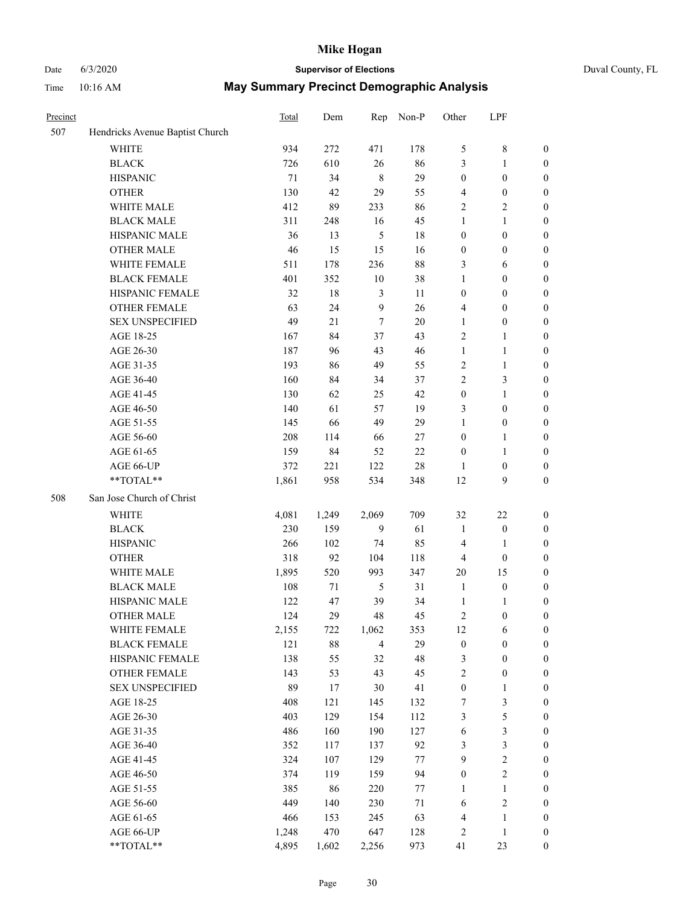# Mike Hogan

Date 6/3/2020 | **Supervisor of Elections** | Duval County, FL

Time 10:16 AM | **May Summary Precinct Demographic Analysis**

| Precinct | | Total | Dem | Rep | Non-P | Other | LPF | |
|---|---|---|---|---|---|---|---|---|
| 507 | Hendricks Avenue Baptist Church | | | | | | | |
| | WHITE | 934 | 272 | 471 | 178 | 5 | 8 | 0 |
| | BLACK | 726 | 610 | 26 | 86 | 3 | 1 | 0 |
| | HISPANIC | 71 | 34 | 8 | 29 | 0 | 0 | 0 |
| | OTHER | 130 | 42 | 29 | 55 | 4 | 0 | 0 |
| | WHITE MALE | 412 | 89 | 233 | 86 | 2 | 2 | 0 |
| | BLACK MALE | 311 | 248 | 16 | 45 | 1 | 1 | 0 |
| | HISPANIC MALE | 36 | 13 | 5 | 18 | 0 | 0 | 0 |
| | OTHER MALE | 46 | 15 | 15 | 16 | 0 | 0 | 0 |
| | WHITE FEMALE | 511 | 178 | 236 | 88 | 3 | 6 | 0 |
| | BLACK FEMALE | 401 | 352 | 10 | 38 | 1 | 0 | 0 |
| | HISPANIC FEMALE | 32 | 18 | 3 | 11 | 0 | 0 | 0 |
| | OTHER FEMALE | 63 | 24 | 9 | 26 | 4 | 0 | 0 |
| | SEX UNSPECIFIED | 49 | 21 | 7 | 20 | 1 | 0 | 0 |
| | AGE 18-25 | 167 | 84 | 37 | 43 | 2 | 1 | 0 |
| | AGE 26-30 | 187 | 96 | 43 | 46 | 1 | 1 | 0 |
| | AGE 31-35 | 193 | 86 | 49 | 55 | 2 | 1 | 0 |
| | AGE 36-40 | 160 | 84 | 34 | 37 | 2 | 3 | 0 |
| | AGE 41-45 | 130 | 62 | 25 | 42 | 0 | 1 | 0 |
| | AGE 46-50 | 140 | 61 | 57 | 19 | 3 | 0 | 0 |
| | AGE 51-55 | 145 | 66 | 49 | 29 | 1 | 0 | 0 |
| | AGE 56-60 | 208 | 114 | 66 | 27 | 0 | 1 | 0 |
| | AGE 61-65 | 159 | 84 | 52 | 22 | 0 | 1 | 0 |
| | AGE 66-UP | 372 | 221 | 122 | 28 | 1 | 0 | 0 |
| | **TOTAL** | 1,861 | 958 | 534 | 348 | 12 | 9 | 0 |
| 508 | San Jose Church of Christ | | | | | | | |
| | WHITE | 4,081 | 1,249 | 2,069 | 709 | 32 | 22 | 0 |
| | BLACK | 230 | 159 | 9 | 61 | 1 | 0 | 0 |
| | HISPANIC | 266 | 102 | 74 | 85 | 4 | 1 | 0 |
| | OTHER | 318 | 92 | 104 | 118 | 4 | 0 | 0 |
| | WHITE MALE | 1,895 | 520 | 993 | 347 | 20 | 15 | 0 |
| | BLACK MALE | 108 | 71 | 5 | 31 | 1 | 0 | 0 |
| | HISPANIC MALE | 122 | 47 | 39 | 34 | 1 | 1 | 0 |
| | OTHER MALE | 124 | 29 | 48 | 45 | 2 | 0 | 0 |
| | WHITE FEMALE | 2,155 | 722 | 1,062 | 353 | 12 | 6 | 0 |
| | BLACK FEMALE | 121 | 88 | 4 | 29 | 0 | 0 | 0 |
| | HISPANIC FEMALE | 138 | 55 | 32 | 48 | 3 | 0 | 0 |
| | OTHER FEMALE | 143 | 53 | 43 | 45 | 2 | 0 | 0 |
| | SEX UNSPECIFIED | 89 | 17 | 30 | 41 | 0 | 1 | 0 |
| | AGE 18-25 | 408 | 121 | 145 | 132 | 7 | 3 | 0 |
| | AGE 26-30 | 403 | 129 | 154 | 112 | 3 | 5 | 0 |
| | AGE 31-35 | 486 | 160 | 190 | 127 | 6 | 3 | 0 |
| | AGE 36-40 | 352 | 117 | 137 | 92 | 3 | 3 | 0 |
| | AGE 41-45 | 324 | 107 | 129 | 77 | 9 | 2 | 0 |
| | AGE 46-50 | 374 | 119 | 159 | 94 | 0 | 2 | 0 |
| | AGE 51-55 | 385 | 86 | 220 | 77 | 1 | 1 | 0 |
| | AGE 56-60 | 449 | 140 | 230 | 71 | 6 | 2 | 0 |
| | AGE 61-65 | 466 | 153 | 245 | 63 | 4 | 1 | 0 |
| | AGE 66-UP | 1,248 | 470 | 647 | 128 | 2 | 1 | 0 |
| | **TOTAL** | 4,895 | 1,602 | 2,256 | 973 | 41 | 23 | 0 |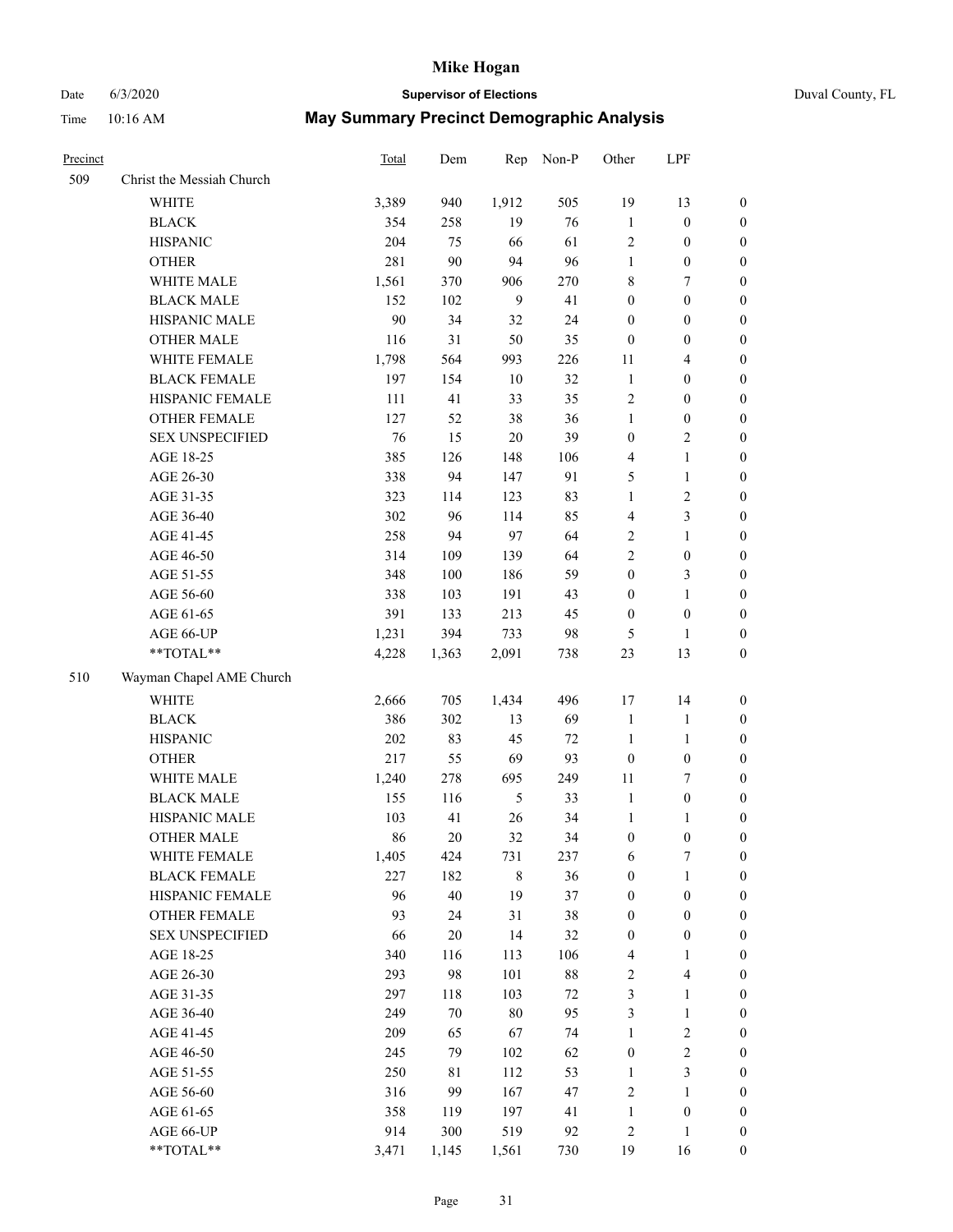# Mike Hogan

Date 6/3/2020 **Supervisor of Elections** Duval County, FL

Time 10:16 AM **May Summary Precinct Demographic Analysis**

| Precinct | | Total | Dem | Rep | Non-P | Other | LPF | |
|---|---|---|---|---|---|---|---|---|
| 509 | Christ the Messiah Church | | | | | | | |
| | WHITE | 3,389 | 940 | 1,912 | 505 | 19 | 13 | 0 |
| | BLACK | 354 | 258 | 19 | 76 | 1 | 0 | 0 |
| | HISPANIC | 204 | 75 | 66 | 61 | 2 | 0 | 0 |
| | OTHER | 281 | 90 | 94 | 96 | 1 | 0 | 0 |
| | WHITE MALE | 1,561 | 370 | 906 | 270 | 8 | 7 | 0 |
| | BLACK MALE | 152 | 102 | 9 | 41 | 0 | 0 | 0 |
| | HISPANIC MALE | 90 | 34 | 32 | 24 | 0 | 0 | 0 |
| | OTHER MALE | 116 | 31 | 50 | 35 | 0 | 0 | 0 |
| | WHITE FEMALE | 1,798 | 564 | 993 | 226 | 11 | 4 | 0 |
| | BLACK FEMALE | 197 | 154 | 10 | 32 | 1 | 0 | 0 |
| | HISPANIC FEMALE | 111 | 41 | 33 | 35 | 2 | 0 | 0 |
| | OTHER FEMALE | 127 | 52 | 38 | 36 | 1 | 0 | 0 |
| | SEX UNSPECIFIED | 76 | 15 | 20 | 39 | 0 | 2 | 0 |
| | AGE 18-25 | 385 | 126 | 148 | 106 | 4 | 1 | 0 |
| | AGE 26-30 | 338 | 94 | 147 | 91 | 5 | 1 | 0 |
| | AGE 31-35 | 323 | 114 | 123 | 83 | 1 | 2 | 0 |
| | AGE 36-40 | 302 | 96 | 114 | 85 | 4 | 3 | 0 |
| | AGE 41-45 | 258 | 94 | 97 | 64 | 2 | 1 | 0 |
| | AGE 46-50 | 314 | 109 | 139 | 64 | 2 | 0 | 0 |
| | AGE 51-55 | 348 | 100 | 186 | 59 | 0 | 3 | 0 |
| | AGE 56-60 | 338 | 103 | 191 | 43 | 0 | 1 | 0 |
| | AGE 61-65 | 391 | 133 | 213 | 45 | 0 | 0 | 0 |
| | AGE 66-UP | 1,231 | 394 | 733 | 98 | 5 | 1 | 0 |
| | **TOTAL** | 4,228 | 1,363 | 2,091 | 738 | 23 | 13 | 0 |
| 510 | Wayman Chapel AME Church | | | | | | | |
| | WHITE | 2,666 | 705 | 1,434 | 496 | 17 | 14 | 0 |
| | BLACK | 386 | 302 | 13 | 69 | 1 | 1 | 0 |
| | HISPANIC | 202 | 83 | 45 | 72 | 1 | 1 | 0 |
| | OTHER | 217 | 55 | 69 | 93 | 0 | 0 | 0 |
| | WHITE MALE | 1,240 | 278 | 695 | 249 | 11 | 7 | 0 |
| | BLACK MALE | 155 | 116 | 5 | 33 | 1 | 0 | 0 |
| | HISPANIC MALE | 103 | 41 | 26 | 34 | 1 | 1 | 0 |
| | OTHER MALE | 86 | 20 | 32 | 34 | 0 | 0 | 0 |
| | WHITE FEMALE | 1,405 | 424 | 731 | 237 | 6 | 7 | 0 |
| | BLACK FEMALE | 227 | 182 | 8 | 36 | 0 | 1 | 0 |
| | HISPANIC FEMALE | 96 | 40 | 19 | 37 | 0 | 0 | 0 |
| | OTHER FEMALE | 93 | 24 | 31 | 38 | 0 | 0 | 0 |
| | SEX UNSPECIFIED | 66 | 20 | 14 | 32 | 0 | 0 | 0 |
| | AGE 18-25 | 340 | 116 | 113 | 106 | 4 | 1 | 0 |
| | AGE 26-30 | 293 | 98 | 101 | 88 | 2 | 4 | 0 |
| | AGE 31-35 | 297 | 118 | 103 | 72 | 3 | 1 | 0 |
| | AGE 36-40 | 249 | 70 | 80 | 95 | 3 | 1 | 0 |
| | AGE 41-45 | 209 | 65 | 67 | 74 | 1 | 2 | 0 |
| | AGE 46-50 | 245 | 79 | 102 | 62 | 0 | 2 | 0 |
| | AGE 51-55 | 250 | 81 | 112 | 53 | 1 | 3 | 0 |
| | AGE 56-60 | 316 | 99 | 167 | 47 | 2 | 1 | 0 |
| | AGE 61-65 | 358 | 119 | 197 | 41 | 1 | 0 | 0 |
| | AGE 66-UP | 914 | 300 | 519 | 92 | 2 | 1 | 0 |
| | **TOTAL** | 3,471 | 1,145 | 1,561 | 730 | 19 | 16 | 0 |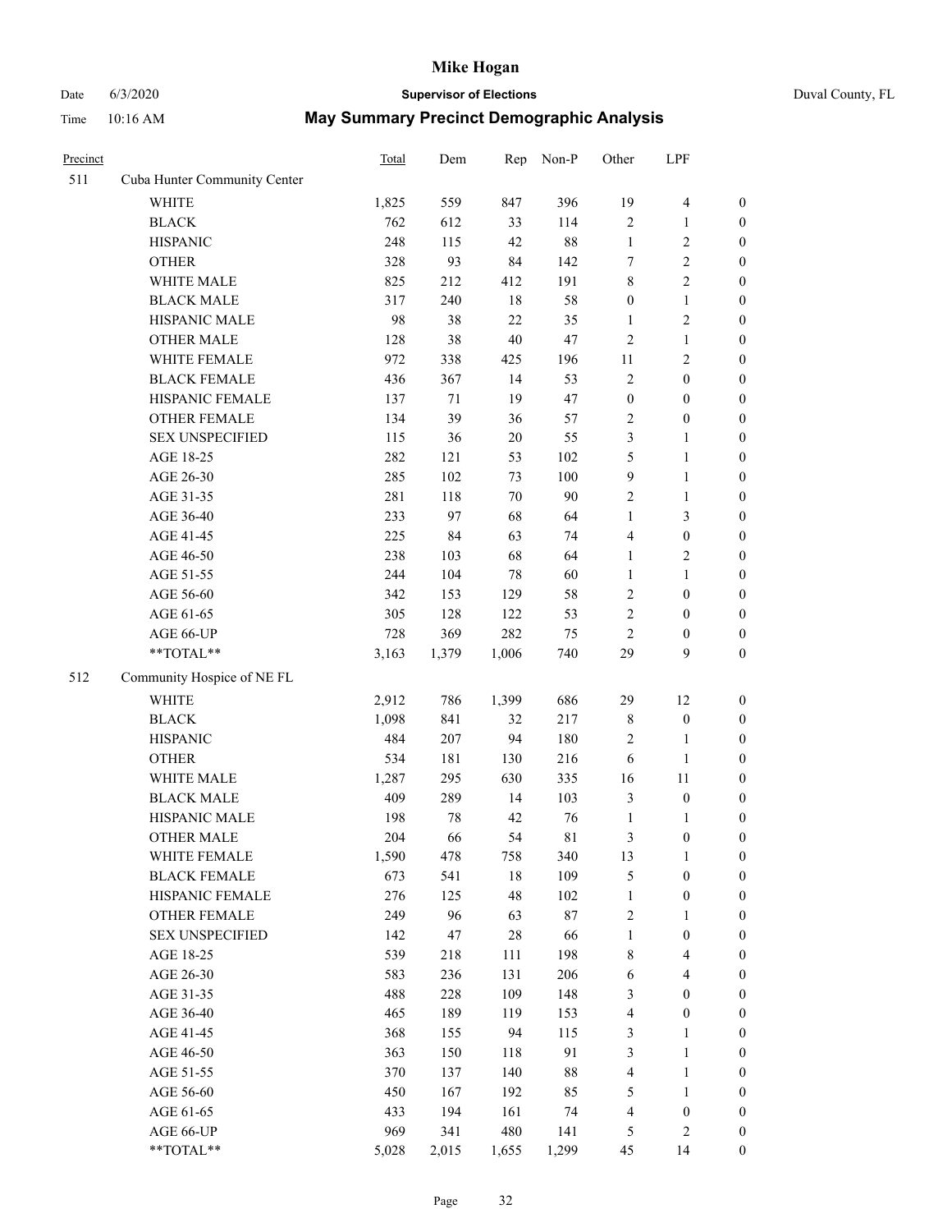# Mike Hogan

Date 6/3/2020 **Supervisor of Elections** Duval County, FL

Time 10:16 AM **May Summary Precinct Demographic Analysis**

| Precinct | | Total | Dem | Rep | Non-P | Other | LPF | |
|---|---|---|---|---|---|---|---|---|
| 511 | Cuba Hunter Community Center | | | | | | | |
| | WHITE | 1,825 | 559 | 847 | 396 | 19 | 4 | 0 |
| | BLACK | 762 | 612 | 33 | 114 | 2 | 1 | 0 |
| | HISPANIC | 248 | 115 | 42 | 88 | 1 | 2 | 0 |
| | OTHER | 328 | 93 | 84 | 142 | 7 | 2 | 0 |
| | WHITE MALE | 825 | 212 | 412 | 191 | 8 | 2 | 0 |
| | BLACK MALE | 317 | 240 | 18 | 58 | 0 | 1 | 0 |
| | HISPANIC MALE | 98 | 38 | 22 | 35 | 1 | 2 | 0 |
| | OTHER MALE | 128 | 38 | 40 | 47 | 2 | 1 | 0 |
| | WHITE FEMALE | 972 | 338 | 425 | 196 | 11 | 2 | 0 |
| | BLACK FEMALE | 436 | 367 | 14 | 53 | 2 | 0 | 0 |
| | HISPANIC FEMALE | 137 | 71 | 19 | 47 | 0 | 0 | 0 |
| | OTHER FEMALE | 134 | 39 | 36 | 57 | 2 | 0 | 0 |
| | SEX UNSPECIFIED | 115 | 36 | 20 | 55 | 3 | 1 | 0 |
| | AGE 18-25 | 282 | 121 | 53 | 102 | 5 | 1 | 0 |
| | AGE 26-30 | 285 | 102 | 73 | 100 | 9 | 1 | 0 |
| | AGE 31-35 | 281 | 118 | 70 | 90 | 2 | 1 | 0 |
| | AGE 36-40 | 233 | 97 | 68 | 64 | 1 | 3 | 0 |
| | AGE 41-45 | 225 | 84 | 63 | 74 | 4 | 0 | 0 |
| | AGE 46-50 | 238 | 103 | 68 | 64 | 1 | 2 | 0 |
| | AGE 51-55 | 244 | 104 | 78 | 60 | 1 | 1 | 0 |
| | AGE 56-60 | 342 | 153 | 129 | 58 | 2 | 0 | 0 |
| | AGE 61-65 | 305 | 128 | 122 | 53 | 2 | 0 | 0 |
| | AGE 66-UP | 728 | 369 | 282 | 75 | 2 | 0 | 0 |
| | **TOTAL** | 3,163 | 1,379 | 1,006 | 740 | 29 | 9 | 0 |
| 512 | Community Hospice of NE FL | | | | | | | |
| | WHITE | 2,912 | 786 | 1,399 | 686 | 29 | 12 | 0 |
| | BLACK | 1,098 | 841 | 32 | 217 | 8 | 0 | 0 |
| | HISPANIC | 484 | 207 | 94 | 180 | 2 | 1 | 0 |
| | OTHER | 534 | 181 | 130 | 216 | 6 | 1 | 0 |
| | WHITE MALE | 1,287 | 295 | 630 | 335 | 16 | 11 | 0 |
| | BLACK MALE | 409 | 289 | 14 | 103 | 3 | 0 | 0 |
| | HISPANIC MALE | 198 | 78 | 42 | 76 | 1 | 1 | 0 |
| | OTHER MALE | 204 | 66 | 54 | 81 | 3 | 0 | 0 |
| | WHITE FEMALE | 1,590 | 478 | 758 | 340 | 13 | 1 | 0 |
| | BLACK FEMALE | 673 | 541 | 18 | 109 | 5 | 0 | 0 |
| | HISPANIC FEMALE | 276 | 125 | 48 | 102 | 1 | 0 | 0 |
| | OTHER FEMALE | 249 | 96 | 63 | 87 | 2 | 1 | 0 |
| | SEX UNSPECIFIED | 142 | 47 | 28 | 66 | 1 | 0 | 0 |
| | AGE 18-25 | 539 | 218 | 111 | 198 | 8 | 4 | 0 |
| | AGE 26-30 | 583 | 236 | 131 | 206 | 6 | 4 | 0 |
| | AGE 31-35 | 488 | 228 | 109 | 148 | 3 | 0 | 0 |
| | AGE 36-40 | 465 | 189 | 119 | 153 | 4 | 0 | 0 |
| | AGE 41-45 | 368 | 155 | 94 | 115 | 3 | 1 | 0 |
| | AGE 46-50 | 363 | 150 | 118 | 91 | 3 | 1 | 0 |
| | AGE 51-55 | 370 | 137 | 140 | 88 | 4 | 1 | 0 |
| | AGE 56-60 | 450 | 167 | 192 | 85 | 5 | 1 | 0 |
| | AGE 61-65 | 433 | 194 | 161 | 74 | 4 | 0 | 0 |
| | AGE 66-UP | 969 | 341 | 480 | 141 | 5 | 2 | 0 |
| | **TOTAL** | 5,028 | 2,015 | 1,655 | 1,299 | 45 | 14 | 0 |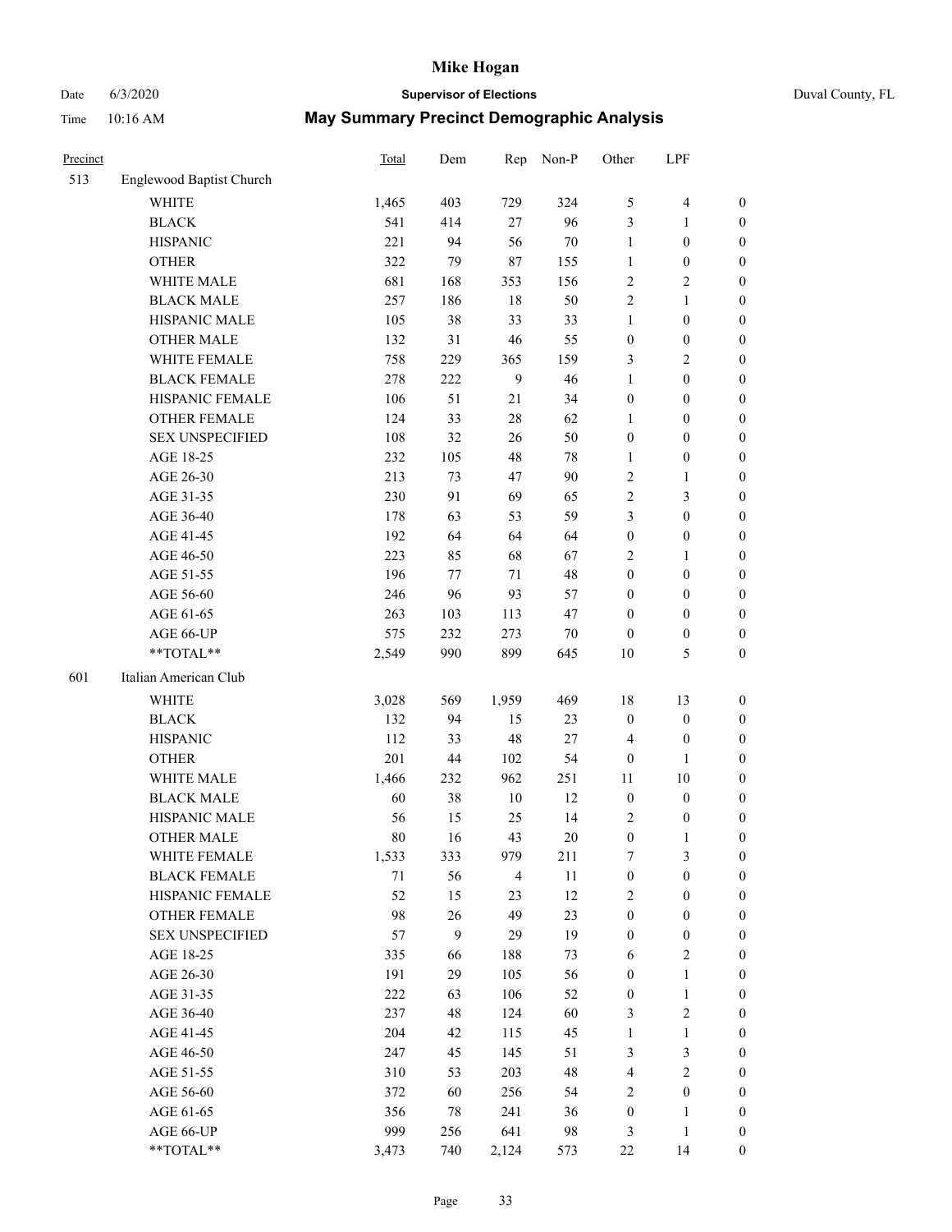| Precinct | | Total | Dem | Rep | Non-P | Other | LPF | |
|---|---|---|---|---|---|---|---|---|
| 513 | Englewood Baptist Church | | | | | | | |
| | WHITE | 1,465 | 403 | 729 | 324 | 5 | 4 | 0 |
| | BLACK | 541 | 414 | 27 | 96 | 3 | 1 | 0 |
| | HISPANIC | 221 | 94 | 56 | 70 | 1 | 0 | 0 |
| | OTHER | 322 | 79 | 87 | 155 | 1 | 0 | 0 |
| | WHITE MALE | 681 | 168 | 353 | 156 | 2 | 2 | 0 |
| | BLACK MALE | 257 | 186 | 18 | 50 | 2 | 1 | 0 |
| | HISPANIC MALE | 105 | 38 | 33 | 33 | 1 | 0 | 0 |
| | OTHER MALE | 132 | 31 | 46 | 55 | 0 | 0 | 0 |
| | WHITE FEMALE | 758 | 229 | 365 | 159 | 3 | 2 | 0 |
| | BLACK FEMALE | 278 | 222 | 9 | 46 | 1 | 0 | 0 |
| | HISPANIC FEMALE | 106 | 51 | 21 | 34 | 0 | 0 | 0 |
| | OTHER FEMALE | 124 | 33 | 28 | 62 | 1 | 0 | 0 |
| | SEX UNSPECIFIED | 108 | 32 | 26 | 50 | 0 | 0 | 0 |
| | AGE 18-25 | 232 | 105 | 48 | 78 | 1 | 0 | 0 |
| | AGE 26-30 | 213 | 73 | 47 | 90 | 2 | 1 | 0 |
| | AGE 31-35 | 230 | 91 | 69 | 65 | 2 | 3 | 0 |
| | AGE 36-40 | 178 | 63 | 53 | 59 | 3 | 0 | 0 |
| | AGE 41-45 | 192 | 64 | 64 | 64 | 0 | 0 | 0 |
| | AGE 46-50 | 223 | 85 | 68 | 67 | 2 | 1 | 0 |
| | AGE 51-55 | 196 | 77 | 71 | 48 | 0 | 0 | 0 |
| | AGE 56-60 | 246 | 96 | 93 | 57 | 0 | 0 | 0 |
| | AGE 61-65 | 263 | 103 | 113 | 47 | 0 | 0 | 0 |
| | AGE 66-UP | 575 | 232 | 273 | 70 | 0 | 0 | 0 |
| | **TOTAL** | 2,549 | 990 | 899 | 645 | 10 | 5 | 0 |
| 601 | Italian American Club | | | | | | | |
| | WHITE | 3,028 | 569 | 1,959 | 469 | 18 | 13 | 0 |
| | BLACK | 132 | 94 | 15 | 23 | 0 | 0 | 0 |
| | HISPANIC | 112 | 33 | 48 | 27 | 4 | 0 | 0 |
| | OTHER | 201 | 44 | 102 | 54 | 0 | 1 | 0 |
| | WHITE MALE | 1,466 | 232 | 962 | 251 | 11 | 10 | 0 |
| | BLACK MALE | 60 | 38 | 10 | 12 | 0 | 0 | 0 |
| | HISPANIC MALE | 56 | 15 | 25 | 14 | 2 | 0 | 0 |
| | OTHER MALE | 80 | 16 | 43 | 20 | 0 | 1 | 0 |
| | WHITE FEMALE | 1,533 | 333 | 979 | 211 | 7 | 3 | 0 |
| | BLACK FEMALE | 71 | 56 | 4 | 11 | 0 | 0 | 0 |
| | HISPANIC FEMALE | 52 | 15 | 23 | 12 | 2 | 0 | 0 |
| | OTHER FEMALE | 98 | 26 | 49 | 23 | 0 | 0 | 0 |
| | SEX UNSPECIFIED | 57 | 9 | 29 | 19 | 0 | 0 | 0 |
| | AGE 18-25 | 335 | 66 | 188 | 73 | 6 | 2 | 0 |
| | AGE 26-30 | 191 | 29 | 105 | 56 | 0 | 1 | 0 |
| | AGE 31-35 | 222 | 63 | 106 | 52 | 0 | 1 | 0 |
| | AGE 36-40 | 237 | 48 | 124 | 60 | 3 | 2 | 0 |
| | AGE 41-45 | 204 | 42 | 115 | 45 | 1 | 1 | 0 |
| | AGE 46-50 | 247 | 45 | 145 | 51 | 3 | 3 | 0 |
| | AGE 51-55 | 310 | 53 | 203 | 48 | 4 | 2 | 0 |
| | AGE 56-60 | 372 | 60 | 256 | 54 | 2 | 0 | 0 |
| | AGE 61-65 | 356 | 78 | 241 | 36 | 0 | 1 | 0 |
| | AGE 66-UP | 999 | 256 | 641 | 98 | 3 | 1 | 0 |
| | **TOTAL** | 3,473 | 740 | 2,124 | 573 | 22 | 14 | 0 |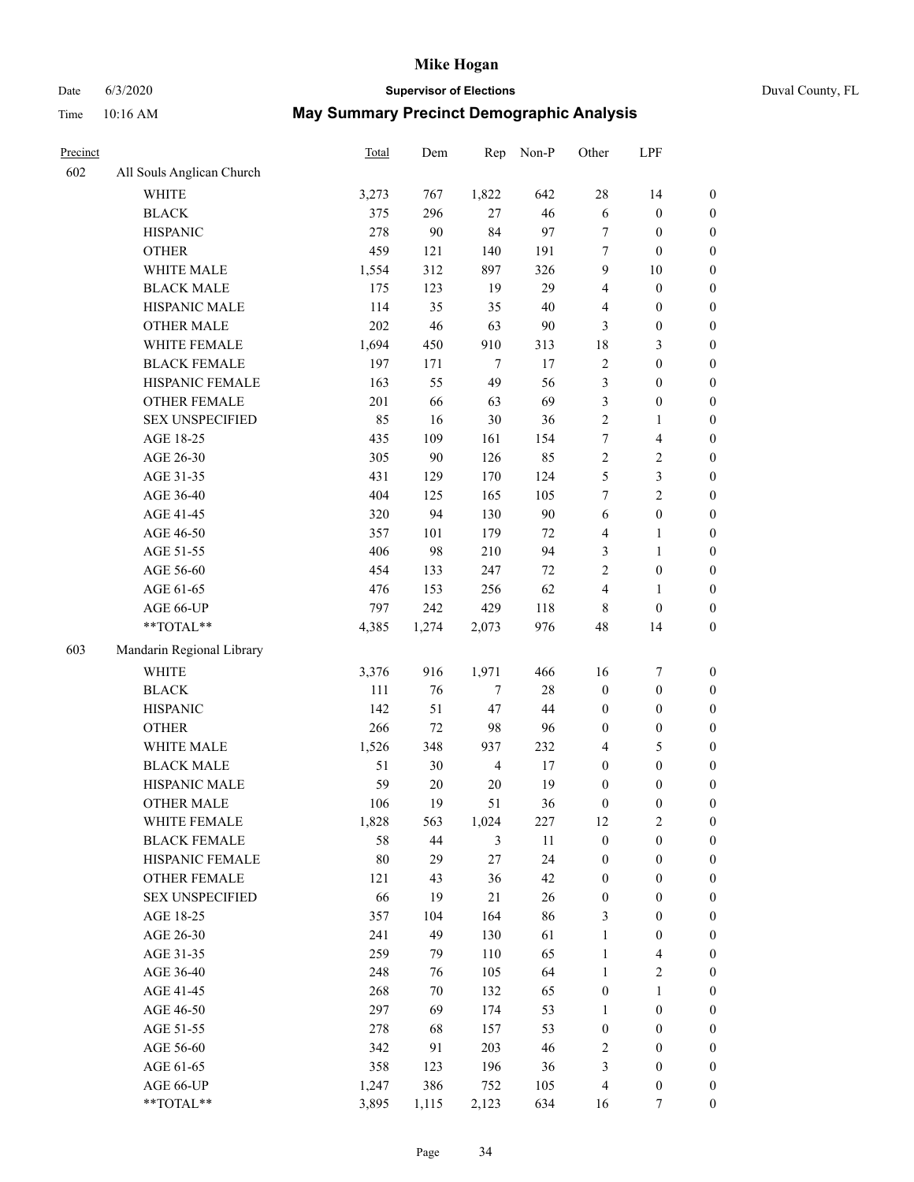# Mike Hogan

**Supervisor of Elections**

Date 6/3/2020

Time 10:16 AM

Duval County, FL

## May Summary Precinct Demographic Analysis

| Precinct | | Total | Dem | Rep | Non-P | Other | LPF | |
|---|---|---|---|---|---|---|---|---|
| 602 | All Souls Anglican Church | | | | | | | |
| | WHITE | 3,273 | 767 | 1,822 | 642 | 28 | 14 | 0 |
| | BLACK | 375 | 296 | 27 | 46 | 6 | 0 | 0 |
| | HISPANIC | 278 | 90 | 84 | 97 | 7 | 0 | 0 |
| | OTHER | 459 | 121 | 140 | 191 | 7 | 0 | 0 |
| | WHITE MALE | 1,554 | 312 | 897 | 326 | 9 | 10 | 0 |
| | BLACK MALE | 175 | 123 | 19 | 29 | 4 | 0 | 0 |
| | HISPANIC MALE | 114 | 35 | 35 | 40 | 4 | 0 | 0 |
| | OTHER MALE | 202 | 46 | 63 | 90 | 3 | 0 | 0 |
| | WHITE FEMALE | 1,694 | 450 | 910 | 313 | 18 | 3 | 0 |
| | BLACK FEMALE | 197 | 171 | 7 | 17 | 2 | 0 | 0 |
| | HISPANIC FEMALE | 163 | 55 | 49 | 56 | 3 | 0 | 0 |
| | OTHER FEMALE | 201 | 66 | 63 | 69 | 3 | 0 | 0 |
| | SEX UNSPECIFIED | 85 | 16 | 30 | 36 | 2 | 1 | 0 |
| | AGE 18-25 | 435 | 109 | 161 | 154 | 7 | 4 | 0 |
| | AGE 26-30 | 305 | 90 | 126 | 85 | 2 | 2 | 0 |
| | AGE 31-35 | 431 | 129 | 170 | 124 | 5 | 3 | 0 |
| | AGE 36-40 | 404 | 125 | 165 | 105 | 7 | 2 | 0 |
| | AGE 41-45 | 320 | 94 | 130 | 90 | 6 | 0 | 0 |
| | AGE 46-50 | 357 | 101 | 179 | 72 | 4 | 1 | 0 |
| | AGE 51-55 | 406 | 98 | 210 | 94 | 3 | 1 | 0 |
| | AGE 56-60 | 454 | 133 | 247 | 72 | 2 | 0 | 0 |
| | AGE 61-65 | 476 | 153 | 256 | 62 | 4 | 1 | 0 |
| | AGE 66-UP | 797 | 242 | 429 | 118 | 8 | 0 | 0 |
| | **TOTAL** | 4,385 | 1,274 | 2,073 | 976 | 48 | 14 | 0 |
| 603 | Mandarin Regional Library | | | | | | | |
| | WHITE | 3,376 | 916 | 1,971 | 466 | 16 | 7 | 0 |
| | BLACK | 111 | 76 | 7 | 28 | 0 | 0 | 0 |
| | HISPANIC | 142 | 51 | 47 | 44 | 0 | 0 | 0 |
| | OTHER | 266 | 72 | 98 | 96 | 0 | 0 | 0 |
| | WHITE MALE | 1,526 | 348 | 937 | 232 | 4 | 5 | 0 |
| | BLACK MALE | 51 | 30 | 4 | 17 | 0 | 0 | 0 |
| | HISPANIC MALE | 59 | 20 | 20 | 19 | 0 | 0 | 0 |
| | OTHER MALE | 106 | 19 | 51 | 36 | 0 | 0 | 0 |
| | WHITE FEMALE | 1,828 | 563 | 1,024 | 227 | 12 | 2 | 0 |
| | BLACK FEMALE | 58 | 44 | 3 | 11 | 0 | 0 | 0 |
| | HISPANIC FEMALE | 80 | 29 | 27 | 24 | 0 | 0 | 0 |
| | OTHER FEMALE | 121 | 43 | 36 | 42 | 0 | 0 | 0 |
| | SEX UNSPECIFIED | 66 | 19 | 21 | 26 | 0 | 0 | 0 |
| | AGE 18-25 | 357 | 104 | 164 | 86 | 3 | 0 | 0 |
| | AGE 26-30 | 241 | 49 | 130 | 61 | 1 | 0 | 0 |
| | AGE 31-35 | 259 | 79 | 110 | 65 | 1 | 4 | 0 |
| | AGE 36-40 | 248 | 76 | 105 | 64 | 1 | 2 | 0 |
| | AGE 41-45 | 268 | 70 | 132 | 65 | 0 | 1 | 0 |
| | AGE 46-50 | 297 | 69 | 174 | 53 | 1 | 0 | 0 |
| | AGE 51-55 | 278 | 68 | 157 | 53 | 0 | 0 | 0 |
| | AGE 56-60 | 342 | 91 | 203 | 46 | 2 | 0 | 0 |
| | AGE 61-65 | 358 | 123 | 196 | 36 | 3 | 0 | 0 |
| | AGE 66-UP | 1,247 | 386 | 752 | 105 | 4 | 0 | 0 |
| | **TOTAL** | 3,895 | 1,115 | 2,123 | 634 | 16 | 7 | 0 |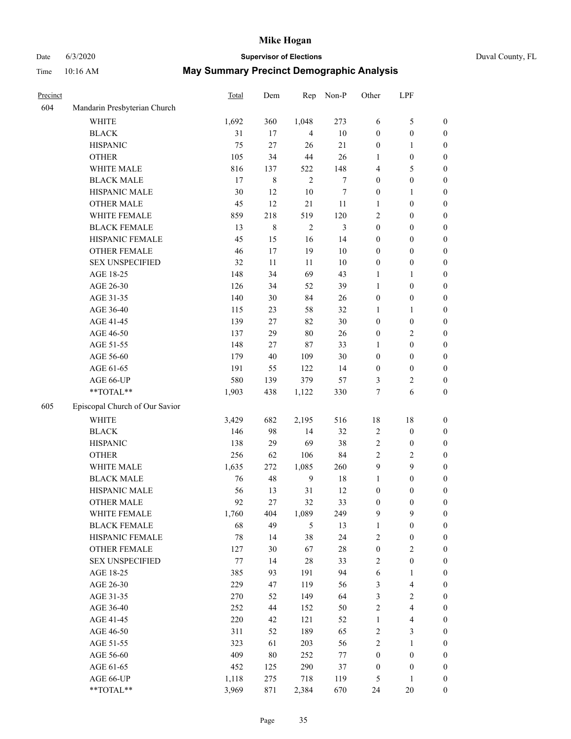# Mike Hogan

Date 6/3/2020 **Supervisor of Elections** Duval County, FL

Time 10:16 AM **May Summary Precinct Demographic Analysis**

| Precinct | | Total | Dem | Rep | Non-P | Other | LPF | |
|---|---|---|---|---|---|---|---|---|
| 604 | Mandarin Presbyterian Church | | | | | | | |
| | WHITE | 1,692 | 360 | 1,048 | 273 | 6 | 5 | 0 |
| | BLACK | 31 | 17 | 4 | 10 | 0 | 0 | 0 |
| | HISPANIC | 75 | 27 | 26 | 21 | 0 | 1 | 0 |
| | OTHER | 105 | 34 | 44 | 26 | 1 | 0 | 0 |
| | WHITE MALE | 816 | 137 | 522 | 148 | 4 | 5 | 0 |
| | BLACK MALE | 17 | 8 | 2 | 7 | 0 | 0 | 0 |
| | HISPANIC MALE | 30 | 12 | 10 | 7 | 0 | 1 | 0 |
| | OTHER MALE | 45 | 12 | 21 | 11 | 1 | 0 | 0 |
| | WHITE FEMALE | 859 | 218 | 519 | 120 | 2 | 0 | 0 |
| | BLACK FEMALE | 13 | 8 | 2 | 3 | 0 | 0 | 0 |
| | HISPANIC FEMALE | 45 | 15 | 16 | 14 | 0 | 0 | 0 |
| | OTHER FEMALE | 46 | 17 | 19 | 10 | 0 | 0 | 0 |
| | SEX UNSPECIFIED | 32 | 11 | 11 | 10 | 0 | 0 | 0 |
| | AGE 18-25 | 148 | 34 | 69 | 43 | 1 | 1 | 0 |
| | AGE 26-30 | 126 | 34 | 52 | 39 | 1 | 0 | 0 |
| | AGE 31-35 | 140 | 30 | 84 | 26 | 0 | 0 | 0 |
| | AGE 36-40 | 115 | 23 | 58 | 32 | 1 | 1 | 0 |
| | AGE 41-45 | 139 | 27 | 82 | 30 | 0 | 0 | 0 |
| | AGE 46-50 | 137 | 29 | 80 | 26 | 0 | 2 | 0 |
| | AGE 51-55 | 148 | 27 | 87 | 33 | 1 | 0 | 0 |
| | AGE 56-60 | 179 | 40 | 109 | 30 | 0 | 0 | 0 |
| | AGE 61-65 | 191 | 55 | 122 | 14 | 0 | 0 | 0 |
| | AGE 66-UP | 580 | 139 | 379 | 57 | 3 | 2 | 0 |
| | **TOTAL** | 1,903 | 438 | 1,122 | 330 | 7 | 6 | 0 |
| 605 | Episcopal Church of Our Savior | | | | | | | |
| | WHITE | 3,429 | 682 | 2,195 | 516 | 18 | 18 | 0 |
| | BLACK | 146 | 98 | 14 | 32 | 2 | 0 | 0 |
| | HISPANIC | 138 | 29 | 69 | 38 | 2 | 0 | 0 |
| | OTHER | 256 | 62 | 106 | 84 | 2 | 2 | 0 |
| | WHITE MALE | 1,635 | 272 | 1,085 | 260 | 9 | 9 | 0 |
| | BLACK MALE | 76 | 48 | 9 | 18 | 1 | 0 | 0 |
| | HISPANIC MALE | 56 | 13 | 31 | 12 | 0 | 0 | 0 |
| | OTHER MALE | 92 | 27 | 32 | 33 | 0 | 0 | 0 |
| | WHITE FEMALE | 1,760 | 404 | 1,089 | 249 | 9 | 9 | 0 |
| | BLACK FEMALE | 68 | 49 | 5 | 13 | 1 | 0 | 0 |
| | HISPANIC FEMALE | 78 | 14 | 38 | 24 | 2 | 0 | 0 |
| | OTHER FEMALE | 127 | 30 | 67 | 28 | 0 | 2 | 0 |
| | SEX UNSPECIFIED | 77 | 14 | 28 | 33 | 2 | 0 | 0 |
| | AGE 18-25 | 385 | 93 | 191 | 94 | 6 | 1 | 0 |
| | AGE 26-30 | 229 | 47 | 119 | 56 | 3 | 4 | 0 |
| | AGE 31-35 | 270 | 52 | 149 | 64 | 3 | 2 | 0 |
| | AGE 36-40 | 252 | 44 | 152 | 50 | 2 | 4 | 0 |
| | AGE 41-45 | 220 | 42 | 121 | 52 | 1 | 4 | 0 |
| | AGE 46-50 | 311 | 52 | 189 | 65 | 2 | 3 | 0 |
| | AGE 51-55 | 323 | 61 | 203 | 56 | 2 | 1 | 0 |
| | AGE 56-60 | 409 | 80 | 252 | 77 | 0 | 0 | 0 |
| | AGE 61-65 | 452 | 125 | 290 | 37 | 0 | 0 | 0 |
| | AGE 66-UP | 1,118 | 275 | 718 | 119 | 5 | 1 | 0 |
| | **TOTAL** | 3,969 | 871 | 2,384 | 670 | 24 | 20 | 0 |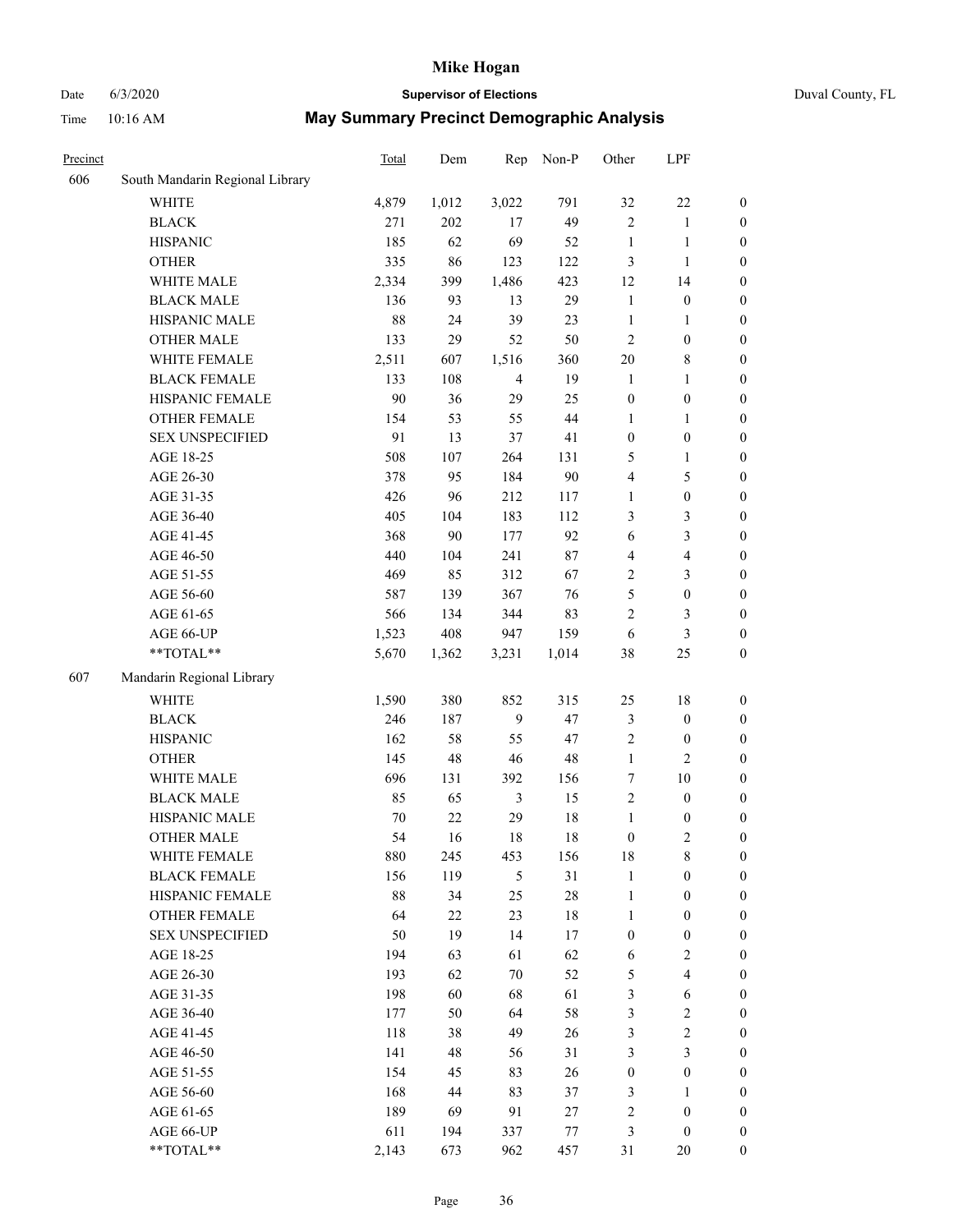# Mike Hogan

Date 6/3/2020 **Supervisor of Elections** Duval County, FL

Time 10:16 AM **May Summary Precinct Demographic Analysis**

| Precinct | | Total | Dem | Rep | Non-P | Other | LPF | |
|---|---|---|---|---|---|---|---|---|
| 606 | South Mandarin Regional Library | | | | | | | |
| | WHITE | 4,879 | 1,012 | 3,022 | 791 | 32 | 22 | 0 |
| | BLACK | 271 | 202 | 17 | 49 | 2 | 1 | 0 |
| | HISPANIC | 185 | 62 | 69 | 52 | 1 | 1 | 0 |
| | OTHER | 335 | 86 | 123 | 122 | 3 | 1 | 0 |
| | WHITE MALE | 2,334 | 399 | 1,486 | 423 | 12 | 14 | 0 |
| | BLACK MALE | 136 | 93 | 13 | 29 | 1 | 0 | 0 |
| | HISPANIC MALE | 88 | 24 | 39 | 23 | 1 | 1 | 0 |
| | OTHER MALE | 133 | 29 | 52 | 50 | 2 | 0 | 0 |
| | WHITE FEMALE | 2,511 | 607 | 1,516 | 360 | 20 | 8 | 0 |
| | BLACK FEMALE | 133 | 108 | 4 | 19 | 1 | 1 | 0 |
| | HISPANIC FEMALE | 90 | 36 | 29 | 25 | 0 | 0 | 0 |
| | OTHER FEMALE | 154 | 53 | 55 | 44 | 1 | 1 | 0 |
| | SEX UNSPECIFIED | 91 | 13 | 37 | 41 | 0 | 0 | 0 |
| | AGE 18-25 | 508 | 107 | 264 | 131 | 5 | 1 | 0 |
| | AGE 26-30 | 378 | 95 | 184 | 90 | 4 | 5 | 0 |
| | AGE 31-35 | 426 | 96 | 212 | 117 | 1 | 0 | 0 |
| | AGE 36-40 | 405 | 104 | 183 | 112 | 3 | 3 | 0 |
| | AGE 41-45 | 368 | 90 | 177 | 92 | 6 | 3 | 0 |
| | AGE 46-50 | 440 | 104 | 241 | 87 | 4 | 4 | 0 |
| | AGE 51-55 | 469 | 85 | 312 | 67 | 2 | 3 | 0 |
| | AGE 56-60 | 587 | 139 | 367 | 76 | 5 | 0 | 0 |
| | AGE 61-65 | 566 | 134 | 344 | 83 | 2 | 3 | 0 |
| | AGE 66-UP | 1,523 | 408 | 947 | 159 | 6 | 3 | 0 |
| | **TOTAL** | 5,670 | 1,362 | 3,231 | 1,014 | 38 | 25 | 0 |
| 607 | Mandarin Regional Library | | | | | | | |
| | WHITE | 1,590 | 380 | 852 | 315 | 25 | 18 | 0 |
| | BLACK | 246 | 187 | 9 | 47 | 3 | 0 | 0 |
| | HISPANIC | 162 | 58 | 55 | 47 | 2 | 0 | 0 |
| | OTHER | 145 | 48 | 46 | 48 | 1 | 2 | 0 |
| | WHITE MALE | 696 | 131 | 392 | 156 | 7 | 10 | 0 |
| | BLACK MALE | 85 | 65 | 3 | 15 | 2 | 0 | 0 |
| | HISPANIC MALE | 70 | 22 | 29 | 18 | 1 | 0 | 0 |
| | OTHER MALE | 54 | 16 | 18 | 18 | 0 | 2 | 0 |
| | WHITE FEMALE | 880 | 245 | 453 | 156 | 18 | 8 | 0 |
| | BLACK FEMALE | 156 | 119 | 5 | 31 | 1 | 0 | 0 |
| | HISPANIC FEMALE | 88 | 34 | 25 | 28 | 1 | 0 | 0 |
| | OTHER FEMALE | 64 | 22 | 23 | 18 | 1 | 0 | 0 |
| | SEX UNSPECIFIED | 50 | 19 | 14 | 17 | 0 | 0 | 0 |
| | AGE 18-25 | 194 | 63 | 61 | 62 | 6 | 2 | 0 |
| | AGE 26-30 | 193 | 62 | 70 | 52 | 5 | 4 | 0 |
| | AGE 31-35 | 198 | 60 | 68 | 61 | 3 | 6 | 0 |
| | AGE 36-40 | 177 | 50 | 64 | 58 | 3 | 2 | 0 |
| | AGE 41-45 | 118 | 38 | 49 | 26 | 3 | 2 | 0 |
| | AGE 46-50 | 141 | 48 | 56 | 31 | 3 | 3 | 0 |
| | AGE 51-55 | 154 | 45 | 83 | 26 | 0 | 0 | 0 |
| | AGE 56-60 | 168 | 44 | 83 | 37 | 3 | 1 | 0 |
| | AGE 61-65 | 189 | 69 | 91 | 27 | 2 | 0 | 0 |
| | AGE 66-UP | 611 | 194 | 337 | 77 | 3 | 0 | 0 |
| | **TOTAL** | 2,143 | 673 | 962 | 457 | 31 | 20 | 0 |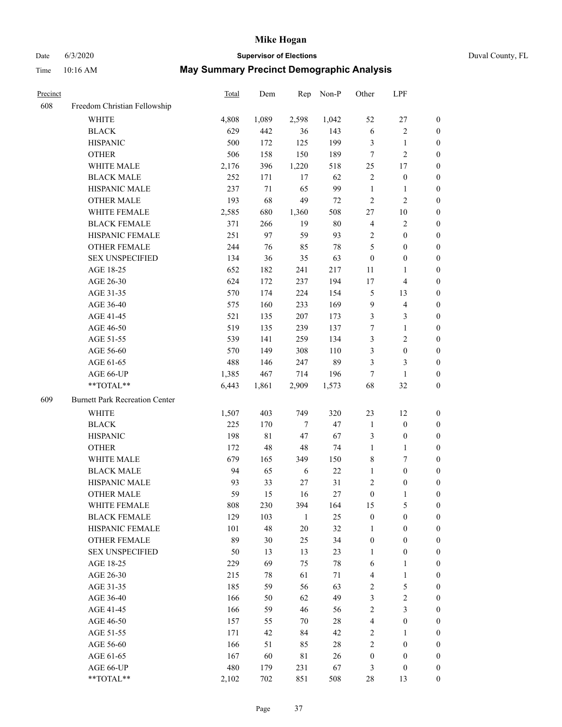# Mike Hogan

Date 6/3/2020 **Supervisor of Elections** Duval County, FL

Time 10:16 AM **May Summary Precinct Demographic Analysis**

| Precinct | | Total | Dem | Rep | Non-P | Other | LPF | |
|---|---|---|---|---|---|---|---|---|
| 608 | Freedom Christian Fellowship | | | | | | | |
| | WHITE | 4,808 | 1,089 | 2,598 | 1,042 | 52 | 27 | 0 |
| | BLACK | 629 | 442 | 36 | 143 | 6 | 2 | 0 |
| | HISPANIC | 500 | 172 | 125 | 199 | 3 | 1 | 0 |
| | OTHER | 506 | 158 | 150 | 189 | 7 | 2 | 0 |
| | WHITE MALE | 2,176 | 396 | 1,220 | 518 | 25 | 17 | 0 |
| | BLACK MALE | 252 | 171 | 17 | 62 | 2 | 0 | 0 |
| | HISPANIC MALE | 237 | 71 | 65 | 99 | 1 | 1 | 0 |
| | OTHER MALE | 193 | 68 | 49 | 72 | 2 | 2 | 0 |
| | WHITE FEMALE | 2,585 | 680 | 1,360 | 508 | 27 | 10 | 0 |
| | BLACK FEMALE | 371 | 266 | 19 | 80 | 4 | 2 | 0 |
| | HISPANIC FEMALE | 251 | 97 | 59 | 93 | 2 | 0 | 0 |
| | OTHER FEMALE | 244 | 76 | 85 | 78 | 5 | 0 | 0 |
| | SEX UNSPECIFIED | 134 | 36 | 35 | 63 | 0 | 0 | 0 |
| | AGE 18-25 | 652 | 182 | 241 | 217 | 11 | 1 | 0 |
| | AGE 26-30 | 624 | 172 | 237 | 194 | 17 | 4 | 0 |
| | AGE 31-35 | 570 | 174 | 224 | 154 | 5 | 13 | 0 |
| | AGE 36-40 | 575 | 160 | 233 | 169 | 9 | 4 | 0 |
| | AGE 41-45 | 521 | 135 | 207 | 173 | 3 | 3 | 0 |
| | AGE 46-50 | 519 | 135 | 239 | 137 | 7 | 1 | 0 |
| | AGE 51-55 | 539 | 141 | 259 | 134 | 3 | 2 | 0 |
| | AGE 56-60 | 570 | 149 | 308 | 110 | 3 | 0 | 0 |
| | AGE 61-65 | 488 | 146 | 247 | 89 | 3 | 3 | 0 |
| | AGE 66-UP | 1,385 | 467 | 714 | 196 | 7 | 1 | 0 |
| | **TOTAL** | 6,443 | 1,861 | 2,909 | 1,573 | 68 | 32 | 0 |
| 609 | Burnett Park Recreation Center | | | | | | | |
| | WHITE | 1,507 | 403 | 749 | 320 | 23 | 12 | 0 |
| | BLACK | 225 | 170 | 7 | 47 | 1 | 0 | 0 |
| | HISPANIC | 198 | 81 | 47 | 67 | 3 | 0 | 0 |
| | OTHER | 172 | 48 | 48 | 74 | 1 | 1 | 0 |
| | WHITE MALE | 679 | 165 | 349 | 150 | 8 | 7 | 0 |
| | BLACK MALE | 94 | 65 | 6 | 22 | 1 | 0 | 0 |
| | HISPANIC MALE | 93 | 33 | 27 | 31 | 2 | 0 | 0 |
| | OTHER MALE | 59 | 15 | 16 | 27 | 0 | 1 | 0 |
| | WHITE FEMALE | 808 | 230 | 394 | 164 | 15 | 5 | 0 |
| | BLACK FEMALE | 129 | 103 | 1 | 25 | 0 | 0 | 0 |
| | HISPANIC FEMALE | 101 | 48 | 20 | 32 | 1 | 0 | 0 |
| | OTHER FEMALE | 89 | 30 | 25 | 34 | 0 | 0 | 0 |
| | SEX UNSPECIFIED | 50 | 13 | 13 | 23 | 1 | 0 | 0 |
| | AGE 18-25 | 229 | 69 | 75 | 78 | 6 | 1 | 0 |
| | AGE 26-30 | 215 | 78 | 61 | 71 | 4 | 1 | 0 |
| | AGE 31-35 | 185 | 59 | 56 | 63 | 2 | 5 | 0 |
| | AGE 36-40 | 166 | 50 | 62 | 49 | 3 | 2 | 0 |
| | AGE 41-45 | 166 | 59 | 46 | 56 | 2 | 3 | 0 |
| | AGE 46-50 | 157 | 55 | 70 | 28 | 4 | 0 | 0 |
| | AGE 51-55 | 171 | 42 | 84 | 42 | 2 | 1 | 0 |
| | AGE 56-60 | 166 | 51 | 85 | 28 | 2 | 0 | 0 |
| | AGE 61-65 | 167 | 60 | 81 | 26 | 0 | 0 | 0 |
| | AGE 66-UP | 480 | 179 | 231 | 67 | 3 | 0 | 0 |
| | **TOTAL** | 2,102 | 702 | 851 | 508 | 28 | 13 | 0 |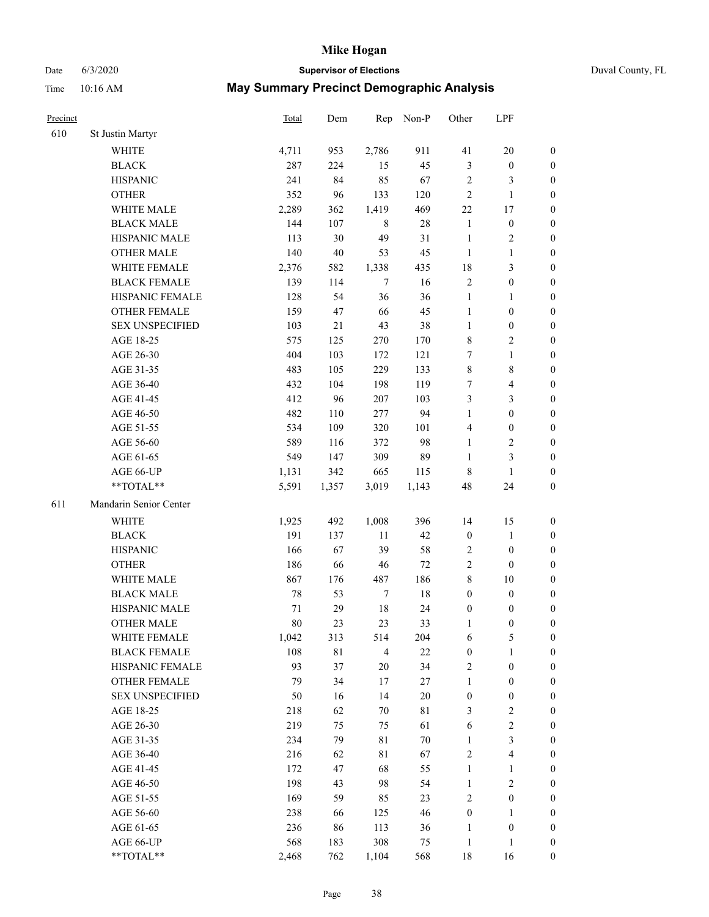| Precinct | | Total | Dem | Rep | Non-P | Other | LPF | |
|---|---|---|---|---|---|---|---|---|
| 610 | St Justin Martyr | | | | | | | |
| | WHITE | 4,711 | 953 | 2,786 | 911 | 41 | 20 | 0 |
| | BLACK | 287 | 224 | 15 | 45 | 3 | 0 | 0 |
| | HISPANIC | 241 | 84 | 85 | 67 | 2 | 3 | 0 |
| | OTHER | 352 | 96 | 133 | 120 | 2 | 1 | 0 |
| | WHITE MALE | 2,289 | 362 | 1,419 | 469 | 22 | 17 | 0 |
| | BLACK MALE | 144 | 107 | 8 | 28 | 1 | 0 | 0 |
| | HISPANIC MALE | 113 | 30 | 49 | 31 | 1 | 2 | 0 |
| | OTHER MALE | 140 | 40 | 53 | 45 | 1 | 1 | 0 |
| | WHITE FEMALE | 2,376 | 582 | 1,338 | 435 | 18 | 3 | 0 |
| | BLACK FEMALE | 139 | 114 | 7 | 16 | 2 | 0 | 0 |
| | HISPANIC FEMALE | 128 | 54 | 36 | 36 | 1 | 1 | 0 |
| | OTHER FEMALE | 159 | 47 | 66 | 45 | 1 | 0 | 0 |
| | SEX UNSPECIFIED | 103 | 21 | 43 | 38 | 1 | 0 | 0 |
| | AGE 18-25 | 575 | 125 | 270 | 170 | 8 | 2 | 0 |
| | AGE 26-30 | 404 | 103 | 172 | 121 | 7 | 1 | 0 |
| | AGE 31-35 | 483 | 105 | 229 | 133 | 8 | 8 | 0 |
| | AGE 36-40 | 432 | 104 | 198 | 119 | 7 | 4 | 0 |
| | AGE 41-45 | 412 | 96 | 207 | 103 | 3 | 3 | 0 |
| | AGE 46-50 | 482 | 110 | 277 | 94 | 1 | 0 | 0 |
| | AGE 51-55 | 534 | 109 | 320 | 101 | 4 | 0 | 0 |
| | AGE 56-60 | 589 | 116 | 372 | 98 | 1 | 2 | 0 |
| | AGE 61-65 | 549 | 147 | 309 | 89 | 1 | 3 | 0 |
| | AGE 66-UP | 1,131 | 342 | 665 | 115 | 8 | 1 | 0 |
| | **TOTAL** | 5,591 | 1,357 | 3,019 | 1,143 | 48 | 24 | 0 |
| 611 | Mandarin Senior Center | | | | | | | |
| | WHITE | 1,925 | 492 | 1,008 | 396 | 14 | 15 | 0 |
| | BLACK | 191 | 137 | 11 | 42 | 0 | 1 | 0 |
| | HISPANIC | 166 | 67 | 39 | 58 | 2 | 0 | 0 |
| | OTHER | 186 | 66 | 46 | 72 | 2 | 0 | 0 |
| | WHITE MALE | 867 | 176 | 487 | 186 | 8 | 10 | 0 |
| | BLACK MALE | 78 | 53 | 7 | 18 | 0 | 0 | 0 |
| | HISPANIC MALE | 71 | 29 | 18 | 24 | 0 | 0 | 0 |
| | OTHER MALE | 80 | 23 | 23 | 33 | 1 | 0 | 0 |
| | WHITE FEMALE | 1,042 | 313 | 514 | 204 | 6 | 5 | 0 |
| | BLACK FEMALE | 108 | 81 | 4 | 22 | 0 | 1 | 0 |
| | HISPANIC FEMALE | 93 | 37 | 20 | 34 | 2 | 0 | 0 |
| | OTHER FEMALE | 79 | 34 | 17 | 27 | 1 | 0 | 0 |
| | SEX UNSPECIFIED | 50 | 16 | 14 | 20 | 0 | 0 | 0 |
| | AGE 18-25 | 218 | 62 | 70 | 81 | 3 | 2 | 0 |
| | AGE 26-30 | 219 | 75 | 75 | 61 | 6 | 2 | 0 |
| | AGE 31-35 | 234 | 79 | 81 | 70 | 1 | 3 | 0 |
| | AGE 36-40 | 216 | 62 | 81 | 67 | 2 | 4 | 0 |
| | AGE 41-45 | 172 | 47 | 68 | 55 | 1 | 1 | 0 |
| | AGE 46-50 | 198 | 43 | 98 | 54 | 1 | 2 | 0 |
| | AGE 51-55 | 169 | 59 | 85 | 23 | 2 | 0 | 0 |
| | AGE 56-60 | 238 | 66 | 125 | 46 | 0 | 1 | 0 |
| | AGE 61-65 | 236 | 86 | 113 | 36 | 1 | 0 | 0 |
| | AGE 66-UP | 568 | 183 | 308 | 75 | 1 | 1 | 0 |
| | **TOTAL** | 2,468 | 762 | 1,104 | 568 | 18 | 16 | 0 |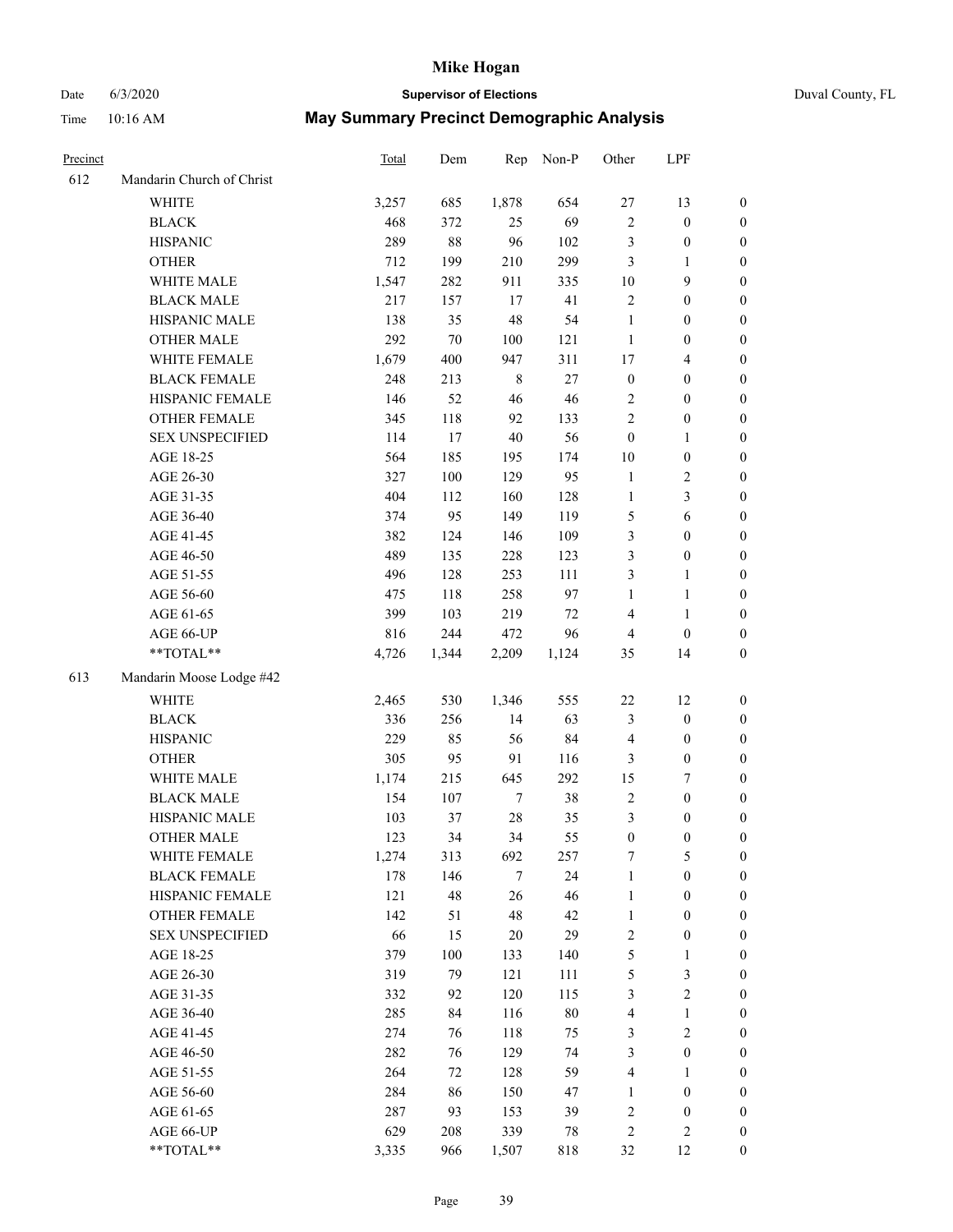# Mike Hogan

Date 6/3/2020 **Supervisor of Elections** Duval County, FL

Time 10:16 AM **May Summary Precinct Demographic Analysis**

| Precinct | | Total | Dem | Rep | Non-P | Other | LPF | |
|---|---|---|---|---|---|---|---|---|
| 612 | Mandarin Church of Christ | | | | | | | |
| | WHITE | 3,257 | 685 | 1,878 | 654 | 27 | 13 | 0 |
| | BLACK | 468 | 372 | 25 | 69 | 2 | 0 | 0 |
| | HISPANIC | 289 | 88 | 96 | 102 | 3 | 0 | 0 |
| | OTHER | 712 | 199 | 210 | 299 | 3 | 1 | 0 |
| | WHITE MALE | 1,547 | 282 | 911 | 335 | 10 | 9 | 0 |
| | BLACK MALE | 217 | 157 | 17 | 41 | 2 | 0 | 0 |
| | HISPANIC MALE | 138 | 35 | 48 | 54 | 1 | 0 | 0 |
| | OTHER MALE | 292 | 70 | 100 | 121 | 1 | 0 | 0 |
| | WHITE FEMALE | 1,679 | 400 | 947 | 311 | 17 | 4 | 0 |
| | BLACK FEMALE | 248 | 213 | 8 | 27 | 0 | 0 | 0 |
| | HISPANIC FEMALE | 146 | 52 | 46 | 46 | 2 | 0 | 0 |
| | OTHER FEMALE | 345 | 118 | 92 | 133 | 2 | 0 | 0 |
| | SEX UNSPECIFIED | 114 | 17 | 40 | 56 | 0 | 1 | 0 |
| | AGE 18-25 | 564 | 185 | 195 | 174 | 10 | 0 | 0 |
| | AGE 26-30 | 327 | 100 | 129 | 95 | 1 | 2 | 0 |
| | AGE 31-35 | 404 | 112 | 160 | 128 | 1 | 3 | 0 |
| | AGE 36-40 | 374 | 95 | 149 | 119 | 5 | 6 | 0 |
| | AGE 41-45 | 382 | 124 | 146 | 109 | 3 | 0 | 0 |
| | AGE 46-50 | 489 | 135 | 228 | 123 | 3 | 0 | 0 |
| | AGE 51-55 | 496 | 128 | 253 | 111 | 3 | 1 | 0 |
| | AGE 56-60 | 475 | 118 | 258 | 97 | 1 | 1 | 0 |
| | AGE 61-65 | 399 | 103 | 219 | 72 | 4 | 1 | 0 |
| | AGE 66-UP | 816 | 244 | 472 | 96 | 4 | 0 | 0 |
| | **TOTAL** | 4,726 | 1,344 | 2,209 | 1,124 | 35 | 14 | 0 |
| 613 | Mandarin Moose Lodge #42 | | | | | | | |
| | WHITE | 2,465 | 530 | 1,346 | 555 | 22 | 12 | 0 |
| | BLACK | 336 | 256 | 14 | 63 | 3 | 0 | 0 |
| | HISPANIC | 229 | 85 | 56 | 84 | 4 | 0 | 0 |
| | OTHER | 305 | 95 | 91 | 116 | 3 | 0 | 0 |
| | WHITE MALE | 1,174 | 215 | 645 | 292 | 15 | 7 | 0 |
| | BLACK MALE | 154 | 107 | 7 | 38 | 2 | 0 | 0 |
| | HISPANIC MALE | 103 | 37 | 28 | 35 | 3 | 0 | 0 |
| | OTHER MALE | 123 | 34 | 34 | 55 | 0 | 0 | 0 |
| | WHITE FEMALE | 1,274 | 313 | 692 | 257 | 7 | 5 | 0 |
| | BLACK FEMALE | 178 | 146 | 7 | 24 | 1 | 0 | 0 |
| | HISPANIC FEMALE | 121 | 48 | 26 | 46 | 1 | 0 | 0 |
| | OTHER FEMALE | 142 | 51 | 48 | 42 | 1 | 0 | 0 |
| | SEX UNSPECIFIED | 66 | 15 | 20 | 29 | 2 | 0 | 0 |
| | AGE 18-25 | 379 | 100 | 133 | 140 | 5 | 1 | 0 |
| | AGE 26-30 | 319 | 79 | 121 | 111 | 5 | 3 | 0 |
| | AGE 31-35 | 332 | 92 | 120 | 115 | 3 | 2 | 0 |
| | AGE 36-40 | 285 | 84 | 116 | 80 | 4 | 1 | 0 |
| | AGE 41-45 | 274 | 76 | 118 | 75 | 3 | 2 | 0 |
| | AGE 46-50 | 282 | 76 | 129 | 74 | 3 | 0 | 0 |
| | AGE 51-55 | 264 | 72 | 128 | 59 | 4 | 1 | 0 |
| | AGE 56-60 | 284 | 86 | 150 | 47 | 1 | 0 | 0 |
| | AGE 61-65 | 287 | 93 | 153 | 39 | 2 | 0 | 0 |
| | AGE 66-UP | 629 | 208 | 339 | 78 | 2 | 2 | 0 |
| | **TOTAL** | 3,335 | 966 | 1,507 | 818 | 32 | 12 | 0 |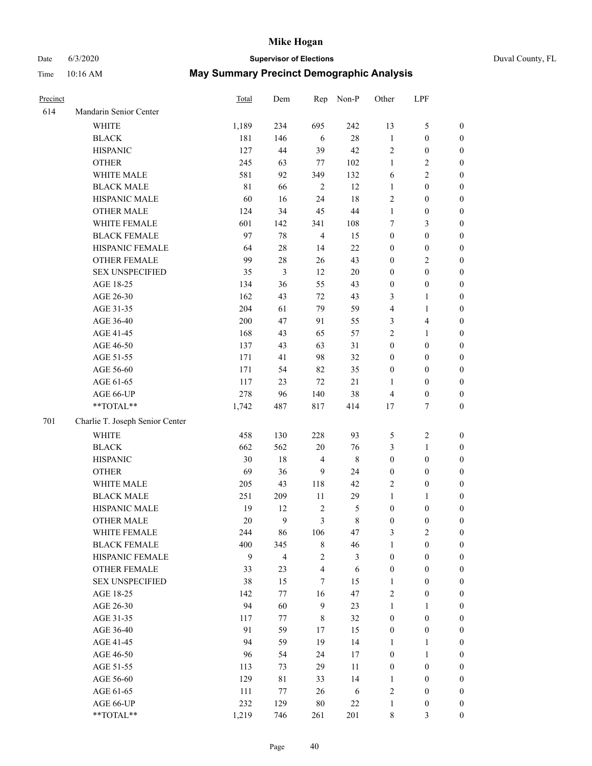# Mike Hogan

Date 6/3/2020 **Supervisor of Elections** Duval County, FL

Time 10:16 AM **May Summary Precinct Demographic Analysis**

| Precinct | | Total | Dem | Rep | Non-P | Other | LPF | |
|---|---|---|---|---|---|---|---|---|
| 614 | Mandarin Senior Center | | | | | | | |
| | WHITE | 1,189 | 234 | 695 | 242 | 13 | 5 | 0 |
| | BLACK | 181 | 146 | 6 | 28 | 1 | 0 | 0 |
| | HISPANIC | 127 | 44 | 39 | 42 | 2 | 0 | 0 |
| | OTHER | 245 | 63 | 77 | 102 | 1 | 2 | 0 |
| | WHITE MALE | 581 | 92 | 349 | 132 | 6 | 2 | 0 |
| | BLACK MALE | 81 | 66 | 2 | 12 | 1 | 0 | 0 |
| | HISPANIC MALE | 60 | 16 | 24 | 18 | 2 | 0 | 0 |
| | OTHER MALE | 124 | 34 | 45 | 44 | 1 | 0 | 0 |
| | WHITE FEMALE | 601 | 142 | 341 | 108 | 7 | 3 | 0 |
| | BLACK FEMALE | 97 | 78 | 4 | 15 | 0 | 0 | 0 |
| | HISPANIC FEMALE | 64 | 28 | 14 | 22 | 0 | 0 | 0 |
| | OTHER FEMALE | 99 | 28 | 26 | 43 | 0 | 2 | 0 |
| | SEX UNSPECIFIED | 35 | 3 | 12 | 20 | 0 | 0 | 0 |
| | AGE 18-25 | 134 | 36 | 55 | 43 | 0 | 0 | 0 |
| | AGE 26-30 | 162 | 43 | 72 | 43 | 3 | 1 | 0 |
| | AGE 31-35 | 204 | 61 | 79 | 59 | 4 | 1 | 0 |
| | AGE 36-40 | 200 | 47 | 91 | 55 | 3 | 4 | 0 |
| | AGE 41-45 | 168 | 43 | 65 | 57 | 2 | 1 | 0 |
| | AGE 46-50 | 137 | 43 | 63 | 31 | 0 | 0 | 0 |
| | AGE 51-55 | 171 | 41 | 98 | 32 | 0 | 0 | 0 |
| | AGE 56-60 | 171 | 54 | 82 | 35 | 0 | 0 | 0 |
| | AGE 61-65 | 117 | 23 | 72 | 21 | 1 | 0 | 0 |
| | AGE 66-UP | 278 | 96 | 140 | 38 | 4 | 0 | 0 |
| | **TOTAL** | 1,742 | 487 | 817 | 414 | 17 | 7 | 0 |
| 701 | Charlie T. Joseph Senior Center | | | | | | | |
| | WHITE | 458 | 130 | 228 | 93 | 5 | 2 | 0 |
| | BLACK | 662 | 562 | 20 | 76 | 3 | 1 | 0 |
| | HISPANIC | 30 | 18 | 4 | 8 | 0 | 0 | 0 |
| | OTHER | 69 | 36 | 9 | 24 | 0 | 0 | 0 |
| | WHITE MALE | 205 | 43 | 118 | 42 | 2 | 0 | 0 |
| | BLACK MALE | 251 | 209 | 11 | 29 | 1 | 1 | 0 |
| | HISPANIC MALE | 19 | 12 | 2 | 5 | 0 | 0 | 0 |
| | OTHER MALE | 20 | 9 | 3 | 8 | 0 | 0 | 0 |
| | WHITE FEMALE | 244 | 86 | 106 | 47 | 3 | 2 | 0 |
| | BLACK FEMALE | 400 | 345 | 8 | 46 | 1 | 0 | 0 |
| | HISPANIC FEMALE | 9 | 4 | 2 | 3 | 0 | 0 | 0 |
| | OTHER FEMALE | 33 | 23 | 4 | 6 | 0 | 0 | 0 |
| | SEX UNSPECIFIED | 38 | 15 | 7 | 15 | 1 | 0 | 0 |
| | AGE 18-25 | 142 | 77 | 16 | 47 | 2 | 0 | 0 |
| | AGE 26-30 | 94 | 60 | 9 | 23 | 1 | 1 | 0 |
| | AGE 31-35 | 117 | 77 | 8 | 32 | 0 | 0 | 0 |
| | AGE 36-40 | 91 | 59 | 17 | 15 | 0 | 0 | 0 |
| | AGE 41-45 | 94 | 59 | 19 | 14 | 1 | 1 | 0 |
| | AGE 46-50 | 96 | 54 | 24 | 17 | 0 | 1 | 0 |
| | AGE 51-55 | 113 | 73 | 29 | 11 | 0 | 0 | 0 |
| | AGE 56-60 | 129 | 81 | 33 | 14 | 1 | 0 | 0 |
| | AGE 61-65 | 111 | 77 | 26 | 6 | 2 | 0 | 0 |
| | AGE 66-UP | 232 | 129 | 80 | 22 | 1 | 0 | 0 |
| | **TOTAL** | 1,219 | 746 | 261 | 201 | 8 | 3 | 0 |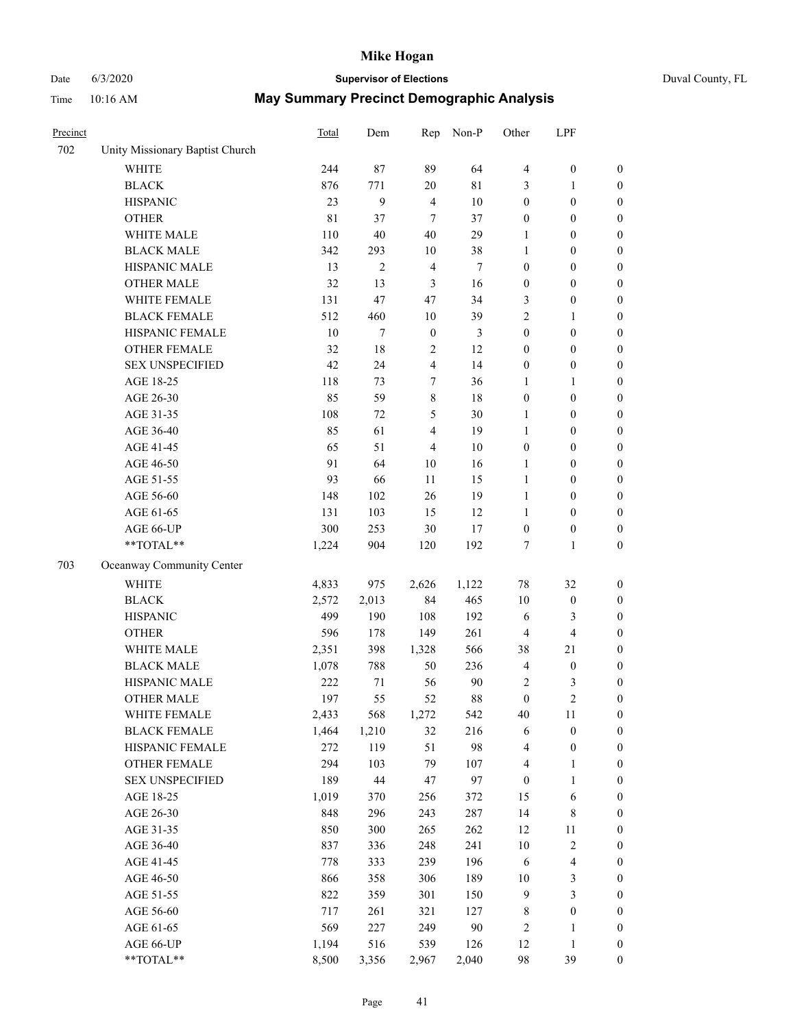# Mike Hogan

Date 6/3/2020 **Supervisor of Elections** Duval County, FL

Time 10:16 AM **May Summary Precinct Demographic Analysis**

| Precinct | | Total | Dem | Rep | Non-P | Other | LPF | |
|---|---|---|---|---|---|---|---|---|
| 702 | Unity Missionary Baptist Church | | | | | | | |
| | WHITE | 244 | 87 | 89 | 64 | 4 | 0 | 0 |
| | BLACK | 876 | 771 | 20 | 81 | 3 | 1 | 0 |
| | HISPANIC | 23 | 9 | 4 | 10 | 0 | 0 | 0 |
| | OTHER | 81 | 37 | 7 | 37 | 0 | 0 | 0 |
| | WHITE MALE | 110 | 40 | 40 | 29 | 1 | 0 | 0 |
| | BLACK MALE | 342 | 293 | 10 | 38 | 1 | 0 | 0 |
| | HISPANIC MALE | 13 | 2 | 4 | 7 | 0 | 0 | 0 |
| | OTHER MALE | 32 | 13 | 3 | 16 | 0 | 0 | 0 |
| | WHITE FEMALE | 131 | 47 | 47 | 34 | 3 | 0 | 0 |
| | BLACK FEMALE | 512 | 460 | 10 | 39 | 2 | 1 | 0 |
| | HISPANIC FEMALE | 10 | 7 | 0 | 3 | 0 | 0 | 0 |
| | OTHER FEMALE | 32 | 18 | 2 | 12 | 0 | 0 | 0 |
| | SEX UNSPECIFIED | 42 | 24 | 4 | 14 | 0 | 0 | 0 |
| | AGE 18-25 | 118 | 73 | 7 | 36 | 1 | 1 | 0 |
| | AGE 26-30 | 85 | 59 | 8 | 18 | 0 | 0 | 0 |
| | AGE 31-35 | 108 | 72 | 5 | 30 | 1 | 0 | 0 |
| | AGE 36-40 | 85 | 61 | 4 | 19 | 1 | 0 | 0 |
| | AGE 41-45 | 65 | 51 | 4 | 10 | 0 | 0 | 0 |
| | AGE 46-50 | 91 | 64 | 10 | 16 | 1 | 0 | 0 |
| | AGE 51-55 | 93 | 66 | 11 | 15 | 1 | 0 | 0 |
| | AGE 56-60 | 148 | 102 | 26 | 19 | 1 | 0 | 0 |
| | AGE 61-65 | 131 | 103 | 15 | 12 | 1 | 0 | 0 |
| | AGE 66-UP | 300 | 253 | 30 | 17 | 0 | 0 | 0 |
| | **TOTAL** | 1,224 | 904 | 120 | 192 | 7 | 1 | 0 |
| 703 | Oceanway Community Center | | | | | | | |
| | WHITE | 4,833 | 975 | 2,626 | 1,122 | 78 | 32 | 0 |
| | BLACK | 2,572 | 2,013 | 84 | 465 | 10 | 0 | 0 |
| | HISPANIC | 499 | 190 | 108 | 192 | 6 | 3 | 0 |
| | OTHER | 596 | 178 | 149 | 261 | 4 | 4 | 0 |
| | WHITE MALE | 2,351 | 398 | 1,328 | 566 | 38 | 21 | 0 |
| | BLACK MALE | 1,078 | 788 | 50 | 236 | 4 | 0 | 0 |
| | HISPANIC MALE | 222 | 71 | 56 | 90 | 2 | 3 | 0 |
| | OTHER MALE | 197 | 55 | 52 | 88 | 0 | 2 | 0 |
| | WHITE FEMALE | 2,433 | 568 | 1,272 | 542 | 40 | 11 | 0 |
| | BLACK FEMALE | 1,464 | 1,210 | 32 | 216 | 6 | 0 | 0 |
| | HISPANIC FEMALE | 272 | 119 | 51 | 98 | 4 | 0 | 0 |
| | OTHER FEMALE | 294 | 103 | 79 | 107 | 4 | 1 | 0 |
| | SEX UNSPECIFIED | 189 | 44 | 47 | 97 | 0 | 1 | 0 |
| | AGE 18-25 | 1,019 | 370 | 256 | 372 | 15 | 6 | 0 |
| | AGE 26-30 | 848 | 296 | 243 | 287 | 14 | 8 | 0 |
| | AGE 31-35 | 850 | 300 | 265 | 262 | 12 | 11 | 0 |
| | AGE 36-40 | 837 | 336 | 248 | 241 | 10 | 2 | 0 |
| | AGE 41-45 | 778 | 333 | 239 | 196 | 6 | 4 | 0 |
| | AGE 46-50 | 866 | 358 | 306 | 189 | 10 | 3 | 0 |
| | AGE 51-55 | 822 | 359 | 301 | 150 | 9 | 3 | 0 |
| | AGE 56-60 | 717 | 261 | 321 | 127 | 8 | 0 | 0 |
| | AGE 61-65 | 569 | 227 | 249 | 90 | 2 | 1 | 0 |
| | AGE 66-UP | 1,194 | 516 | 539 | 126 | 12 | 1 | 0 |
| | **TOTAL** | 8,500 | 3,356 | 2,967 | 2,040 | 98 | 39 | 0 |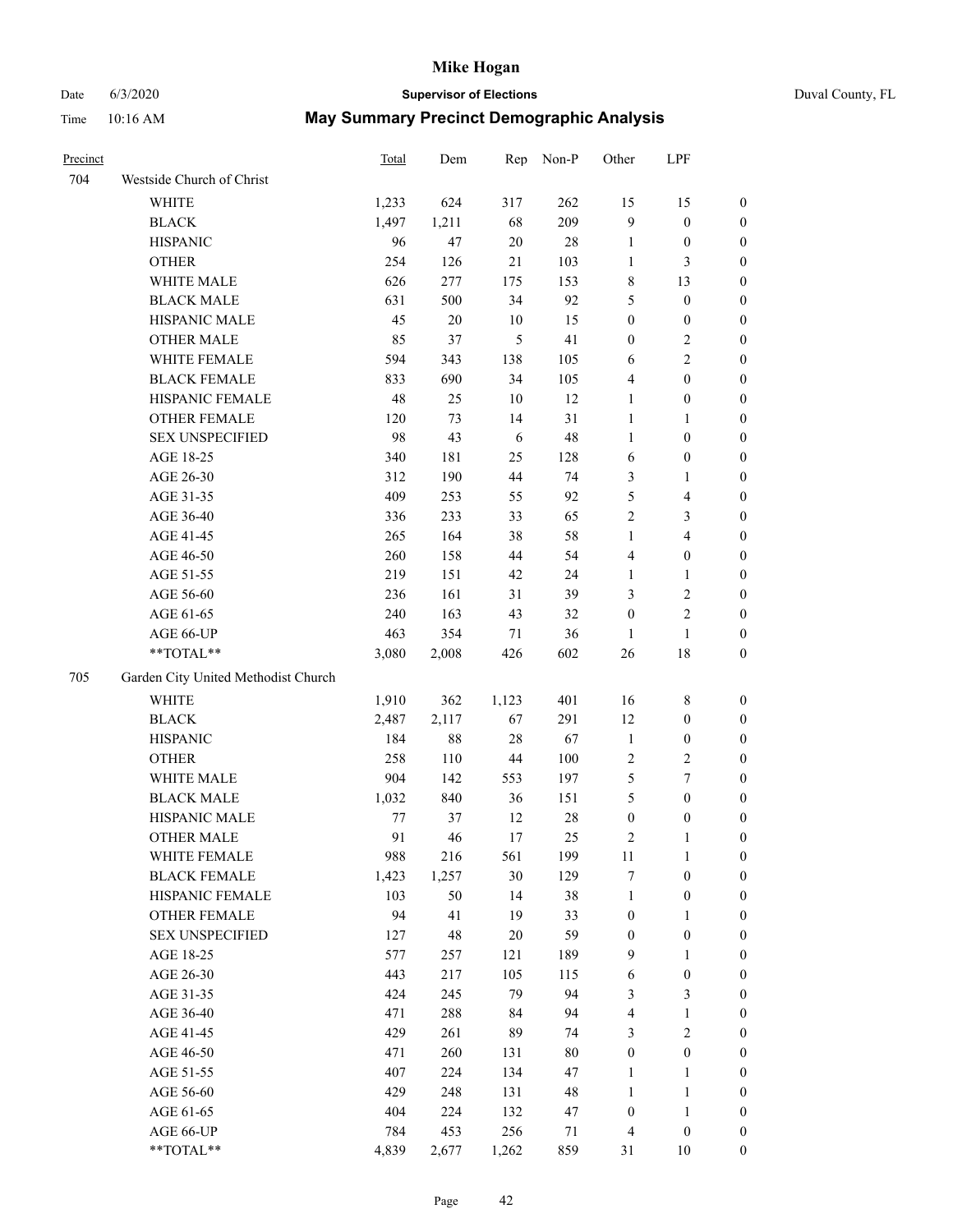| Precinct | | Total | Dem | Rep | Non-P | Other | LPF | |
|---|---|---|---|---|---|---|---|---|
| 704 | Westside Church of Christ | | | | | | | |
| | WHITE | 1,233 | 624 | 317 | 262 | 15 | 15 | 0 |
| | BLACK | 1,497 | 1,211 | 68 | 209 | 9 | 0 | 0 |
| | HISPANIC | 96 | 47 | 20 | 28 | 1 | 0 | 0 |
| | OTHER | 254 | 126 | 21 | 103 | 1 | 3 | 0 |
| | WHITE MALE | 626 | 277 | 175 | 153 | 8 | 13 | 0 |
| | BLACK MALE | 631 | 500 | 34 | 92 | 5 | 0 | 0 |
| | HISPANIC MALE | 45 | 20 | 10 | 15 | 0 | 0 | 0 |
| | OTHER MALE | 85 | 37 | 5 | 41 | 0 | 2 | 0 |
| | WHITE FEMALE | 594 | 343 | 138 | 105 | 6 | 2 | 0 |
| | BLACK FEMALE | 833 | 690 | 34 | 105 | 4 | 0 | 0 |
| | HISPANIC FEMALE | 48 | 25 | 10 | 12 | 1 | 0 | 0 |
| | OTHER FEMALE | 120 | 73 | 14 | 31 | 1 | 1 | 0 |
| | SEX UNSPECIFIED | 98 | 43 | 6 | 48 | 1 | 0 | 0 |
| | AGE 18-25 | 340 | 181 | 25 | 128 | 6 | 0 | 0 |
| | AGE 26-30 | 312 | 190 | 44 | 74 | 3 | 1 | 0 |
| | AGE 31-35 | 409 | 253 | 55 | 92 | 5 | 4 | 0 |
| | AGE 36-40 | 336 | 233 | 33 | 65 | 2 | 3 | 0 |
| | AGE 41-45 | 265 | 164 | 38 | 58 | 1 | 4 | 0 |
| | AGE 46-50 | 260 | 158 | 44 | 54 | 4 | 0 | 0 |
| | AGE 51-55 | 219 | 151 | 42 | 24 | 1 | 1 | 0 |
| | AGE 56-60 | 236 | 161 | 31 | 39 | 3 | 2 | 0 |
| | AGE 61-65 | 240 | 163 | 43 | 32 | 0 | 2 | 0 |
| | AGE 66-UP | 463 | 354 | 71 | 36 | 1 | 1 | 0 |
| | **TOTAL** | 3,080 | 2,008 | 426 | 602 | 26 | 18 | 0 |
| 705 | Garden City United Methodist Church | | | | | | | |
| | WHITE | 1,910 | 362 | 1,123 | 401 | 16 | 8 | 0 |
| | BLACK | 2,487 | 2,117 | 67 | 291 | 12 | 0 | 0 |
| | HISPANIC | 184 | 88 | 28 | 67 | 1 | 0 | 0 |
| | OTHER | 258 | 110 | 44 | 100 | 2 | 2 | 0 |
| | WHITE MALE | 904 | 142 | 553 | 197 | 5 | 7 | 0 |
| | BLACK MALE | 1,032 | 840 | 36 | 151 | 5 | 0 | 0 |
| | HISPANIC MALE | 77 | 37 | 12 | 28 | 0 | 0 | 0 |
| | OTHER MALE | 91 | 46 | 17 | 25 | 2 | 1 | 0 |
| | WHITE FEMALE | 988 | 216 | 561 | 199 | 11 | 1 | 0 |
| | BLACK FEMALE | 1,423 | 1,257 | 30 | 129 | 7 | 0 | 0 |
| | HISPANIC FEMALE | 103 | 50 | 14 | 38 | 1 | 0 | 0 |
| | OTHER FEMALE | 94 | 41 | 19 | 33 | 0 | 1 | 0 |
| | SEX UNSPECIFIED | 127 | 48 | 20 | 59 | 0 | 0 | 0 |
| | AGE 18-25 | 577 | 257 | 121 | 189 | 9 | 1 | 0 |
| | AGE 26-30 | 443 | 217 | 105 | 115 | 6 | 0 | 0 |
| | AGE 31-35 | 424 | 245 | 79 | 94 | 3 | 3 | 0 |
| | AGE 36-40 | 471 | 288 | 84 | 94 | 4 | 1 | 0 |
| | AGE 41-45 | 429 | 261 | 89 | 74 | 3 | 2 | 0 |
| | AGE 46-50 | 471 | 260 | 131 | 80 | 0 | 0 | 0 |
| | AGE 51-55 | 407 | 224 | 134 | 47 | 1 | 1 | 0 |
| | AGE 56-60 | 429 | 248 | 131 | 48 | 1 | 1 | 0 |
| | AGE 61-65 | 404 | 224 | 132 | 47 | 0 | 1 | 0 |
| | AGE 66-UP | 784 | 453 | 256 | 71 | 4 | 0 | 0 |
| | **TOTAL** | 4,839 | 2,677 | 1,262 | 859 | 31 | 10 | 0 |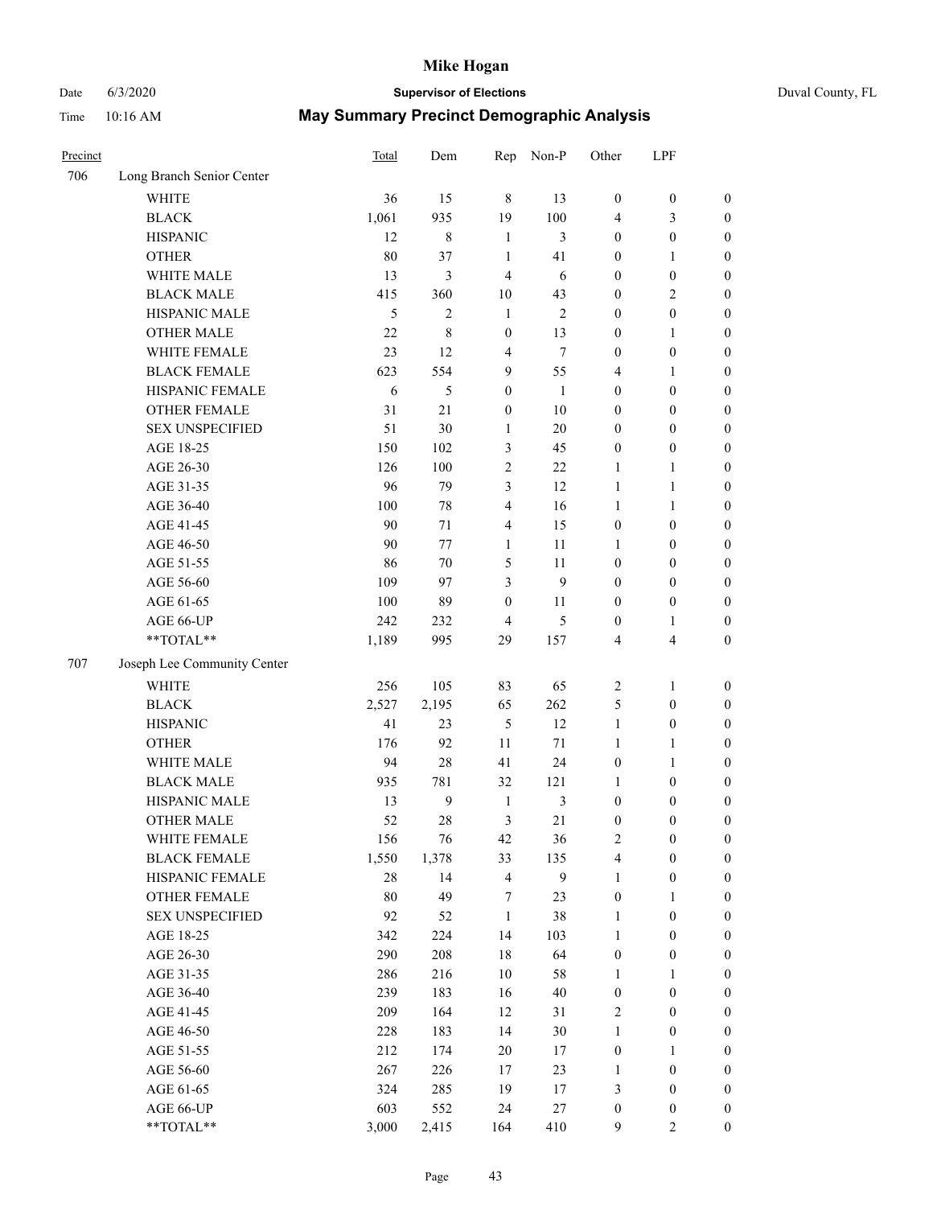Date 6/3/2020 **Supervisor of Elections** Duval County, FL

Time 10:16 AM **May Summary Precinct Demographic Analysis**

**Mike Hogan**

| Precinct | | Total | Dem | Rep | Non-P | Other | LPF | |
|---|---|---|---|---|---|---|---|---|
| 706 | Long Branch Senior Center | | | | | | | |
| | WHITE | 36 | 15 | 8 | 13 | 0 | 0 | 0 |
| | BLACK | 1,061 | 935 | 19 | 100 | 4 | 3 | 0 |
| | HISPANIC | 12 | 8 | 1 | 3 | 0 | 0 | 0 |
| | OTHER | 80 | 37 | 1 | 41 | 0 | 1 | 0 |
| | WHITE MALE | 13 | 3 | 4 | 6 | 0 | 0 | 0 |
| | BLACK MALE | 415 | 360 | 10 | 43 | 0 | 2 | 0 |
| | HISPANIC MALE | 5 | 2 | 1 | 2 | 0 | 0 | 0 |
| | OTHER MALE | 22 | 8 | 0 | 13 | 0 | 1 | 0 |
| | WHITE FEMALE | 23 | 12 | 4 | 7 | 0 | 0 | 0 |
| | BLACK FEMALE | 623 | 554 | 9 | 55 | 4 | 1 | 0 |
| | HISPANIC FEMALE | 6 | 5 | 0 | 1 | 0 | 0 | 0 |
| | OTHER FEMALE | 31 | 21 | 0 | 10 | 0 | 0 | 0 |
| | SEX UNSPECIFIED | 51 | 30 | 1 | 20 | 0 | 0 | 0 |
| | AGE 18-25 | 150 | 102 | 3 | 45 | 0 | 0 | 0 |
| | AGE 26-30 | 126 | 100 | 2 | 22 | 1 | 1 | 0 |
| | AGE 31-35 | 96 | 79 | 3 | 12 | 1 | 1 | 0 |
| | AGE 36-40 | 100 | 78 | 4 | 16 | 1 | 1 | 0 |
| | AGE 41-45 | 90 | 71 | 4 | 15 | 0 | 0 | 0 |
| | AGE 46-50 | 90 | 77 | 1 | 11 | 1 | 0 | 0 |
| | AGE 51-55 | 86 | 70 | 5 | 11 | 0 | 0 | 0 |
| | AGE 56-60 | 109 | 97 | 3 | 9 | 0 | 0 | 0 |
| | AGE 61-65 | 100 | 89 | 0 | 11 | 0 | 0 | 0 |
| | AGE 66-UP | 242 | 232 | 4 | 5 | 0 | 1 | 0 |
| | **TOTAL** | 1,189 | 995 | 29 | 157 | 4 | 4 | 0 |
| 707 | Joseph Lee Community Center | | | | | | | |
| | WHITE | 256 | 105 | 83 | 65 | 2 | 1 | 0 |
| | BLACK | 2,527 | 2,195 | 65 | 262 | 5 | 0 | 0 |
| | HISPANIC | 41 | 23 | 5 | 12 | 1 | 0 | 0 |
| | OTHER | 176 | 92 | 11 | 71 | 1 | 1 | 0 |
| | WHITE MALE | 94 | 28 | 41 | 24 | 0 | 1 | 0 |
| | BLACK MALE | 935 | 781 | 32 | 121 | 1 | 0 | 0 |
| | HISPANIC MALE | 13 | 9 | 1 | 3 | 0 | 0 | 0 |
| | OTHER MALE | 52 | 28 | 3 | 21 | 0 | 0 | 0 |
| | WHITE FEMALE | 156 | 76 | 42 | 36 | 2 | 0 | 0 |
| | BLACK FEMALE | 1,550 | 1,378 | 33 | 135 | 4 | 0 | 0 |
| | HISPANIC FEMALE | 28 | 14 | 4 | 9 | 1 | 0 | 0 |
| | OTHER FEMALE | 80 | 49 | 7 | 23 | 0 | 1 | 0 |
| | SEX UNSPECIFIED | 92 | 52 | 1 | 38 | 1 | 0 | 0 |
| | AGE 18-25 | 342 | 224 | 14 | 103 | 1 | 0 | 0 |
| | AGE 26-30 | 290 | 208 | 18 | 64 | 0 | 0 | 0 |
| | AGE 31-35 | 286 | 216 | 10 | 58 | 1 | 1 | 0 |
| | AGE 36-40 | 239 | 183 | 16 | 40 | 0 | 0 | 0 |
| | AGE 41-45 | 209 | 164 | 12 | 31 | 2 | 0 | 0 |
| | AGE 46-50 | 228 | 183 | 14 | 30 | 1 | 0 | 0 |
| | AGE 51-55 | 212 | 174 | 20 | 17 | 0 | 1 | 0 |
| | AGE 56-60 | 267 | 226 | 17 | 23 | 1 | 0 | 0 |
| | AGE 61-65 | 324 | 285 | 19 | 17 | 3 | 0 | 0 |
| | AGE 66-UP | 603 | 552 | 24 | 27 | 0 | 0 | 0 |
| | **TOTAL** | 3,000 | 2,415 | 164 | 410 | 9 | 2 | 0 |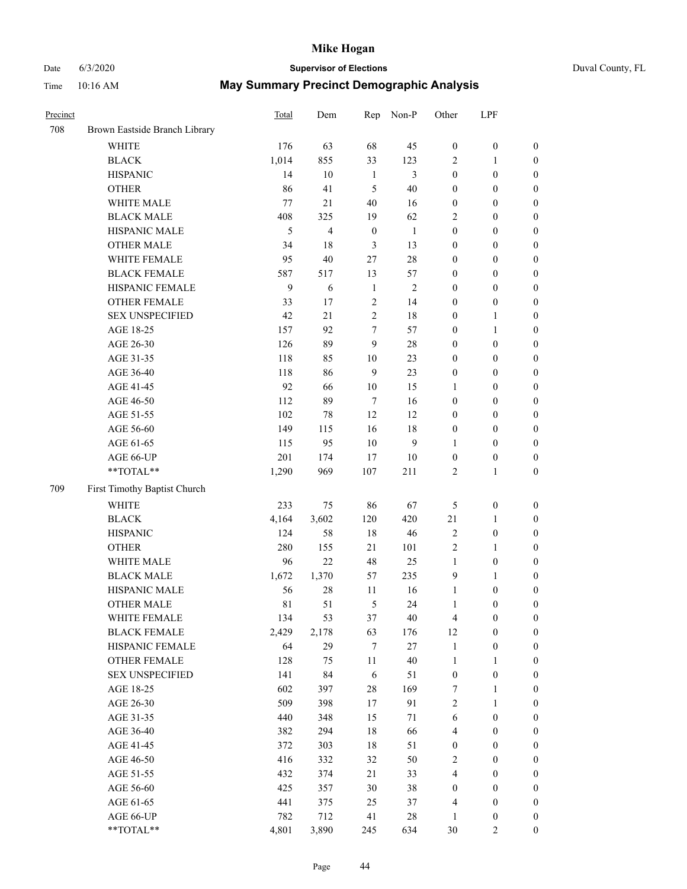# Mike Hogan

Date 6/3/2020 **Supervisor of Elections** Duval County, FL

Time 10:16 AM **May Summary Precinct Demographic Analysis**

| Precinct | | Total | Dem | Rep | Non-P | Other | LPF | |
|---|---|---|---|---|---|---|---|---|
| 708 | Brown Eastside Branch Library | | | | | | | |
| | WHITE | 176 | 63 | 68 | 45 | 0 | 0 | 0 |
| | BLACK | 1,014 | 855 | 33 | 123 | 2 | 1 | 0 |
| | HISPANIC | 14 | 10 | 1 | 3 | 0 | 0 | 0 |
| | OTHER | 86 | 41 | 5 | 40 | 0 | 0 | 0 |
| | WHITE MALE | 77 | 21 | 40 | 16 | 0 | 0 | 0 |
| | BLACK MALE | 408 | 325 | 19 | 62 | 2 | 0 | 0 |
| | HISPANIC MALE | 5 | 4 | 0 | 1 | 0 | 0 | 0 |
| | OTHER MALE | 34 | 18 | 3 | 13 | 0 | 0 | 0 |
| | WHITE FEMALE | 95 | 40 | 27 | 28 | 0 | 0 | 0 |
| | BLACK FEMALE | 587 | 517 | 13 | 57 | 0 | 0 | 0 |
| | HISPANIC FEMALE | 9 | 6 | 1 | 2 | 0 | 0 | 0 |
| | OTHER FEMALE | 33 | 17 | 2 | 14 | 0 | 0 | 0 |
| | SEX UNSPECIFIED | 42 | 21 | 2 | 18 | 0 | 1 | 0 |
| | AGE 18-25 | 157 | 92 | 7 | 57 | 0 | 1 | 0 |
| | AGE 26-30 | 126 | 89 | 9 | 28 | 0 | 0 | 0 |
| | AGE 31-35 | 118 | 85 | 10 | 23 | 0 | 0 | 0 |
| | AGE 36-40 | 118 | 86 | 9 | 23 | 0 | 0 | 0 |
| | AGE 41-45 | 92 | 66 | 10 | 15 | 1 | 0 | 0 |
| | AGE 46-50 | 112 | 89 | 7 | 16 | 0 | 0 | 0 |
| | AGE 51-55 | 102 | 78 | 12 | 12 | 0 | 0 | 0 |
| | AGE 56-60 | 149 | 115 | 16 | 18 | 0 | 0 | 0 |
| | AGE 61-65 | 115 | 95 | 10 | 9 | 1 | 0 | 0 |
| | AGE 66-UP | 201 | 174 | 17 | 10 | 0 | 0 | 0 |
| | **TOTAL** | 1,290 | 969 | 107 | 211 | 2 | 1 | 0 |
| 709 | First Timothy Baptist Church | | | | | | | |
| | WHITE | 233 | 75 | 86 | 67 | 5 | 0 | 0 |
| | BLACK | 4,164 | 3,602 | 120 | 420 | 21 | 1 | 0 |
| | HISPANIC | 124 | 58 | 18 | 46 | 2 | 0 | 0 |
| | OTHER | 280 | 155 | 21 | 101 | 2 | 1 | 0 |
| | WHITE MALE | 96 | 22 | 48 | 25 | 1 | 0 | 0 |
| | BLACK MALE | 1,672 | 1,370 | 57 | 235 | 9 | 1 | 0 |
| | HISPANIC MALE | 56 | 28 | 11 | 16 | 1 | 0 | 0 |
| | OTHER MALE | 81 | 51 | 5 | 24 | 1 | 0 | 0 |
| | WHITE FEMALE | 134 | 53 | 37 | 40 | 4 | 0 | 0 |
| | BLACK FEMALE | 2,429 | 2,178 | 63 | 176 | 12 | 0 | 0 |
| | HISPANIC FEMALE | 64 | 29 | 7 | 27 | 1 | 0 | 0 |
| | OTHER FEMALE | 128 | 75 | 11 | 40 | 1 | 1 | 0 |
| | SEX UNSPECIFIED | 141 | 84 | 6 | 51 | 0 | 0 | 0 |
| | AGE 18-25 | 602 | 397 | 28 | 169 | 7 | 1 | 0 |
| | AGE 26-30 | 509 | 398 | 17 | 91 | 2 | 1 | 0 |
| | AGE 31-35 | 440 | 348 | 15 | 71 | 6 | 0 | 0 |
| | AGE 36-40 | 382 | 294 | 18 | 66 | 4 | 0 | 0 |
| | AGE 41-45 | 372 | 303 | 18 | 51 | 0 | 0 | 0 |
| | AGE 46-50 | 416 | 332 | 32 | 50 | 2 | 0 | 0 |
| | AGE 51-55 | 432 | 374 | 21 | 33 | 4 | 0 | 0 |
| | AGE 56-60 | 425 | 357 | 30 | 38 | 0 | 0 | 0 |
| | AGE 61-65 | 441 | 375 | 25 | 37 | 4 | 0 | 0 |
| | AGE 66-UP | 782 | 712 | 41 | 28 | 1 | 0 | 0 |
| | **TOTAL** | 4,801 | 3,890 | 245 | 634 | 30 | 2 | 0 |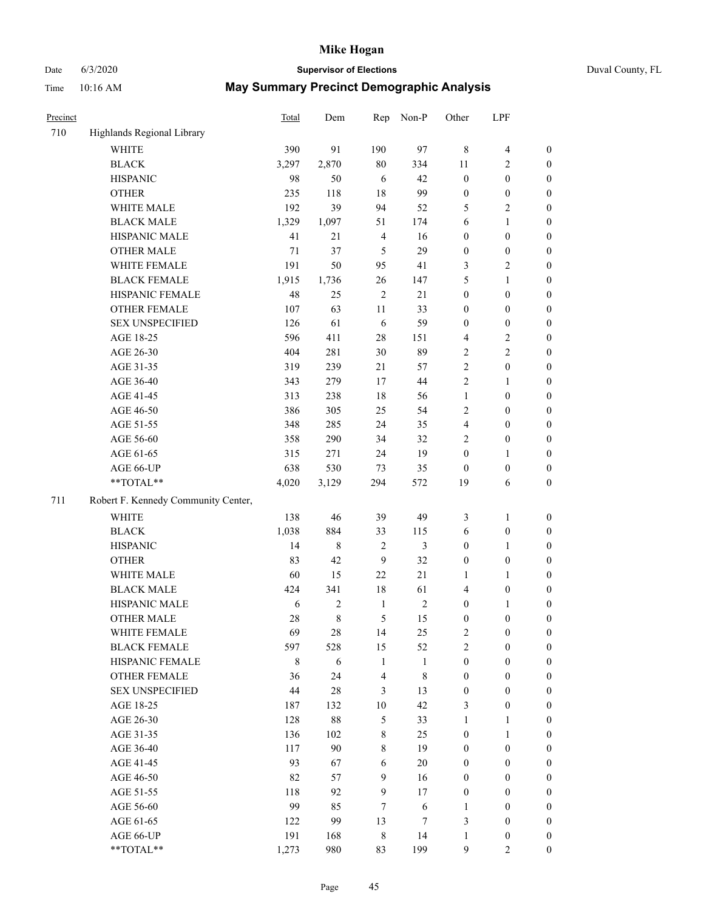# Mike Hogan

Date 6/3/2020 **Supervisor of Elections** Duval County, FL

Time 10:16 AM **May Summary Precinct Demographic Analysis**

| Precinct | | Total | Dem | Rep | Non-P | Other | LPF | |
|---|---|---|---|---|---|---|---|---|
| 710 | Highlands Regional Library | | | | | | | |
| | WHITE | 390 | 91 | 190 | 97 | 8 | 4 | 0 |
| | BLACK | 3,297 | 2,870 | 80 | 334 | 11 | 2 | 0 |
| | HISPANIC | 98 | 50 | 6 | 42 | 0 | 0 | 0 |
| | OTHER | 235 | 118 | 18 | 99 | 0 | 0 | 0 |
| | WHITE MALE | 192 | 39 | 94 | 52 | 5 | 2 | 0 |
| | BLACK MALE | 1,329 | 1,097 | 51 | 174 | 6 | 1 | 0 |
| | HISPANIC MALE | 41 | 21 | 4 | 16 | 0 | 0 | 0 |
| | OTHER MALE | 71 | 37 | 5 | 29 | 0 | 0 | 0 |
| | WHITE FEMALE | 191 | 50 | 95 | 41 | 3 | 2 | 0 |
| | BLACK FEMALE | 1,915 | 1,736 | 26 | 147 | 5 | 1 | 0 |
| | HISPANIC FEMALE | 48 | 25 | 2 | 21 | 0 | 0 | 0 |
| | OTHER FEMALE | 107 | 63 | 11 | 33 | 0 | 0 | 0 |
| | SEX UNSPECIFIED | 126 | 61 | 6 | 59 | 0 | 0 | 0 |
| | AGE 18-25 | 596 | 411 | 28 | 151 | 4 | 2 | 0 |
| | AGE 26-30 | 404 | 281 | 30 | 89 | 2 | 2 | 0 |
| | AGE 31-35 | 319 | 239 | 21 | 57 | 2 | 0 | 0 |
| | AGE 36-40 | 343 | 279 | 17 | 44 | 2 | 1 | 0 |
| | AGE 41-45 | 313 | 238 | 18 | 56 | 1 | 0 | 0 |
| | AGE 46-50 | 386 | 305 | 25 | 54 | 2 | 0 | 0 |
| | AGE 51-55 | 348 | 285 | 24 | 35 | 4 | 0 | 0 |
| | AGE 56-60 | 358 | 290 | 34 | 32 | 2 | 0 | 0 |
| | AGE 61-65 | 315 | 271 | 24 | 19 | 0 | 1 | 0 |
| | AGE 66-UP | 638 | 530 | 73 | 35 | 0 | 0 | 0 |
| | **TOTAL** | 4,020 | 3,129 | 294 | 572 | 19 | 6 | 0 |
| 711 | Robert F. Kennedy Community Center, | | | | | | | |
| | WHITE | 138 | 46 | 39 | 49 | 3 | 1 | 0 |
| | BLACK | 1,038 | 884 | 33 | 115 | 6 | 0 | 0 |
| | HISPANIC | 14 | 8 | 2 | 3 | 0 | 1 | 0 |
| | OTHER | 83 | 42 | 9 | 32 | 0 | 0 | 0 |
| | WHITE MALE | 60 | 15 | 22 | 21 | 1 | 1 | 0 |
| | BLACK MALE | 424 | 341 | 18 | 61 | 4 | 0 | 0 |
| | HISPANIC MALE | 6 | 2 | 1 | 2 | 0 | 1 | 0 |
| | OTHER MALE | 28 | 8 | 5 | 15 | 0 | 0 | 0 |
| | WHITE FEMALE | 69 | 28 | 14 | 25 | 2 | 0 | 0 |
| | BLACK FEMALE | 597 | 528 | 15 | 52 | 2 | 0 | 0 |
| | HISPANIC FEMALE | 8 | 6 | 1 | 1 | 0 | 0 | 0 |
| | OTHER FEMALE | 36 | 24 | 4 | 8 | 0 | 0 | 0 |
| | SEX UNSPECIFIED | 44 | 28 | 3 | 13 | 0 | 0 | 0 |
| | AGE 18-25 | 187 | 132 | 10 | 42 | 3 | 0 | 0 |
| | AGE 26-30 | 128 | 88 | 5 | 33 | 1 | 1 | 0 |
| | AGE 31-35 | 136 | 102 | 8 | 25 | 0 | 1 | 0 |
| | AGE 36-40 | 117 | 90 | 8 | 19 | 0 | 0 | 0 |
| | AGE 41-45 | 93 | 67 | 6 | 20 | 0 | 0 | 0 |
| | AGE 46-50 | 82 | 57 | 9 | 16 | 0 | 0 | 0 |
| | AGE 51-55 | 118 | 92 | 9 | 17 | 0 | 0 | 0 |
| | AGE 56-60 | 99 | 85 | 7 | 6 | 1 | 0 | 0 |
| | AGE 61-65 | 122 | 99 | 13 | 7 | 3 | 0 | 0 |
| | AGE 66-UP | 191 | 168 | 8 | 14 | 1 | 0 | 0 |
| | **TOTAL** | 1,273 | 980 | 83 | 199 | 9 | 2 | 0 |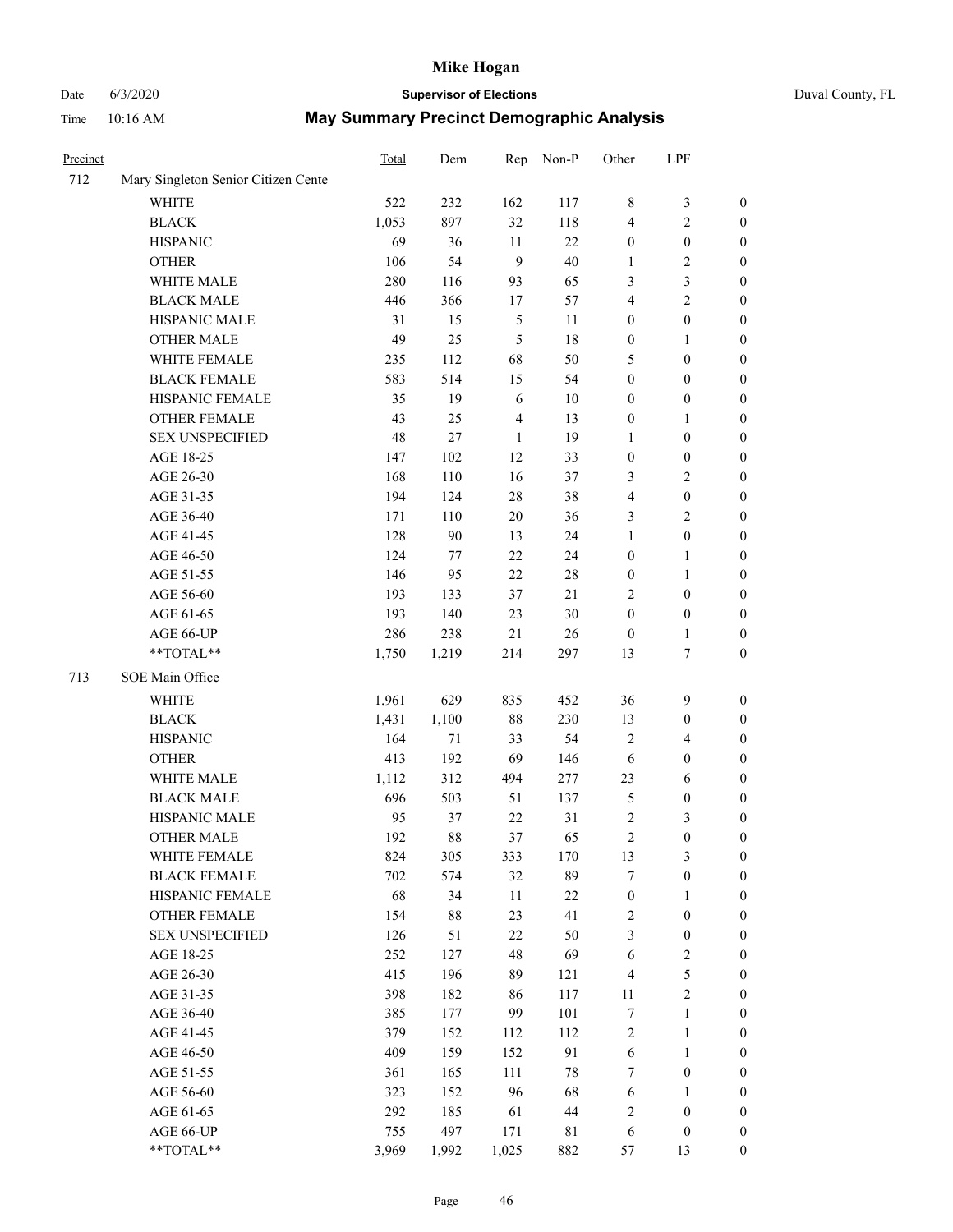| Precinct | | Total | Dem | Rep | Non-P | Other | LPF | |
|---|---|---|---|---|---|---|---|---|
| 712 | Mary Singleton Senior Citizen Cente | | | | | | | |
| | WHITE | 522 | 232 | 162 | 117 | 8 | 3 | 0 |
| | BLACK | 1,053 | 897 | 32 | 118 | 4 | 2 | 0 |
| | HISPANIC | 69 | 36 | 11 | 22 | 0 | 0 | 0 |
| | OTHER | 106 | 54 | 9 | 40 | 1 | 2 | 0 |
| | WHITE MALE | 280 | 116 | 93 | 65 | 3 | 3 | 0 |
| | BLACK MALE | 446 | 366 | 17 | 57 | 4 | 2 | 0 |
| | HISPANIC MALE | 31 | 15 | 5 | 11 | 0 | 0 | 0 |
| | OTHER MALE | 49 | 25 | 5 | 18 | 0 | 1 | 0 |
| | WHITE FEMALE | 235 | 112 | 68 | 50 | 5 | 0 | 0 |
| | BLACK FEMALE | 583 | 514 | 15 | 54 | 0 | 0 | 0 |
| | HISPANIC FEMALE | 35 | 19 | 6 | 10 | 0 | 0 | 0 |
| | OTHER FEMALE | 43 | 25 | 4 | 13 | 0 | 1 | 0 |
| | SEX UNSPECIFIED | 48 | 27 | 1 | 19 | 1 | 0 | 0 |
| | AGE 18-25 | 147 | 102 | 12 | 33 | 0 | 0 | 0 |
| | AGE 26-30 | 168 | 110 | 16 | 37 | 3 | 2 | 0 |
| | AGE 31-35 | 194 | 124 | 28 | 38 | 4 | 0 | 0 |
| | AGE 36-40 | 171 | 110 | 20 | 36 | 3 | 2 | 0 |
| | AGE 41-45 | 128 | 90 | 13 | 24 | 1 | 0 | 0 |
| | AGE 46-50 | 124 | 77 | 22 | 24 | 0 | 1 | 0 |
| | AGE 51-55 | 146 | 95 | 22 | 28 | 0 | 1 | 0 |
| | AGE 56-60 | 193 | 133 | 37 | 21 | 2 | 0 | 0 |
| | AGE 61-65 | 193 | 140 | 23 | 30 | 0 | 0 | 0 |
| | AGE 66-UP | 286 | 238 | 21 | 26 | 0 | 1 | 0 |
| | **TOTAL** | 1,750 | 1,219 | 214 | 297 | 13 | 7 | 0 |
| 713 | SOE Main Office | | | | | | | |
| | WHITE | 1,961 | 629 | 835 | 452 | 36 | 9 | 0 |
| | BLACK | 1,431 | 1,100 | 88 | 230 | 13 | 0 | 0 |
| | HISPANIC | 164 | 71 | 33 | 54 | 2 | 4 | 0 |
| | OTHER | 413 | 192 | 69 | 146 | 6 | 0 | 0 |
| | WHITE MALE | 1,112 | 312 | 494 | 277 | 23 | 6 | 0 |
| | BLACK MALE | 696 | 503 | 51 | 137 | 5 | 0 | 0 |
| | HISPANIC MALE | 95 | 37 | 22 | 31 | 2 | 3 | 0 |
| | OTHER MALE | 192 | 88 | 37 | 65 | 2 | 0 | 0 |
| | WHITE FEMALE | 824 | 305 | 333 | 170 | 13 | 3 | 0 |
| | BLACK FEMALE | 702 | 574 | 32 | 89 | 7 | 0 | 0 |
| | HISPANIC FEMALE | 68 | 34 | 11 | 22 | 0 | 1 | 0 |
| | OTHER FEMALE | 154 | 88 | 23 | 41 | 2 | 0 | 0 |
| | SEX UNSPECIFIED | 126 | 51 | 22 | 50 | 3 | 0 | 0 |
| | AGE 18-25 | 252 | 127 | 48 | 69 | 6 | 2 | 0 |
| | AGE 26-30 | 415 | 196 | 89 | 121 | 4 | 5 | 0 |
| | AGE 31-35 | 398 | 182 | 86 | 117 | 11 | 2 | 0 |
| | AGE 36-40 | 385 | 177 | 99 | 101 | 7 | 1 | 0 |
| | AGE 41-45 | 379 | 152 | 112 | 112 | 2 | 1 | 0 |
| | AGE 46-50 | 409 | 159 | 152 | 91 | 6 | 1 | 0 |
| | AGE 51-55 | 361 | 165 | 111 | 78 | 7 | 0 | 0 |
| | AGE 56-60 | 323 | 152 | 96 | 68 | 6 | 1 | 0 |
| | AGE 61-65 | 292 | 185 | 61 | 44 | 2 | 0 | 0 |
| | AGE 66-UP | 755 | 497 | 171 | 81 | 6 | 0 | 0 |
| | **TOTAL** | 3,969 | 1,992 | 1,025 | 882 | 57 | 13 | 0 |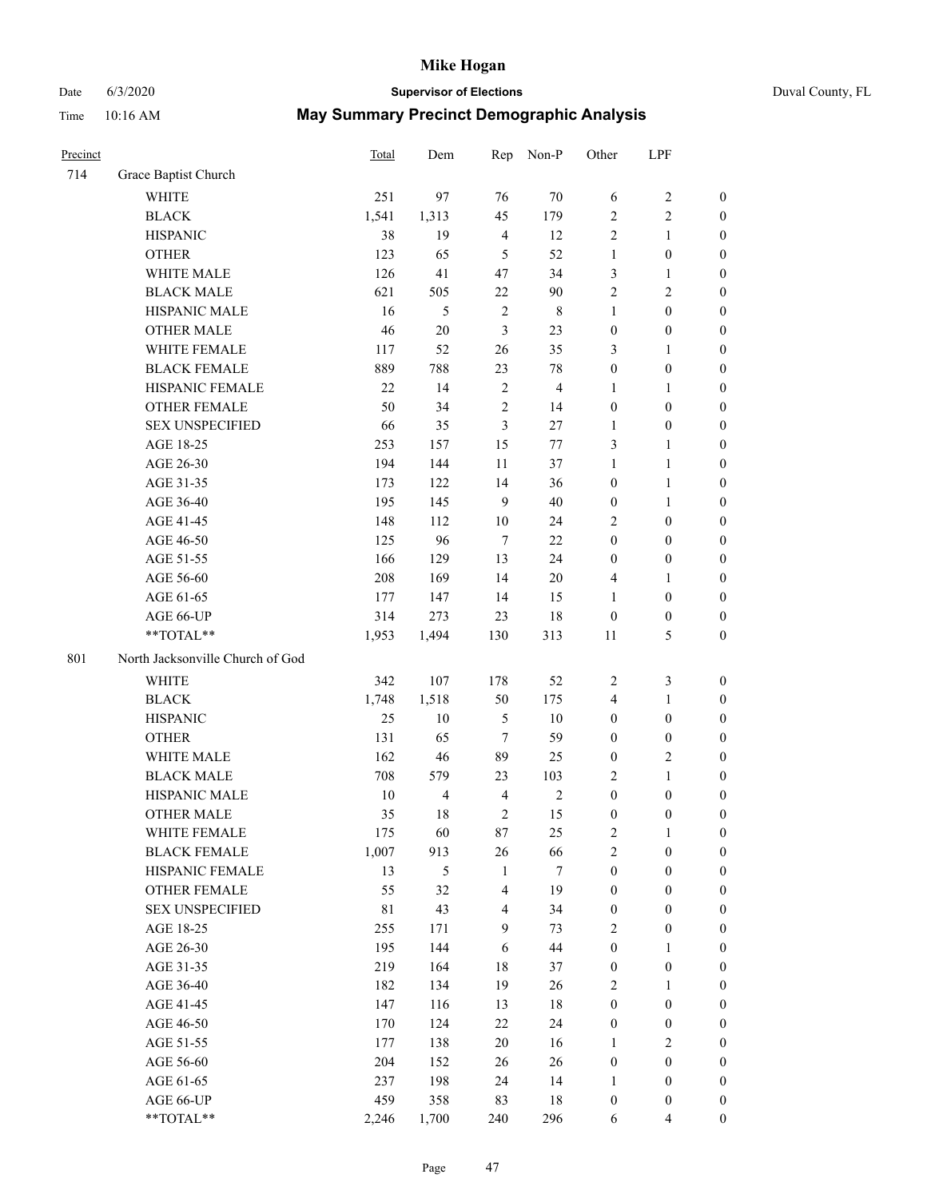# Mike Hogan

Date 6/3/2020 **Supervisor of Elections** Duval County, FL

Time 10:16 AM **May Summary Precinct Demographic Analysis**

| Precinct | | Total | Dem | Rep | Non-P | Other | LPF | |
|---|---|---|---|---|---|---|---|---|
| 714 | Grace Baptist Church | | | | | | | |
| | WHITE | 251 | 97 | 76 | 70 | 6 | 2 | 0 |
| | BLACK | 1,541 | 1,313 | 45 | 179 | 2 | 2 | 0 |
| | HISPANIC | 38 | 19 | 4 | 12 | 2 | 1 | 0 |
| | OTHER | 123 | 65 | 5 | 52 | 1 | 0 | 0 |
| | WHITE MALE | 126 | 41 | 47 | 34 | 3 | 1 | 0 |
| | BLACK MALE | 621 | 505 | 22 | 90 | 2 | 2 | 0 |
| | HISPANIC MALE | 16 | 5 | 2 | 8 | 1 | 0 | 0 |
| | OTHER MALE | 46 | 20 | 3 | 23 | 0 | 0 | 0 |
| | WHITE FEMALE | 117 | 52 | 26 | 35 | 3 | 1 | 0 |
| | BLACK FEMALE | 889 | 788 | 23 | 78 | 0 | 0 | 0 |
| | HISPANIC FEMALE | 22 | 14 | 2 | 4 | 1 | 1 | 0 |
| | OTHER FEMALE | 50 | 34 | 2 | 14 | 0 | 0 | 0 |
| | SEX UNSPECIFIED | 66 | 35 | 3 | 27 | 1 | 0 | 0 |
| | AGE 18-25 | 253 | 157 | 15 | 77 | 3 | 1 | 0 |
| | AGE 26-30 | 194 | 144 | 11 | 37 | 1 | 1 | 0 |
| | AGE 31-35 | 173 | 122 | 14 | 36 | 0 | 1 | 0 |
| | AGE 36-40 | 195 | 145 | 9 | 40 | 0 | 1 | 0 |
| | AGE 41-45 | 148 | 112 | 10 | 24 | 2 | 0 | 0 |
| | AGE 46-50 | 125 | 96 | 7 | 22 | 0 | 0 | 0 |
| | AGE 51-55 | 166 | 129 | 13 | 24 | 0 | 0 | 0 |
| | AGE 56-60 | 208 | 169 | 14 | 20 | 4 | 1 | 0 |
| | AGE 61-65 | 177 | 147 | 14 | 15 | 1 | 0 | 0 |
| | AGE 66-UP | 314 | 273 | 23 | 18 | 0 | 0 | 0 |
| | **TOTAL** | 1,953 | 1,494 | 130 | 313 | 11 | 5 | 0 |
| 801 | North Jacksonville Church of God | | | | | | | |
| | WHITE | 342 | 107 | 178 | 52 | 2 | 3 | 0 |
| | BLACK | 1,748 | 1,518 | 50 | 175 | 4 | 1 | 0 |
| | HISPANIC | 25 | 10 | 5 | 10 | 0 | 0 | 0 |
| | OTHER | 131 | 65 | 7 | 59 | 0 | 0 | 0 |
| | WHITE MALE | 162 | 46 | 89 | 25 | 0 | 2 | 0 |
| | BLACK MALE | 708 | 579 | 23 | 103 | 2 | 1 | 0 |
| | HISPANIC MALE | 10 | 4 | 4 | 2 | 0 | 0 | 0 |
| | OTHER MALE | 35 | 18 | 2 | 15 | 0 | 0 | 0 |
| | WHITE FEMALE | 175 | 60 | 87 | 25 | 2 | 1 | 0 |
| | BLACK FEMALE | 1,007 | 913 | 26 | 66 | 2 | 0 | 0 |
| | HISPANIC FEMALE | 13 | 5 | 1 | 7 | 0 | 0 | 0 |
| | OTHER FEMALE | 55 | 32 | 4 | 19 | 0 | 0 | 0 |
| | SEX UNSPECIFIED | 81 | 43 | 4 | 34 | 0 | 0 | 0 |
| | AGE 18-25 | 255 | 171 | 9 | 73 | 2 | 0 | 0 |
| | AGE 26-30 | 195 | 144 | 6 | 44 | 0 | 1 | 0 |
| | AGE 31-35 | 219 | 164 | 18 | 37 | 0 | 0 | 0 |
| | AGE 36-40 | 182 | 134 | 19 | 26 | 2 | 1 | 0 |
| | AGE 41-45 | 147 | 116 | 13 | 18 | 0 | 0 | 0 |
| | AGE 46-50 | 170 | 124 | 22 | 24 | 0 | 0 | 0 |
| | AGE 51-55 | 177 | 138 | 20 | 16 | 1 | 2 | 0 |
| | AGE 56-60 | 204 | 152 | 26 | 26 | 0 | 0 | 0 |
| | AGE 61-65 | 237 | 198 | 24 | 14 | 1 | 0 | 0 |
| | AGE 66-UP | 459 | 358 | 83 | 18 | 0 | 0 | 0 |
| | **TOTAL** | 2,246 | 1,700 | 240 | 296 | 6 | 4 | 0 |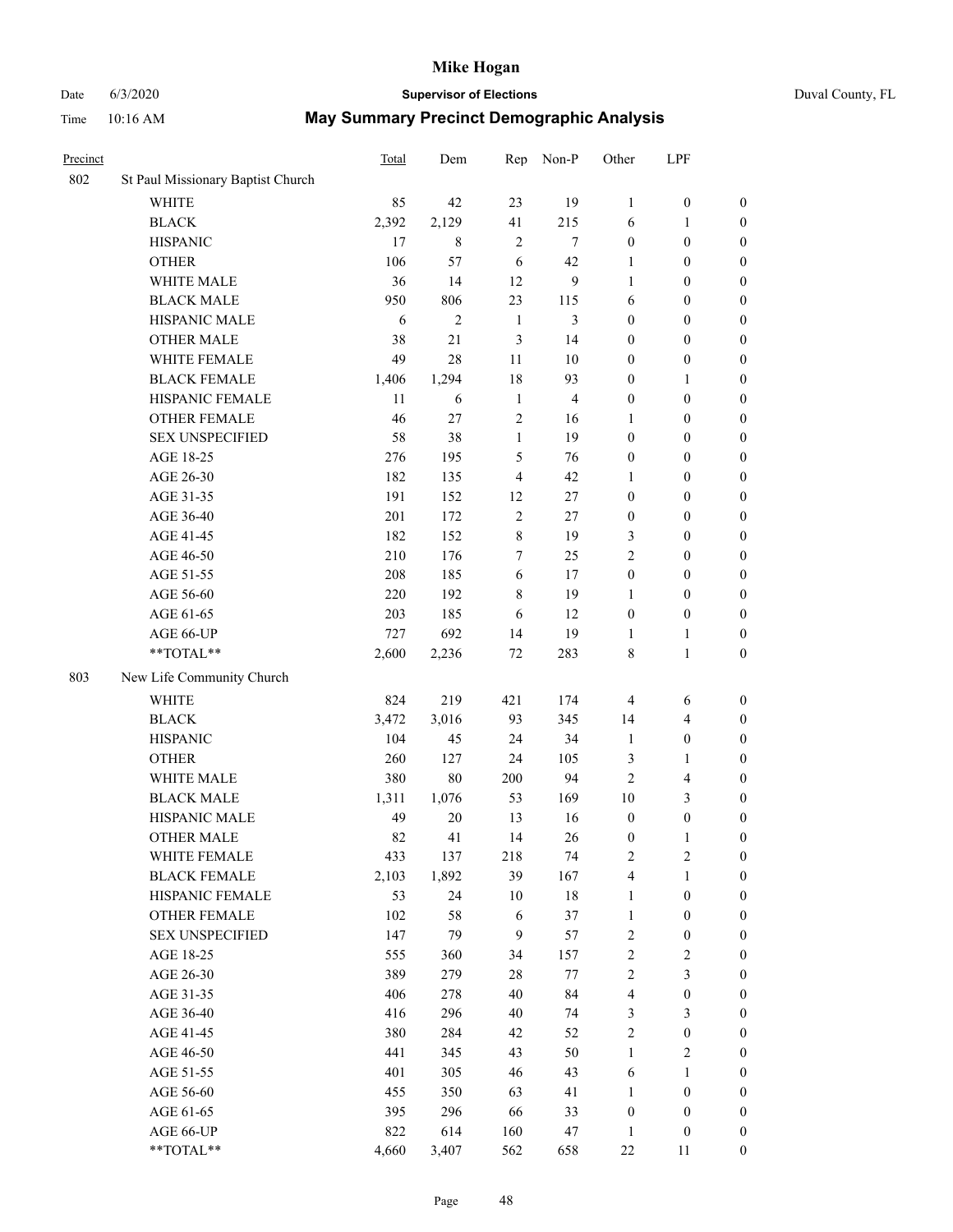# Mike Hogan

Date 6/3/2020 **Supervisor of Elections** Duval County, FL

Time 10:16 AM **May Summary Precinct Demographic Analysis**

| Precinct | | Total | Dem | Rep | Non-P | Other | LPF | |
|---|---|---|---|---|---|---|---|---|
| 802 | St Paul Missionary Baptist Church | | | | | | | |
| | WHITE | 85 | 42 | 23 | 19 | 1 | 0 | 0 |
| | BLACK | 2,392 | 2,129 | 41 | 215 | 6 | 1 | 0 |
| | HISPANIC | 17 | 8 | 2 | 7 | 0 | 0 | 0 |
| | OTHER | 106 | 57 | 6 | 42 | 1 | 0 | 0 |
| | WHITE MALE | 36 | 14 | 12 | 9 | 1 | 0 | 0 |
| | BLACK MALE | 950 | 806 | 23 | 115 | 6 | 0 | 0 |
| | HISPANIC MALE | 6 | 2 | 1 | 3 | 0 | 0 | 0 |
| | OTHER MALE | 38 | 21 | 3 | 14 | 0 | 0 | 0 |
| | WHITE FEMALE | 49 | 28 | 11 | 10 | 0 | 0 | 0 |
| | BLACK FEMALE | 1,406 | 1,294 | 18 | 93 | 0 | 1 | 0 |
| | HISPANIC FEMALE | 11 | 6 | 1 | 4 | 0 | 0 | 0 |
| | OTHER FEMALE | 46 | 27 | 2 | 16 | 1 | 0 | 0 |
| | SEX UNSPECIFIED | 58 | 38 | 1 | 19 | 0 | 0 | 0 |
| | AGE 18-25 | 276 | 195 | 5 | 76 | 0 | 0 | 0 |
| | AGE 26-30 | 182 | 135 | 4 | 42 | 1 | 0 | 0 |
| | AGE 31-35 | 191 | 152 | 12 | 27 | 0 | 0 | 0 |
| | AGE 36-40 | 201 | 172 | 2 | 27 | 0 | 0 | 0 |
| | AGE 41-45 | 182 | 152 | 8 | 19 | 3 | 0 | 0 |
| | AGE 46-50 | 210 | 176 | 7 | 25 | 2 | 0 | 0 |
| | AGE 51-55 | 208 | 185 | 6 | 17 | 0 | 0 | 0 |
| | AGE 56-60 | 220 | 192 | 8 | 19 | 1 | 0 | 0 |
| | AGE 61-65 | 203 | 185 | 6 | 12 | 0 | 0 | 0 |
| | AGE 66-UP | 727 | 692 | 14 | 19 | 1 | 1 | 0 |
| | **TOTAL** | 2,600 | 2,236 | 72 | 283 | 8 | 1 | 0 |
| 803 | New Life Community Church | | | | | | | |
| | WHITE | 824 | 219 | 421 | 174 | 4 | 6 | 0 |
| | BLACK | 3,472 | 3,016 | 93 | 345 | 14 | 4 | 0 |
| | HISPANIC | 104 | 45 | 24 | 34 | 1 | 0 | 0 |
| | OTHER | 260 | 127 | 24 | 105 | 3 | 1 | 0 |
| | WHITE MALE | 380 | 80 | 200 | 94 | 2 | 4 | 0 |
| | BLACK MALE | 1,311 | 1,076 | 53 | 169 | 10 | 3 | 0 |
| | HISPANIC MALE | 49 | 20 | 13 | 16 | 0 | 0 | 0 |
| | OTHER MALE | 82 | 41 | 14 | 26 | 0 | 1 | 0 |
| | WHITE FEMALE | 433 | 137 | 218 | 74 | 2 | 2 | 0 |
| | BLACK FEMALE | 2,103 | 1,892 | 39 | 167 | 4 | 1 | 0 |
| | HISPANIC FEMALE | 53 | 24 | 10 | 18 | 1 | 0 | 0 |
| | OTHER FEMALE | 102 | 58 | 6 | 37 | 1 | 0 | 0 |
| | SEX UNSPECIFIED | 147 | 79 | 9 | 57 | 2 | 0 | 0 |
| | AGE 18-25 | 555 | 360 | 34 | 157 | 2 | 2 | 0 |
| | AGE 26-30 | 389 | 279 | 28 | 77 | 2 | 3 | 0 |
| | AGE 31-35 | 406 | 278 | 40 | 84 | 4 | 0 | 0 |
| | AGE 36-40 | 416 | 296 | 40 | 74 | 3 | 3 | 0 |
| | AGE 41-45 | 380 | 284 | 42 | 52 | 2 | 0 | 0 |
| | AGE 46-50 | 441 | 345 | 43 | 50 | 1 | 2 | 0 |
| | AGE 51-55 | 401 | 305 | 46 | 43 | 6 | 1 | 0 |
| | AGE 56-60 | 455 | 350 | 63 | 41 | 1 | 0 | 0 |
| | AGE 61-65 | 395 | 296 | 66 | 33 | 0 | 0 | 0 |
| | AGE 66-UP | 822 | 614 | 160 | 47 | 1 | 0 | 0 |
| | **TOTAL** | 4,660 | 3,407 | 562 | 658 | 22 | 11 | 0 |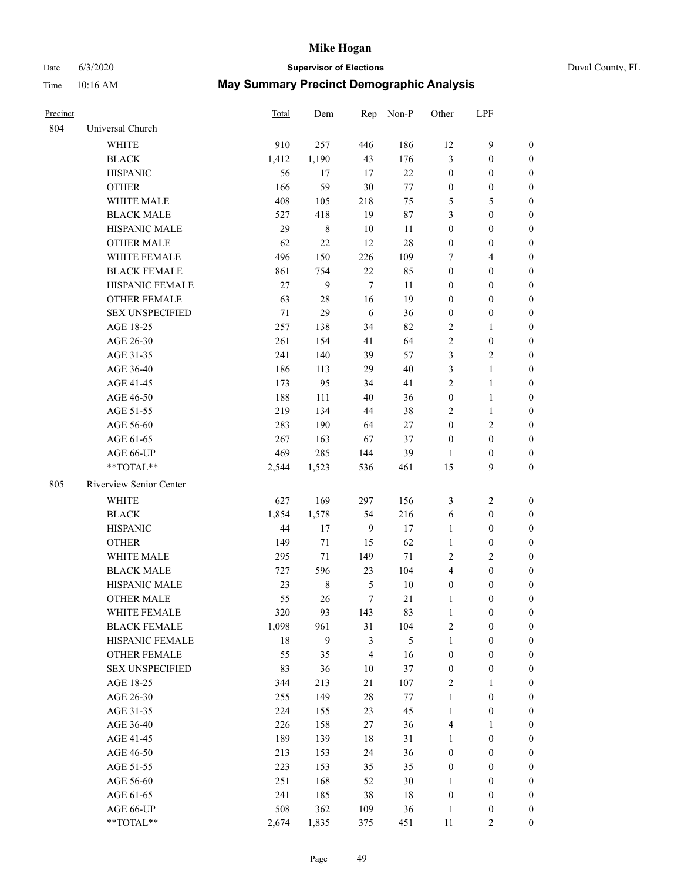# Mike Hogan

Date 6/3/2020 **Supervisor of Elections** Duval County, FL

Time 10:16 AM **May Summary Precinct Demographic Analysis**

| Precinct | | Total | Dem | Rep | Non-P | Other | LPF | |
|---|---|---|---|---|---|---|---|---|
| 804 | Universal Church | | | | | | | |
| | WHITE | 910 | 257 | 446 | 186 | 12 | 9 | 0 |
| | BLACK | 1,412 | 1,190 | 43 | 176 | 3 | 0 | 0 |
| | HISPANIC | 56 | 17 | 17 | 22 | 0 | 0 | 0 |
| | OTHER | 166 | 59 | 30 | 77 | 0 | 0 | 0 |
| | WHITE MALE | 408 | 105 | 218 | 75 | 5 | 5 | 0 |
| | BLACK MALE | 527 | 418 | 19 | 87 | 3 | 0 | 0 |
| | HISPANIC MALE | 29 | 8 | 10 | 11 | 0 | 0 | 0 |
| | OTHER MALE | 62 | 22 | 12 | 28 | 0 | 0 | 0 |
| | WHITE FEMALE | 496 | 150 | 226 | 109 | 7 | 4 | 0 |
| | BLACK FEMALE | 861 | 754 | 22 | 85 | 0 | 0 | 0 |
| | HISPANIC FEMALE | 27 | 9 | 7 | 11 | 0 | 0 | 0 |
| | OTHER FEMALE | 63 | 28 | 16 | 19 | 0 | 0 | 0 |
| | SEX UNSPECIFIED | 71 | 29 | 6 | 36 | 0 | 0 | 0 |
| | AGE 18-25 | 257 | 138 | 34 | 82 | 2 | 1 | 0 |
| | AGE 26-30 | 261 | 154 | 41 | 64 | 2 | 0 | 0 |
| | AGE 31-35 | 241 | 140 | 39 | 57 | 3 | 2 | 0 |
| | AGE 36-40 | 186 | 113 | 29 | 40 | 3 | 1 | 0 |
| | AGE 41-45 | 173 | 95 | 34 | 41 | 2 | 1 | 0 |
| | AGE 46-50 | 188 | 111 | 40 | 36 | 0 | 1 | 0 |
| | AGE 51-55 | 219 | 134 | 44 | 38 | 2 | 1 | 0 |
| | AGE 56-60 | 283 | 190 | 64 | 27 | 0 | 2 | 0 |
| | AGE 61-65 | 267 | 163 | 67 | 37 | 0 | 0 | 0 |
| | AGE 66-UP | 469 | 285 | 144 | 39 | 1 | 0 | 0 |
| | **TOTAL** | 2,544 | 1,523 | 536 | 461 | 15 | 9 | 0 |
| 805 | Riverview Senior Center | | | | | | | |
| | WHITE | 627 | 169 | 297 | 156 | 3 | 2 | 0 |
| | BLACK | 1,854 | 1,578 | 54 | 216 | 6 | 0 | 0 |
| | HISPANIC | 44 | 17 | 9 | 17 | 1 | 0 | 0 |
| | OTHER | 149 | 71 | 15 | 62 | 1 | 0 | 0 |
| | WHITE MALE | 295 | 71 | 149 | 71 | 2 | 2 | 0 |
| | BLACK MALE | 727 | 596 | 23 | 104 | 4 | 0 | 0 |
| | HISPANIC MALE | 23 | 8 | 5 | 10 | 0 | 0 | 0 |
| | OTHER MALE | 55 | 26 | 7 | 21 | 1 | 0 | 0 |
| | WHITE FEMALE | 320 | 93 | 143 | 83 | 1 | 0 | 0 |
| | BLACK FEMALE | 1,098 | 961 | 31 | 104 | 2 | 0 | 0 |
| | HISPANIC FEMALE | 18 | 9 | 3 | 5 | 1 | 0 | 0 |
| | OTHER FEMALE | 55 | 35 | 4 | 16 | 0 | 0 | 0 |
| | SEX UNSPECIFIED | 83 | 36 | 10 | 37 | 0 | 0 | 0 |
| | AGE 18-25 | 344 | 213 | 21 | 107 | 2 | 1 | 0 |
| | AGE 26-30 | 255 | 149 | 28 | 77 | 1 | 0 | 0 |
| | AGE 31-35 | 224 | 155 | 23 | 45 | 1 | 0 | 0 |
| | AGE 36-40 | 226 | 158 | 27 | 36 | 4 | 1 | 0 |
| | AGE 41-45 | 189 | 139 | 18 | 31 | 1 | 0 | 0 |
| | AGE 46-50 | 213 | 153 | 24 | 36 | 0 | 0 | 0 |
| | AGE 51-55 | 223 | 153 | 35 | 35 | 0 | 0 | 0 |
| | AGE 56-60 | 251 | 168 | 52 | 30 | 1 | 0 | 0 |
| | AGE 61-65 | 241 | 185 | 38 | 18 | 0 | 0 | 0 |
| | AGE 66-UP | 508 | 362 | 109 | 36 | 1 | 0 | 0 |
| | **TOTAL** | 2,674 | 1,835 | 375 | 451 | 11 | 2 | 0 |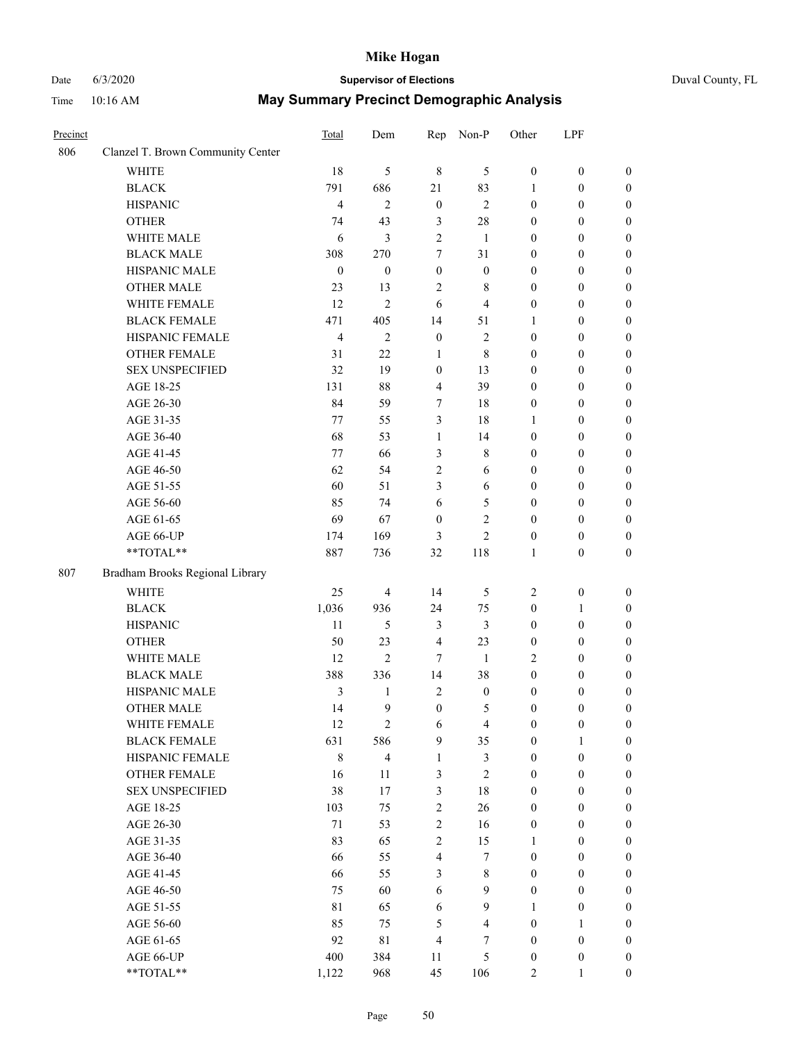# Mike Hogan

Date 6/3/2020 **Supervisor of Elections** Duval County, FL

Time 10:16 AM **May Summary Precinct Demographic Analysis**

| Precinct | | Total | Dem | Rep | Non-P | Other | LPF | |
|---|---|---|---|---|---|---|---|---|
| 806 | Clanzel T. Brown Community Center | | | | | | | |
| | WHITE | 18 | 5 | 8 | 5 | 0 | 0 | 0 |
| | BLACK | 791 | 686 | 21 | 83 | 1 | 0 | 0 |
| | HISPANIC | 4 | 2 | 0 | 2 | 0 | 0 | 0 |
| | OTHER | 74 | 43 | 3 | 28 | 0 | 0 | 0 |
| | WHITE MALE | 6 | 3 | 2 | 1 | 0 | 0 | 0 |
| | BLACK MALE | 308 | 270 | 7 | 31 | 0 | 0 | 0 |
| | HISPANIC MALE | 0 | 0 | 0 | 0 | 0 | 0 | 0 |
| | OTHER MALE | 23 | 13 | 2 | 8 | 0 | 0 | 0 |
| | WHITE FEMALE | 12 | 2 | 6 | 4 | 0 | 0 | 0 |
| | BLACK FEMALE | 471 | 405 | 14 | 51 | 1 | 0 | 0 |
| | HISPANIC FEMALE | 4 | 2 | 0 | 2 | 0 | 0 | 0 |
| | OTHER FEMALE | 31 | 22 | 1 | 8 | 0 | 0 | 0 |
| | SEX UNSPECIFIED | 32 | 19 | 0 | 13 | 0 | 0 | 0 |
| | AGE 18-25 | 131 | 88 | 4 | 39 | 0 | 0 | 0 |
| | AGE 26-30 | 84 | 59 | 7 | 18 | 0 | 0 | 0 |
| | AGE 31-35 | 77 | 55 | 3 | 18 | 1 | 0 | 0 |
| | AGE 36-40 | 68 | 53 | 1 | 14 | 0 | 0 | 0 |
| | AGE 41-45 | 77 | 66 | 3 | 8 | 0 | 0 | 0 |
| | AGE 46-50 | 62 | 54 | 2 | 6 | 0 | 0 | 0 |
| | AGE 51-55 | 60 | 51 | 3 | 6 | 0 | 0 | 0 |
| | AGE 56-60 | 85 | 74 | 6 | 5 | 0 | 0 | 0 |
| | AGE 61-65 | 69 | 67 | 0 | 2 | 0 | 0 | 0 |
| | AGE 66-UP | 174 | 169 | 3 | 2 | 0 | 0 | 0 |
| | **TOTAL** | 887 | 736 | 32 | 118 | 1 | 0 | 0 |
| 807 | Bradham Brooks Regional Library | | | | | | | |
| | WHITE | 25 | 4 | 14 | 5 | 2 | 0 | 0 |
| | BLACK | 1,036 | 936 | 24 | 75 | 0 | 1 | 0 |
| | HISPANIC | 11 | 5 | 3 | 3 | 0 | 0 | 0 |
| | OTHER | 50 | 23 | 4 | 23 | 0 | 0 | 0 |
| | WHITE MALE | 12 | 2 | 7 | 1 | 2 | 0 | 0 |
| | BLACK MALE | 388 | 336 | 14 | 38 | 0 | 0 | 0 |
| | HISPANIC MALE | 3 | 1 | 2 | 0 | 0 | 0 | 0 |
| | OTHER MALE | 14 | 9 | 0 | 5 | 0 | 0 | 0 |
| | WHITE FEMALE | 12 | 2 | 6 | 4 | 0 | 0 | 0 |
| | BLACK FEMALE | 631 | 586 | 9 | 35 | 0 | 1 | 0 |
| | HISPANIC FEMALE | 8 | 4 | 1 | 3 | 0 | 0 | 0 |
| | OTHER FEMALE | 16 | 11 | 3 | 2 | 0 | 0 | 0 |
| | SEX UNSPECIFIED | 38 | 17 | 3 | 18 | 0 | 0 | 0 |
| | AGE 18-25 | 103 | 75 | 2 | 26 | 0 | 0 | 0 |
| | AGE 26-30 | 71 | 53 | 2 | 16 | 0 | 0 | 0 |
| | AGE 31-35 | 83 | 65 | 2 | 15 | 1 | 0 | 0 |
| | AGE 36-40 | 66 | 55 | 4 | 7 | 0 | 0 | 0 |
| | AGE 41-45 | 66 | 55 | 3 | 8 | 0 | 0 | 0 |
| | AGE 46-50 | 75 | 60 | 6 | 9 | 0 | 0 | 0 |
| | AGE 51-55 | 81 | 65 | 6 | 9 | 1 | 0 | 0 |
| | AGE 56-60 | 85 | 75 | 5 | 4 | 0 | 1 | 0 |
| | AGE 61-65 | 92 | 81 | 4 | 7 | 0 | 0 | 0 |
| | AGE 66-UP | 400 | 384 | 11 | 5 | 0 | 0 | 0 |
| | **TOTAL** | 1,122 | 968 | 45 | 106 | 2 | 1 | 0 |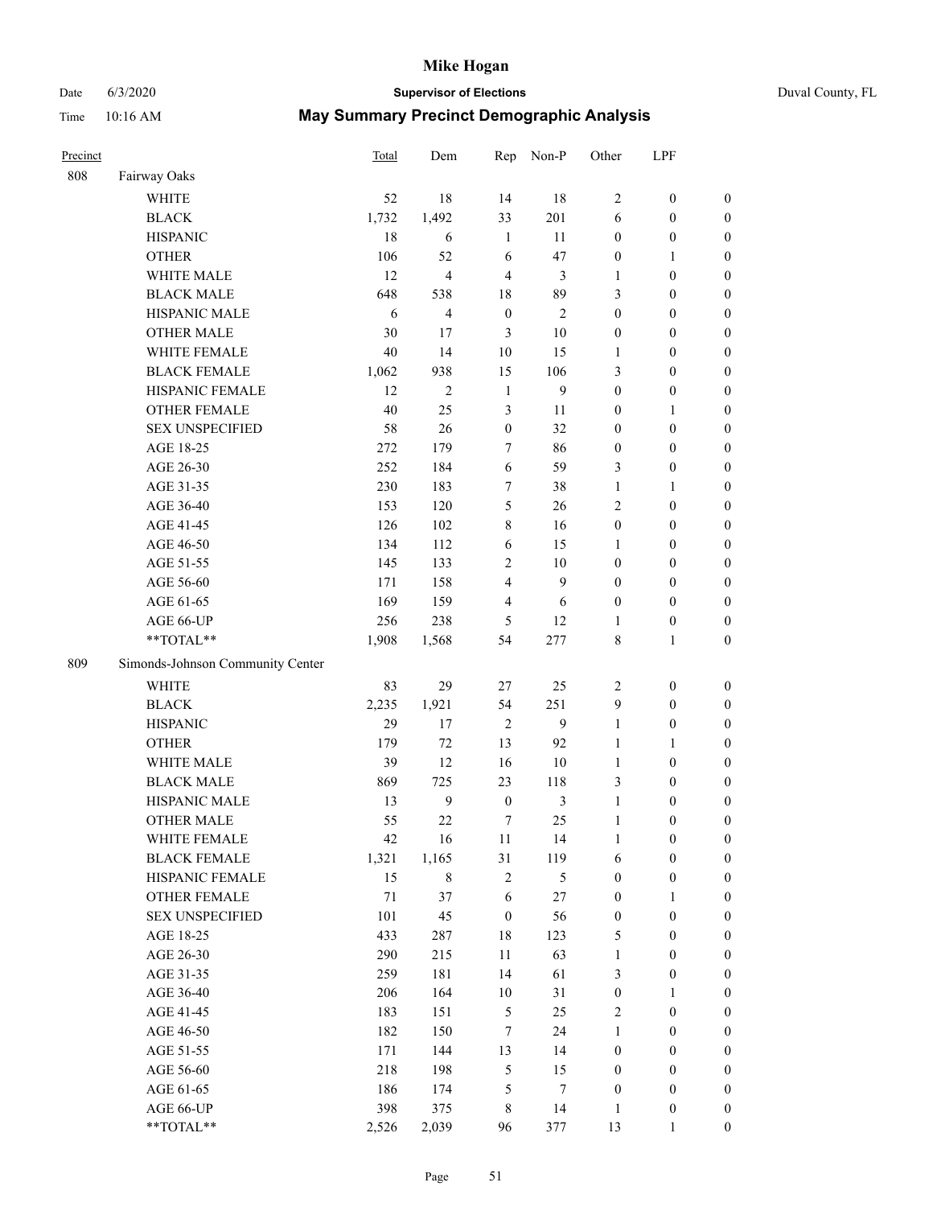# Mike Hogan

Date 6/3/2020 **Supervisor of Elections** Duval County, FL

Time 10:16 AM **May Summary Precinct Demographic Analysis**

| Precinct | | Total | Dem | Rep | Non-P | Other | LPF | |
|---|---|---|---|---|---|---|---|---|
| 808 | Fairway Oaks | | | | | | | |
| | WHITE | 52 | 18 | 14 | 18 | 2 | 0 | 0 |
| | BLACK | 1,732 | 1,492 | 33 | 201 | 6 | 0 | 0 |
| | HISPANIC | 18 | 6 | 1 | 11 | 0 | 0 | 0 |
| | OTHER | 106 | 52 | 6 | 47 | 0 | 1 | 0 |
| | WHITE MALE | 12 | 4 | 4 | 3 | 1 | 0 | 0 |
| | BLACK MALE | 648 | 538 | 18 | 89 | 3 | 0 | 0 |
| | HISPANIC MALE | 6 | 4 | 0 | 2 | 0 | 0 | 0 |
| | OTHER MALE | 30 | 17 | 3 | 10 | 0 | 0 | 0 |
| | WHITE FEMALE | 40 | 14 | 10 | 15 | 1 | 0 | 0 |
| | BLACK FEMALE | 1,062 | 938 | 15 | 106 | 3 | 0 | 0 |
| | HISPANIC FEMALE | 12 | 2 | 1 | 9 | 0 | 0 | 0 |
| | OTHER FEMALE | 40 | 25 | 3 | 11 | 0 | 1 | 0 |
| | SEX UNSPECIFIED | 58 | 26 | 0 | 32 | 0 | 0 | 0 |
| | AGE 18-25 | 272 | 179 | 7 | 86 | 0 | 0 | 0 |
| | AGE 26-30 | 252 | 184 | 6 | 59 | 3 | 0 | 0 |
| | AGE 31-35 | 230 | 183 | 7 | 38 | 1 | 1 | 0 |
| | AGE 36-40 | 153 | 120 | 5 | 26 | 2 | 0 | 0 |
| | AGE 41-45 | 126 | 102 | 8 | 16 | 0 | 0 | 0 |
| | AGE 46-50 | 134 | 112 | 6 | 15 | 1 | 0 | 0 |
| | AGE 51-55 | 145 | 133 | 2 | 10 | 0 | 0 | 0 |
| | AGE 56-60 | 171 | 158 | 4 | 9 | 0 | 0 | 0 |
| | AGE 61-65 | 169 | 159 | 4 | 6 | 0 | 0 | 0 |
| | AGE 66-UP | 256 | 238 | 5 | 12 | 1 | 0 | 0 |
| | **TOTAL** | 1,908 | 1,568 | 54 | 277 | 8 | 1 | 0 |
| 809 | Simonds-Johnson Community Center | | | | | | | |
| | WHITE | 83 | 29 | 27 | 25 | 2 | 0 | 0 |
| | BLACK | 2,235 | 1,921 | 54 | 251 | 9 | 0 | 0 |
| | HISPANIC | 29 | 17 | 2 | 9 | 1 | 0 | 0 |
| | OTHER | 179 | 72 | 13 | 92 | 1 | 1 | 0 |
| | WHITE MALE | 39 | 12 | 16 | 10 | 1 | 0 | 0 |
| | BLACK MALE | 869 | 725 | 23 | 118 | 3 | 0 | 0 |
| | HISPANIC MALE | 13 | 9 | 0 | 3 | 1 | 0 | 0 |
| | OTHER MALE | 55 | 22 | 7 | 25 | 1 | 0 | 0 |
| | WHITE FEMALE | 42 | 16 | 11 | 14 | 1 | 0 | 0 |
| | BLACK FEMALE | 1,321 | 1,165 | 31 | 119 | 6 | 0 | 0 |
| | HISPANIC FEMALE | 15 | 8 | 2 | 5 | 0 | 0 | 0 |
| | OTHER FEMALE | 71 | 37 | 6 | 27 | 0 | 1 | 0 |
| | SEX UNSPECIFIED | 101 | 45 | 0 | 56 | 0 | 0 | 0 |
| | AGE 18-25 | 433 | 287 | 18 | 123 | 5 | 0 | 0 |
| | AGE 26-30 | 290 | 215 | 11 | 63 | 1 | 0 | 0 |
| | AGE 31-35 | 259 | 181 | 14 | 61 | 3 | 0 | 0 |
| | AGE 36-40 | 206 | 164 | 10 | 31 | 0 | 1 | 0 |
| | AGE 41-45 | 183 | 151 | 5 | 25 | 2 | 0 | 0 |
| | AGE 46-50 | 182 | 150 | 7 | 24 | 1 | 0 | 0 |
| | AGE 51-55 | 171 | 144 | 13 | 14 | 0 | 0 | 0 |
| | AGE 56-60 | 218 | 198 | 5 | 15 | 0 | 0 | 0 |
| | AGE 61-65 | 186 | 174 | 5 | 7 | 0 | 0 | 0 |
| | AGE 66-UP | 398 | 375 | 8 | 14 | 1 | 0 | 0 |
| | **TOTAL** | 2,526 | 2,039 | 96 | 377 | 13 | 1 | 0 |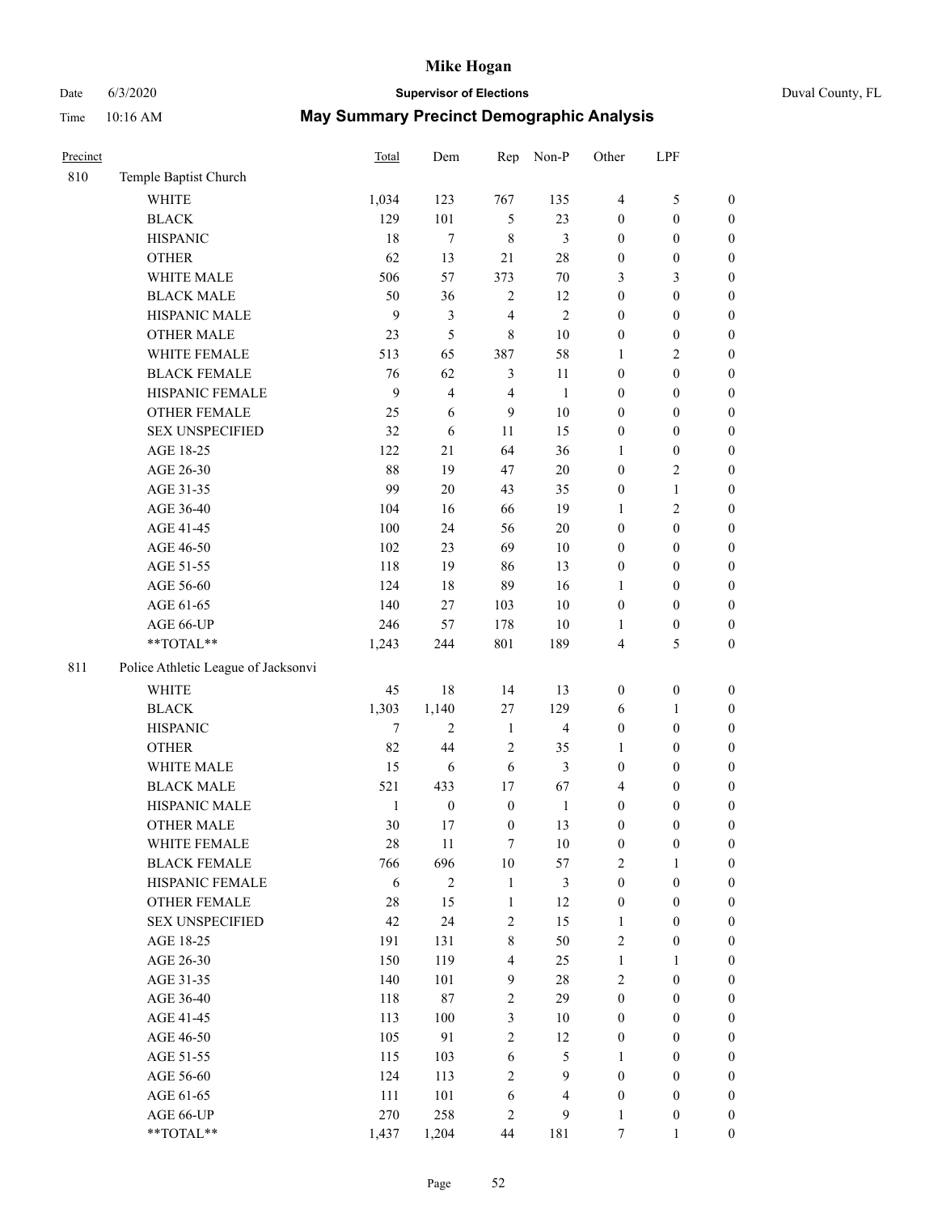| Precinct | | Total | Dem | Rep | Non-P | Other | LPF | |
|---|---|---|---|---|---|---|---|---|
| 810 | Temple Baptist Church | | | | | | | |
| | WHITE | 1,034 | 123 | 767 | 135 | 4 | 5 | 0 |
| | BLACK | 129 | 101 | 5 | 23 | 0 | 0 | 0 |
| | HISPANIC | 18 | 7 | 8 | 3 | 0 | 0 | 0 |
| | OTHER | 62 | 13 | 21 | 28 | 0 | 0 | 0 |
| | WHITE MALE | 506 | 57 | 373 | 70 | 3 | 3 | 0 |
| | BLACK MALE | 50 | 36 | 2 | 12 | 0 | 0 | 0 |
| | HISPANIC MALE | 9 | 3 | 4 | 2 | 0 | 0 | 0 |
| | OTHER MALE | 23 | 5 | 8 | 10 | 0 | 0 | 0 |
| | WHITE FEMALE | 513 | 65 | 387 | 58 | 1 | 2 | 0 |
| | BLACK FEMALE | 76 | 62 | 3 | 11 | 0 | 0 | 0 |
| | HISPANIC FEMALE | 9 | 4 | 4 | 1 | 0 | 0 | 0 |
| | OTHER FEMALE | 25 | 6 | 9 | 10 | 0 | 0 | 0 |
| | SEX UNSPECIFIED | 32 | 6 | 11 | 15 | 0 | 0 | 0 |
| | AGE 18-25 | 122 | 21 | 64 | 36 | 1 | 0 | 0 |
| | AGE 26-30 | 88 | 19 | 47 | 20 | 0 | 2 | 0 |
| | AGE 31-35 | 99 | 20 | 43 | 35 | 0 | 1 | 0 |
| | AGE 36-40 | 104 | 16 | 66 | 19 | 1 | 2 | 0 |
| | AGE 41-45 | 100 | 24 | 56 | 20 | 0 | 0 | 0 |
| | AGE 46-50 | 102 | 23 | 69 | 10 | 0 | 0 | 0 |
| | AGE 51-55 | 118 | 19 | 86 | 13 | 0 | 0 | 0 |
| | AGE 56-60 | 124 | 18 | 89 | 16 | 1 | 0 | 0 |
| | AGE 61-65 | 140 | 27 | 103 | 10 | 0 | 0 | 0 |
| | AGE 66-UP | 246 | 57 | 178 | 10 | 1 | 0 | 0 |
| | **TOTAL** | 1,243 | 244 | 801 | 189 | 4 | 5 | 0 |
| 811 | Police Athletic League of Jacksonvi | | | | | | | |
| | WHITE | 45 | 18 | 14 | 13 | 0 | 0 | 0 |
| | BLACK | 1,303 | 1,140 | 27 | 129 | 6 | 1 | 0 |
| | HISPANIC | 7 | 2 | 1 | 4 | 0 | 0 | 0 |
| | OTHER | 82 | 44 | 2 | 35 | 1 | 0 | 0 |
| | WHITE MALE | 15 | 6 | 6 | 3 | 0 | 0 | 0 |
| | BLACK MALE | 521 | 433 | 17 | 67 | 4 | 0 | 0 |
| | HISPANIC MALE | 1 | 0 | 0 | 1 | 0 | 0 | 0 |
| | OTHER MALE | 30 | 17 | 0 | 13 | 0 | 0 | 0 |
| | WHITE FEMALE | 28 | 11 | 7 | 10 | 0 | 0 | 0 |
| | BLACK FEMALE | 766 | 696 | 10 | 57 | 2 | 1 | 0 |
| | HISPANIC FEMALE | 6 | 2 | 1 | 3 | 0 | 0 | 0 |
| | OTHER FEMALE | 28 | 15 | 1 | 12 | 0 | 0 | 0 |
| | SEX UNSPECIFIED | 42 | 24 | 2 | 15 | 1 | 0 | 0 |
| | AGE 18-25 | 191 | 131 | 8 | 50 | 2 | 0 | 0 |
| | AGE 26-30 | 150 | 119 | 4 | 25 | 1 | 1 | 0 |
| | AGE 31-35 | 140 | 101 | 9 | 28 | 2 | 0 | 0 |
| | AGE 36-40 | 118 | 87 | 2 | 29 | 0 | 0 | 0 |
| | AGE 41-45 | 113 | 100 | 3 | 10 | 0 | 0 | 0 |
| | AGE 46-50 | 105 | 91 | 2 | 12 | 0 | 0 | 0 |
| | AGE 51-55 | 115 | 103 | 6 | 5 | 1 | 0 | 0 |
| | AGE 56-60 | 124 | 113 | 2 | 9 | 0 | 0 | 0 |
| | AGE 61-65 | 111 | 101 | 6 | 4 | 0 | 0 | 0 |
| | AGE 66-UP | 270 | 258 | 2 | 9 | 1 | 0 | 0 |
| | **TOTAL** | 1,437 | 1,204 | 44 | 181 | 7 | 1 | 0 |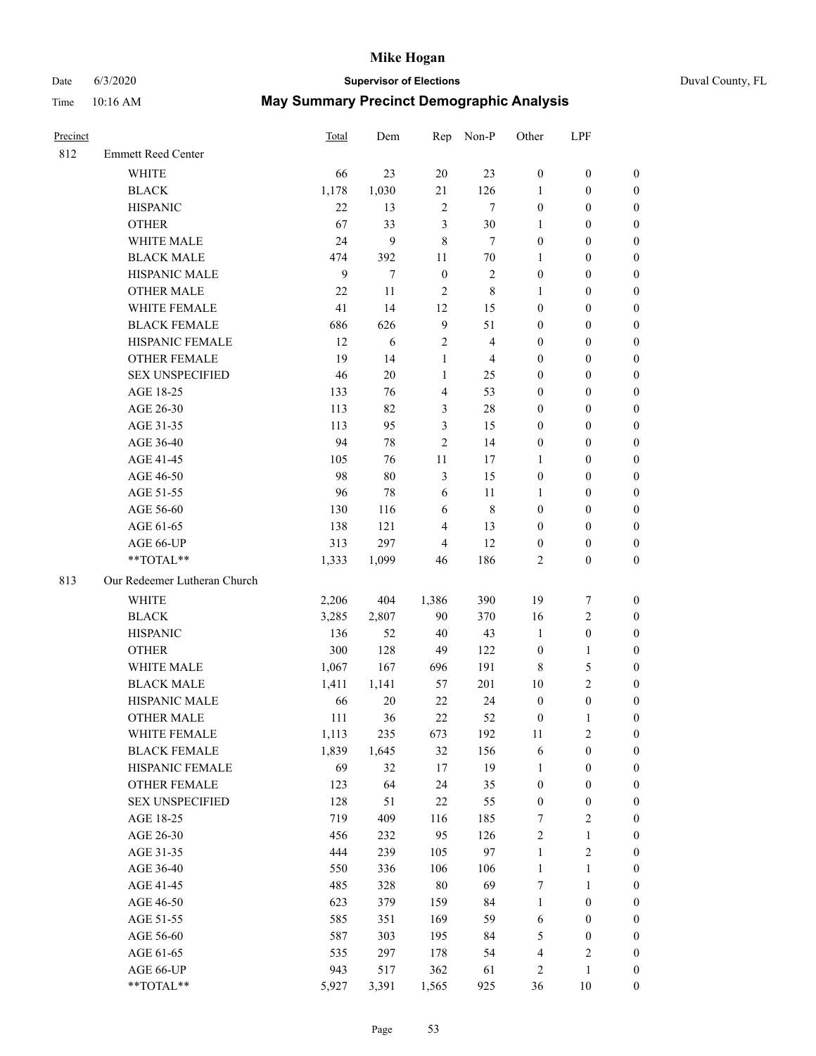# Mike Hogan

Date 6/3/2020 **Supervisor of Elections** Duval County, FL

Time 10:16 AM **May Summary Precinct Demographic Analysis**

| Precinct | | Total | Dem | Rep | Non-P | Other | LPF | |
|---|---|---|---|---|---|---|---|---|
| 812 | Emmett Reed Center | | | | | | | |
| | WHITE | 66 | 23 | 20 | 23 | 0 | 0 | 0 |
| | BLACK | 1,178 | 1,030 | 21 | 126 | 1 | 0 | 0 |
| | HISPANIC | 22 | 13 | 2 | 7 | 0 | 0 | 0 |
| | OTHER | 67 | 33 | 3 | 30 | 1 | 0 | 0 |
| | WHITE MALE | 24 | 9 | 8 | 7 | 0 | 0 | 0 |
| | BLACK MALE | 474 | 392 | 11 | 70 | 1 | 0 | 0 |
| | HISPANIC MALE | 9 | 7 | 0 | 2 | 0 | 0 | 0 |
| | OTHER MALE | 22 | 11 | 2 | 8 | 1 | 0 | 0 |
| | WHITE FEMALE | 41 | 14 | 12 | 15 | 0 | 0 | 0 |
| | BLACK FEMALE | 686 | 626 | 9 | 51 | 0 | 0 | 0 |
| | HISPANIC FEMALE | 12 | 6 | 2 | 4 | 0 | 0 | 0 |
| | OTHER FEMALE | 19 | 14 | 1 | 4 | 0 | 0 | 0 |
| | SEX UNSPECIFIED | 46 | 20 | 1 | 25 | 0 | 0 | 0 |
| | AGE 18-25 | 133 | 76 | 4 | 53 | 0 | 0 | 0 |
| | AGE 26-30 | 113 | 82 | 3 | 28 | 0 | 0 | 0 |
| | AGE 31-35 | 113 | 95 | 3 | 15 | 0 | 0 | 0 |
| | AGE 36-40 | 94 | 78 | 2 | 14 | 0 | 0 | 0 |
| | AGE 41-45 | 105 | 76 | 11 | 17 | 1 | 0 | 0 |
| | AGE 46-50 | 98 | 80 | 3 | 15 | 0 | 0 | 0 |
| | AGE 51-55 | 96 | 78 | 6 | 11 | 1 | 0 | 0 |
| | AGE 56-60 | 130 | 116 | 6 | 8 | 0 | 0 | 0 |
| | AGE 61-65 | 138 | 121 | 4 | 13 | 0 | 0 | 0 |
| | AGE 66-UP | 313 | 297 | 4 | 12 | 0 | 0 | 0 |
| | **TOTAL** | 1,333 | 1,099 | 46 | 186 | 2 | 0 | 0 |
| 813 | Our Redeemer Lutheran Church | | | | | | | |
| | WHITE | 2,206 | 404 | 1,386 | 390 | 19 | 7 | 0 |
| | BLACK | 3,285 | 2,807 | 90 | 370 | 16 | 2 | 0 |
| | HISPANIC | 136 | 52 | 40 | 43 | 1 | 0 | 0 |
| | OTHER | 300 | 128 | 49 | 122 | 0 | 1 | 0 |
| | WHITE MALE | 1,067 | 167 | 696 | 191 | 8 | 5 | 0 |
| | BLACK MALE | 1,411 | 1,141 | 57 | 201 | 10 | 2 | 0 |
| | HISPANIC MALE | 66 | 20 | 22 | 24 | 0 | 0 | 0 |
| | OTHER MALE | 111 | 36 | 22 | 52 | 0 | 1 | 0 |
| | WHITE FEMALE | 1,113 | 235 | 673 | 192 | 11 | 2 | 0 |
| | BLACK FEMALE | 1,839 | 1,645 | 32 | 156 | 6 | 0 | 0 |
| | HISPANIC FEMALE | 69 | 32 | 17 | 19 | 1 | 0 | 0 |
| | OTHER FEMALE | 123 | 64 | 24 | 35 | 0 | 0 | 0 |
| | SEX UNSPECIFIED | 128 | 51 | 22 | 55 | 0 | 0 | 0 |
| | AGE 18-25 | 719 | 409 | 116 | 185 | 7 | 2 | 0 |
| | AGE 26-30 | 456 | 232 | 95 | 126 | 2 | 1 | 0 |
| | AGE 31-35 | 444 | 239 | 105 | 97 | 1 | 2 | 0 |
| | AGE 36-40 | 550 | 336 | 106 | 106 | 1 | 1 | 0 |
| | AGE 41-45 | 485 | 328 | 80 | 69 | 7 | 1 | 0 |
| | AGE 46-50 | 623 | 379 | 159 | 84 | 1 | 0 | 0 |
| | AGE 51-55 | 585 | 351 | 169 | 59 | 6 | 0 | 0 |
| | AGE 56-60 | 587 | 303 | 195 | 84 | 5 | 0 | 0 |
| | AGE 61-65 | 535 | 297 | 178 | 54 | 4 | 2 | 0 |
| | AGE 66-UP | 943 | 517 | 362 | 61 | 2 | 1 | 0 |
| | **TOTAL** | 5,927 | 3,391 | 1,565 | 925 | 36 | 10 | 0 |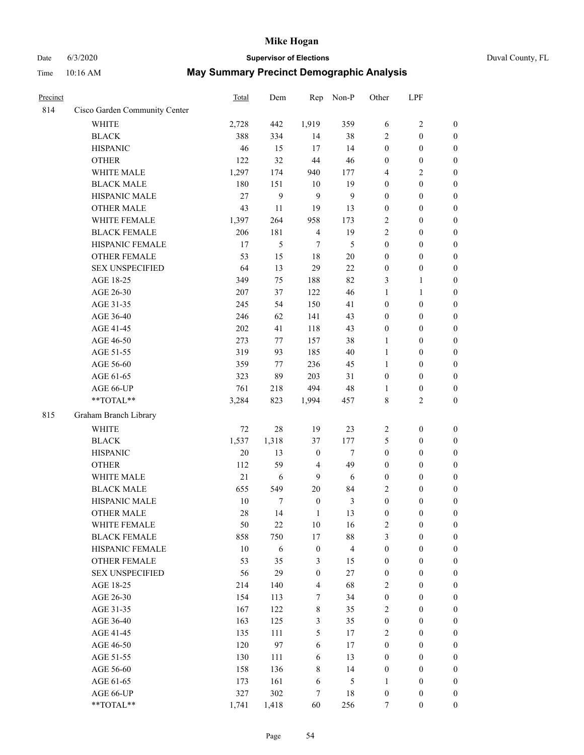# Mike Hogan

Date 6/3/2020 **Supervisor of Elections** Duval County, FL

Time 10:16 AM **May Summary Precinct Demographic Analysis**

| Precinct | | Total | Dem | Rep | Non-P | Other | LPF | |
|---|---|---|---|---|---|---|---|---|
| 814 | Cisco Garden Community Center | | | | | | | |
| | WHITE | 2,728 | 442 | 1,919 | 359 | 6 | 2 | 0 |
| | BLACK | 388 | 334 | 14 | 38 | 2 | 0 | 0 |
| | HISPANIC | 46 | 15 | 17 | 14 | 0 | 0 | 0 |
| | OTHER | 122 | 32 | 44 | 46 | 0 | 0 | 0 |
| | WHITE MALE | 1,297 | 174 | 940 | 177 | 4 | 2 | 0 |
| | BLACK MALE | 180 | 151 | 10 | 19 | 0 | 0 | 0 |
| | HISPANIC MALE | 27 | 9 | 9 | 9 | 0 | 0 | 0 |
| | OTHER MALE | 43 | 11 | 19 | 13 | 0 | 0 | 0 |
| | WHITE FEMALE | 1,397 | 264 | 958 | 173 | 2 | 0 | 0 |
| | BLACK FEMALE | 206 | 181 | 4 | 19 | 2 | 0 | 0 |
| | HISPANIC FEMALE | 17 | 5 | 7 | 5 | 0 | 0 | 0 |
| | OTHER FEMALE | 53 | 15 | 18 | 20 | 0 | 0 | 0 |
| | SEX UNSPECIFIED | 64 | 13 | 29 | 22 | 0 | 0 | 0 |
| | AGE 18-25 | 349 | 75 | 188 | 82 | 3 | 1 | 0 |
| | AGE 26-30 | 207 | 37 | 122 | 46 | 1 | 1 | 0 |
| | AGE 31-35 | 245 | 54 | 150 | 41 | 0 | 0 | 0 |
| | AGE 36-40 | 246 | 62 | 141 | 43 | 0 | 0 | 0 |
| | AGE 41-45 | 202 | 41 | 118 | 43 | 0 | 0 | 0 |
| | AGE 46-50 | 273 | 77 | 157 | 38 | 1 | 0 | 0 |
| | AGE 51-55 | 319 | 93 | 185 | 40 | 1 | 0 | 0 |
| | AGE 56-60 | 359 | 77 | 236 | 45 | 1 | 0 | 0 |
| | AGE 61-65 | 323 | 89 | 203 | 31 | 0 | 0 | 0 |
| | AGE 66-UP | 761 | 218 | 494 | 48 | 1 | 0 | 0 |
| | **TOTAL** | 3,284 | 823 | 1,994 | 457 | 8 | 2 | 0 |
| 815 | Graham Branch Library | | | | | | | |
| | WHITE | 72 | 28 | 19 | 23 | 2 | 0 | 0 |
| | BLACK | 1,537 | 1,318 | 37 | 177 | 5 | 0 | 0 |
| | HISPANIC | 20 | 13 | 0 | 7 | 0 | 0 | 0 |
| | OTHER | 112 | 59 | 4 | 49 | 0 | 0 | 0 |
| | WHITE MALE | 21 | 6 | 9 | 6 | 0 | 0 | 0 |
| | BLACK MALE | 655 | 549 | 20 | 84 | 2 | 0 | 0 |
| | HISPANIC MALE | 10 | 7 | 0 | 3 | 0 | 0 | 0 |
| | OTHER MALE | 28 | 14 | 1 | 13 | 0 | 0 | 0 |
| | WHITE FEMALE | 50 | 22 | 10 | 16 | 2 | 0 | 0 |
| | BLACK FEMALE | 858 | 750 | 17 | 88 | 3 | 0 | 0 |
| | HISPANIC FEMALE | 10 | 6 | 0 | 4 | 0 | 0 | 0 |
| | OTHER FEMALE | 53 | 35 | 3 | 15 | 0 | 0 | 0 |
| | SEX UNSPECIFIED | 56 | 29 | 0 | 27 | 0 | 0 | 0 |
| | AGE 18-25 | 214 | 140 | 4 | 68 | 2 | 0 | 0 |
| | AGE 26-30 | 154 | 113 | 7 | 34 | 0 | 0 | 0 |
| | AGE 31-35 | 167 | 122 | 8 | 35 | 2 | 0 | 0 |
| | AGE 36-40 | 163 | 125 | 3 | 35 | 0 | 0 | 0 |
| | AGE 41-45 | 135 | 111 | 5 | 17 | 2 | 0 | 0 |
| | AGE 46-50 | 120 | 97 | 6 | 17 | 0 | 0 | 0 |
| | AGE 51-55 | 130 | 111 | 6 | 13 | 0 | 0 | 0 |
| | AGE 56-60 | 158 | 136 | 8 | 14 | 0 | 0 | 0 |
| | AGE 61-65 | 173 | 161 | 6 | 5 | 1 | 0 | 0 |
| | AGE 66-UP | 327 | 302 | 7 | 18 | 0 | 0 | 0 |
| | **TOTAL** | 1,741 | 1,418 | 60 | 256 | 7 | 0 | 0 |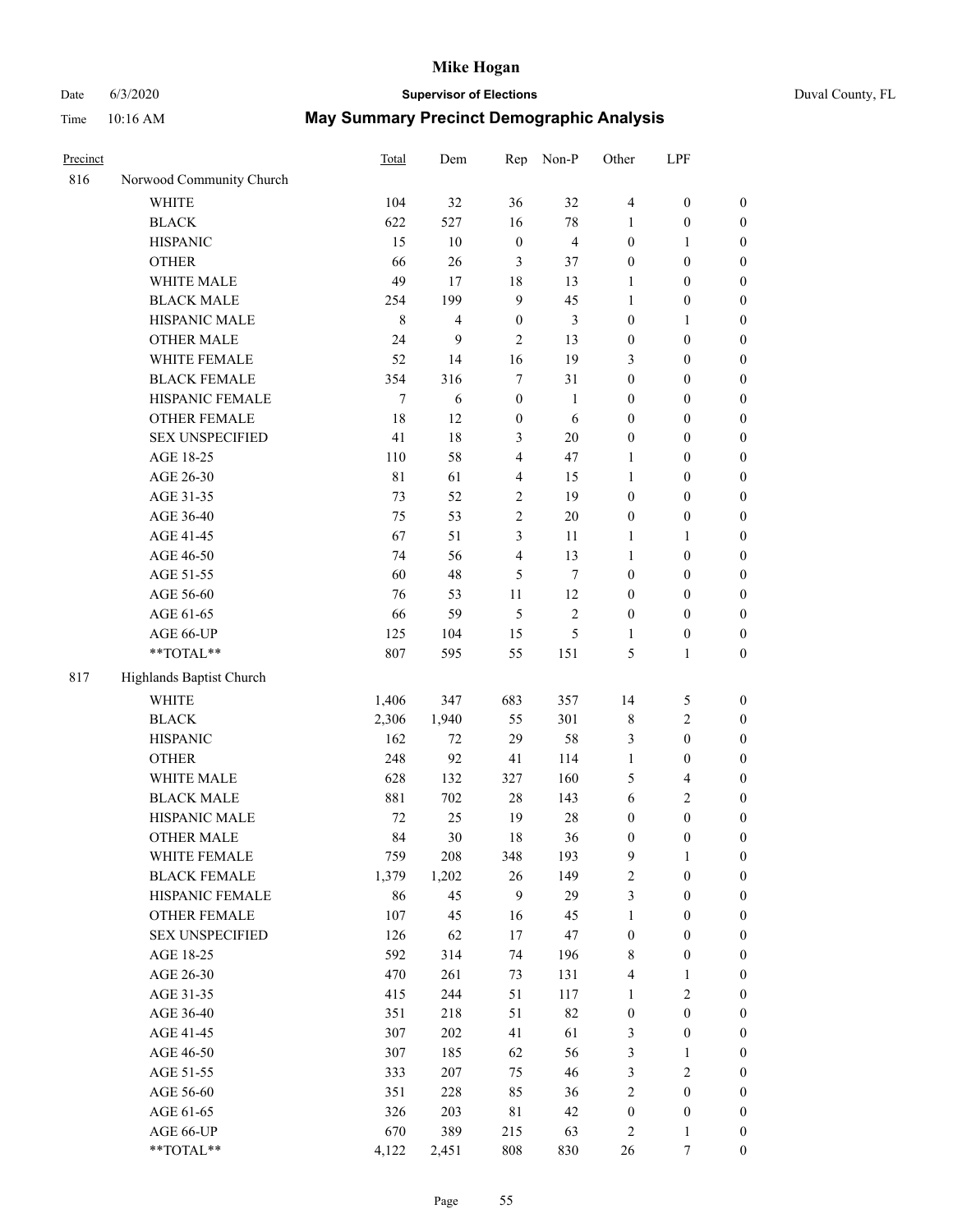# Mike Hogan

Date 6/3/2020 **Supervisor of Elections** Duval County, FL

Time 10:16 AM **May Summary Precinct Demographic Analysis**

| Precinct | | Total | Dem | Rep | Non-P | Other | LPF | |
|---|---|---|---|---|---|---|---|---|
| 816 | Norwood Community Church | | | | | | | |
| | WHITE | 104 | 32 | 36 | 32 | 4 | 0 | 0 |
| | BLACK | 622 | 527 | 16 | 78 | 1 | 0 | 0 |
| | HISPANIC | 15 | 10 | 0 | 4 | 0 | 1 | 0 |
| | OTHER | 66 | 26 | 3 | 37 | 0 | 0 | 0 |
| | WHITE MALE | 49 | 17 | 18 | 13 | 1 | 0 | 0 |
| | BLACK MALE | 254 | 199 | 9 | 45 | 1 | 0 | 0 |
| | HISPANIC MALE | 8 | 4 | 0 | 3 | 0 | 1 | 0 |
| | OTHER MALE | 24 | 9 | 2 | 13 | 0 | 0 | 0 |
| | WHITE FEMALE | 52 | 14 | 16 | 19 | 3 | 0 | 0 |
| | BLACK FEMALE | 354 | 316 | 7 | 31 | 0 | 0 | 0 |
| | HISPANIC FEMALE | 7 | 6 | 0 | 1 | 0 | 0 | 0 |
| | OTHER FEMALE | 18 | 12 | 0 | 6 | 0 | 0 | 0 |
| | SEX UNSPECIFIED | 41 | 18 | 3 | 20 | 0 | 0 | 0 |
| | AGE 18-25 | 110 | 58 | 4 | 47 | 1 | 0 | 0 |
| | AGE 26-30 | 81 | 61 | 4 | 15 | 1 | 0 | 0 |
| | AGE 31-35 | 73 | 52 | 2 | 19 | 0 | 0 | 0 |
| | AGE 36-40 | 75 | 53 | 2 | 20 | 0 | 0 | 0 |
| | AGE 41-45 | 67 | 51 | 3 | 11 | 1 | 1 | 0 |
| | AGE 46-50 | 74 | 56 | 4 | 13 | 1 | 0 | 0 |
| | AGE 51-55 | 60 | 48 | 5 | 7 | 0 | 0 | 0 |
| | AGE 56-60 | 76 | 53 | 11 | 12 | 0 | 0 | 0 |
| | AGE 61-65 | 66 | 59 | 5 | 2 | 0 | 0 | 0 |
| | AGE 66-UP | 125 | 104 | 15 | 5 | 1 | 0 | 0 |
| | **TOTAL** | 807 | 595 | 55 | 151 | 5 | 1 | 0 |
| 817 | Highlands Baptist Church | | | | | | | |
| | WHITE | 1,406 | 347 | 683 | 357 | 14 | 5 | 0 |
| | BLACK | 2,306 | 1,940 | 55 | 301 | 8 | 2 | 0 |
| | HISPANIC | 162 | 72 | 29 | 58 | 3 | 0 | 0 |
| | OTHER | 248 | 92 | 41 | 114 | 1 | 0 | 0 |
| | WHITE MALE | 628 | 132 | 327 | 160 | 5 | 4 | 0 |
| | BLACK MALE | 881 | 702 | 28 | 143 | 6 | 2 | 0 |
| | HISPANIC MALE | 72 | 25 | 19 | 28 | 0 | 0 | 0 |
| | OTHER MALE | 84 | 30 | 18 | 36 | 0 | 0 | 0 |
| | WHITE FEMALE | 759 | 208 | 348 | 193 | 9 | 1 | 0 |
| | BLACK FEMALE | 1,379 | 1,202 | 26 | 149 | 2 | 0 | 0 |
| | HISPANIC FEMALE | 86 | 45 | 9 | 29 | 3 | 0 | 0 |
| | OTHER FEMALE | 107 | 45 | 16 | 45 | 1 | 0 | 0 |
| | SEX UNSPECIFIED | 126 | 62 | 17 | 47 | 0 | 0 | 0 |
| | AGE 18-25 | 592 | 314 | 74 | 196 | 8 | 0 | 0 |
| | AGE 26-30 | 470 | 261 | 73 | 131 | 4 | 1 | 0 |
| | AGE 31-35 | 415 | 244 | 51 | 117 | 1 | 2 | 0 |
| | AGE 36-40 | 351 | 218 | 51 | 82 | 0 | 0 | 0 |
| | AGE 41-45 | 307 | 202 | 41 | 61 | 3 | 0 | 0 |
| | AGE 46-50 | 307 | 185 | 62 | 56 | 3 | 1 | 0 |
| | AGE 51-55 | 333 | 207 | 75 | 46 | 3 | 2 | 0 |
| | AGE 56-60 | 351 | 228 | 85 | 36 | 2 | 0 | 0 |
| | AGE 61-65 | 326 | 203 | 81 | 42 | 0 | 0 | 0 |
| | AGE 66-UP | 670 | 389 | 215 | 63 | 2 | 1 | 0 |
| | **TOTAL** | 4,122 | 2,451 | 808 | 830 | 26 | 7 | 0 |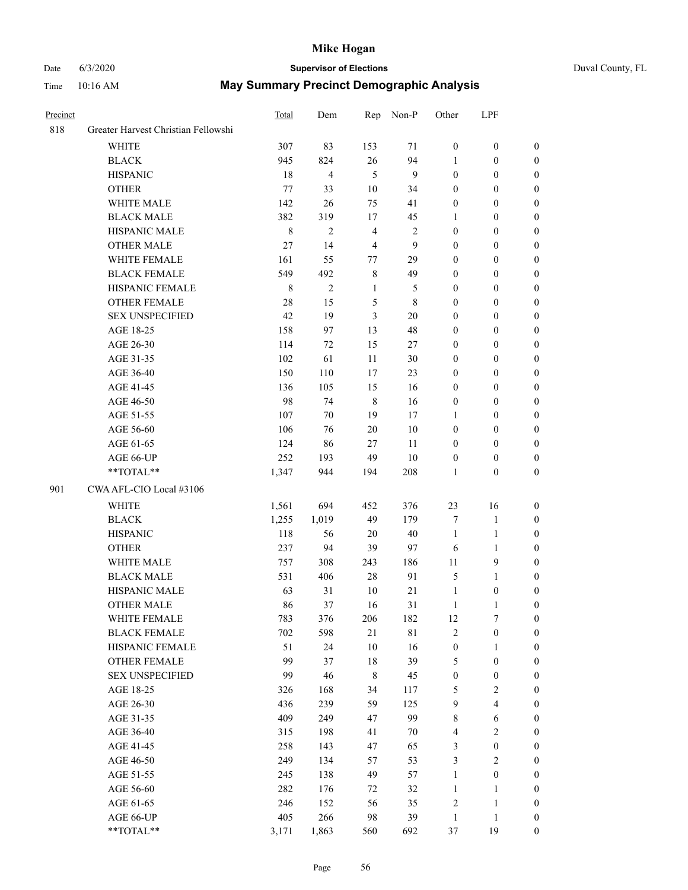# Mike Hogan

Date 6/3/2020 **Supervisor of Elections** Duval County, FL

Time 10:16 AM **May Summary Precinct Demographic Analysis**

| Precinct | | Total | Dem | Rep | Non-P | Other | LPF | |
|---|---|---|---|---|---|---|---|---|
| 818 | Greater Harvest Christian Fellowshi | | | | | | | |
| | WHITE | 307 | 83 | 153 | 71 | 0 | 0 | 0 |
| | BLACK | 945 | 824 | 26 | 94 | 1 | 0 | 0 |
| | HISPANIC | 18 | 4 | 5 | 9 | 0 | 0 | 0 |
| | OTHER | 77 | 33 | 10 | 34 | 0 | 0 | 0 |
| | WHITE MALE | 142 | 26 | 75 | 41 | 0 | 0 | 0 |
| | BLACK MALE | 382 | 319 | 17 | 45 | 1 | 0 | 0 |
| | HISPANIC MALE | 8 | 2 | 4 | 2 | 0 | 0 | 0 |
| | OTHER MALE | 27 | 14 | 4 | 9 | 0 | 0 | 0 |
| | WHITE FEMALE | 161 | 55 | 77 | 29 | 0 | 0 | 0 |
| | BLACK FEMALE | 549 | 492 | 8 | 49 | 0 | 0 | 0 |
| | HISPANIC FEMALE | 8 | 2 | 1 | 5 | 0 | 0 | 0 |
| | OTHER FEMALE | 28 | 15 | 5 | 8 | 0 | 0 | 0 |
| | SEX UNSPECIFIED | 42 | 19 | 3 | 20 | 0 | 0 | 0 |
| | AGE 18-25 | 158 | 97 | 13 | 48 | 0 | 0 | 0 |
| | AGE 26-30 | 114 | 72 | 15 | 27 | 0 | 0 | 0 |
| | AGE 31-35 | 102 | 61 | 11 | 30 | 0 | 0 | 0 |
| | AGE 36-40 | 150 | 110 | 17 | 23 | 0 | 0 | 0 |
| | AGE 41-45 | 136 | 105 | 15 | 16 | 0 | 0 | 0 |
| | AGE 46-50 | 98 | 74 | 8 | 16 | 0 | 0 | 0 |
| | AGE 51-55 | 107 | 70 | 19 | 17 | 1 | 0 | 0 |
| | AGE 56-60 | 106 | 76 | 20 | 10 | 0 | 0 | 0 |
| | AGE 61-65 | 124 | 86 | 27 | 11 | 0 | 0 | 0 |
| | AGE 66-UP | 252 | 193 | 49 | 10 | 0 | 0 | 0 |
| | **TOTAL** | 1,347 | 944 | 194 | 208 | 1 | 0 | 0 |
| 901 | CWA AFL-CIO Local #3106 | | | | | | | |
| | WHITE | 1,561 | 694 | 452 | 376 | 23 | 16 | 0 |
| | BLACK | 1,255 | 1,019 | 49 | 179 | 7 | 1 | 0 |
| | HISPANIC | 118 | 56 | 20 | 40 | 1 | 1 | 0 |
| | OTHER | 237 | 94 | 39 | 97 | 6 | 1 | 0 |
| | WHITE MALE | 757 | 308 | 243 | 186 | 11 | 9 | 0 |
| | BLACK MALE | 531 | 406 | 28 | 91 | 5 | 1 | 0 |
| | HISPANIC MALE | 63 | 31 | 10 | 21 | 1 | 0 | 0 |
| | OTHER MALE | 86 | 37 | 16 | 31 | 1 | 1 | 0 |
| | WHITE FEMALE | 783 | 376 | 206 | 182 | 12 | 7 | 0 |
| | BLACK FEMALE | 702 | 598 | 21 | 81 | 2 | 0 | 0 |
| | HISPANIC FEMALE | 51 | 24 | 10 | 16 | 0 | 1 | 0 |
| | OTHER FEMALE | 99 | 37 | 18 | 39 | 5 | 0 | 0 |
| | SEX UNSPECIFIED | 99 | 46 | 8 | 45 | 0 | 0 | 0 |
| | AGE 18-25 | 326 | 168 | 34 | 117 | 5 | 2 | 0 |
| | AGE 26-30 | 436 | 239 | 59 | 125 | 9 | 4 | 0 |
| | AGE 31-35 | 409 | 249 | 47 | 99 | 8 | 6 | 0 |
| | AGE 36-40 | 315 | 198 | 41 | 70 | 4 | 2 | 0 |
| | AGE 41-45 | 258 | 143 | 47 | 65 | 3 | 0 | 0 |
| | AGE 46-50 | 249 | 134 | 57 | 53 | 3 | 2 | 0 |
| | AGE 51-55 | 245 | 138 | 49 | 57 | 1 | 0 | 0 |
| | AGE 56-60 | 282 | 176 | 72 | 32 | 1 | 1 | 0 |
| | AGE 61-65 | 246 | 152 | 56 | 35 | 2 | 1 | 0 |
| | AGE 66-UP | 405 | 266 | 98 | 39 | 1 | 1 | 0 |
| | **TOTAL** | 3,171 | 1,863 | 560 | 692 | 37 | 19 | 0 |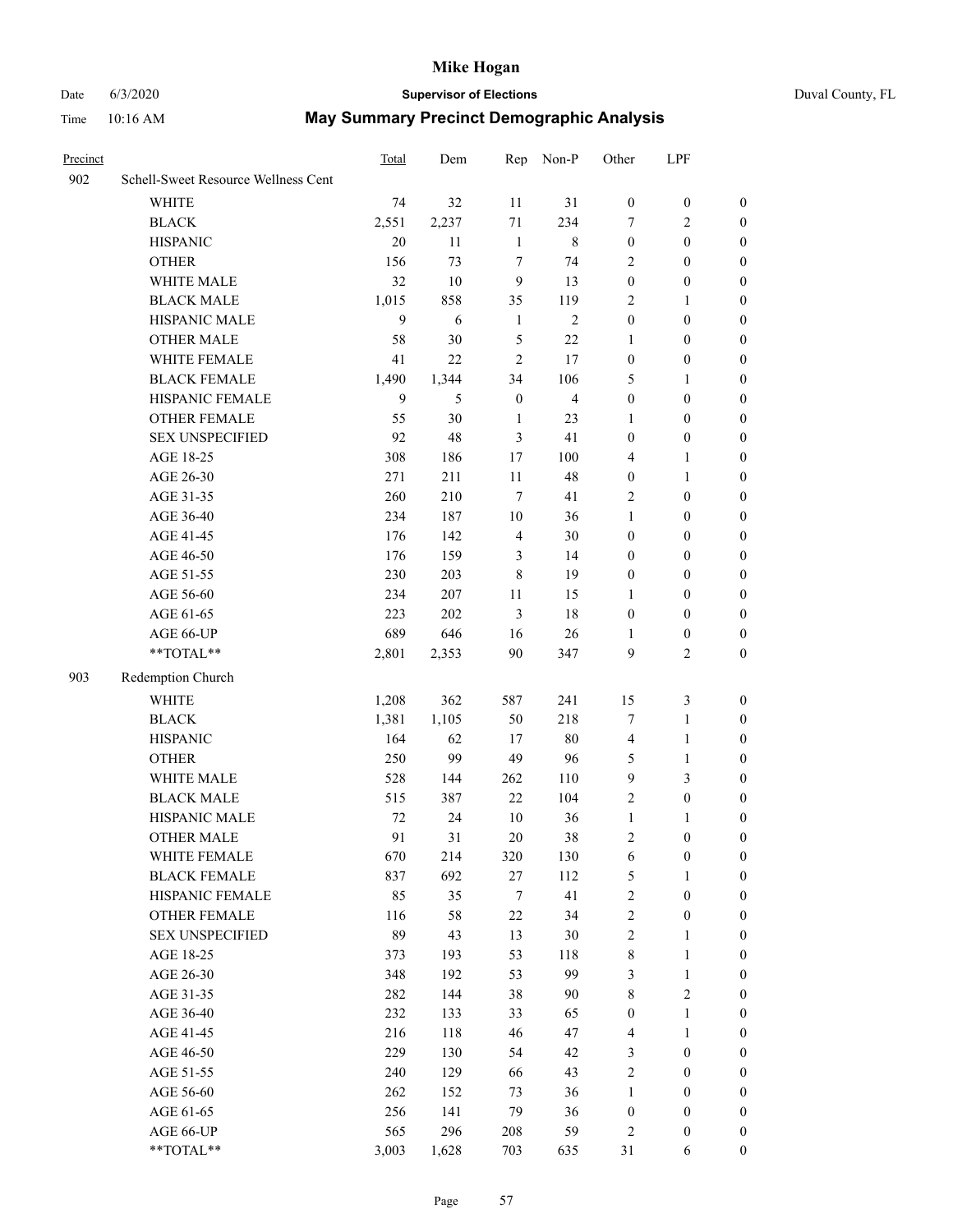# Mike Hogan

Date 6/3/2020 **Supervisor of Elections** Duval County, FL

Time 10:16 AM **May Summary Precinct Demographic Analysis**

| Precinct | | Total | Dem | Rep | Non-P | Other | LPF | |
|---|---|---|---|---|---|---|---|---|
| 902 | Schell-Sweet Resource Wellness Cent | | | | | | | |
| | WHITE | 74 | 32 | 11 | 31 | 0 | 0 | 0 |
| | BLACK | 2,551 | 2,237 | 71 | 234 | 7 | 2 | 0 |
| | HISPANIC | 20 | 11 | 1 | 8 | 0 | 0 | 0 |
| | OTHER | 156 | 73 | 7 | 74 | 2 | 0 | 0 |
| | WHITE MALE | 32 | 10 | 9 | 13 | 0 | 0 | 0 |
| | BLACK MALE | 1,015 | 858 | 35 | 119 | 2 | 1 | 0 |
| | HISPANIC MALE | 9 | 6 | 1 | 2 | 0 | 0 | 0 |
| | OTHER MALE | 58 | 30 | 5 | 22 | 1 | 0 | 0 |
| | WHITE FEMALE | 41 | 22 | 2 | 17 | 0 | 0 | 0 |
| | BLACK FEMALE | 1,490 | 1,344 | 34 | 106 | 5 | 1 | 0 |
| | HISPANIC FEMALE | 9 | 5 | 0 | 4 | 0 | 0 | 0 |
| | OTHER FEMALE | 55 | 30 | 1 | 23 | 1 | 0 | 0 |
| | SEX UNSPECIFIED | 92 | 48 | 3 | 41 | 0 | 0 | 0 |
| | AGE 18-25 | 308 | 186 | 17 | 100 | 4 | 1 | 0 |
| | AGE 26-30 | 271 | 211 | 11 | 48 | 0 | 1 | 0 |
| | AGE 31-35 | 260 | 210 | 7 | 41 | 2 | 0 | 0 |
| | AGE 36-40 | 234 | 187 | 10 | 36 | 1 | 0 | 0 |
| | AGE 41-45 | 176 | 142 | 4 | 30 | 0 | 0 | 0 |
| | AGE 46-50 | 176 | 159 | 3 | 14 | 0 | 0 | 0 |
| | AGE 51-55 | 230 | 203 | 8 | 19 | 0 | 0 | 0 |
| | AGE 56-60 | 234 | 207 | 11 | 15 | 1 | 0 | 0 |
| | AGE 61-65 | 223 | 202 | 3 | 18 | 0 | 0 | 0 |
| | AGE 66-UP | 689 | 646 | 16 | 26 | 1 | 0 | 0 |
| | **TOTAL** | 2,801 | 2,353 | 90 | 347 | 9 | 2 | 0 |
| 903 | Redemption Church | | | | | | | |
| | WHITE | 1,208 | 362 | 587 | 241 | 15 | 3 | 0 |
| | BLACK | 1,381 | 1,105 | 50 | 218 | 7 | 1 | 0 |
| | HISPANIC | 164 | 62 | 17 | 80 | 4 | 1 | 0 |
| | OTHER | 250 | 99 | 49 | 96 | 5 | 1 | 0 |
| | WHITE MALE | 528 | 144 | 262 | 110 | 9 | 3 | 0 |
| | BLACK MALE | 515 | 387 | 22 | 104 | 2 | 0 | 0 |
| | HISPANIC MALE | 72 | 24 | 10 | 36 | 1 | 1 | 0 |
| | OTHER MALE | 91 | 31 | 20 | 38 | 2 | 0 | 0 |
| | WHITE FEMALE | 670 | 214 | 320 | 130 | 6 | 0 | 0 |
| | BLACK FEMALE | 837 | 692 | 27 | 112 | 5 | 1 | 0 |
| | HISPANIC FEMALE | 85 | 35 | 7 | 41 | 2 | 0 | 0 |
| | OTHER FEMALE | 116 | 58 | 22 | 34 | 2 | 0 | 0 |
| | SEX UNSPECIFIED | 89 | 43 | 13 | 30 | 2 | 1 | 0 |
| | AGE 18-25 | 373 | 193 | 53 | 118 | 8 | 1 | 0 |
| | AGE 26-30 | 348 | 192 | 53 | 99 | 3 | 1 | 0 |
| | AGE 31-35 | 282 | 144 | 38 | 90 | 8 | 2 | 0 |
| | AGE 36-40 | 232 | 133 | 33 | 65 | 0 | 1 | 0 |
| | AGE 41-45 | 216 | 118 | 46 | 47 | 4 | 1 | 0 |
| | AGE 46-50 | 229 | 130 | 54 | 42 | 3 | 0 | 0 |
| | AGE 51-55 | 240 | 129 | 66 | 43 | 2 | 0 | 0 |
| | AGE 56-60 | 262 | 152 | 73 | 36 | 1 | 0 | 0 |
| | AGE 61-65 | 256 | 141 | 79 | 36 | 0 | 0 | 0 |
| | AGE 66-UP | 565 | 296 | 208 | 59 | 2 | 0 | 0 |
| | **TOTAL** | 3,003 | 1,628 | 703 | 635 | 31 | 6 | 0 |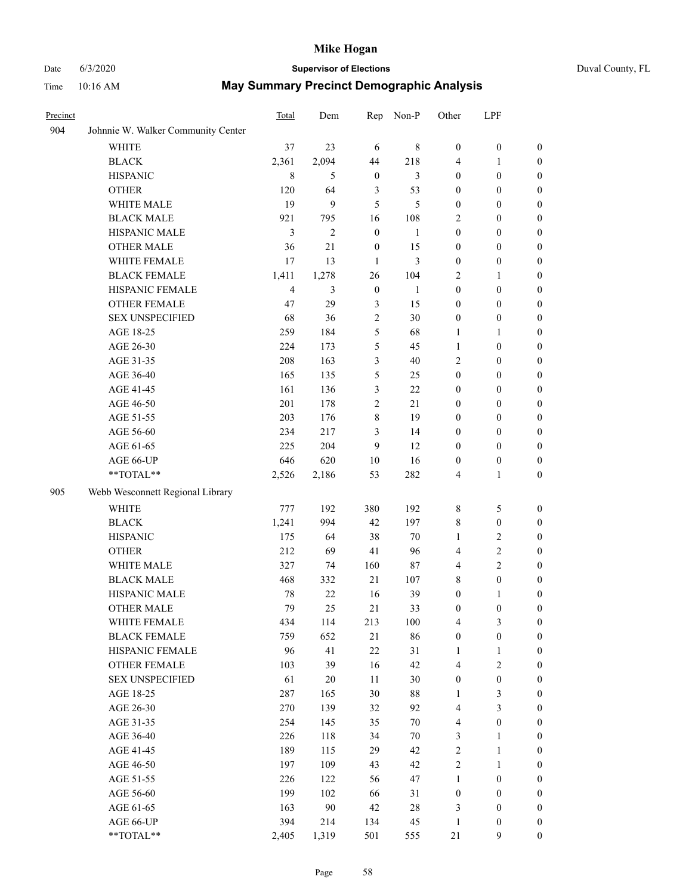# Mike Hogan

Date 6/3/2020 **Supervisor of Elections** Duval County, FL

Time 10:16 AM **May Summary Precinct Demographic Analysis**

| Precinct | | Total | Dem | Rep | Non-P | Other | LPF | |
|---|---|---|---|---|---|---|---|---|
| 904 | Johnnie W. Walker Community Center | | | | | | | |
| | WHITE | 37 | 23 | 6 | 8 | 0 | 0 | 0 |
| | BLACK | 2,361 | 2,094 | 44 | 218 | 4 | 1 | 0 |
| | HISPANIC | 8 | 5 | 0 | 3 | 0 | 0 | 0 |
| | OTHER | 120 | 64 | 3 | 53 | 0 | 0 | 0 |
| | WHITE MALE | 19 | 9 | 5 | 5 | 0 | 0 | 0 |
| | BLACK MALE | 921 | 795 | 16 | 108 | 2 | 0 | 0 |
| | HISPANIC MALE | 3 | 2 | 0 | 1 | 0 | 0 | 0 |
| | OTHER MALE | 36 | 21 | 0 | 15 | 0 | 0 | 0 |
| | WHITE FEMALE | 17 | 13 | 1 | 3 | 0 | 0 | 0 |
| | BLACK FEMALE | 1,411 | 1,278 | 26 | 104 | 2 | 1 | 0 |
| | HISPANIC FEMALE | 4 | 3 | 0 | 1 | 0 | 0 | 0 |
| | OTHER FEMALE | 47 | 29 | 3 | 15 | 0 | 0 | 0 |
| | SEX UNSPECIFIED | 68 | 36 | 2 | 30 | 0 | 0 | 0 |
| | AGE 18-25 | 259 | 184 | 5 | 68 | 1 | 1 | 0 |
| | AGE 26-30 | 224 | 173 | 5 | 45 | 1 | 0 | 0 |
| | AGE 31-35 | 208 | 163 | 3 | 40 | 2 | 0 | 0 |
| | AGE 36-40 | 165 | 135 | 5 | 25 | 0 | 0 | 0 |
| | AGE 41-45 | 161 | 136 | 3 | 22 | 0 | 0 | 0 |
| | AGE 46-50 | 201 | 178 | 2 | 21 | 0 | 0 | 0 |
| | AGE 51-55 | 203 | 176 | 8 | 19 | 0 | 0 | 0 |
| | AGE 56-60 | 234 | 217 | 3 | 14 | 0 | 0 | 0 |
| | AGE 61-65 | 225 | 204 | 9 | 12 | 0 | 0 | 0 |
| | AGE 66-UP | 646 | 620 | 10 | 16 | 0 | 0 | 0 |
| | **TOTAL** | 2,526 | 2,186 | 53 | 282 | 4 | 1 | 0 |
| 905 | Webb Wesconnett Regional Library | | | | | | | |
| | WHITE | 777 | 192 | 380 | 192 | 8 | 5 | 0 |
| | BLACK | 1,241 | 994 | 42 | 197 | 8 | 0 | 0 |
| | HISPANIC | 175 | 64 | 38 | 70 | 1 | 2 | 0 |
| | OTHER | 212 | 69 | 41 | 96 | 4 | 2 | 0 |
| | WHITE MALE | 327 | 74 | 160 | 87 | 4 | 2 | 0 |
| | BLACK MALE | 468 | 332 | 21 | 107 | 8 | 0 | 0 |
| | HISPANIC MALE | 78 | 22 | 16 | 39 | 0 | 1 | 0 |
| | OTHER MALE | 79 | 25 | 21 | 33 | 0 | 0 | 0 |
| | WHITE FEMALE | 434 | 114 | 213 | 100 | 4 | 3 | 0 |
| | BLACK FEMALE | 759 | 652 | 21 | 86 | 0 | 0 | 0 |
| | HISPANIC FEMALE | 96 | 41 | 22 | 31 | 1 | 1 | 0 |
| | OTHER FEMALE | 103 | 39 | 16 | 42 | 4 | 2 | 0 |
| | SEX UNSPECIFIED | 61 | 20 | 11 | 30 | 0 | 0 | 0 |
| | AGE 18-25 | 287 | 165 | 30 | 88 | 1 | 3 | 0 |
| | AGE 26-30 | 270 | 139 | 32 | 92 | 4 | 3 | 0 |
| | AGE 31-35 | 254 | 145 | 35 | 70 | 4 | 0 | 0 |
| | AGE 36-40 | 226 | 118 | 34 | 70 | 3 | 1 | 0 |
| | AGE 41-45 | 189 | 115 | 29 | 42 | 2 | 1 | 0 |
| | AGE 46-50 | 197 | 109 | 43 | 42 | 2 | 1 | 0 |
| | AGE 51-55 | 226 | 122 | 56 | 47 | 1 | 0 | 0 |
| | AGE 56-60 | 199 | 102 | 66 | 31 | 0 | 0 | 0 |
| | AGE 61-65 | 163 | 90 | 42 | 28 | 3 | 0 | 0 |
| | AGE 66-UP | 394 | 214 | 134 | 45 | 1 | 0 | 0 |
| | **TOTAL** | 2,405 | 1,319 | 501 | 555 | 21 | 9 | 0 |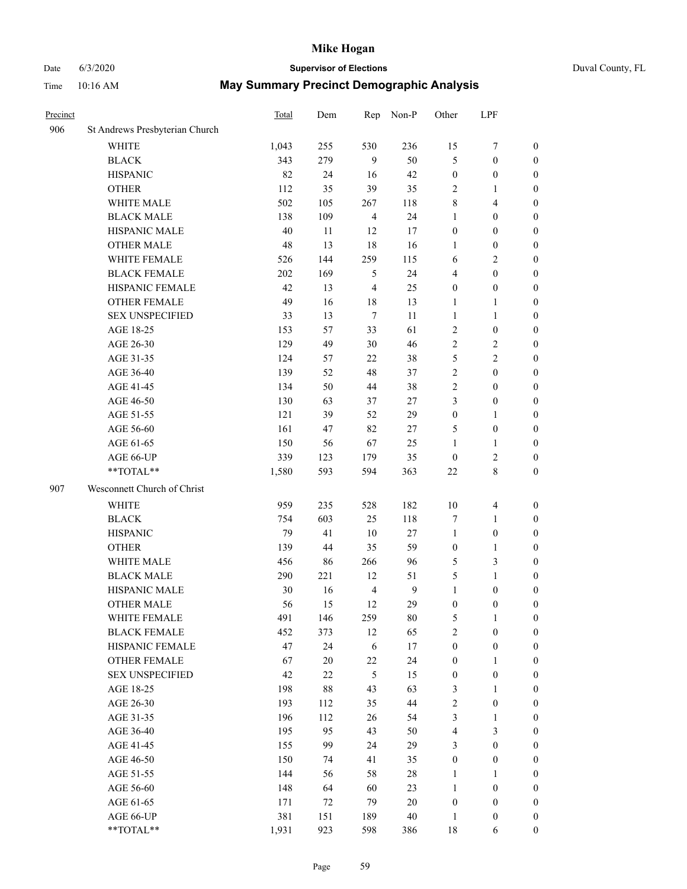# Mike Hogan

Date 6/3/2020 **Supervisor of Elections** Duval County, FL

Time 10:16 AM **May Summary Precinct Demographic Analysis**

| Precinct | | Total | Dem | Rep | Non-P | Other | LPF | |
|---|---|---|---|---|---|---|---|---|
| 906 | St Andrews Presbyterian Church | | | | | | | |
| | WHITE | 1,043 | 255 | 530 | 236 | 15 | 7 | 0 |
| | BLACK | 343 | 279 | 9 | 50 | 5 | 0 | 0 |
| | HISPANIC | 82 | 24 | 16 | 42 | 0 | 0 | 0 |
| | OTHER | 112 | 35 | 39 | 35 | 2 | 1 | 0 |
| | WHITE MALE | 502 | 105 | 267 | 118 | 8 | 4 | 0 |
| | BLACK MALE | 138 | 109 | 4 | 24 | 1 | 0 | 0 |
| | HISPANIC MALE | 40 | 11 | 12 | 17 | 0 | 0 | 0 |
| | OTHER MALE | 48 | 13 | 18 | 16 | 1 | 0 | 0 |
| | WHITE FEMALE | 526 | 144 | 259 | 115 | 6 | 2 | 0 |
| | BLACK FEMALE | 202 | 169 | 5 | 24 | 4 | 0 | 0 |
| | HISPANIC FEMALE | 42 | 13 | 4 | 25 | 0 | 0 | 0 |
| | OTHER FEMALE | 49 | 16 | 18 | 13 | 1 | 1 | 0 |
| | SEX UNSPECIFIED | 33 | 13 | 7 | 11 | 1 | 1 | 0 |
| | AGE 18-25 | 153 | 57 | 33 | 61 | 2 | 0 | 0 |
| | AGE 26-30 | 129 | 49 | 30 | 46 | 2 | 2 | 0 |
| | AGE 31-35 | 124 | 57 | 22 | 38 | 5 | 2 | 0 |
| | AGE 36-40 | 139 | 52 | 48 | 37 | 2 | 0 | 0 |
| | AGE 41-45 | 134 | 50 | 44 | 38 | 2 | 0 | 0 |
| | AGE 46-50 | 130 | 63 | 37 | 27 | 3 | 0 | 0 |
| | AGE 51-55 | 121 | 39 | 52 | 29 | 0 | 1 | 0 |
| | AGE 56-60 | 161 | 47 | 82 | 27 | 5 | 0 | 0 |
| | AGE 61-65 | 150 | 56 | 67 | 25 | 1 | 1 | 0 |
| | AGE 66-UP | 339 | 123 | 179 | 35 | 0 | 2 | 0 |
| | **TOTAL** | 1,580 | 593 | 594 | 363 | 22 | 8 | 0 |
| 907 | Wesconnett Church of Christ | | | | | | | |
| | WHITE | 959 | 235 | 528 | 182 | 10 | 4 | 0 |
| | BLACK | 754 | 603 | 25 | 118 | 7 | 1 | 0 |
| | HISPANIC | 79 | 41 | 10 | 27 | 1 | 0 | 0 |
| | OTHER | 139 | 44 | 35 | 59 | 0 | 1 | 0 |
| | WHITE MALE | 456 | 86 | 266 | 96 | 5 | 3 | 0 |
| | BLACK MALE | 290 | 221 | 12 | 51 | 5 | 1 | 0 |
| | HISPANIC MALE | 30 | 16 | 4 | 9 | 1 | 0 | 0 |
| | OTHER MALE | 56 | 15 | 12 | 29 | 0 | 0 | 0 |
| | WHITE FEMALE | 491 | 146 | 259 | 80 | 5 | 1 | 0 |
| | BLACK FEMALE | 452 | 373 | 12 | 65 | 2 | 0 | 0 |
| | HISPANIC FEMALE | 47 | 24 | 6 | 17 | 0 | 0 | 0 |
| | OTHER FEMALE | 67 | 20 | 22 | 24 | 0 | 1 | 0 |
| | SEX UNSPECIFIED | 42 | 22 | 5 | 15 | 0 | 0 | 0 |
| | AGE 18-25 | 198 | 88 | 43 | 63 | 3 | 1 | 0 |
| | AGE 26-30 | 193 | 112 | 35 | 44 | 2 | 0 | 0 |
| | AGE 31-35 | 196 | 112 | 26 | 54 | 3 | 1 | 0 |
| | AGE 36-40 | 195 | 95 | 43 | 50 | 4 | 3 | 0 |
| | AGE 41-45 | 155 | 99 | 24 | 29 | 3 | 0 | 0 |
| | AGE 46-50 | 150 | 74 | 41 | 35 | 0 | 0 | 0 |
| | AGE 51-55 | 144 | 56 | 58 | 28 | 1 | 1 | 0 |
| | AGE 56-60 | 148 | 64 | 60 | 23 | 1 | 0 | 0 |
| | AGE 61-65 | 171 | 72 | 79 | 20 | 0 | 0 | 0 |
| | AGE 66-UP | 381 | 151 | 189 | 40 | 1 | 0 | 0 |
| | **TOTAL** | 1,931 | 923 | 598 | 386 | 18 | 6 | 0 |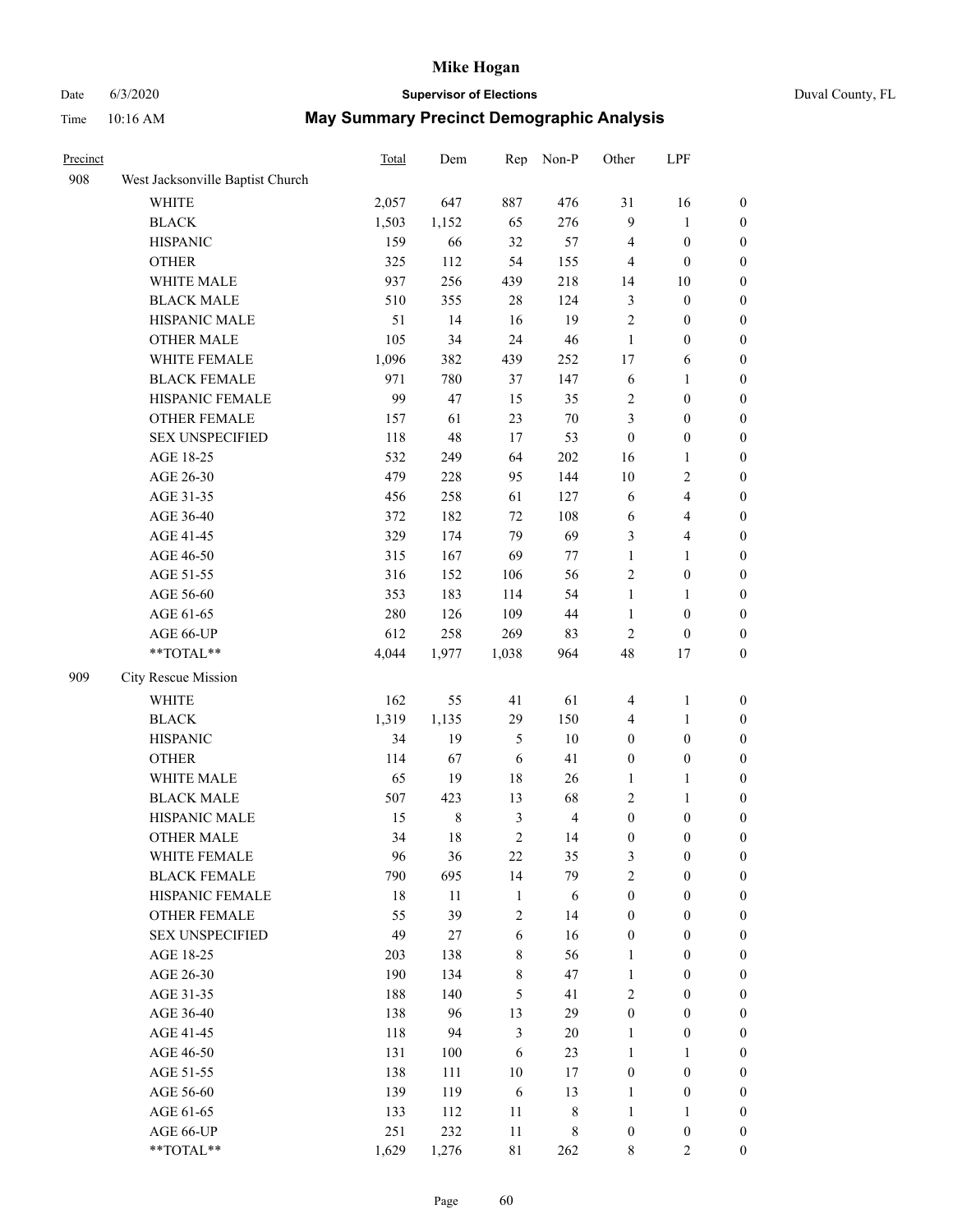# Mike Hogan

Date 6/3/2020 **Supervisor of Elections** Duval County, FL

Time 10:16 AM **May Summary Precinct Demographic Analysis**

| Precinct | | Total | Dem | Rep | Non-P | Other | LPF | |
|---|---|---|---|---|---|---|---|---|
| 908 | West Jacksonville Baptist Church | | | | | | | |
| | WHITE | 2,057 | 647 | 887 | 476 | 31 | 16 | 0 |
| | BLACK | 1,503 | 1,152 | 65 | 276 | 9 | 1 | 0 |
| | HISPANIC | 159 | 66 | 32 | 57 | 4 | 0 | 0 |
| | OTHER | 325 | 112 | 54 | 155 | 4 | 0 | 0 |
| | WHITE MALE | 937 | 256 | 439 | 218 | 14 | 10 | 0 |
| | BLACK MALE | 510 | 355 | 28 | 124 | 3 | 0 | 0 |
| | HISPANIC MALE | 51 | 14 | 16 | 19 | 2 | 0 | 0 |
| | OTHER MALE | 105 | 34 | 24 | 46 | 1 | 0 | 0 |
| | WHITE FEMALE | 1,096 | 382 | 439 | 252 | 17 | 6 | 0 |
| | BLACK FEMALE | 971 | 780 | 37 | 147 | 6 | 1 | 0 |
| | HISPANIC FEMALE | 99 | 47 | 15 | 35 | 2 | 0 | 0 |
| | OTHER FEMALE | 157 | 61 | 23 | 70 | 3 | 0 | 0 |
| | SEX UNSPECIFIED | 118 | 48 | 17 | 53 | 0 | 0 | 0 |
| | AGE 18-25 | 532 | 249 | 64 | 202 | 16 | 1 | 0 |
| | AGE 26-30 | 479 | 228 | 95 | 144 | 10 | 2 | 0 |
| | AGE 31-35 | 456 | 258 | 61 | 127 | 6 | 4 | 0 |
| | AGE 36-40 | 372 | 182 | 72 | 108 | 6 | 4 | 0 |
| | AGE 41-45 | 329 | 174 | 79 | 69 | 3 | 4 | 0 |
| | AGE 46-50 | 315 | 167 | 69 | 77 | 1 | 1 | 0 |
| | AGE 51-55 | 316 | 152 | 106 | 56 | 2 | 0 | 0 |
| | AGE 56-60 | 353 | 183 | 114 | 54 | 1 | 1 | 0 |
| | AGE 61-65 | 280 | 126 | 109 | 44 | 1 | 0 | 0 |
| | AGE 66-UP | 612 | 258 | 269 | 83 | 2 | 0 | 0 |
| | **TOTAL** | 4,044 | 1,977 | 1,038 | 964 | 48 | 17 | 0 |
| 909 | City Rescue Mission | | | | | | | |
| | WHITE | 162 | 55 | 41 | 61 | 4 | 1 | 0 |
| | BLACK | 1,319 | 1,135 | 29 | 150 | 4 | 1 | 0 |
| | HISPANIC | 34 | 19 | 5 | 10 | 0 | 0 | 0 |
| | OTHER | 114 | 67 | 6 | 41 | 0 | 0 | 0 |
| | WHITE MALE | 65 | 19 | 18 | 26 | 1 | 1 | 0 |
| | BLACK MALE | 507 | 423 | 13 | 68 | 2 | 1 | 0 |
| | HISPANIC MALE | 15 | 8 | 3 | 4 | 0 | 0 | 0 |
| | OTHER MALE | 34 | 18 | 2 | 14 | 0 | 0 | 0 |
| | WHITE FEMALE | 96 | 36 | 22 | 35 | 3 | 0 | 0 |
| | BLACK FEMALE | 790 | 695 | 14 | 79 | 2 | 0 | 0 |
| | HISPANIC FEMALE | 18 | 11 | 1 | 6 | 0 | 0 | 0 |
| | OTHER FEMALE | 55 | 39 | 2 | 14 | 0 | 0 | 0 |
| | SEX UNSPECIFIED | 49 | 27 | 6 | 16 | 0 | 0 | 0 |
| | AGE 18-25 | 203 | 138 | 8 | 56 | 1 | 0 | 0 |
| | AGE 26-30 | 190 | 134 | 8 | 47 | 1 | 0 | 0 |
| | AGE 31-35 | 188 | 140 | 5 | 41 | 2 | 0 | 0 |
| | AGE 36-40 | 138 | 96 | 13 | 29 | 0 | 0 | 0 |
| | AGE 41-45 | 118 | 94 | 3 | 20 | 1 | 0 | 0 |
| | AGE 46-50 | 131 | 100 | 6 | 23 | 1 | 1 | 0 |
| | AGE 51-55 | 138 | 111 | 10 | 17 | 0 | 0 | 0 |
| | AGE 56-60 | 139 | 119 | 6 | 13 | 1 | 0 | 0 |
| | AGE 61-65 | 133 | 112 | 11 | 8 | 1 | 1 | 0 |
| | AGE 66-UP | 251 | 232 | 11 | 8 | 0 | 0 | 0 |
| | **TOTAL** | 1,629 | 1,276 | 81 | 262 | 8 | 2 | 0 |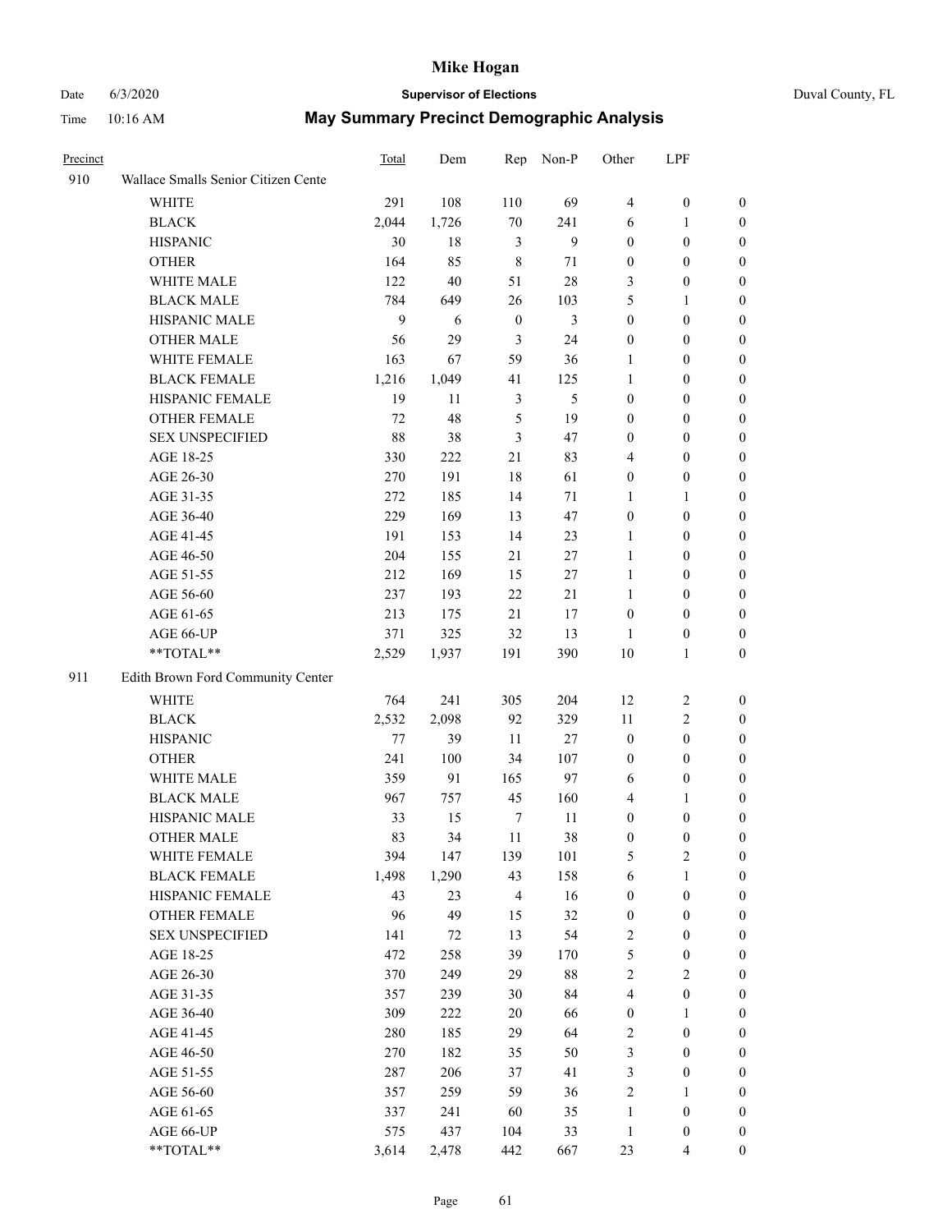| Precinct | | Total | Dem | Rep | Non-P | Other | LPF | |
|---|---|---|---|---|---|---|---|---|
| 910 | Wallace Smalls Senior Citizen Cente | | | | | | | |
| | WHITE | 291 | 108 | 110 | 69 | 4 | 0 | 0 |
| | BLACK | 2,044 | 1,726 | 70 | 241 | 6 | 1 | 0 |
| | HISPANIC | 30 | 18 | 3 | 9 | 0 | 0 | 0 |
| | OTHER | 164 | 85 | 8 | 71 | 0 | 0 | 0 |
| | WHITE MALE | 122 | 40 | 51 | 28 | 3 | 0 | 0 |
| | BLACK MALE | 784 | 649 | 26 | 103 | 5 | 1 | 0 |
| | HISPANIC MALE | 9 | 6 | 0 | 3 | 0 | 0 | 0 |
| | OTHER MALE | 56 | 29 | 3 | 24 | 0 | 0 | 0 |
| | WHITE FEMALE | 163 | 67 | 59 | 36 | 1 | 0 | 0 |
| | BLACK FEMALE | 1,216 | 1,049 | 41 | 125 | 1 | 0 | 0 |
| | HISPANIC FEMALE | 19 | 11 | 3 | 5 | 0 | 0 | 0 |
| | OTHER FEMALE | 72 | 48 | 5 | 19 | 0 | 0 | 0 |
| | SEX UNSPECIFIED | 88 | 38 | 3 | 47 | 0 | 0 | 0 |
| | AGE 18-25 | 330 | 222 | 21 | 83 | 4 | 0 | 0 |
| | AGE 26-30 | 270 | 191 | 18 | 61 | 0 | 0 | 0 |
| | AGE 31-35 | 272 | 185 | 14 | 71 | 1 | 1 | 0 |
| | AGE 36-40 | 229 | 169 | 13 | 47 | 0 | 0 | 0 |
| | AGE 41-45 | 191 | 153 | 14 | 23 | 1 | 0 | 0 |
| | AGE 46-50 | 204 | 155 | 21 | 27 | 1 | 0 | 0 |
| | AGE 51-55 | 212 | 169 | 15 | 27 | 1 | 0 | 0 |
| | AGE 56-60 | 237 | 193 | 22 | 21 | 1 | 0 | 0 |
| | AGE 61-65 | 213 | 175 | 21 | 17 | 0 | 0 | 0 |
| | AGE 66-UP | 371 | 325 | 32 | 13 | 1 | 0 | 0 |
| | **TOTAL** | 2,529 | 1,937 | 191 | 390 | 10 | 1 | 0 |
| 911 | Edith Brown Ford Community Center | | | | | | | |
| | WHITE | 764 | 241 | 305 | 204 | 12 | 2 | 0 |
| | BLACK | 2,532 | 2,098 | 92 | 329 | 11 | 2 | 0 |
| | HISPANIC | 77 | 39 | 11 | 27 | 0 | 0 | 0 |
| | OTHER | 241 | 100 | 34 | 107 | 0 | 0 | 0 |
| | WHITE MALE | 359 | 91 | 165 | 97 | 6 | 0 | 0 |
| | BLACK MALE | 967 | 757 | 45 | 160 | 4 | 1 | 0 |
| | HISPANIC MALE | 33 | 15 | 7 | 11 | 0 | 0 | 0 |
| | OTHER MALE | 83 | 34 | 11 | 38 | 0 | 0 | 0 |
| | WHITE FEMALE | 394 | 147 | 139 | 101 | 5 | 2 | 0 |
| | BLACK FEMALE | 1,498 | 1,290 | 43 | 158 | 6 | 1 | 0 |
| | HISPANIC FEMALE | 43 | 23 | 4 | 16 | 0 | 0 | 0 |
| | OTHER FEMALE | 96 | 49 | 15 | 32 | 0 | 0 | 0 |
| | SEX UNSPECIFIED | 141 | 72 | 13 | 54 | 2 | 0 | 0 |
| | AGE 18-25 | 472 | 258 | 39 | 170 | 5 | 0 | 0 |
| | AGE 26-30 | 370 | 249 | 29 | 88 | 2 | 2 | 0 |
| | AGE 31-35 | 357 | 239 | 30 | 84 | 4 | 0 | 0 |
| | AGE 36-40 | 309 | 222 | 20 | 66 | 0 | 1 | 0 |
| | AGE 41-45 | 280 | 185 | 29 | 64 | 2 | 0 | 0 |
| | AGE 46-50 | 270 | 182 | 35 | 50 | 3 | 0 | 0 |
| | AGE 51-55 | 287 | 206 | 37 | 41 | 3 | 0 | 0 |
| | AGE 56-60 | 357 | 259 | 59 | 36 | 2 | 1 | 0 |
| | AGE 61-65 | 337 | 241 | 60 | 35 | 1 | 0 | 0 |
| | AGE 66-UP | 575 | 437 | 104 | 33 | 1 | 0 | 0 |
| | **TOTAL** | 3,614 | 2,478 | 442 | 667 | 23 | 4 | 0 |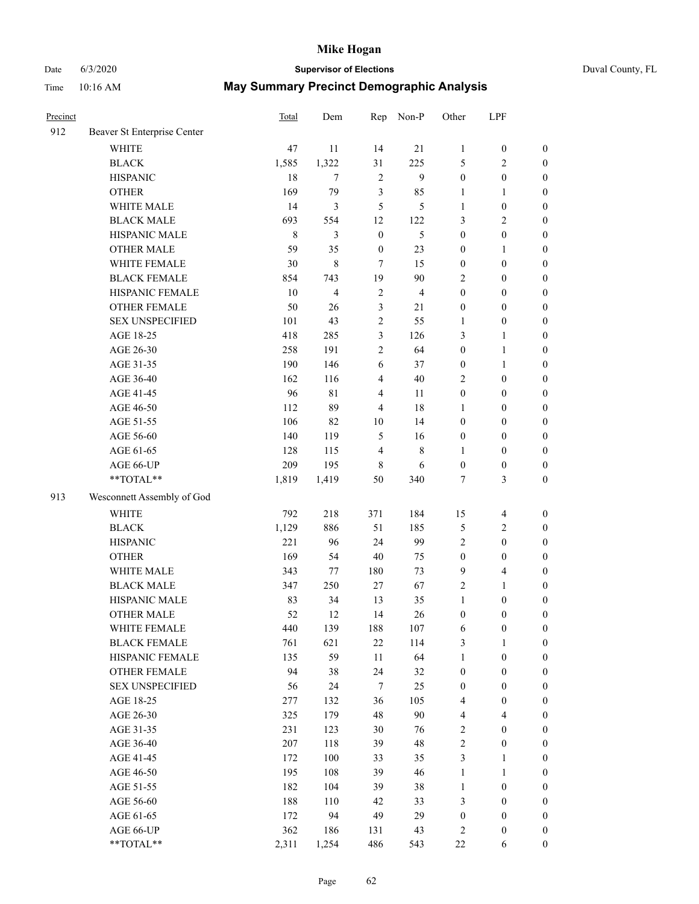| Precinct | | Total | Dem | Rep | Non-P | Other | LPF | |
|---|---|---|---|---|---|---|---|---|
| 912 | Beaver St Enterprise Center | | | | | | | |
| | WHITE | 47 | 11 | 14 | 21 | 1 | 0 | 0 |
| | BLACK | 1,585 | 1,322 | 31 | 225 | 5 | 2 | 0 |
| | HISPANIC | 18 | 7 | 2 | 9 | 0 | 0 | 0 |
| | OTHER | 169 | 79 | 3 | 85 | 1 | 1 | 0 |
| | WHITE MALE | 14 | 3 | 5 | 5 | 1 | 0 | 0 |
| | BLACK MALE | 693 | 554 | 12 | 122 | 3 | 2 | 0 |
| | HISPANIC MALE | 8 | 3 | 0 | 5 | 0 | 0 | 0 |
| | OTHER MALE | 59 | 35 | 0 | 23 | 0 | 1 | 0 |
| | WHITE FEMALE | 30 | 8 | 7 | 15 | 0 | 0 | 0 |
| | BLACK FEMALE | 854 | 743 | 19 | 90 | 2 | 0 | 0 |
| | HISPANIC FEMALE | 10 | 4 | 2 | 4 | 0 | 0 | 0 |
| | OTHER FEMALE | 50 | 26 | 3 | 21 | 0 | 0 | 0 |
| | SEX UNSPECIFIED | 101 | 43 | 2 | 55 | 1 | 0 | 0 |
| | AGE 18-25 | 418 | 285 | 3 | 126 | 3 | 1 | 0 |
| | AGE 26-30 | 258 | 191 | 2 | 64 | 0 | 1 | 0 |
| | AGE 31-35 | 190 | 146 | 6 | 37 | 0 | 1 | 0 |
| | AGE 36-40 | 162 | 116 | 4 | 40 | 2 | 0 | 0 |
| | AGE 41-45 | 96 | 81 | 4 | 11 | 0 | 0 | 0 |
| | AGE 46-50 | 112 | 89 | 4 | 18 | 1 | 0 | 0 |
| | AGE 51-55 | 106 | 82 | 10 | 14 | 0 | 0 | 0 |
| | AGE 56-60 | 140 | 119 | 5 | 16 | 0 | 0 | 0 |
| | AGE 61-65 | 128 | 115 | 4 | 8 | 1 | 0 | 0 |
| | AGE 66-UP | 209 | 195 | 8 | 6 | 0 | 0 | 0 |
| | **TOTAL** | 1,819 | 1,419 | 50 | 340 | 7 | 3 | 0 |
| 913 | Wesconnett Assembly of God | | | | | | | |
| | WHITE | 792 | 218 | 371 | 184 | 15 | 4 | 0 |
| | BLACK | 1,129 | 886 | 51 | 185 | 5 | 2 | 0 |
| | HISPANIC | 221 | 96 | 24 | 99 | 2 | 0 | 0 |
| | OTHER | 169 | 54 | 40 | 75 | 0 | 0 | 0 |
| | WHITE MALE | 343 | 77 | 180 | 73 | 9 | 4 | 0 |
| | BLACK MALE | 347 | 250 | 27 | 67 | 2 | 1 | 0 |
| | HISPANIC MALE | 83 | 34 | 13 | 35 | 1 | 0 | 0 |
| | OTHER MALE | 52 | 12 | 14 | 26 | 0 | 0 | 0 |
| | WHITE FEMALE | 440 | 139 | 188 | 107 | 6 | 0 | 0 |
| | BLACK FEMALE | 761 | 621 | 22 | 114 | 3 | 1 | 0 |
| | HISPANIC FEMALE | 135 | 59 | 11 | 64 | 1 | 0 | 0 |
| | OTHER FEMALE | 94 | 38 | 24 | 32 | 0 | 0 | 0 |
| | SEX UNSPECIFIED | 56 | 24 | 7 | 25 | 0 | 0 | 0 |
| | AGE 18-25 | 277 | 132 | 36 | 105 | 4 | 0 | 0 |
| | AGE 26-30 | 325 | 179 | 48 | 90 | 4 | 4 | 0 |
| | AGE 31-35 | 231 | 123 | 30 | 76 | 2 | 0 | 0 |
| | AGE 36-40 | 207 | 118 | 39 | 48 | 2 | 0 | 0 |
| | AGE 41-45 | 172 | 100 | 33 | 35 | 3 | 1 | 0 |
| | AGE 46-50 | 195 | 108 | 39 | 46 | 1 | 1 | 0 |
| | AGE 51-55 | 182 | 104 | 39 | 38 | 1 | 0 | 0 |
| | AGE 56-60 | 188 | 110 | 42 | 33 | 3 | 0 | 0 |
| | AGE 61-65 | 172 | 94 | 49 | 29 | 0 | 0 | 0 |
| | AGE 66-UP | 362 | 186 | 131 | 43 | 2 | 0 | 0 |
| | **TOTAL** | 2,311 | 1,254 | 486 | 543 | 22 | 6 | 0 |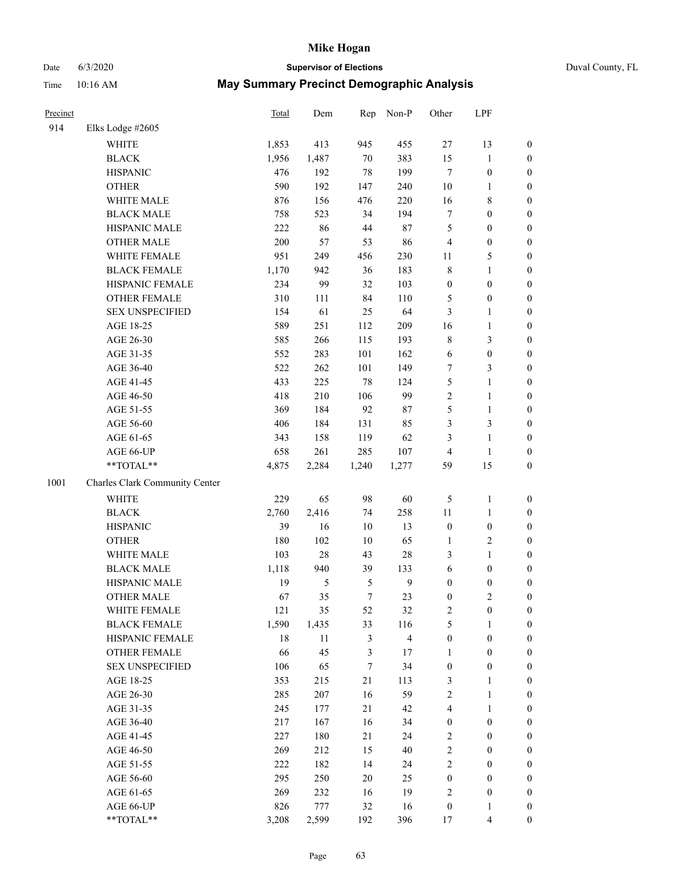# Mike Hogan

Date 6/3/2020 **Supervisor of Elections** Duval County, FL

Time 10:16 AM **May Summary Precinct Demographic Analysis**

| Precinct | | Total | Dem | Rep | Non-P | Other | LPF | |
|---|---|---|---|---|---|---|---|---|
| 914 | Elks Lodge #2605 | | | | | | | |
| | WHITE | 1,853 | 413 | 945 | 455 | 27 | 13 | 0 |
| | BLACK | 1,956 | 1,487 | 70 | 383 | 15 | 1 | 0 |
| | HISPANIC | 476 | 192 | 78 | 199 | 7 | 0 | 0 |
| | OTHER | 590 | 192 | 147 | 240 | 10 | 1 | 0 |
| | WHITE MALE | 876 | 156 | 476 | 220 | 16 | 8 | 0 |
| | BLACK MALE | 758 | 523 | 34 | 194 | 7 | 0 | 0 |
| | HISPANIC MALE | 222 | 86 | 44 | 87 | 5 | 0 | 0 |
| | OTHER MALE | 200 | 57 | 53 | 86 | 4 | 0 | 0 |
| | WHITE FEMALE | 951 | 249 | 456 | 230 | 11 | 5 | 0 |
| | BLACK FEMALE | 1,170 | 942 | 36 | 183 | 8 | 1 | 0 |
| | HISPANIC FEMALE | 234 | 99 | 32 | 103 | 0 | 0 | 0 |
| | OTHER FEMALE | 310 | 111 | 84 | 110 | 5 | 0 | 0 |
| | SEX UNSPECIFIED | 154 | 61 | 25 | 64 | 3 | 1 | 0 |
| | AGE 18-25 | 589 | 251 | 112 | 209 | 16 | 1 | 0 |
| | AGE 26-30 | 585 | 266 | 115 | 193 | 8 | 3 | 0 |
| | AGE 31-35 | 552 | 283 | 101 | 162 | 6 | 0 | 0 |
| | AGE 36-40 | 522 | 262 | 101 | 149 | 7 | 3 | 0 |
| | AGE 41-45 | 433 | 225 | 78 | 124 | 5 | 1 | 0 |
| | AGE 46-50 | 418 | 210 | 106 | 99 | 2 | 1 | 0 |
| | AGE 51-55 | 369 | 184 | 92 | 87 | 5 | 1 | 0 |
| | AGE 56-60 | 406 | 184 | 131 | 85 | 3 | 3 | 0 |
| | AGE 61-65 | 343 | 158 | 119 | 62 | 3 | 1 | 0 |
| | AGE 66-UP | 658 | 261 | 285 | 107 | 4 | 1 | 0 |
| | **TOTAL** | 4,875 | 2,284 | 1,240 | 1,277 | 59 | 15 | 0 |
| 1001 | Charles Clark Community Center | | | | | | | |
| | WHITE | 229 | 65 | 98 | 60 | 5 | 1 | 0 |
| | BLACK | 2,760 | 2,416 | 74 | 258 | 11 | 1 | 0 |
| | HISPANIC | 39 | 16 | 10 | 13 | 0 | 0 | 0 |
| | OTHER | 180 | 102 | 10 | 65 | 1 | 2 | 0 |
| | WHITE MALE | 103 | 28 | 43 | 28 | 3 | 1 | 0 |
| | BLACK MALE | 1,118 | 940 | 39 | 133 | 6 | 0 | 0 |
| | HISPANIC MALE | 19 | 5 | 5 | 9 | 0 | 0 | 0 |
| | OTHER MALE | 67 | 35 | 7 | 23 | 0 | 2 | 0 |
| | WHITE FEMALE | 121 | 35 | 52 | 32 | 2 | 0 | 0 |
| | BLACK FEMALE | 1,590 | 1,435 | 33 | 116 | 5 | 1 | 0 |
| | HISPANIC FEMALE | 18 | 11 | 3 | 4 | 0 | 0 | 0 |
| | OTHER FEMALE | 66 | 45 | 3 | 17 | 1 | 0 | 0 |
| | SEX UNSPECIFIED | 106 | 65 | 7 | 34 | 0 | 0 | 0 |
| | AGE 18-25 | 353 | 215 | 21 | 113 | 3 | 1 | 0 |
| | AGE 26-30 | 285 | 207 | 16 | 59 | 2 | 1 | 0 |
| | AGE 31-35 | 245 | 177 | 21 | 42 | 4 | 1 | 0 |
| | AGE 36-40 | 217 | 167 | 16 | 34 | 0 | 0 | 0 |
| | AGE 41-45 | 227 | 180 | 21 | 24 | 2 | 0 | 0 |
| | AGE 46-50 | 269 | 212 | 15 | 40 | 2 | 0 | 0 |
| | AGE 51-55 | 222 | 182 | 14 | 24 | 2 | 0 | 0 |
| | AGE 56-60 | 295 | 250 | 20 | 25 | 0 | 0 | 0 |
| | AGE 61-65 | 269 | 232 | 16 | 19 | 2 | 0 | 0 |
| | AGE 66-UP | 826 | 777 | 32 | 16 | 0 | 1 | 0 |
| | **TOTAL** | 3,208 | 2,599 | 192 | 396 | 17 | 4 | 0 |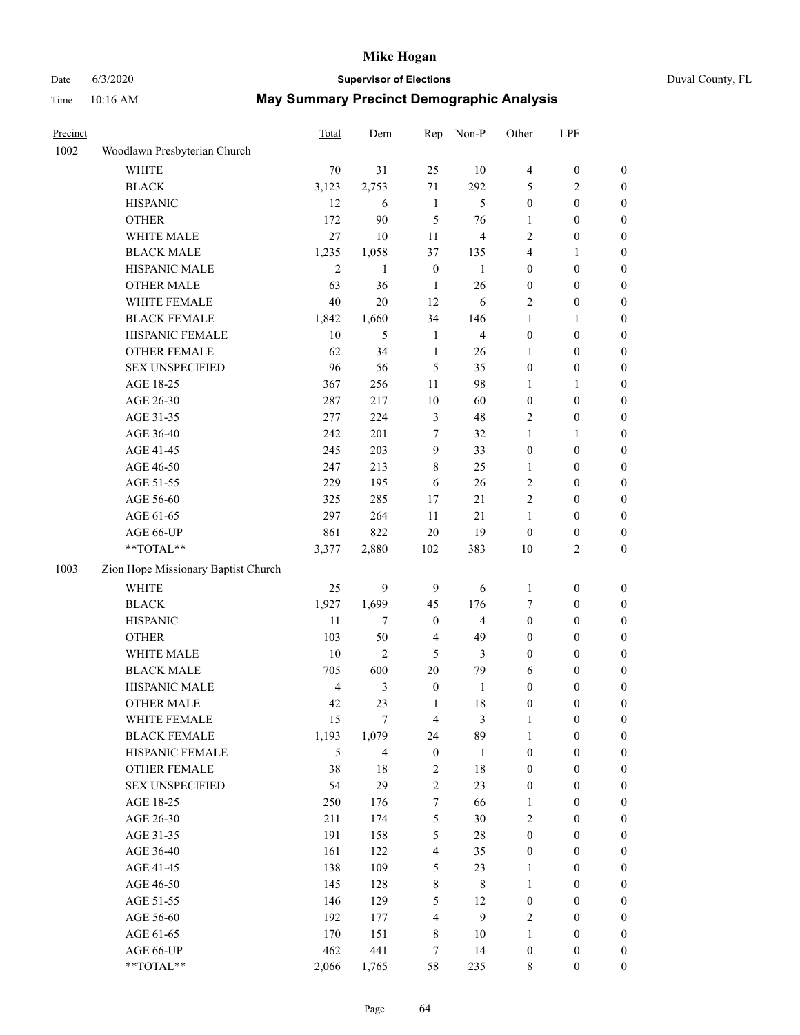# Mike Hogan

Date 6/3/2020 **Supervisor of Elections** Duval County, FL

Time 10:16 AM **May Summary Precinct Demographic Analysis**

| Precinct | | Total | Dem | Rep | Non-P | Other | LPF | |
|---|---|---|---|---|---|---|---|---|
| 1002 | Woodlawn Presbyterian Church | | | | | | | |
| | WHITE | 70 | 31 | 25 | 10 | 4 | 0 | 0 |
| | BLACK | 3,123 | 2,753 | 71 | 292 | 5 | 2 | 0 |
| | HISPANIC | 12 | 6 | 1 | 5 | 0 | 0 | 0 |
| | OTHER | 172 | 90 | 5 | 76 | 1 | 0 | 0 |
| | WHITE MALE | 27 | 10 | 11 | 4 | 2 | 0 | 0 |
| | BLACK MALE | 1,235 | 1,058 | 37 | 135 | 4 | 1 | 0 |
| | HISPANIC MALE | 2 | 1 | 0 | 1 | 0 | 0 | 0 |
| | OTHER MALE | 63 | 36 | 1 | 26 | 0 | 0 | 0 |
| | WHITE FEMALE | 40 | 20 | 12 | 6 | 2 | 0 | 0 |
| | BLACK FEMALE | 1,842 | 1,660 | 34 | 146 | 1 | 1 | 0 |
| | HISPANIC FEMALE | 10 | 5 | 1 | 4 | 0 | 0 | 0 |
| | OTHER FEMALE | 62 | 34 | 1 | 26 | 1 | 0 | 0 |
| | SEX UNSPECIFIED | 96 | 56 | 5 | 35 | 0 | 0 | 0 |
| | AGE 18-25 | 367 | 256 | 11 | 98 | 1 | 1 | 0 |
| | AGE 26-30 | 287 | 217 | 10 | 60 | 0 | 0 | 0 |
| | AGE 31-35 | 277 | 224 | 3 | 48 | 2 | 0 | 0 |
| | AGE 36-40 | 242 | 201 | 7 | 32 | 1 | 1 | 0 |
| | AGE 41-45 | 245 | 203 | 9 | 33 | 0 | 0 | 0 |
| | AGE 46-50 | 247 | 213 | 8 | 25 | 1 | 0 | 0 |
| | AGE 51-55 | 229 | 195 | 6 | 26 | 2 | 0 | 0 |
| | AGE 56-60 | 325 | 285 | 17 | 21 | 2 | 0 | 0 |
| | AGE 61-65 | 297 | 264 | 11 | 21 | 1 | 0 | 0 |
| | AGE 66-UP | 861 | 822 | 20 | 19 | 0 | 0 | 0 |
| | **TOTAL** | 3,377 | 2,880 | 102 | 383 | 10 | 2 | 0 |
| 1003 | Zion Hope Missionary Baptist Church | | | | | | | |
| | WHITE | 25 | 9 | 9 | 6 | 1 | 0 | 0 |
| | BLACK | 1,927 | 1,699 | 45 | 176 | 7 | 0 | 0 |
| | HISPANIC | 11 | 7 | 0 | 4 | 0 | 0 | 0 |
| | OTHER | 103 | 50 | 4 | 49 | 0 | 0 | 0 |
| | WHITE MALE | 10 | 2 | 5 | 3 | 0 | 0 | 0 |
| | BLACK MALE | 705 | 600 | 20 | 79 | 6 | 0 | 0 |
| | HISPANIC MALE | 4 | 3 | 0 | 1 | 0 | 0 | 0 |
| | OTHER MALE | 42 | 23 | 1 | 18 | 0 | 0 | 0 |
| | WHITE FEMALE | 15 | 7 | 4 | 3 | 1 | 0 | 0 |
| | BLACK FEMALE | 1,193 | 1,079 | 24 | 89 | 1 | 0 | 0 |
| | HISPANIC FEMALE | 5 | 4 | 0 | 1 | 0 | 0 | 0 |
| | OTHER FEMALE | 38 | 18 | 2 | 18 | 0 | 0 | 0 |
| | SEX UNSPECIFIED | 54 | 29 | 2 | 23 | 0 | 0 | 0 |
| | AGE 18-25 | 250 | 176 | 7 | 66 | 1 | 0 | 0 |
| | AGE 26-30 | 211 | 174 | 5 | 30 | 2 | 0 | 0 |
| | AGE 31-35 | 191 | 158 | 5 | 28 | 0 | 0 | 0 |
| | AGE 36-40 | 161 | 122 | 4 | 35 | 0 | 0 | 0 |
| | AGE 41-45 | 138 | 109 | 5 | 23 | 1 | 0 | 0 |
| | AGE 46-50 | 145 | 128 | 8 | 8 | 1 | 0 | 0 |
| | AGE 51-55 | 146 | 129 | 5 | 12 | 0 | 0 | 0 |
| | AGE 56-60 | 192 | 177 | 4 | 9 | 2 | 0 | 0 |
| | AGE 61-65 | 170 | 151 | 8 | 10 | 1 | 0 | 0 |
| | AGE 66-UP | 462 | 441 | 7 | 14 | 0 | 0 | 0 |
| | **TOTAL** | 2,066 | 1,765 | 58 | 235 | 8 | 0 | 0 |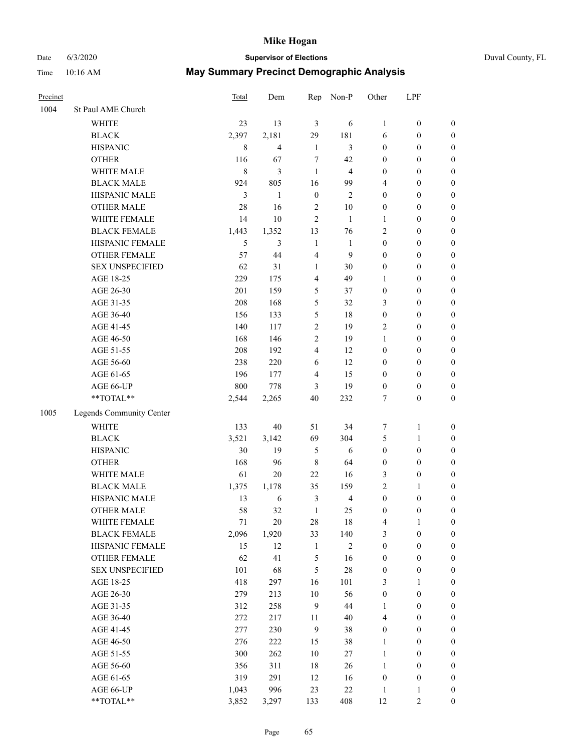# Mike Hogan

Date 6/3/2020 **Supervisor of Elections** Duval County, FL

Time 10:16 AM **May Summary Precinct Demographic Analysis**

| Precinct | | Total | Dem | Rep | Non-P | Other | LPF | |
|---|---|---|---|---|---|---|---|---|
| 1004 | St Paul AME Church | | | | | | | |
| | WHITE | 23 | 13 | 3 | 6 | 1 | 0 | 0 |
| | BLACK | 2,397 | 2,181 | 29 | 181 | 6 | 0 | 0 |
| | HISPANIC | 8 | 4 | 1 | 3 | 0 | 0 | 0 |
| | OTHER | 116 | 67 | 7 | 42 | 0 | 0 | 0 |
| | WHITE MALE | 8 | 3 | 1 | 4 | 0 | 0 | 0 |
| | BLACK MALE | 924 | 805 | 16 | 99 | 4 | 0 | 0 |
| | HISPANIC MALE | 3 | 1 | 0 | 2 | 0 | 0 | 0 |
| | OTHER MALE | 28 | 16 | 2 | 10 | 0 | 0 | 0 |
| | WHITE FEMALE | 14 | 10 | 2 | 1 | 1 | 0 | 0 |
| | BLACK FEMALE | 1,443 | 1,352 | 13 | 76 | 2 | 0 | 0 |
| | HISPANIC FEMALE | 5 | 3 | 1 | 1 | 0 | 0 | 0 |
| | OTHER FEMALE | 57 | 44 | 4 | 9 | 0 | 0 | 0 |
| | SEX UNSPECIFIED | 62 | 31 | 1 | 30 | 0 | 0 | 0 |
| | AGE 18-25 | 229 | 175 | 4 | 49 | 1 | 0 | 0 |
| | AGE 26-30 | 201 | 159 | 5 | 37 | 0 | 0 | 0 |
| | AGE 31-35 | 208 | 168 | 5 | 32 | 3 | 0 | 0 |
| | AGE 36-40 | 156 | 133 | 5 | 18 | 0 | 0 | 0 |
| | AGE 41-45 | 140 | 117 | 2 | 19 | 2 | 0 | 0 |
| | AGE 46-50 | 168 | 146 | 2 | 19 | 1 | 0 | 0 |
| | AGE 51-55 | 208 | 192 | 4 | 12 | 0 | 0 | 0 |
| | AGE 56-60 | 238 | 220 | 6 | 12 | 0 | 0 | 0 |
| | AGE 61-65 | 196 | 177 | 4 | 15 | 0 | 0 | 0 |
| | AGE 66-UP | 800 | 778 | 3 | 19 | 0 | 0 | 0 |
| | **TOTAL** | 2,544 | 2,265 | 40 | 232 | 7 | 0 | 0 |
| 1005 | Legends Community Center | | | | | | | |
| | WHITE | 133 | 40 | 51 | 34 | 7 | 1 | 0 |
| | BLACK | 3,521 | 3,142 | 69 | 304 | 5 | 1 | 0 |
| | HISPANIC | 30 | 19 | 5 | 6 | 0 | 0 | 0 |
| | OTHER | 168 | 96 | 8 | 64 | 0 | 0 | 0 |
| | WHITE MALE | 61 | 20 | 22 | 16 | 3 | 0 | 0 |
| | BLACK MALE | 1,375 | 1,178 | 35 | 159 | 2 | 1 | 0 |
| | HISPANIC MALE | 13 | 6 | 3 | 4 | 0 | 0 | 0 |
| | OTHER MALE | 58 | 32 | 1 | 25 | 0 | 0 | 0 |
| | WHITE FEMALE | 71 | 20 | 28 | 18 | 4 | 1 | 0 |
| | BLACK FEMALE | 2,096 | 1,920 | 33 | 140 | 3 | 0 | 0 |
| | HISPANIC FEMALE | 15 | 12 | 1 | 2 | 0 | 0 | 0 |
| | OTHER FEMALE | 62 | 41 | 5 | 16 | 0 | 0 | 0 |
| | SEX UNSPECIFIED | 101 | 68 | 5 | 28 | 0 | 0 | 0 |
| | AGE 18-25 | 418 | 297 | 16 | 101 | 3 | 1 | 0 |
| | AGE 26-30 | 279 | 213 | 10 | 56 | 0 | 0 | 0 |
| | AGE 31-35 | 312 | 258 | 9 | 44 | 1 | 0 | 0 |
| | AGE 36-40 | 272 | 217 | 11 | 40 | 4 | 0 | 0 |
| | AGE 41-45 | 277 | 230 | 9 | 38 | 0 | 0 | 0 |
| | AGE 46-50 | 276 | 222 | 15 | 38 | 1 | 0 | 0 |
| | AGE 51-55 | 300 | 262 | 10 | 27 | 1 | 0 | 0 |
| | AGE 56-60 | 356 | 311 | 18 | 26 | 1 | 0 | 0 |
| | AGE 61-65 | 319 | 291 | 12 | 16 | 0 | 0 | 0 |
| | AGE 66-UP | 1,043 | 996 | 23 | 22 | 1 | 1 | 0 |
| | **TOTAL** | 3,852 | 3,297 | 133 | 408 | 12 | 2 | 0 |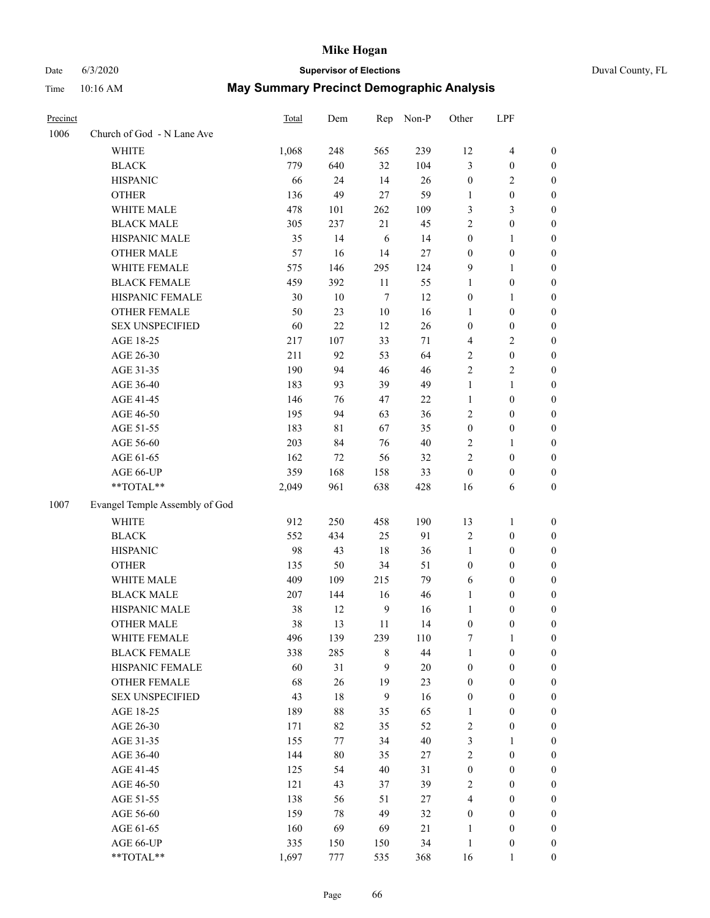# Mike Hogan

Date 6/3/2020 **Supervisor of Elections** Duval County, FL

Time 10:16 AM **May Summary Precinct Demographic Analysis**

| Precinct | | Total | Dem | Rep | Non-P | Other | LPF | |
|---|---|---|---|---|---|---|---|---|
| 1006 | Church of God - N Lane Ave | | | | | | | |
| | WHITE | 1,068 | 248 | 565 | 239 | 12 | 4 | 0 |
| | BLACK | 779 | 640 | 32 | 104 | 3 | 0 | 0 |
| | HISPANIC | 66 | 24 | 14 | 26 | 0 | 2 | 0 |
| | OTHER | 136 | 49 | 27 | 59 | 1 | 0 | 0 |
| | WHITE MALE | 478 | 101 | 262 | 109 | 3 | 3 | 0 |
| | BLACK MALE | 305 | 237 | 21 | 45 | 2 | 0 | 0 |
| | HISPANIC MALE | 35 | 14 | 6 | 14 | 0 | 1 | 0 |
| | OTHER MALE | 57 | 16 | 14 | 27 | 0 | 0 | 0 |
| | WHITE FEMALE | 575 | 146 | 295 | 124 | 9 | 1 | 0 |
| | BLACK FEMALE | 459 | 392 | 11 | 55 | 1 | 0 | 0 |
| | HISPANIC FEMALE | 30 | 10 | 7 | 12 | 0 | 1 | 0 |
| | OTHER FEMALE | 50 | 23 | 10 | 16 | 1 | 0 | 0 |
| | SEX UNSPECIFIED | 60 | 22 | 12 | 26 | 0 | 0 | 0 |
| | AGE 18-25 | 217 | 107 | 33 | 71 | 4 | 2 | 0 |
| | AGE 26-30 | 211 | 92 | 53 | 64 | 2 | 0 | 0 |
| | AGE 31-35 | 190 | 94 | 46 | 46 | 2 | 2 | 0 |
| | AGE 36-40 | 183 | 93 | 39 | 49 | 1 | 1 | 0 |
| | AGE 41-45 | 146 | 76 | 47 | 22 | 1 | 0 | 0 |
| | AGE 46-50 | 195 | 94 | 63 | 36 | 2 | 0 | 0 |
| | AGE 51-55 | 183 | 81 | 67 | 35 | 0 | 0 | 0 |
| | AGE 56-60 | 203 | 84 | 76 | 40 | 2 | 1 | 0 |
| | AGE 61-65 | 162 | 72 | 56 | 32 | 2 | 0 | 0 |
| | AGE 66-UP | 359 | 168 | 158 | 33 | 0 | 0 | 0 |
| | **TOTAL** | 2,049 | 961 | 638 | 428 | 16 | 6 | 0 |
| 1007 | Evangel Temple Assembly of God | | | | | | | |
| | WHITE | 912 | 250 | 458 | 190 | 13 | 1 | 0 |
| | BLACK | 552 | 434 | 25 | 91 | 2 | 0 | 0 |
| | HISPANIC | 98 | 43 | 18 | 36 | 1 | 0 | 0 |
| | OTHER | 135 | 50 | 34 | 51 | 0 | 0 | 0 |
| | WHITE MALE | 409 | 109 | 215 | 79 | 6 | 0 | 0 |
| | BLACK MALE | 207 | 144 | 16 | 46 | 1 | 0 | 0 |
| | HISPANIC MALE | 38 | 12 | 9 | 16 | 1 | 0 | 0 |
| | OTHER MALE | 38 | 13 | 11 | 14 | 0 | 0 | 0 |
| | WHITE FEMALE | 496 | 139 | 239 | 110 | 7 | 1 | 0 |
| | BLACK FEMALE | 338 | 285 | 8 | 44 | 1 | 0 | 0 |
| | HISPANIC FEMALE | 60 | 31 | 9 | 20 | 0 | 0 | 0 |
| | OTHER FEMALE | 68 | 26 | 19 | 23 | 0 | 0 | 0 |
| | SEX UNSPECIFIED | 43 | 18 | 9 | 16 | 0 | 0 | 0 |
| | AGE 18-25 | 189 | 88 | 35 | 65 | 1 | 0 | 0 |
| | AGE 26-30 | 171 | 82 | 35 | 52 | 2 | 0 | 0 |
| | AGE 31-35 | 155 | 77 | 34 | 40 | 3 | 1 | 0 |
| | AGE 36-40 | 144 | 80 | 35 | 27 | 2 | 0 | 0 |
| | AGE 41-45 | 125 | 54 | 40 | 31 | 0 | 0 | 0 |
| | AGE 46-50 | 121 | 43 | 37 | 39 | 2 | 0 | 0 |
| | AGE 51-55 | 138 | 56 | 51 | 27 | 4 | 0 | 0 |
| | AGE 56-60 | 159 | 78 | 49 | 32 | 0 | 0 | 0 |
| | AGE 61-65 | 160 | 69 | 69 | 21 | 1 | 0 | 0 |
| | AGE 66-UP | 335 | 150 | 150 | 34 | 1 | 0 | 0 |
| | **TOTAL** | 1,697 | 777 | 535 | 368 | 16 | 1 | 0 |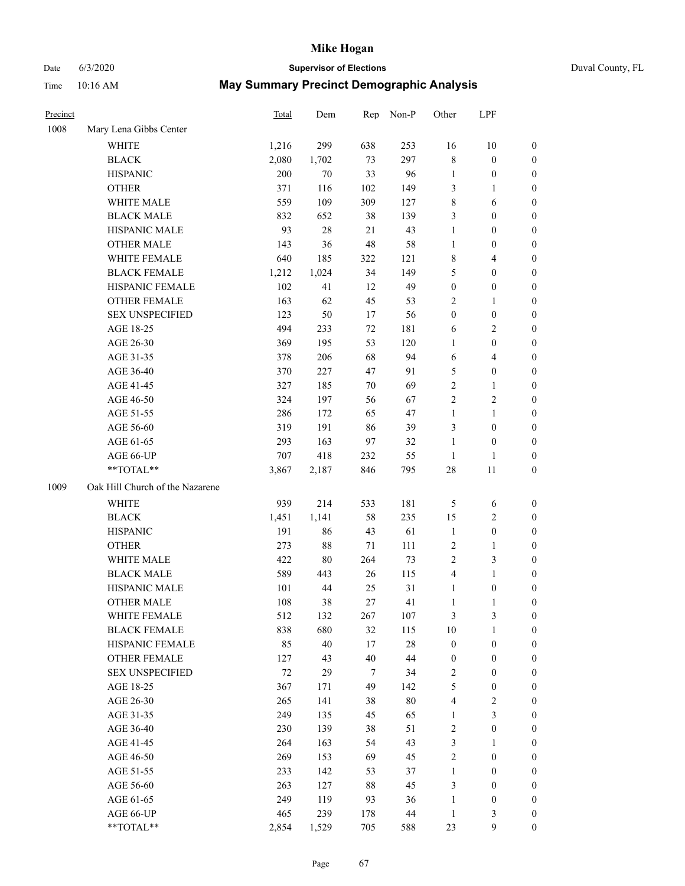# Mike Hogan

Date 6/3/2020 **Supervisor of Elections** Duval County, FL

Time 10:16 AM **May Summary Precinct Demographic Analysis**

| Precinct | | Total | Dem | Rep | Non-P | Other | LPF | |
|---|---|---|---|---|---|---|---|---|
| 1008 | Mary Lena Gibbs Center | | | | | | | |
| | WHITE | 1,216 | 299 | 638 | 253 | 16 | 10 | 0 |
| | BLACK | 2,080 | 1,702 | 73 | 297 | 8 | 0 | 0 |
| | HISPANIC | 200 | 70 | 33 | 96 | 1 | 0 | 0 |
| | OTHER | 371 | 116 | 102 | 149 | 3 | 1 | 0 |
| | WHITE MALE | 559 | 109 | 309 | 127 | 8 | 6 | 0 |
| | BLACK MALE | 832 | 652 | 38 | 139 | 3 | 0 | 0 |
| | HISPANIC MALE | 93 | 28 | 21 | 43 | 1 | 0 | 0 |
| | OTHER MALE | 143 | 36 | 48 | 58 | 1 | 0 | 0 |
| | WHITE FEMALE | 640 | 185 | 322 | 121 | 8 | 4 | 0 |
| | BLACK FEMALE | 1,212 | 1,024 | 34 | 149 | 5 | 0 | 0 |
| | HISPANIC FEMALE | 102 | 41 | 12 | 49 | 0 | 0 | 0 |
| | OTHER FEMALE | 163 | 62 | 45 | 53 | 2 | 1 | 0 |
| | SEX UNSPECIFIED | 123 | 50 | 17 | 56 | 0 | 0 | 0 |
| | AGE 18-25 | 494 | 233 | 72 | 181 | 6 | 2 | 0 |
| | AGE 26-30 | 369 | 195 | 53 | 120 | 1 | 0 | 0 |
| | AGE 31-35 | 378 | 206 | 68 | 94 | 6 | 4 | 0 |
| | AGE 36-40 | 370 | 227 | 47 | 91 | 5 | 0 | 0 |
| | AGE 41-45 | 327 | 185 | 70 | 69 | 2 | 1 | 0 |
| | AGE 46-50 | 324 | 197 | 56 | 67 | 2 | 2 | 0 |
| | AGE 51-55 | 286 | 172 | 65 | 47 | 1 | 1 | 0 |
| | AGE 56-60 | 319 | 191 | 86 | 39 | 3 | 0 | 0 |
| | AGE 61-65 | 293 | 163 | 97 | 32 | 1 | 0 | 0 |
| | AGE 66-UP | 707 | 418 | 232 | 55 | 1 | 1 | 0 |
| | **TOTAL** | 3,867 | 2,187 | 846 | 795 | 28 | 11 | 0 |
| 1009 | Oak Hill Church of the Nazarene | | | | | | | |
| | WHITE | 939 | 214 | 533 | 181 | 5 | 6 | 0 |
| | BLACK | 1,451 | 1,141 | 58 | 235 | 15 | 2 | 0 |
| | HISPANIC | 191 | 86 | 43 | 61 | 1 | 0 | 0 |
| | OTHER | 273 | 88 | 71 | 111 | 2 | 1 | 0 |
| | WHITE MALE | 422 | 80 | 264 | 73 | 2 | 3 | 0 |
| | BLACK MALE | 589 | 443 | 26 | 115 | 4 | 1 | 0 |
| | HISPANIC MALE | 101 | 44 | 25 | 31 | 1 | 0 | 0 |
| | OTHER MALE | 108 | 38 | 27 | 41 | 1 | 1 | 0 |
| | WHITE FEMALE | 512 | 132 | 267 | 107 | 3 | 3 | 0 |
| | BLACK FEMALE | 838 | 680 | 32 | 115 | 10 | 1 | 0 |
| | HISPANIC FEMALE | 85 | 40 | 17 | 28 | 0 | 0 | 0 |
| | OTHER FEMALE | 127 | 43 | 40 | 44 | 0 | 0 | 0 |
| | SEX UNSPECIFIED | 72 | 29 | 7 | 34 | 2 | 0 | 0 |
| | AGE 18-25 | 367 | 171 | 49 | 142 | 5 | 0 | 0 |
| | AGE 26-30 | 265 | 141 | 38 | 80 | 4 | 2 | 0 |
| | AGE 31-35 | 249 | 135 | 45 | 65 | 1 | 3 | 0 |
| | AGE 36-40 | 230 | 139 | 38 | 51 | 2 | 0 | 0 |
| | AGE 41-45 | 264 | 163 | 54 | 43 | 3 | 1 | 0 |
| | AGE 46-50 | 269 | 153 | 69 | 45 | 2 | 0 | 0 |
| | AGE 51-55 | 233 | 142 | 53 | 37 | 1 | 0 | 0 |
| | AGE 56-60 | 263 | 127 | 88 | 45 | 3 | 0 | 0 |
| | AGE 61-65 | 249 | 119 | 93 | 36 | 1 | 0 | 0 |
| | AGE 66-UP | 465 | 239 | 178 | 44 | 1 | 3 | 0 |
| | **TOTAL** | 2,854 | 1,529 | 705 | 588 | 23 | 9 | 0 |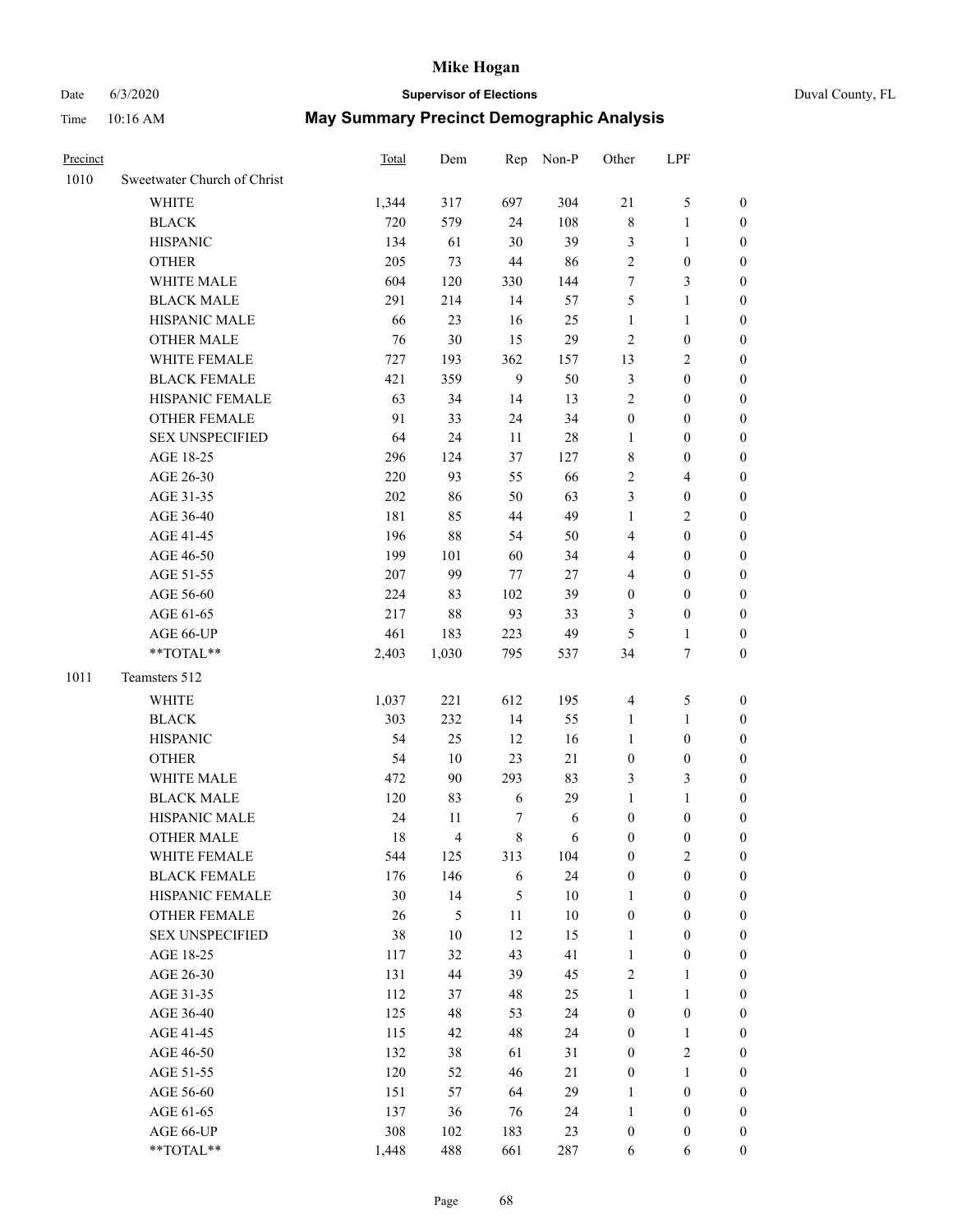# Mike Hogan

Date 6/3/2020 **Supervisor of Elections** Duval County, FL

Time 10:16 AM **May Summary Precinct Demographic Analysis**

| Precinct | | Total | Dem | Rep | Non-P | Other | LPF | |
|---|---|---|---|---|---|---|---|---|
| 1010 | Sweetwater Church of Christ | | | | | | | |
| | WHITE | 1,344 | 317 | 697 | 304 | 21 | 5 | 0 |
| | BLACK | 720 | 579 | 24 | 108 | 8 | 1 | 0 |
| | HISPANIC | 134 | 61 | 30 | 39 | 3 | 1 | 0 |
| | OTHER | 205 | 73 | 44 | 86 | 2 | 0 | 0 |
| | WHITE MALE | 604 | 120 | 330 | 144 | 7 | 3 | 0 |
| | BLACK MALE | 291 | 214 | 14 | 57 | 5 | 1 | 0 |
| | HISPANIC MALE | 66 | 23 | 16 | 25 | 1 | 1 | 0 |
| | OTHER MALE | 76 | 30 | 15 | 29 | 2 | 0 | 0 |
| | WHITE FEMALE | 727 | 193 | 362 | 157 | 13 | 2 | 0 |
| | BLACK FEMALE | 421 | 359 | 9 | 50 | 3 | 0 | 0 |
| | HISPANIC FEMALE | 63 | 34 | 14 | 13 | 2 | 0 | 0 |
| | OTHER FEMALE | 91 | 33 | 24 | 34 | 0 | 0 | 0 |
| | SEX UNSPECIFIED | 64 | 24 | 11 | 28 | 1 | 0 | 0 |
| | AGE 18-25 | 296 | 124 | 37 | 127 | 8 | 0 | 0 |
| | AGE 26-30 | 220 | 93 | 55 | 66 | 2 | 4 | 0 |
| | AGE 31-35 | 202 | 86 | 50 | 63 | 3 | 0 | 0 |
| | AGE 36-40 | 181 | 85 | 44 | 49 | 1 | 2 | 0 |
| | AGE 41-45 | 196 | 88 | 54 | 50 | 4 | 0 | 0 |
| | AGE 46-50 | 199 | 101 | 60 | 34 | 4 | 0 | 0 |
| | AGE 51-55 | 207 | 99 | 77 | 27 | 4 | 0 | 0 |
| | AGE 56-60 | 224 | 83 | 102 | 39 | 0 | 0 | 0 |
| | AGE 61-65 | 217 | 88 | 93 | 33 | 3 | 0 | 0 |
| | AGE 66-UP | 461 | 183 | 223 | 49 | 5 | 1 | 0 |
| | **TOTAL** | 2,403 | 1,030 | 795 | 537 | 34 | 7 | 0 |
| 1011 | Teamsters 512 | | | | | | | |
| | WHITE | 1,037 | 221 | 612 | 195 | 4 | 5 | 0 |
| | BLACK | 303 | 232 | 14 | 55 | 1 | 1 | 0 |
| | HISPANIC | 54 | 25 | 12 | 16 | 1 | 0 | 0 |
| | OTHER | 54 | 10 | 23 | 21 | 0 | 0 | 0 |
| | WHITE MALE | 472 | 90 | 293 | 83 | 3 | 3 | 0 |
| | BLACK MALE | 120 | 83 | 6 | 29 | 1 | 1 | 0 |
| | HISPANIC MALE | 24 | 11 | 7 | 6 | 0 | 0 | 0 |
| | OTHER MALE | 18 | 4 | 8 | 6 | 0 | 0 | 0 |
| | WHITE FEMALE | 544 | 125 | 313 | 104 | 0 | 2 | 0 |
| | BLACK FEMALE | 176 | 146 | 6 | 24 | 0 | 0 | 0 |
| | HISPANIC FEMALE | 30 | 14 | 5 | 10 | 1 | 0 | 0 |
| | OTHER FEMALE | 26 | 5 | 11 | 10 | 0 | 0 | 0 |
| | SEX UNSPECIFIED | 38 | 10 | 12 | 15 | 1 | 0 | 0 |
| | AGE 18-25 | 117 | 32 | 43 | 41 | 1 | 0 | 0 |
| | AGE 26-30 | 131 | 44 | 39 | 45 | 2 | 1 | 0 |
| | AGE 31-35 | 112 | 37 | 48 | 25 | 1 | 1 | 0 |
| | AGE 36-40 | 125 | 48 | 53 | 24 | 0 | 0 | 0 |
| | AGE 41-45 | 115 | 42 | 48 | 24 | 0 | 1 | 0 |
| | AGE 46-50 | 132 | 38 | 61 | 31 | 0 | 2 | 0 |
| | AGE 51-55 | 120 | 52 | 46 | 21 | 0 | 1 | 0 |
| | AGE 56-60 | 151 | 57 | 64 | 29 | 1 | 0 | 0 |
| | AGE 61-65 | 137 | 36 | 76 | 24 | 1 | 0 | 0 |
| | AGE 66-UP | 308 | 102 | 183 | 23 | 0 | 0 | 0 |
| | **TOTAL** | 1,448 | 488 | 661 | 287 | 6 | 6 | 0 |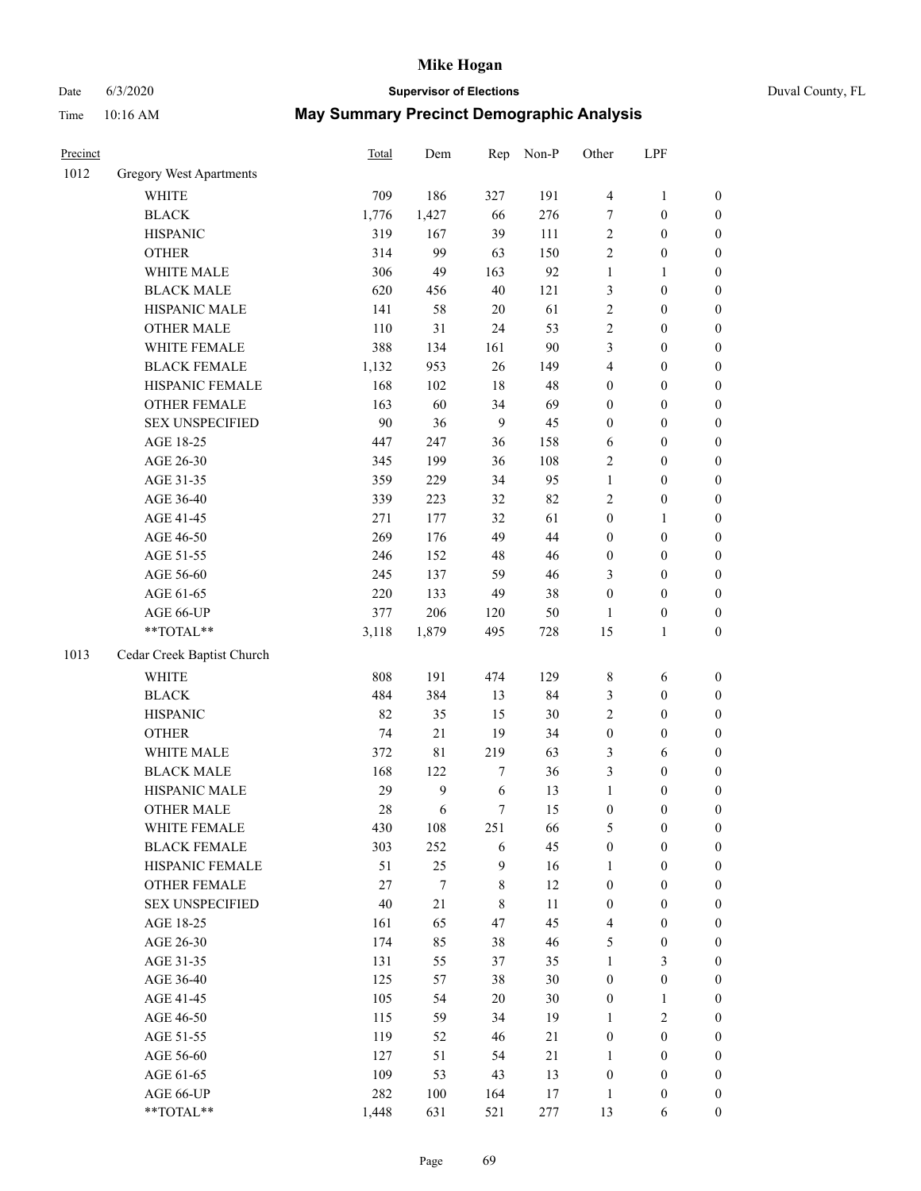# Mike Hogan

Date 6/3/2020 **Supervisor of Elections** Duval County, FL

Time 10:16 AM **May Summary Precinct Demographic Analysis**

| Precinct | | Total | Dem | Rep | Non-P | Other | LPF | |
|---|---|---|---|---|---|---|---|---|
| 1012 | Gregory West Apartments | | | | | | | |
| | WHITE | 709 | 186 | 327 | 191 | 4 | 1 | 0 |
| | BLACK | 1,776 | 1,427 | 66 | 276 | 7 | 0 | 0 |
| | HISPANIC | 319 | 167 | 39 | 111 | 2 | 0 | 0 |
| | OTHER | 314 | 99 | 63 | 150 | 2 | 0 | 0 |
| | WHITE MALE | 306 | 49 | 163 | 92 | 1 | 1 | 0 |
| | BLACK MALE | 620 | 456 | 40 | 121 | 3 | 0 | 0 |
| | HISPANIC MALE | 141 | 58 | 20 | 61 | 2 | 0 | 0 |
| | OTHER MALE | 110 | 31 | 24 | 53 | 2 | 0 | 0 |
| | WHITE FEMALE | 388 | 134 | 161 | 90 | 3 | 0 | 0 |
| | BLACK FEMALE | 1,132 | 953 | 26 | 149 | 4 | 0 | 0 |
| | HISPANIC FEMALE | 168 | 102 | 18 | 48 | 0 | 0 | 0 |
| | OTHER FEMALE | 163 | 60 | 34 | 69 | 0 | 0 | 0 |
| | SEX UNSPECIFIED | 90 | 36 | 9 | 45 | 0 | 0 | 0 |
| | AGE 18-25 | 447 | 247 | 36 | 158 | 6 | 0 | 0 |
| | AGE 26-30 | 345 | 199 | 36 | 108 | 2 | 0 | 0 |
| | AGE 31-35 | 359 | 229 | 34 | 95 | 1 | 0 | 0 |
| | AGE 36-40 | 339 | 223 | 32 | 82 | 2 | 0 | 0 |
| | AGE 41-45 | 271 | 177 | 32 | 61 | 0 | 1 | 0 |
| | AGE 46-50 | 269 | 176 | 49 | 44 | 0 | 0 | 0 |
| | AGE 51-55 | 246 | 152 | 48 | 46 | 0 | 0 | 0 |
| | AGE 56-60 | 245 | 137 | 59 | 46 | 3 | 0 | 0 |
| | AGE 61-65 | 220 | 133 | 49 | 38 | 0 | 0 | 0 |
| | AGE 66-UP | 377 | 206 | 120 | 50 | 1 | 0 | 0 |
| | **TOTAL** | 3,118 | 1,879 | 495 | 728 | 15 | 1 | 0 |
| 1013 | Cedar Creek Baptist Church | | | | | | | |
| | WHITE | 808 | 191 | 474 | 129 | 8 | 6 | 0 |
| | BLACK | 484 | 384 | 13 | 84 | 3 | 0 | 0 |
| | HISPANIC | 82 | 35 | 15 | 30 | 2 | 0 | 0 |
| | OTHER | 74 | 21 | 19 | 34 | 0 | 0 | 0 |
| | WHITE MALE | 372 | 81 | 219 | 63 | 3 | 6 | 0 |
| | BLACK MALE | 168 | 122 | 7 | 36 | 3 | 0 | 0 |
| | HISPANIC MALE | 29 | 9 | 6 | 13 | 1 | 0 | 0 |
| | OTHER MALE | 28 | 6 | 7 | 15 | 0 | 0 | 0 |
| | WHITE FEMALE | 430 | 108 | 251 | 66 | 5 | 0 | 0 |
| | BLACK FEMALE | 303 | 252 | 6 | 45 | 0 | 0 | 0 |
| | HISPANIC FEMALE | 51 | 25 | 9 | 16 | 1 | 0 | 0 |
| | OTHER FEMALE | 27 | 7 | 8 | 12 | 0 | 0 | 0 |
| | SEX UNSPECIFIED | 40 | 21 | 8 | 11 | 0 | 0 | 0 |
| | AGE 18-25 | 161 | 65 | 47 | 45 | 4 | 0 | 0 |
| | AGE 26-30 | 174 | 85 | 38 | 46 | 5 | 0 | 0 |
| | AGE 31-35 | 131 | 55 | 37 | 35 | 1 | 3 | 0 |
| | AGE 36-40 | 125 | 57 | 38 | 30 | 0 | 0 | 0 |
| | AGE 41-45 | 105 | 54 | 20 | 30 | 0 | 1 | 0 |
| | AGE 46-50 | 115 | 59 | 34 | 19 | 1 | 2 | 0 |
| | AGE 51-55 | 119 | 52 | 46 | 21 | 0 | 0 | 0 |
| | AGE 56-60 | 127 | 51 | 54 | 21 | 1 | 0 | 0 |
| | AGE 61-65 | 109 | 53 | 43 | 13 | 0 | 0 | 0 |
| | AGE 66-UP | 282 | 100 | 164 | 17 | 1 | 0 | 0 |
| | **TOTAL** | 1,448 | 631 | 521 | 277 | 13 | 6 | 0 |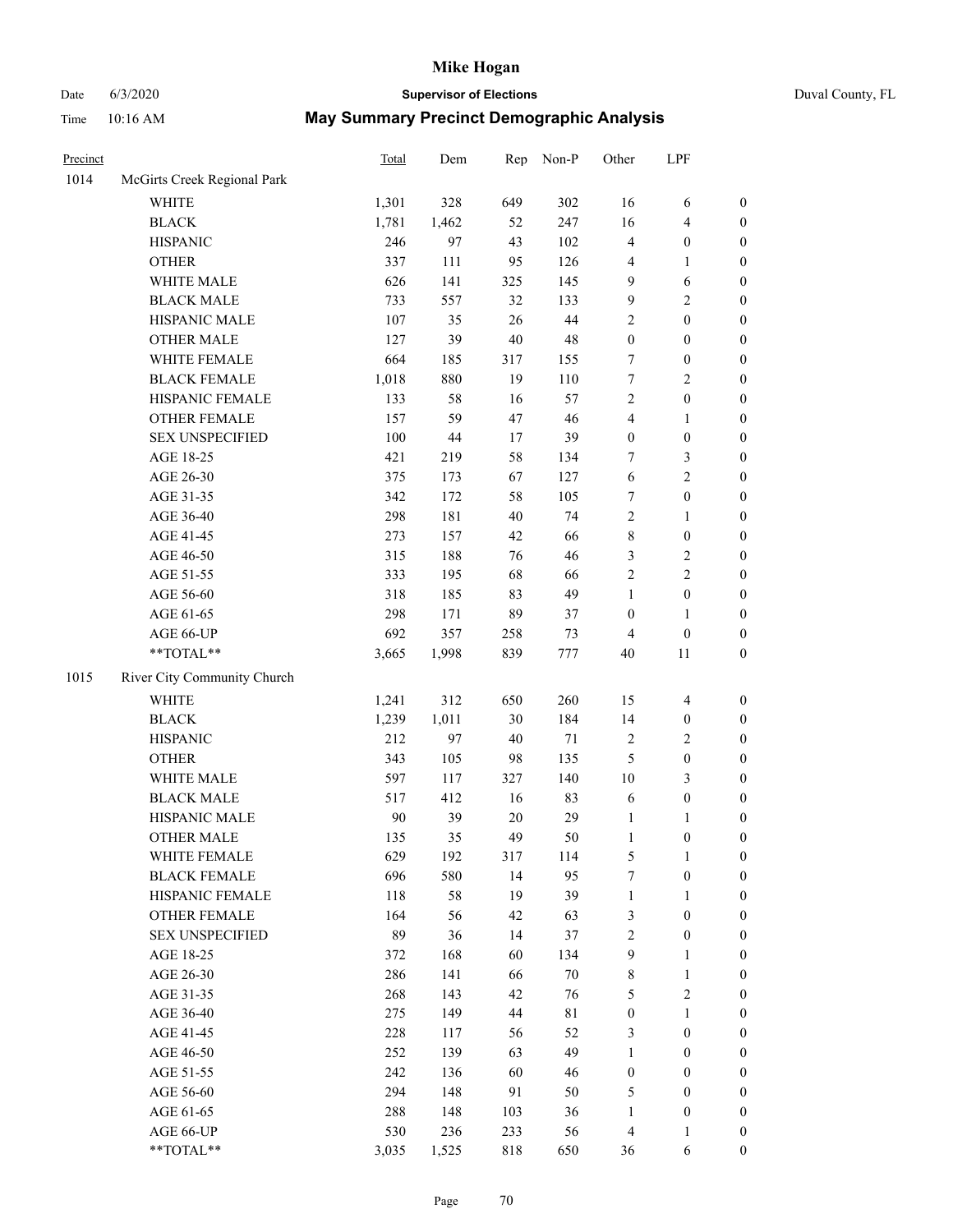# Mike Hogan

Date 6/3/2020 **Supervisor of Elections** Duval County, FL

Time 10:16 AM **May Summary Precinct Demographic Analysis**

| Precinct | | Total | Dem | Rep | Non-P | Other | LPF | |
|---|---|---|---|---|---|---|---|---|
| 1014 | McGirts Creek Regional Park | | | | | | | |
| | WHITE | 1,301 | 328 | 649 | 302 | 16 | 6 | 0 |
| | BLACK | 1,781 | 1,462 | 52 | 247 | 16 | 4 | 0 |
| | HISPANIC | 246 | 97 | 43 | 102 | 4 | 0 | 0 |
| | OTHER | 337 | 111 | 95 | 126 | 4 | 1 | 0 |
| | WHITE MALE | 626 | 141 | 325 | 145 | 9 | 6 | 0 |
| | BLACK MALE | 733 | 557 | 32 | 133 | 9 | 2 | 0 |
| | HISPANIC MALE | 107 | 35 | 26 | 44 | 2 | 0 | 0 |
| | OTHER MALE | 127 | 39 | 40 | 48 | 0 | 0 | 0 |
| | WHITE FEMALE | 664 | 185 | 317 | 155 | 7 | 0 | 0 |
| | BLACK FEMALE | 1,018 | 880 | 19 | 110 | 7 | 2 | 0 |
| | HISPANIC FEMALE | 133 | 58 | 16 | 57 | 2 | 0 | 0 |
| | OTHER FEMALE | 157 | 59 | 47 | 46 | 4 | 1 | 0 |
| | SEX UNSPECIFIED | 100 | 44 | 17 | 39 | 0 | 0 | 0 |
| | AGE 18-25 | 421 | 219 | 58 | 134 | 7 | 3 | 0 |
| | AGE 26-30 | 375 | 173 | 67 | 127 | 6 | 2 | 0 |
| | AGE 31-35 | 342 | 172 | 58 | 105 | 7 | 0 | 0 |
| | AGE 36-40 | 298 | 181 | 40 | 74 | 2 | 1 | 0 |
| | AGE 41-45 | 273 | 157 | 42 | 66 | 8 | 0 | 0 |
| | AGE 46-50 | 315 | 188 | 76 | 46 | 3 | 2 | 0 |
| | AGE 51-55 | 333 | 195 | 68 | 66 | 2 | 2 | 0 |
| | AGE 56-60 | 318 | 185 | 83 | 49 | 1 | 0 | 0 |
| | AGE 61-65 | 298 | 171 | 89 | 37 | 0 | 1 | 0 |
| | AGE 66-UP | 692 | 357 | 258 | 73 | 4 | 0 | 0 |
| | **TOTAL** | 3,665 | 1,998 | 839 | 777 | 40 | 11 | 0 |
| 1015 | River City Community Church | | | | | | | |
| | WHITE | 1,241 | 312 | 650 | 260 | 15 | 4 | 0 |
| | BLACK | 1,239 | 1,011 | 30 | 184 | 14 | 0 | 0 |
| | HISPANIC | 212 | 97 | 40 | 71 | 2 | 2 | 0 |
| | OTHER | 343 | 105 | 98 | 135 | 5 | 0 | 0 |
| | WHITE MALE | 597 | 117 | 327 | 140 | 10 | 3 | 0 |
| | BLACK MALE | 517 | 412 | 16 | 83 | 6 | 0 | 0 |
| | HISPANIC MALE | 90 | 39 | 20 | 29 | 1 | 1 | 0 |
| | OTHER MALE | 135 | 35 | 49 | 50 | 1 | 0 | 0 |
| | WHITE FEMALE | 629 | 192 | 317 | 114 | 5 | 1 | 0 |
| | BLACK FEMALE | 696 | 580 | 14 | 95 | 7 | 0 | 0 |
| | HISPANIC FEMALE | 118 | 58 | 19 | 39 | 1 | 1 | 0 |
| | OTHER FEMALE | 164 | 56 | 42 | 63 | 3 | 0 | 0 |
| | SEX UNSPECIFIED | 89 | 36 | 14 | 37 | 2 | 0 | 0 |
| | AGE 18-25 | 372 | 168 | 60 | 134 | 9 | 1 | 0 |
| | AGE 26-30 | 286 | 141 | 66 | 70 | 8 | 1 | 0 |
| | AGE 31-35 | 268 | 143 | 42 | 76 | 5 | 2 | 0 |
| | AGE 36-40 | 275 | 149 | 44 | 81 | 0 | 1 | 0 |
| | AGE 41-45 | 228 | 117 | 56 | 52 | 3 | 0 | 0 |
| | AGE 46-50 | 252 | 139 | 63 | 49 | 1 | 0 | 0 |
| | AGE 51-55 | 242 | 136 | 60 | 46 | 0 | 0 | 0 |
| | AGE 56-60 | 294 | 148 | 91 | 50 | 5 | 0 | 0 |
| | AGE 61-65 | 288 | 148 | 103 | 36 | 1 | 0 | 0 |
| | AGE 66-UP | 530 | 236 | 233 | 56 | 4 | 1 | 0 |
| | **TOTAL** | 3,035 | 1,525 | 818 | 650 | 36 | 6 | 0 |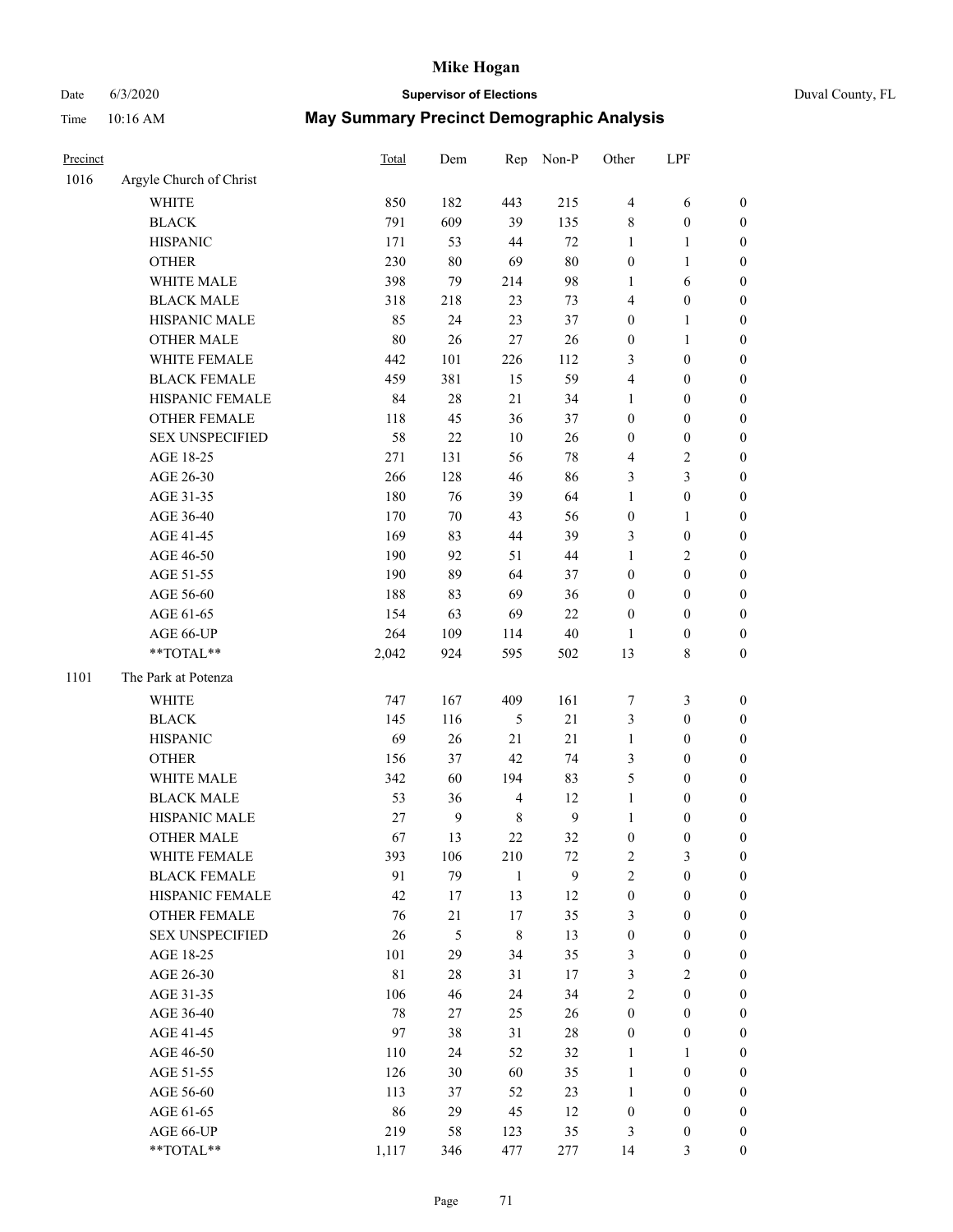# Mike Hogan

Date 6/3/2020 | **Supervisor of Elections** | Duval County, FL

Time 10:16 AM | **May Summary Precinct Demographic Analysis**

| Precinct | | Total | Dem | Rep | Non-P | Other | LPF | |
|---|---|---|---|---|---|---|---|---|
| 1016 | Argyle Church of Christ | | | | | | | |
| | WHITE | 850 | 182 | 443 | 215 | 4 | 6 | 0 |
| | BLACK | 791 | 609 | 39 | 135 | 8 | 0 | 0 |
| | HISPANIC | 171 | 53 | 44 | 72 | 1 | 1 | 0 |
| | OTHER | 230 | 80 | 69 | 80 | 0 | 1 | 0 |
| | WHITE MALE | 398 | 79 | 214 | 98 | 1 | 6 | 0 |
| | BLACK MALE | 318 | 218 | 23 | 73 | 4 | 0 | 0 |
| | HISPANIC MALE | 85 | 24 | 23 | 37 | 0 | 1 | 0 |
| | OTHER MALE | 80 | 26 | 27 | 26 | 0 | 1 | 0 |
| | WHITE FEMALE | 442 | 101 | 226 | 112 | 3 | 0 | 0 |
| | BLACK FEMALE | 459 | 381 | 15 | 59 | 4 | 0 | 0 |
| | HISPANIC FEMALE | 84 | 28 | 21 | 34 | 1 | 0 | 0 |
| | OTHER FEMALE | 118 | 45 | 36 | 37 | 0 | 0 | 0 |
| | SEX UNSPECIFIED | 58 | 22 | 10 | 26 | 0 | 0 | 0 |
| | AGE 18-25 | 271 | 131 | 56 | 78 | 4 | 2 | 0 |
| | AGE 26-30 | 266 | 128 | 46 | 86 | 3 | 3 | 0 |
| | AGE 31-35 | 180 | 76 | 39 | 64 | 1 | 0 | 0 |
| | AGE 36-40 | 170 | 70 | 43 | 56 | 0 | 1 | 0 |
| | AGE 41-45 | 169 | 83 | 44 | 39 | 3 | 0 | 0 |
| | AGE 46-50 | 190 | 92 | 51 | 44 | 1 | 2 | 0 |
| | AGE 51-55 | 190 | 89 | 64 | 37 | 0 | 0 | 0 |
| | AGE 56-60 | 188 | 83 | 69 | 36 | 0 | 0 | 0 |
| | AGE 61-65 | 154 | 63 | 69 | 22 | 0 | 0 | 0 |
| | AGE 66-UP | 264 | 109 | 114 | 40 | 1 | 0 | 0 |
| | **TOTAL** | 2,042 | 924 | 595 | 502 | 13 | 8 | 0 |
| 1101 | The Park at Potenza | | | | | | | |
| | WHITE | 747 | 167 | 409 | 161 | 7 | 3 | 0 |
| | BLACK | 145 | 116 | 5 | 21 | 3 | 0 | 0 |
| | HISPANIC | 69 | 26 | 21 | 21 | 1 | 0 | 0 |
| | OTHER | 156 | 37 | 42 | 74 | 3 | 0 | 0 |
| | WHITE MALE | 342 | 60 | 194 | 83 | 5 | 0 | 0 |
| | BLACK MALE | 53 | 36 | 4 | 12 | 1 | 0 | 0 |
| | HISPANIC MALE | 27 | 9 | 8 | 9 | 1 | 0 | 0 |
| | OTHER MALE | 67 | 13 | 22 | 32 | 0 | 0 | 0 |
| | WHITE FEMALE | 393 | 106 | 210 | 72 | 2 | 3 | 0 |
| | BLACK FEMALE | 91 | 79 | 1 | 9 | 2 | 0 | 0 |
| | HISPANIC FEMALE | 42 | 17 | 13 | 12 | 0 | 0 | 0 |
| | OTHER FEMALE | 76 | 21 | 17 | 35 | 3 | 0 | 0 |
| | SEX UNSPECIFIED | 26 | 5 | 8 | 13 | 0 | 0 | 0 |
| | AGE 18-25 | 101 | 29 | 34 | 35 | 3 | 0 | 0 |
| | AGE 26-30 | 81 | 28 | 31 | 17 | 3 | 2 | 0 |
| | AGE 31-35 | 106 | 46 | 24 | 34 | 2 | 0 | 0 |
| | AGE 36-40 | 78 | 27 | 25 | 26 | 0 | 0 | 0 |
| | AGE 41-45 | 97 | 38 | 31 | 28 | 0 | 0 | 0 |
| | AGE 46-50 | 110 | 24 | 52 | 32 | 1 | 1 | 0 |
| | AGE 51-55 | 126 | 30 | 60 | 35 | 1 | 0 | 0 |
| | AGE 56-60 | 113 | 37 | 52 | 23 | 1 | 0 | 0 |
| | AGE 61-65 | 86 | 29 | 45 | 12 | 0 | 0 | 0 |
| | AGE 66-UP | 219 | 58 | 123 | 35 | 3 | 0 | 0 |
| | **TOTAL** | 1,117 | 346 | 477 | 277 | 14 | 3 | 0 |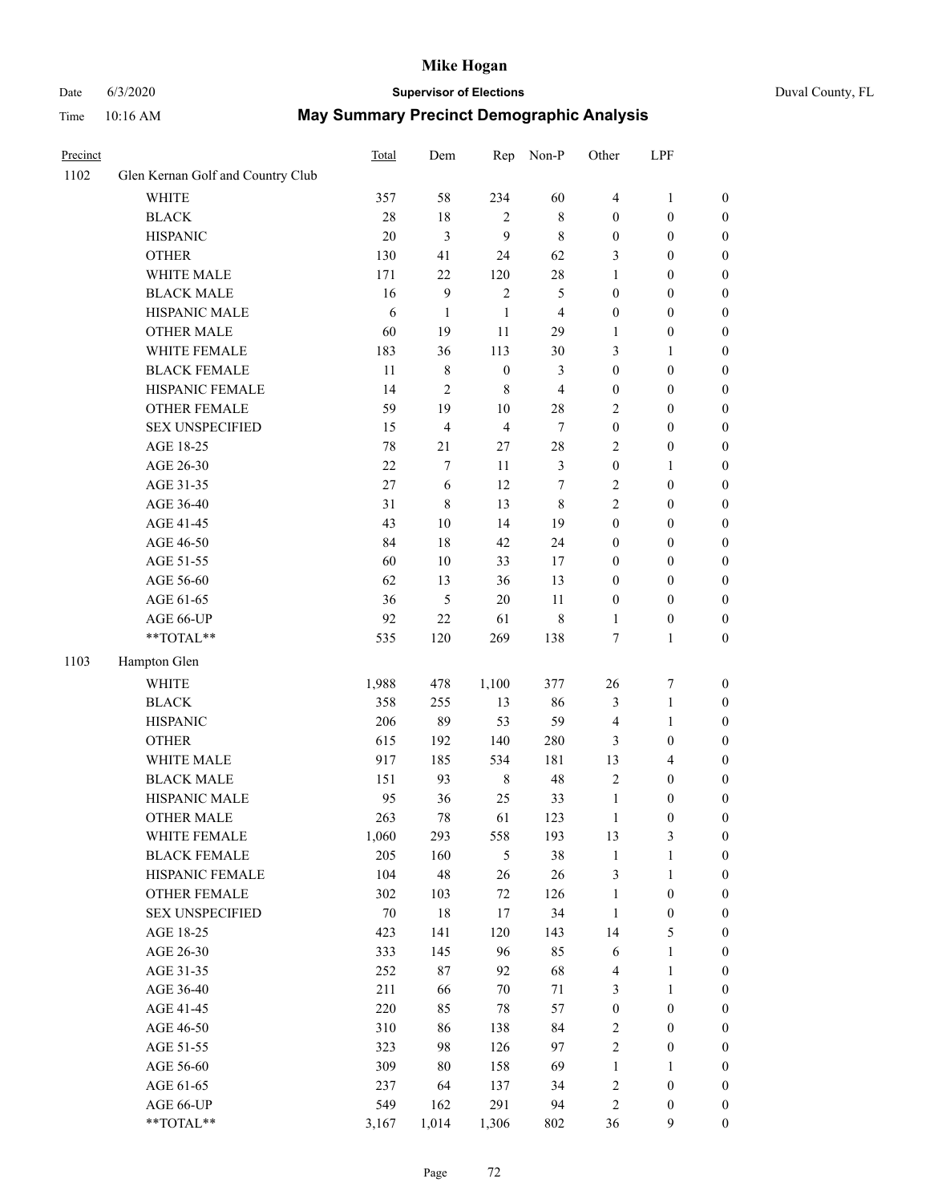# Mike Hogan

Date 6/3/2020 **Supervisor of Elections** Duval County, FL

Time 10:16 AM **May Summary Precinct Demographic Analysis**

| Precinct | | Total | Dem | Rep | Non-P | Other | LPF | |
|---|---|---|---|---|---|---|---|---|
| 1102 | Glen Kernan Golf and Country Club | | | | | | | |
| | WHITE | 357 | 58 | 234 | 60 | 4 | 1 | 0 |
| | BLACK | 28 | 18 | 2 | 8 | 0 | 0 | 0 |
| | HISPANIC | 20 | 3 | 9 | 8 | 0 | 0 | 0 |
| | OTHER | 130 | 41 | 24 | 62 | 3 | 0 | 0 |
| | WHITE MALE | 171 | 22 | 120 | 28 | 1 | 0 | 0 |
| | BLACK MALE | 16 | 9 | 2 | 5 | 0 | 0 | 0 |
| | HISPANIC MALE | 6 | 1 | 1 | 4 | 0 | 0 | 0 |
| | OTHER MALE | 60 | 19 | 11 | 29 | 1 | 0 | 0 |
| | WHITE FEMALE | 183 | 36 | 113 | 30 | 3 | 1 | 0 |
| | BLACK FEMALE | 11 | 8 | 0 | 3 | 0 | 0 | 0 |
| | HISPANIC FEMALE | 14 | 2 | 8 | 4 | 0 | 0 | 0 |
| | OTHER FEMALE | 59 | 19 | 10 | 28 | 2 | 0 | 0 |
| | SEX UNSPECIFIED | 15 | 4 | 4 | 7 | 0 | 0 | 0 |
| | AGE 18-25 | 78 | 21 | 27 | 28 | 2 | 0 | 0 |
| | AGE 26-30 | 22 | 7 | 11 | 3 | 0 | 1 | 0 |
| | AGE 31-35 | 27 | 6 | 12 | 7 | 2 | 0 | 0 |
| | AGE 36-40 | 31 | 8 | 13 | 8 | 2 | 0 | 0 |
| | AGE 41-45 | 43 | 10 | 14 | 19 | 0 | 0 | 0 |
| | AGE 46-50 | 84 | 18 | 42 | 24 | 0 | 0 | 0 |
| | AGE 51-55 | 60 | 10 | 33 | 17 | 0 | 0 | 0 |
| | AGE 56-60 | 62 | 13 | 36 | 13 | 0 | 0 | 0 |
| | AGE 61-65 | 36 | 5 | 20 | 11 | 0 | 0 | 0 |
| | AGE 66-UP | 92 | 22 | 61 | 8 | 1 | 0 | 0 |
| | **TOTAL** | 535 | 120 | 269 | 138 | 7 | 1 | 0 |
| 1103 | Hampton Glen | | | | | | | |
| | WHITE | 1,988 | 478 | 1,100 | 377 | 26 | 7 | 0 |
| | BLACK | 358 | 255 | 13 | 86 | 3 | 1 | 0 |
| | HISPANIC | 206 | 89 | 53 | 59 | 4 | 1 | 0 |
| | OTHER | 615 | 192 | 140 | 280 | 3 | 0 | 0 |
| | WHITE MALE | 917 | 185 | 534 | 181 | 13 | 4 | 0 |
| | BLACK MALE | 151 | 93 | 8 | 48 | 2 | 0 | 0 |
| | HISPANIC MALE | 95 | 36 | 25 | 33 | 1 | 0 | 0 |
| | OTHER MALE | 263 | 78 | 61 | 123 | 1 | 0 | 0 |
| | WHITE FEMALE | 1,060 | 293 | 558 | 193 | 13 | 3 | 0 |
| | BLACK FEMALE | 205 | 160 | 5 | 38 | 1 | 1 | 0 |
| | HISPANIC FEMALE | 104 | 48 | 26 | 26 | 3 | 1 | 0 |
| | OTHER FEMALE | 302 | 103 | 72 | 126 | 1 | 0 | 0 |
| | SEX UNSPECIFIED | 70 | 18 | 17 | 34 | 1 | 0 | 0 |
| | AGE 18-25 | 423 | 141 | 120 | 143 | 14 | 5 | 0 |
| | AGE 26-30 | 333 | 145 | 96 | 85 | 6 | 1 | 0 |
| | AGE 31-35 | 252 | 87 | 92 | 68 | 4 | 1 | 0 |
| | AGE 36-40 | 211 | 66 | 70 | 71 | 3 | 1 | 0 |
| | AGE 41-45 | 220 | 85 | 78 | 57 | 0 | 0 | 0 |
| | AGE 46-50 | 310 | 86 | 138 | 84 | 2 | 0 | 0 |
| | AGE 51-55 | 323 | 98 | 126 | 97 | 2 | 0 | 0 |
| | AGE 56-60 | 309 | 80 | 158 | 69 | 1 | 1 | 0 |
| | AGE 61-65 | 237 | 64 | 137 | 34 | 2 | 0 | 0 |
| | AGE 66-UP | 549 | 162 | 291 | 94 | 2 | 0 | 0 |
| | **TOTAL** | 3,167 | 1,014 | 1,306 | 802 | 36 | 9 | 0 |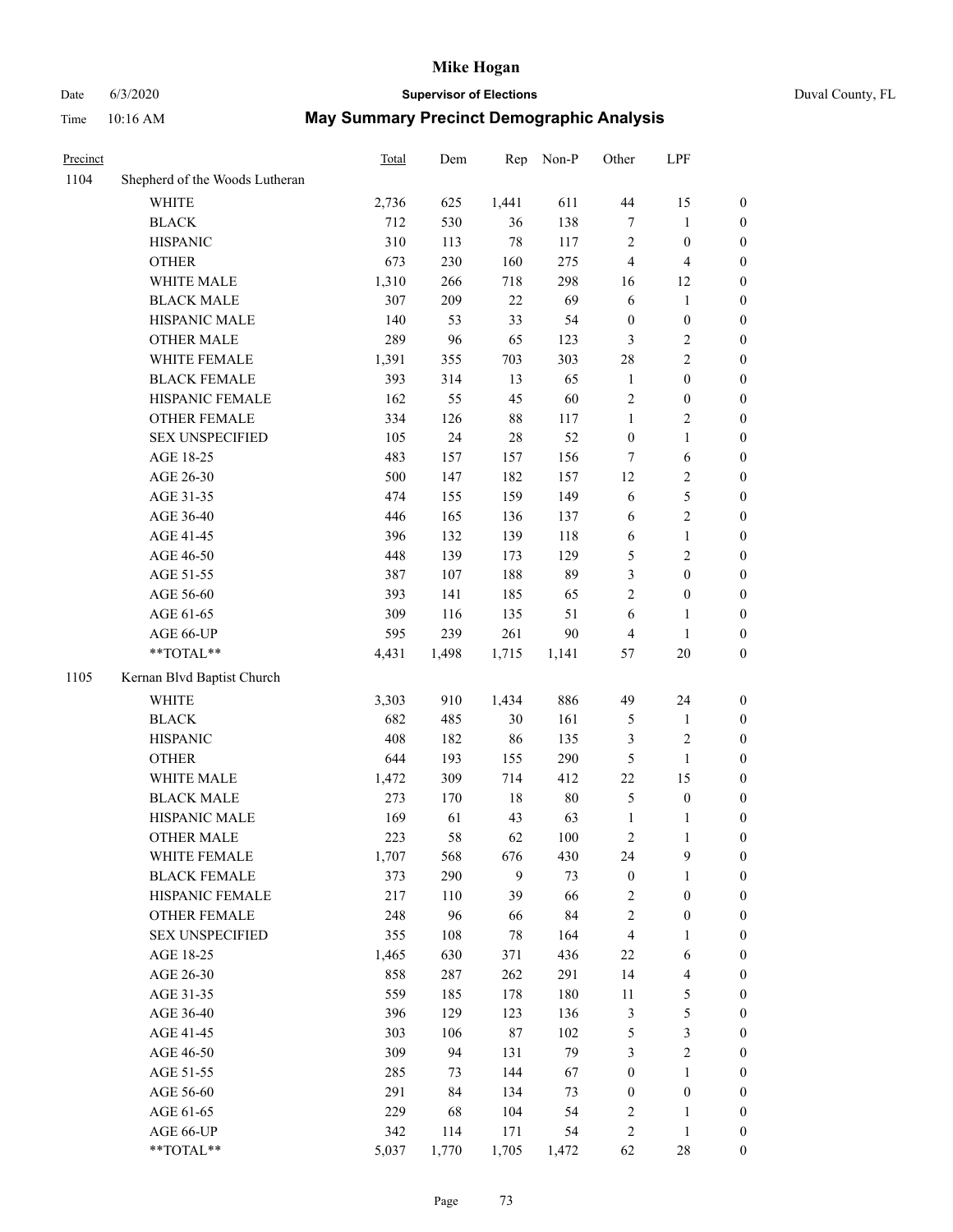# Mike Hogan

Date 6/3/2020 **Supervisor of Elections** Duval County, FL

Time 10:16 AM **May Summary Precinct Demographic Analysis**

| Precinct | | Total | Dem | Rep | Non-P | Other | LPF | |
|---|---|---|---|---|---|---|---|---|
| 1104 | Shepherd of the Woods Lutheran | | | | | | | |
| | WHITE | 2,736 | 625 | 1,441 | 611 | 44 | 15 | 0 |
| | BLACK | 712 | 530 | 36 | 138 | 7 | 1 | 0 |
| | HISPANIC | 310 | 113 | 78 | 117 | 2 | 0 | 0 |
| | OTHER | 673 | 230 | 160 | 275 | 4 | 4 | 0 |
| | WHITE MALE | 1,310 | 266 | 718 | 298 | 16 | 12 | 0 |
| | BLACK MALE | 307 | 209 | 22 | 69 | 6 | 1 | 0 |
| | HISPANIC MALE | 140 | 53 | 33 | 54 | 0 | 0 | 0 |
| | OTHER MALE | 289 | 96 | 65 | 123 | 3 | 2 | 0 |
| | WHITE FEMALE | 1,391 | 355 | 703 | 303 | 28 | 2 | 0 |
| | BLACK FEMALE | 393 | 314 | 13 | 65 | 1 | 0 | 0 |
| | HISPANIC FEMALE | 162 | 55 | 45 | 60 | 2 | 0 | 0 |
| | OTHER FEMALE | 334 | 126 | 88 | 117 | 1 | 2 | 0 |
| | SEX UNSPECIFIED | 105 | 24 | 28 | 52 | 0 | 1 | 0 |
| | AGE 18-25 | 483 | 157 | 157 | 156 | 7 | 6 | 0 |
| | AGE 26-30 | 500 | 147 | 182 | 157 | 12 | 2 | 0 |
| | AGE 31-35 | 474 | 155 | 159 | 149 | 6 | 5 | 0 |
| | AGE 36-40 | 446 | 165 | 136 | 137 | 6 | 2 | 0 |
| | AGE 41-45 | 396 | 132 | 139 | 118 | 6 | 1 | 0 |
| | AGE 46-50 | 448 | 139 | 173 | 129 | 5 | 2 | 0 |
| | AGE 51-55 | 387 | 107 | 188 | 89 | 3 | 0 | 0 |
| | AGE 56-60 | 393 | 141 | 185 | 65 | 2 | 0 | 0 |
| | AGE 61-65 | 309 | 116 | 135 | 51 | 6 | 1 | 0 |
| | AGE 66-UP | 595 | 239 | 261 | 90 | 4 | 1 | 0 |
| | **TOTAL** | 4,431 | 1,498 | 1,715 | 1,141 | 57 | 20 | 0 |
| 1105 | Kernan Blvd Baptist Church | | | | | | | |
| | WHITE | 3,303 | 910 | 1,434 | 886 | 49 | 24 | 0 |
| | BLACK | 682 | 485 | 30 | 161 | 5 | 1 | 0 |
| | HISPANIC | 408 | 182 | 86 | 135 | 3 | 2 | 0 |
| | OTHER | 644 | 193 | 155 | 290 | 5 | 1 | 0 |
| | WHITE MALE | 1,472 | 309 | 714 | 412 | 22 | 15 | 0 |
| | BLACK MALE | 273 | 170 | 18 | 80 | 5 | 0 | 0 |
| | HISPANIC MALE | 169 | 61 | 43 | 63 | 1 | 1 | 0 |
| | OTHER MALE | 223 | 58 | 62 | 100 | 2 | 1 | 0 |
| | WHITE FEMALE | 1,707 | 568 | 676 | 430 | 24 | 9 | 0 |
| | BLACK FEMALE | 373 | 290 | 9 | 73 | 0 | 1 | 0 |
| | HISPANIC FEMALE | 217 | 110 | 39 | 66 | 2 | 0 | 0 |
| | OTHER FEMALE | 248 | 96 | 66 | 84 | 2 | 0 | 0 |
| | SEX UNSPECIFIED | 355 | 108 | 78 | 164 | 4 | 1 | 0 |
| | AGE 18-25 | 1,465 | 630 | 371 | 436 | 22 | 6 | 0 |
| | AGE 26-30 | 858 | 287 | 262 | 291 | 14 | 4 | 0 |
| | AGE 31-35 | 559 | 185 | 178 | 180 | 11 | 5 | 0 |
| | AGE 36-40 | 396 | 129 | 123 | 136 | 3 | 5 | 0 |
| | AGE 41-45 | 303 | 106 | 87 | 102 | 5 | 3 | 0 |
| | AGE 46-50 | 309 | 94 | 131 | 79 | 3 | 2 | 0 |
| | AGE 51-55 | 285 | 73 | 144 | 67 | 0 | 1 | 0 |
| | AGE 56-60 | 291 | 84 | 134 | 73 | 0 | 0 | 0 |
| | AGE 61-65 | 229 | 68 | 104 | 54 | 2 | 1 | 0 |
| | AGE 66-UP | 342 | 114 | 171 | 54 | 2 | 1 | 0 |
| | **TOTAL** | 5,037 | 1,770 | 1,705 | 1,472 | 62 | 28 | 0 |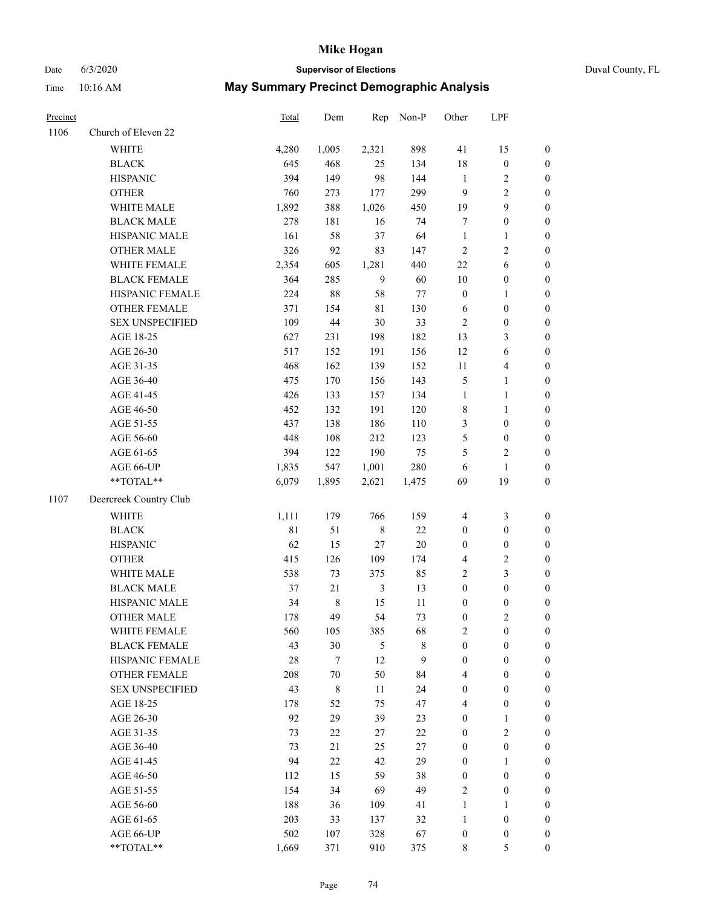# Mike Hogan

Date 6/3/2020 **Supervisor of Elections** Duval County, FL

Time 10:16 AM **May Summary Precinct Demographic Analysis**

| Precinct | | Total | Dem | Rep | Non-P | Other | LPF | |
|---|---|---|---|---|---|---|---|---|
| 1106 | Church of Eleven 22 | | | | | | | |
| | WHITE | 4,280 | 1,005 | 2,321 | 898 | 41 | 15 | 0 |
| | BLACK | 645 | 468 | 25 | 134 | 18 | 0 | 0 |
| | HISPANIC | 394 | 149 | 98 | 144 | 1 | 2 | 0 |
| | OTHER | 760 | 273 | 177 | 299 | 9 | 2 | 0 |
| | WHITE MALE | 1,892 | 388 | 1,026 | 450 | 19 | 9 | 0 |
| | BLACK MALE | 278 | 181 | 16 | 74 | 7 | 0 | 0 |
| | HISPANIC MALE | 161 | 58 | 37 | 64 | 1 | 1 | 0 |
| | OTHER MALE | 326 | 92 | 83 | 147 | 2 | 2 | 0 |
| | WHITE FEMALE | 2,354 | 605 | 1,281 | 440 | 22 | 6 | 0 |
| | BLACK FEMALE | 364 | 285 | 9 | 60 | 10 | 0 | 0 |
| | HISPANIC FEMALE | 224 | 88 | 58 | 77 | 0 | 1 | 0 |
| | OTHER FEMALE | 371 | 154 | 81 | 130 | 6 | 0 | 0 |
| | SEX UNSPECIFIED | 109 | 44 | 30 | 33 | 2 | 0 | 0 |
| | AGE 18-25 | 627 | 231 | 198 | 182 | 13 | 3 | 0 |
| | AGE 26-30 | 517 | 152 | 191 | 156 | 12 | 6 | 0 |
| | AGE 31-35 | 468 | 162 | 139 | 152 | 11 | 4 | 0 |
| | AGE 36-40 | 475 | 170 | 156 | 143 | 5 | 1 | 0 |
| | AGE 41-45 | 426 | 133 | 157 | 134 | 1 | 1 | 0 |
| | AGE 46-50 | 452 | 132 | 191 | 120 | 8 | 1 | 0 |
| | AGE 51-55 | 437 | 138 | 186 | 110 | 3 | 0 | 0 |
| | AGE 56-60 | 448 | 108 | 212 | 123 | 5 | 0 | 0 |
| | AGE 61-65 | 394 | 122 | 190 | 75 | 5 | 2 | 0 |
| | AGE 66-UP | 1,835 | 547 | 1,001 | 280 | 6 | 1 | 0 |
| | **TOTAL** | 6,079 | 1,895 | 2,621 | 1,475 | 69 | 19 | 0 |
| 1107 | Deercreek Country Club | | | | | | | |
| | WHITE | 1,111 | 179 | 766 | 159 | 4 | 3 | 0 |
| | BLACK | 81 | 51 | 8 | 22 | 0 | 0 | 0 |
| | HISPANIC | 62 | 15 | 27 | 20 | 0 | 0 | 0 |
| | OTHER | 415 | 126 | 109 | 174 | 4 | 2 | 0 |
| | WHITE MALE | 538 | 73 | 375 | 85 | 2 | 3 | 0 |
| | BLACK MALE | 37 | 21 | 3 | 13 | 0 | 0 | 0 |
| | HISPANIC MALE | 34 | 8 | 15 | 11 | 0 | 0 | 0 |
| | OTHER MALE | 178 | 49 | 54 | 73 | 0 | 2 | 0 |
| | WHITE FEMALE | 560 | 105 | 385 | 68 | 2 | 0 | 0 |
| | BLACK FEMALE | 43 | 30 | 5 | 8 | 0 | 0 | 0 |
| | HISPANIC FEMALE | 28 | 7 | 12 | 9 | 0 | 0 | 0 |
| | OTHER FEMALE | 208 | 70 | 50 | 84 | 4 | 0 | 0 |
| | SEX UNSPECIFIED | 43 | 8 | 11 | 24 | 0 | 0 | 0 |
| | AGE 18-25 | 178 | 52 | 75 | 47 | 4 | 0 | 0 |
| | AGE 26-30 | 92 | 29 | 39 | 23 | 0 | 1 | 0 |
| | AGE 31-35 | 73 | 22 | 27 | 22 | 0 | 2 | 0 |
| | AGE 36-40 | 73 | 21 | 25 | 27 | 0 | 0 | 0 |
| | AGE 41-45 | 94 | 22 | 42 | 29 | 0 | 1 | 0 |
| | AGE 46-50 | 112 | 15 | 59 | 38 | 0 | 0 | 0 |
| | AGE 51-55 | 154 | 34 | 69 | 49 | 2 | 0 | 0 |
| | AGE 56-60 | 188 | 36 | 109 | 41 | 1 | 1 | 0 |
| | AGE 61-65 | 203 | 33 | 137 | 32 | 1 | 0 | 0 |
| | AGE 66-UP | 502 | 107 | 328 | 67 | 0 | 0 | 0 |
| | **TOTAL** | 1,669 | 371 | 910 | 375 | 8 | 5 | 0 |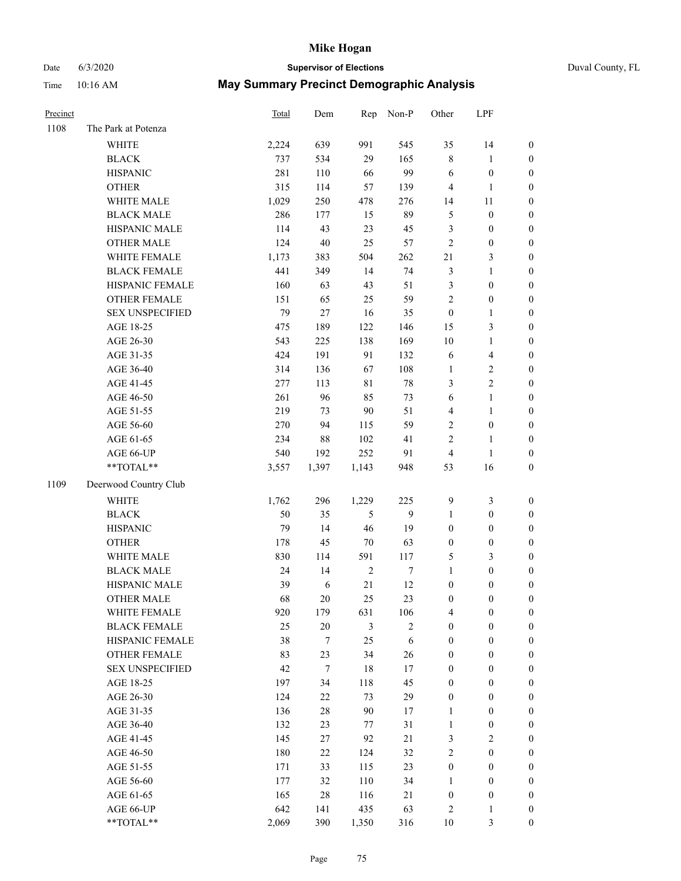# Mike Hogan

Date 6/3/2020 **Supervisor of Elections** Duval County, FL

Time 10:16 AM **May Summary Precinct Demographic Analysis**

| Precinct | | Total | Dem | Rep | Non-P | Other | LPF | |
|---|---|---|---|---|---|---|---|---|
| 1108 | The Park at Potenza | | | | | | | |
| | WHITE | 2,224 | 639 | 991 | 545 | 35 | 14 | 0 |
| | BLACK | 737 | 534 | 29 | 165 | 8 | 1 | 0 |
| | HISPANIC | 281 | 110 | 66 | 99 | 6 | 0 | 0 |
| | OTHER | 315 | 114 | 57 | 139 | 4 | 1 | 0 |
| | WHITE MALE | 1,029 | 250 | 478 | 276 | 14 | 11 | 0 |
| | BLACK MALE | 286 | 177 | 15 | 89 | 5 | 0 | 0 |
| | HISPANIC MALE | 114 | 43 | 23 | 45 | 3 | 0 | 0 |
| | OTHER MALE | 124 | 40 | 25 | 57 | 2 | 0 | 0 |
| | WHITE FEMALE | 1,173 | 383 | 504 | 262 | 21 | 3 | 0 |
| | BLACK FEMALE | 441 | 349 | 14 | 74 | 3 | 1 | 0 |
| | HISPANIC FEMALE | 160 | 63 | 43 | 51 | 3 | 0 | 0 |
| | OTHER FEMALE | 151 | 65 | 25 | 59 | 2 | 0 | 0 |
| | SEX UNSPECIFIED | 79 | 27 | 16 | 35 | 0 | 1 | 0 |
| | AGE 18-25 | 475 | 189 | 122 | 146 | 15 | 3 | 0 |
| | AGE 26-30 | 543 | 225 | 138 | 169 | 10 | 1 | 0 |
| | AGE 31-35 | 424 | 191 | 91 | 132 | 6 | 4 | 0 |
| | AGE 36-40 | 314 | 136 | 67 | 108 | 1 | 2 | 0 |
| | AGE 41-45 | 277 | 113 | 81 | 78 | 3 | 2 | 0 |
| | AGE 46-50 | 261 | 96 | 85 | 73 | 6 | 1 | 0 |
| | AGE 51-55 | 219 | 73 | 90 | 51 | 4 | 1 | 0 |
| | AGE 56-60 | 270 | 94 | 115 | 59 | 2 | 0 | 0 |
| | AGE 61-65 | 234 | 88 | 102 | 41 | 2 | 1 | 0 |
| | AGE 66-UP | 540 | 192 | 252 | 91 | 4 | 1 | 0 |
| | **TOTAL** | 3,557 | 1,397 | 1,143 | 948 | 53 | 16 | 0 |
| 1109 | Deerwood Country Club | | | | | | | |
| | WHITE | 1,762 | 296 | 1,229 | 225 | 9 | 3 | 0 |
| | BLACK | 50 | 35 | 5 | 9 | 1 | 0 | 0 |
| | HISPANIC | 79 | 14 | 46 | 19 | 0 | 0 | 0 |
| | OTHER | 178 | 45 | 70 | 63 | 0 | 0 | 0 |
| | WHITE MALE | 830 | 114 | 591 | 117 | 5 | 3 | 0 |
| | BLACK MALE | 24 | 14 | 2 | 7 | 1 | 0 | 0 |
| | HISPANIC MALE | 39 | 6 | 21 | 12 | 0 | 0 | 0 |
| | OTHER MALE | 68 | 20 | 25 | 23 | 0 | 0 | 0 |
| | WHITE FEMALE | 920 | 179 | 631 | 106 | 4 | 0 | 0 |
| | BLACK FEMALE | 25 | 20 | 3 | 2 | 0 | 0 | 0 |
| | HISPANIC FEMALE | 38 | 7 | 25 | 6 | 0 | 0 | 0 |
| | OTHER FEMALE | 83 | 23 | 34 | 26 | 0 | 0 | 0 |
| | SEX UNSPECIFIED | 42 | 7 | 18 | 17 | 0 | 0 | 0 |
| | AGE 18-25 | 197 | 34 | 118 | 45 | 0 | 0 | 0 |
| | AGE 26-30 | 124 | 22 | 73 | 29 | 0 | 0 | 0 |
| | AGE 31-35 | 136 | 28 | 90 | 17 | 1 | 0 | 0 |
| | AGE 36-40 | 132 | 23 | 77 | 31 | 1 | 0 | 0 |
| | AGE 41-45 | 145 | 27 | 92 | 21 | 3 | 2 | 0 |
| | AGE 46-50 | 180 | 22 | 124 | 32 | 2 | 0 | 0 |
| | AGE 51-55 | 171 | 33 | 115 | 23 | 0 | 0 | 0 |
| | AGE 56-60 | 177 | 32 | 110 | 34 | 1 | 0 | 0 |
| | AGE 61-65 | 165 | 28 | 116 | 21 | 0 | 0 | 0 |
| | AGE 66-UP | 642 | 141 | 435 | 63 | 2 | 1 | 0 |
| | **TOTAL** | 2,069 | 390 | 1,350 | 316 | 10 | 3 | 0 |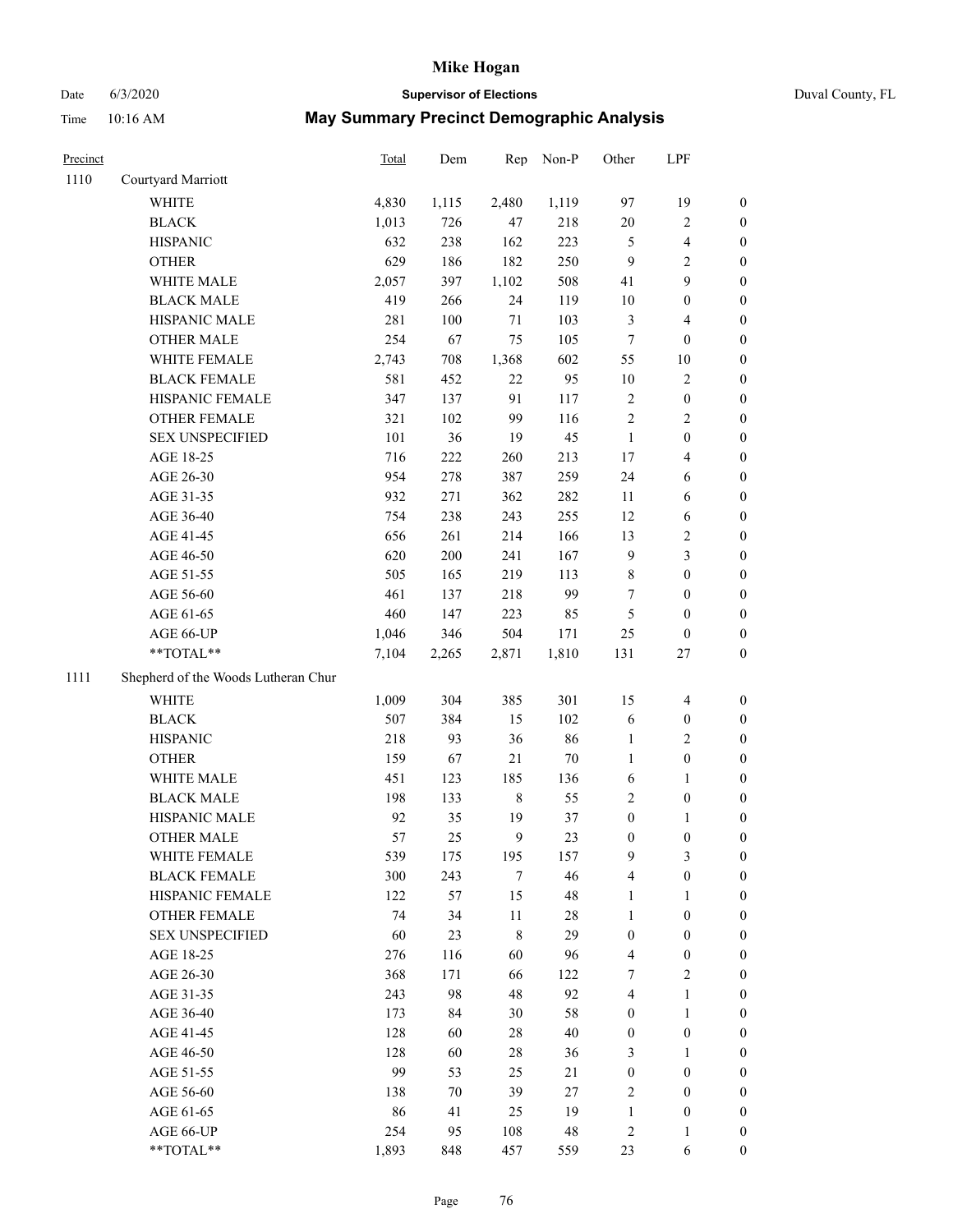# Mike Hogan

Date 6/3/2020 **Supervisor of Elections** Duval County, FL

Time 10:16 AM **May Summary Precinct Demographic Analysis**

| Precinct | | Total | Dem | Rep | Non-P | Other | LPF | |
|---|---|---|---|---|---|---|---|---|
| 1110 | Courtyard Marriott | | | | | | | |
| | WHITE | 4,830 | 1,115 | 2,480 | 1,119 | 97 | 19 | 0 |
| | BLACK | 1,013 | 726 | 47 | 218 | 20 | 2 | 0 |
| | HISPANIC | 632 | 238 | 162 | 223 | 5 | 4 | 0 |
| | OTHER | 629 | 186 | 182 | 250 | 9 | 2 | 0 |
| | WHITE MALE | 2,057 | 397 | 1,102 | 508 | 41 | 9 | 0 |
| | BLACK MALE | 419 | 266 | 24 | 119 | 10 | 0 | 0 |
| | HISPANIC MALE | 281 | 100 | 71 | 103 | 3 | 4 | 0 |
| | OTHER MALE | 254 | 67 | 75 | 105 | 7 | 0 | 0 |
| | WHITE FEMALE | 2,743 | 708 | 1,368 | 602 | 55 | 10 | 0 |
| | BLACK FEMALE | 581 | 452 | 22 | 95 | 10 | 2 | 0 |
| | HISPANIC FEMALE | 347 | 137 | 91 | 117 | 2 | 0 | 0 |
| | OTHER FEMALE | 321 | 102 | 99 | 116 | 2 | 2 | 0 |
| | SEX UNSPECIFIED | 101 | 36 | 19 | 45 | 1 | 0 | 0 |
| | AGE 18-25 | 716 | 222 | 260 | 213 | 17 | 4 | 0 |
| | AGE 26-30 | 954 | 278 | 387 | 259 | 24 | 6 | 0 |
| | AGE 31-35 | 932 | 271 | 362 | 282 | 11 | 6 | 0 |
| | AGE 36-40 | 754 | 238 | 243 | 255 | 12 | 6 | 0 |
| | AGE 41-45 | 656 | 261 | 214 | 166 | 13 | 2 | 0 |
| | AGE 46-50 | 620 | 200 | 241 | 167 | 9 | 3 | 0 |
| | AGE 51-55 | 505 | 165 | 219 | 113 | 8 | 0 | 0 |
| | AGE 56-60 | 461 | 137 | 218 | 99 | 7 | 0 | 0 |
| | AGE 61-65 | 460 | 147 | 223 | 85 | 5 | 0 | 0 |
| | AGE 66-UP | 1,046 | 346 | 504 | 171 | 25 | 0 | 0 |
| | **TOTAL** | 7,104 | 2,265 | 2,871 | 1,810 | 131 | 27 | 0 |
| 1111 | Shepherd of the Woods Lutheran Chur | | | | | | | |
| | WHITE | 1,009 | 304 | 385 | 301 | 15 | 4 | 0 |
| | BLACK | 507 | 384 | 15 | 102 | 6 | 0 | 0 |
| | HISPANIC | 218 | 93 | 36 | 86 | 1 | 2 | 0 |
| | OTHER | 159 | 67 | 21 | 70 | 1 | 0 | 0 |
| | WHITE MALE | 451 | 123 | 185 | 136 | 6 | 1 | 0 |
| | BLACK MALE | 198 | 133 | 8 | 55 | 2 | 0 | 0 |
| | HISPANIC MALE | 92 | 35 | 19 | 37 | 0 | 1 | 0 |
| | OTHER MALE | 57 | 25 | 9 | 23 | 0 | 0 | 0 |
| | WHITE FEMALE | 539 | 175 | 195 | 157 | 9 | 3 | 0 |
| | BLACK FEMALE | 300 | 243 | 7 | 46 | 4 | 0 | 0 |
| | HISPANIC FEMALE | 122 | 57 | 15 | 48 | 1 | 1 | 0 |
| | OTHER FEMALE | 74 | 34 | 11 | 28 | 1 | 0 | 0 |
| | SEX UNSPECIFIED | 60 | 23 | 8 | 29 | 0 | 0 | 0 |
| | AGE 18-25 | 276 | 116 | 60 | 96 | 4 | 0 | 0 |
| | AGE 26-30 | 368 | 171 | 66 | 122 | 7 | 2 | 0 |
| | AGE 31-35 | 243 | 98 | 48 | 92 | 4 | 1 | 0 |
| | AGE 36-40 | 173 | 84 | 30 | 58 | 0 | 1 | 0 |
| | AGE 41-45 | 128 | 60 | 28 | 40 | 0 | 0 | 0 |
| | AGE 46-50 | 128 | 60 | 28 | 36 | 3 | 1 | 0 |
| | AGE 51-55 | 99 | 53 | 25 | 21 | 0 | 0 | 0 |
| | AGE 56-60 | 138 | 70 | 39 | 27 | 2 | 0 | 0 |
| | AGE 61-65 | 86 | 41 | 25 | 19 | 1 | 0 | 0 |
| | AGE 66-UP | 254 | 95 | 108 | 48 | 2 | 1 | 0 |
| | **TOTAL** | 1,893 | 848 | 457 | 559 | 23 | 6 | 0 |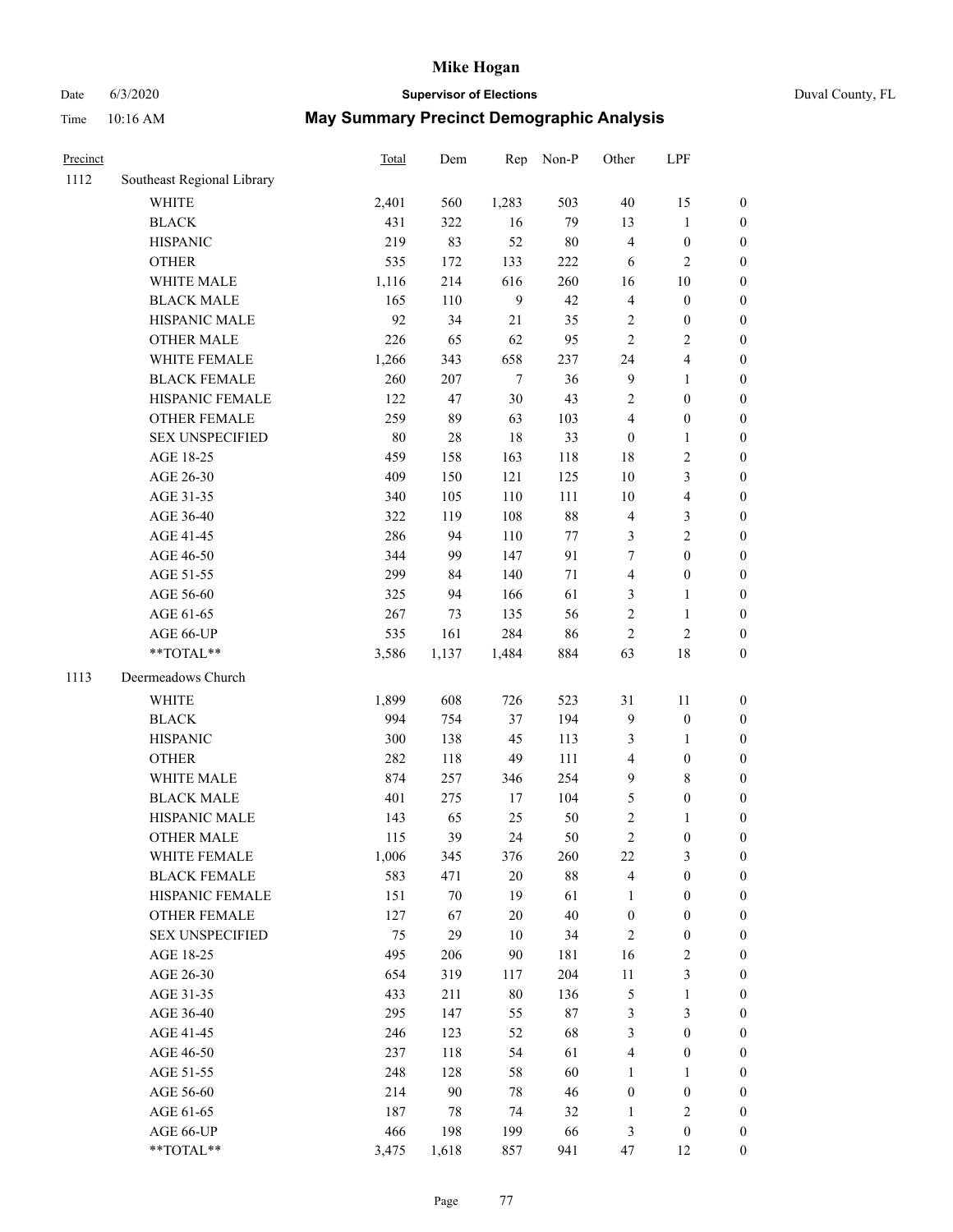# Mike Hogan

Date 6/3/2020 **Supervisor of Elections** Duval County, FL

Time 10:16 AM **May Summary Precinct Demographic Analysis**

| Precinct | | Total | Dem | Rep | Non-P | Other | LPF | |
|---|---|---|---|---|---|---|---|---|
| 1112 | Southeast Regional Library | | | | | | | |
| | WHITE | 2,401 | 560 | 1,283 | 503 | 40 | 15 | 0 |
| | BLACK | 431 | 322 | 16 | 79 | 13 | 1 | 0 |
| | HISPANIC | 219 | 83 | 52 | 80 | 4 | 0 | 0 |
| | OTHER | 535 | 172 | 133 | 222 | 6 | 2 | 0 |
| | WHITE MALE | 1,116 | 214 | 616 | 260 | 16 | 10 | 0 |
| | BLACK MALE | 165 | 110 | 9 | 42 | 4 | 0 | 0 |
| | HISPANIC MALE | 92 | 34 | 21 | 35 | 2 | 0 | 0 |
| | OTHER MALE | 226 | 65 | 62 | 95 | 2 | 2 | 0 |
| | WHITE FEMALE | 1,266 | 343 | 658 | 237 | 24 | 4 | 0 |
| | BLACK FEMALE | 260 | 207 | 7 | 36 | 9 | 1 | 0 |
| | HISPANIC FEMALE | 122 | 47 | 30 | 43 | 2 | 0 | 0 |
| | OTHER FEMALE | 259 | 89 | 63 | 103 | 4 | 0 | 0 |
| | SEX UNSPECIFIED | 80 | 28 | 18 | 33 | 0 | 1 | 0 |
| | AGE 18-25 | 459 | 158 | 163 | 118 | 18 | 2 | 0 |
| | AGE 26-30 | 409 | 150 | 121 | 125 | 10 | 3 | 0 |
| | AGE 31-35 | 340 | 105 | 110 | 111 | 10 | 4 | 0 |
| | AGE 36-40 | 322 | 119 | 108 | 88 | 4 | 3 | 0 |
| | AGE 41-45 | 286 | 94 | 110 | 77 | 3 | 2 | 0 |
| | AGE 46-50 | 344 | 99 | 147 | 91 | 7 | 0 | 0 |
| | AGE 51-55 | 299 | 84 | 140 | 71 | 4 | 0 | 0 |
| | AGE 56-60 | 325 | 94 | 166 | 61 | 3 | 1 | 0 |
| | AGE 61-65 | 267 | 73 | 135 | 56 | 2 | 1 | 0 |
| | AGE 66-UP | 535 | 161 | 284 | 86 | 2 | 2 | 0 |
| | **TOTAL** | 3,586 | 1,137 | 1,484 | 884 | 63 | 18 | 0 |
| 1113 | Deermeadows Church | | | | | | | |
| | WHITE | 1,899 | 608 | 726 | 523 | 31 | 11 | 0 |
| | BLACK | 994 | 754 | 37 | 194 | 9 | 0 | 0 |
| | HISPANIC | 300 | 138 | 45 | 113 | 3 | 1 | 0 |
| | OTHER | 282 | 118 | 49 | 111 | 4 | 0 | 0 |
| | WHITE MALE | 874 | 257 | 346 | 254 | 9 | 8 | 0 |
| | BLACK MALE | 401 | 275 | 17 | 104 | 5 | 0 | 0 |
| | HISPANIC MALE | 143 | 65 | 25 | 50 | 2 | 1 | 0 |
| | OTHER MALE | 115 | 39 | 24 | 50 | 2 | 0 | 0 |
| | WHITE FEMALE | 1,006 | 345 | 376 | 260 | 22 | 3 | 0 |
| | BLACK FEMALE | 583 | 471 | 20 | 88 | 4 | 0 | 0 |
| | HISPANIC FEMALE | 151 | 70 | 19 | 61 | 1 | 0 | 0 |
| | OTHER FEMALE | 127 | 67 | 20 | 40 | 0 | 0 | 0 |
| | SEX UNSPECIFIED | 75 | 29 | 10 | 34 | 2 | 0 | 0 |
| | AGE 18-25 | 495 | 206 | 90 | 181 | 16 | 2 | 0 |
| | AGE 26-30 | 654 | 319 | 117 | 204 | 11 | 3 | 0 |
| | AGE 31-35 | 433 | 211 | 80 | 136 | 5 | 1 | 0 |
| | AGE 36-40 | 295 | 147 | 55 | 87 | 3 | 3 | 0 |
| | AGE 41-45 | 246 | 123 | 52 | 68 | 3 | 0 | 0 |
| | AGE 46-50 | 237 | 118 | 54 | 61 | 4 | 0 | 0 |
| | AGE 51-55 | 248 | 128 | 58 | 60 | 1 | 1 | 0 |
| | AGE 56-60 | 214 | 90 | 78 | 46 | 0 | 0 | 0 |
| | AGE 61-65 | 187 | 78 | 74 | 32 | 1 | 2 | 0 |
| | AGE 66-UP | 466 | 198 | 199 | 66 | 3 | 0 | 0 |
| | **TOTAL** | 3,475 | 1,618 | 857 | 941 | 47 | 12 | 0 |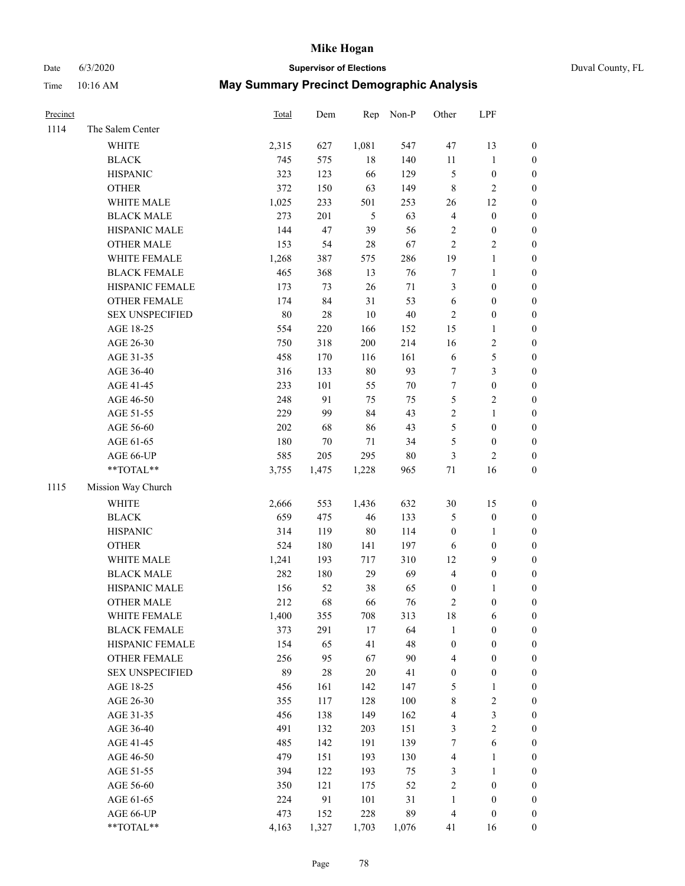# Mike Hogan

Date 6/3/2020 **Supervisor of Elections** Duval County, FL

Time 10:16 AM **May Summary Precinct Demographic Analysis**

| Precinct | | Total | Dem | Rep | Non-P | Other | LPF | |
|---|---|---|---|---|---|---|---|---|
| 1114 | The Salem Center | | | | | | | |
| | WHITE | 2,315 | 627 | 1,081 | 547 | 47 | 13 | 0 |
| | BLACK | 745 | 575 | 18 | 140 | 11 | 1 | 0 |
| | HISPANIC | 323 | 123 | 66 | 129 | 5 | 0 | 0 |
| | OTHER | 372 | 150 | 63 | 149 | 8 | 2 | 0 |
| | WHITE MALE | 1,025 | 233 | 501 | 253 | 26 | 12 | 0 |
| | BLACK MALE | 273 | 201 | 5 | 63 | 4 | 0 | 0 |
| | HISPANIC MALE | 144 | 47 | 39 | 56 | 2 | 0 | 0 |
| | OTHER MALE | 153 | 54 | 28 | 67 | 2 | 2 | 0 |
| | WHITE FEMALE | 1,268 | 387 | 575 | 286 | 19 | 1 | 0 |
| | BLACK FEMALE | 465 | 368 | 13 | 76 | 7 | 1 | 0 |
| | HISPANIC FEMALE | 173 | 73 | 26 | 71 | 3 | 0 | 0 |
| | OTHER FEMALE | 174 | 84 | 31 | 53 | 6 | 0 | 0 |
| | SEX UNSPECIFIED | 80 | 28 | 10 | 40 | 2 | 0 | 0 |
| | AGE 18-25 | 554 | 220 | 166 | 152 | 15 | 1 | 0 |
| | AGE 26-30 | 750 | 318 | 200 | 214 | 16 | 2 | 0 |
| | AGE 31-35 | 458 | 170 | 116 | 161 | 6 | 5 | 0 |
| | AGE 36-40 | 316 | 133 | 80 | 93 | 7 | 3 | 0 |
| | AGE 41-45 | 233 | 101 | 55 | 70 | 7 | 0 | 0 |
| | AGE 46-50 | 248 | 91 | 75 | 75 | 5 | 2 | 0 |
| | AGE 51-55 | 229 | 99 | 84 | 43 | 2 | 1 | 0 |
| | AGE 56-60 | 202 | 68 | 86 | 43 | 5 | 0 | 0 |
| | AGE 61-65 | 180 | 70 | 71 | 34 | 5 | 0 | 0 |
| | AGE 66-UP | 585 | 205 | 295 | 80 | 3 | 2 | 0 |
| | **TOTAL** | 3,755 | 1,475 | 1,228 | 965 | 71 | 16 | 0 |
| 1115 | Mission Way Church | | | | | | | |
| | WHITE | 2,666 | 553 | 1,436 | 632 | 30 | 15 | 0 |
| | BLACK | 659 | 475 | 46 | 133 | 5 | 0 | 0 |
| | HISPANIC | 314 | 119 | 80 | 114 | 0 | 1 | 0 |
| | OTHER | 524 | 180 | 141 | 197 | 6 | 0 | 0 |
| | WHITE MALE | 1,241 | 193 | 717 | 310 | 12 | 9 | 0 |
| | BLACK MALE | 282 | 180 | 29 | 69 | 4 | 0 | 0 |
| | HISPANIC MALE | 156 | 52 | 38 | 65 | 0 | 1 | 0 |
| | OTHER MALE | 212 | 68 | 66 | 76 | 2 | 0 | 0 |
| | WHITE FEMALE | 1,400 | 355 | 708 | 313 | 18 | 6 | 0 |
| | BLACK FEMALE | 373 | 291 | 17 | 64 | 1 | 0 | 0 |
| | HISPANIC FEMALE | 154 | 65 | 41 | 48 | 0 | 0 | 0 |
| | OTHER FEMALE | 256 | 95 | 67 | 90 | 4 | 0 | 0 |
| | SEX UNSPECIFIED | 89 | 28 | 20 | 41 | 0 | 0 | 0 |
| | AGE 18-25 | 456 | 161 | 142 | 147 | 5 | 1 | 0 |
| | AGE 26-30 | 355 | 117 | 128 | 100 | 8 | 2 | 0 |
| | AGE 31-35 | 456 | 138 | 149 | 162 | 4 | 3 | 0 |
| | AGE 36-40 | 491 | 132 | 203 | 151 | 3 | 2 | 0 |
| | AGE 41-45 | 485 | 142 | 191 | 139 | 7 | 6 | 0 |
| | AGE 46-50 | 479 | 151 | 193 | 130 | 4 | 1 | 0 |
| | AGE 51-55 | 394 | 122 | 193 | 75 | 3 | 1 | 0 |
| | AGE 56-60 | 350 | 121 | 175 | 52 | 2 | 0 | 0 |
| | AGE 61-65 | 224 | 91 | 101 | 31 | 1 | 0 | 0 |
| | AGE 66-UP | 473 | 152 | 228 | 89 | 4 | 0 | 0 |
| | **TOTAL** | 4,163 | 1,327 | 1,703 | 1,076 | 41 | 16 | 0 |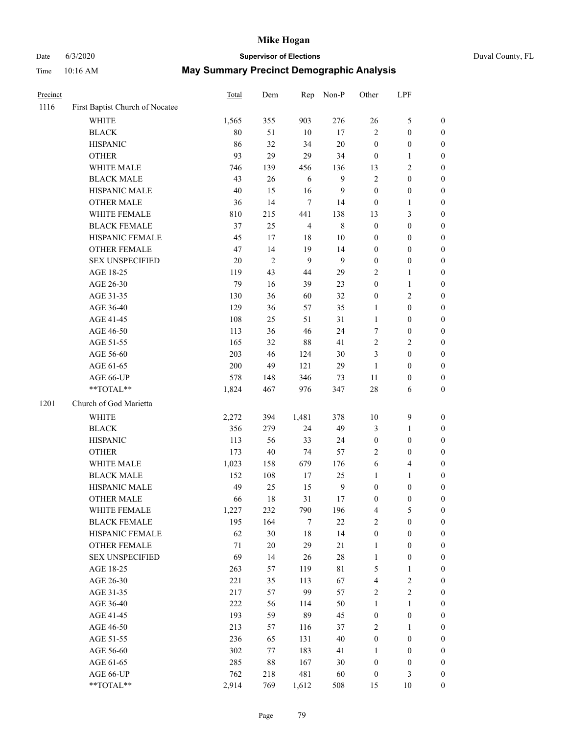# Mike Hogan

Date 6/3/2020 | **Supervisor of Elections** | Duval County, FL

Time 10:16 AM | **May Summary Precinct Demographic Analysis**

| Precinct | | Total | Dem | Rep | Non-P | Other | LPF | |
|---|---|---|---|---|---|---|---|---|
| 1116 | First Baptist Church of Nocatee | | | | | | | |
| | WHITE | 1,565 | 355 | 903 | 276 | 26 | 5 | 0 |
| | BLACK | 80 | 51 | 10 | 17 | 2 | 0 | 0 |
| | HISPANIC | 86 | 32 | 34 | 20 | 0 | 0 | 0 |
| | OTHER | 93 | 29 | 29 | 34 | 0 | 1 | 0 |
| | WHITE MALE | 746 | 139 | 456 | 136 | 13 | 2 | 0 |
| | BLACK MALE | 43 | 26 | 6 | 9 | 2 | 0 | 0 |
| | HISPANIC MALE | 40 | 15 | 16 | 9 | 0 | 0 | 0 |
| | OTHER MALE | 36 | 14 | 7 | 14 | 0 | 1 | 0 |
| | WHITE FEMALE | 810 | 215 | 441 | 138 | 13 | 3 | 0 |
| | BLACK FEMALE | 37 | 25 | 4 | 8 | 0 | 0 | 0 |
| | HISPANIC FEMALE | 45 | 17 | 18 | 10 | 0 | 0 | 0 |
| | OTHER FEMALE | 47 | 14 | 19 | 14 | 0 | 0 | 0 |
| | SEX UNSPECIFIED | 20 | 2 | 9 | 9 | 0 | 0 | 0 |
| | AGE 18-25 | 119 | 43 | 44 | 29 | 2 | 1 | 0 |
| | AGE 26-30 | 79 | 16 | 39 | 23 | 0 | 1 | 0 |
| | AGE 31-35 | 130 | 36 | 60 | 32 | 0 | 2 | 0 |
| | AGE 36-40 | 129 | 36 | 57 | 35 | 1 | 0 | 0 |
| | AGE 41-45 | 108 | 25 | 51 | 31 | 1 | 0 | 0 |
| | AGE 46-50 | 113 | 36 | 46 | 24 | 7 | 0 | 0 |
| | AGE 51-55 | 165 | 32 | 88 | 41 | 2 | 2 | 0 |
| | AGE 56-60 | 203 | 46 | 124 | 30 | 3 | 0 | 0 |
| | AGE 61-65 | 200 | 49 | 121 | 29 | 1 | 0 | 0 |
| | AGE 66-UP | 578 | 148 | 346 | 73 | 11 | 0 | 0 |
| | **TOTAL** | 1,824 | 467 | 976 | 347 | 28 | 6 | 0 |
| 1201 | Church of God Marietta | | | | | | | |
| | WHITE | 2,272 | 394 | 1,481 | 378 | 10 | 9 | 0 |
| | BLACK | 356 | 279 | 24 | 49 | 3 | 1 | 0 |
| | HISPANIC | 113 | 56 | 33 | 24 | 0 | 0 | 0 |
| | OTHER | 173 | 40 | 74 | 57 | 2 | 0 | 0 |
| | WHITE MALE | 1,023 | 158 | 679 | 176 | 6 | 4 | 0 |
| | BLACK MALE | 152 | 108 | 17 | 25 | 1 | 1 | 0 |
| | HISPANIC MALE | 49 | 25 | 15 | 9 | 0 | 0 | 0 |
| | OTHER MALE | 66 | 18 | 31 | 17 | 0 | 0 | 0 |
| | WHITE FEMALE | 1,227 | 232 | 790 | 196 | 4 | 5 | 0 |
| | BLACK FEMALE | 195 | 164 | 7 | 22 | 2 | 0 | 0 |
| | HISPANIC FEMALE | 62 | 30 | 18 | 14 | 0 | 0 | 0 |
| | OTHER FEMALE | 71 | 20 | 29 | 21 | 1 | 0 | 0 |
| | SEX UNSPECIFIED | 69 | 14 | 26 | 28 | 1 | 0 | 0 |
| | AGE 18-25 | 263 | 57 | 119 | 81 | 5 | 1 | 0 |
| | AGE 26-30 | 221 | 35 | 113 | 67 | 4 | 2 | 0 |
| | AGE 31-35 | 217 | 57 | 99 | 57 | 2 | 2 | 0 |
| | AGE 36-40 | 222 | 56 | 114 | 50 | 1 | 1 | 0 |
| | AGE 41-45 | 193 | 59 | 89 | 45 | 0 | 0 | 0 |
| | AGE 46-50 | 213 | 57 | 116 | 37 | 2 | 1 | 0 |
| | AGE 51-55 | 236 | 65 | 131 | 40 | 0 | 0 | 0 |
| | AGE 56-60 | 302 | 77 | 183 | 41 | 1 | 0 | 0 |
| | AGE 61-65 | 285 | 88 | 167 | 30 | 0 | 0 | 0 |
| | AGE 66-UP | 762 | 218 | 481 | 60 | 0 | 3 | 0 |
| | **TOTAL** | 2,914 | 769 | 1,612 | 508 | 15 | 10 | 0 |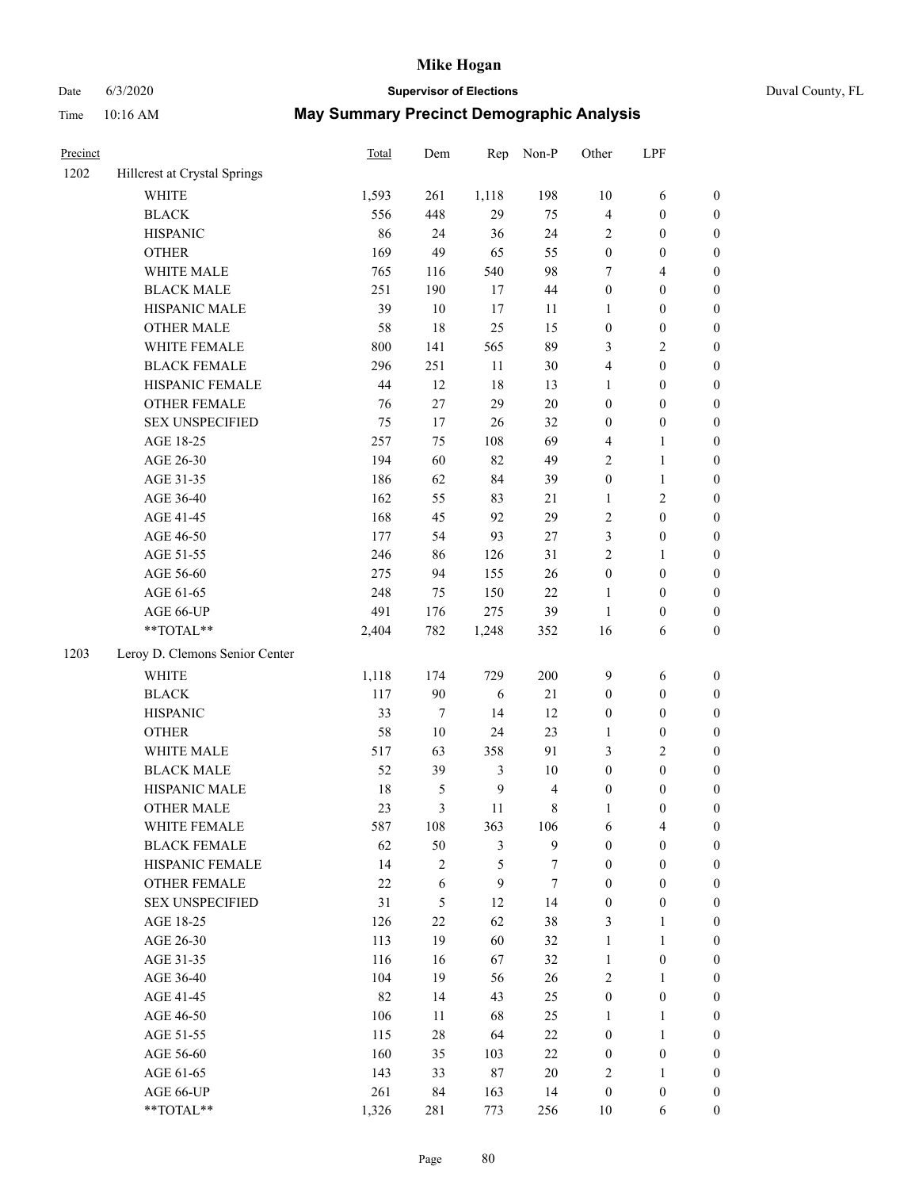# Mike Hogan

Date 6/3/2020 **Supervisor of Elections** Duval County, FL

Time 10:16 AM **May Summary Precinct Demographic Analysis**

| Precinct | | Total | Dem | Rep | Non-P | Other | LPF | |
|---|---|---|---|---|---|---|---|---|
| 1202 | Hillcrest at Crystal Springs | | | | | | | |
| | WHITE | 1,593 | 261 | 1,118 | 198 | 10 | 6 | 0 |
| | BLACK | 556 | 448 | 29 | 75 | 4 | 0 | 0 |
| | HISPANIC | 86 | 24 | 36 | 24 | 2 | 0 | 0 |
| | OTHER | 169 | 49 | 65 | 55 | 0 | 0 | 0 |
| | WHITE MALE | 765 | 116 | 540 | 98 | 7 | 4 | 0 |
| | BLACK MALE | 251 | 190 | 17 | 44 | 0 | 0 | 0 |
| | HISPANIC MALE | 39 | 10 | 17 | 11 | 1 | 0 | 0 |
| | OTHER MALE | 58 | 18 | 25 | 15 | 0 | 0 | 0 |
| | WHITE FEMALE | 800 | 141 | 565 | 89 | 3 | 2 | 0 |
| | BLACK FEMALE | 296 | 251 | 11 | 30 | 4 | 0 | 0 |
| | HISPANIC FEMALE | 44 | 12 | 18 | 13 | 1 | 0 | 0 |
| | OTHER FEMALE | 76 | 27 | 29 | 20 | 0 | 0 | 0 |
| | SEX UNSPECIFIED | 75 | 17 | 26 | 32 | 0 | 0 | 0 |
| | AGE 18-25 | 257 | 75 | 108 | 69 | 4 | 1 | 0 |
| | AGE 26-30 | 194 | 60 | 82 | 49 | 2 | 1 | 0 |
| | AGE 31-35 | 186 | 62 | 84 | 39 | 0 | 1 | 0 |
| | AGE 36-40 | 162 | 55 | 83 | 21 | 1 | 2 | 0 |
| | AGE 41-45 | 168 | 45 | 92 | 29 | 2 | 0 | 0 |
| | AGE 46-50 | 177 | 54 | 93 | 27 | 3 | 0 | 0 |
| | AGE 51-55 | 246 | 86 | 126 | 31 | 2 | 1 | 0 |
| | AGE 56-60 | 275 | 94 | 155 | 26 | 0 | 0 | 0 |
| | AGE 61-65 | 248 | 75 | 150 | 22 | 1 | 0 | 0 |
| | AGE 66-UP | 491 | 176 | 275 | 39 | 1 | 0 | 0 |
| | **TOTAL** | 2,404 | 782 | 1,248 | 352 | 16 | 6 | 0 |
| 1203 | Leroy D. Clemons Senior Center | | | | | | | |
| | WHITE | 1,118 | 174 | 729 | 200 | 9 | 6 | 0 |
| | BLACK | 117 | 90 | 6 | 21 | 0 | 0 | 0 |
| | HISPANIC | 33 | 7 | 14 | 12 | 0 | 0 | 0 |
| | OTHER | 58 | 10 | 24 | 23 | 1 | 0 | 0 |
| | WHITE MALE | 517 | 63 | 358 | 91 | 3 | 2 | 0 |
| | BLACK MALE | 52 | 39 | 3 | 10 | 0 | 0 | 0 |
| | HISPANIC MALE | 18 | 5 | 9 | 4 | 0 | 0 | 0 |
| | OTHER MALE | 23 | 3 | 11 | 8 | 1 | 0 | 0 |
| | WHITE FEMALE | 587 | 108 | 363 | 106 | 6 | 4 | 0 |
| | BLACK FEMALE | 62 | 50 | 3 | 9 | 0 | 0 | 0 |
| | HISPANIC FEMALE | 14 | 2 | 5 | 7 | 0 | 0 | 0 |
| | OTHER FEMALE | 22 | 6 | 9 | 7 | 0 | 0 | 0 |
| | SEX UNSPECIFIED | 31 | 5 | 12 | 14 | 0 | 0 | 0 |
| | AGE 18-25 | 126 | 22 | 62 | 38 | 3 | 1 | 0 |
| | AGE 26-30 | 113 | 19 | 60 | 32 | 1 | 1 | 0 |
| | AGE 31-35 | 116 | 16 | 67 | 32 | 1 | 0 | 0 |
| | AGE 36-40 | 104 | 19 | 56 | 26 | 2 | 1 | 0 |
| | AGE 41-45 | 82 | 14 | 43 | 25 | 0 | 0 | 0 |
| | AGE 46-50 | 106 | 11 | 68 | 25 | 1 | 1 | 0 |
| | AGE 51-55 | 115 | 28 | 64 | 22 | 0 | 1 | 0 |
| | AGE 56-60 | 160 | 35 | 103 | 22 | 0 | 0 | 0 |
| | AGE 61-65 | 143 | 33 | 87 | 20 | 2 | 1 | 0 |
| | AGE 66-UP | 261 | 84 | 163 | 14 | 0 | 0 | 0 |
| | **TOTAL** | 1,326 | 281 | 773 | 256 | 10 | 6 | 0 |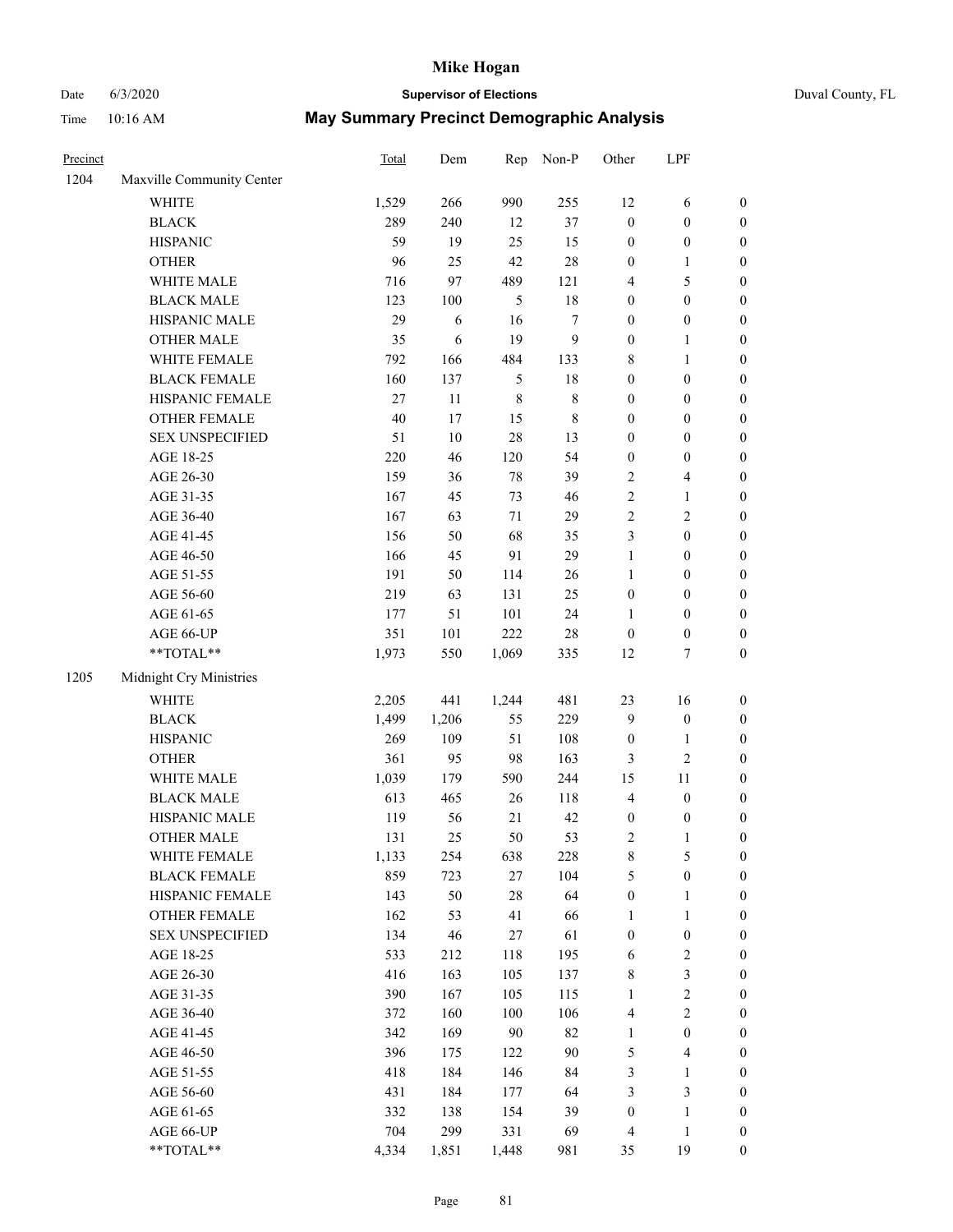# May Summary Precinct Demographic Analysis

Date 6/3/2020 — Supervisor of Elections — Duval County, FL

Time 10:16 AM

| Precinct | | Total | Dem | Rep | Non-P | Other | LPF | |
|---|---|---|---|---|---|---|---|---|
| 1204 | Maxville Community Center | | | | | | | |
| | WHITE | 1,529 | 266 | 990 | 255 | 12 | 6 | 0 |
| | BLACK | 289 | 240 | 12 | 37 | 0 | 0 | 0 |
| | HISPANIC | 59 | 19 | 25 | 15 | 0 | 0 | 0 |
| | OTHER | 96 | 25 | 42 | 28 | 0 | 1 | 0 |
| | WHITE MALE | 716 | 97 | 489 | 121 | 4 | 5 | 0 |
| | BLACK MALE | 123 | 100 | 5 | 18 | 0 | 0 | 0 |
| | HISPANIC MALE | 29 | 6 | 16 | 7 | 0 | 0 | 0 |
| | OTHER MALE | 35 | 6 | 19 | 9 | 0 | 1 | 0 |
| | WHITE FEMALE | 792 | 166 | 484 | 133 | 8 | 1 | 0 |
| | BLACK FEMALE | 160 | 137 | 5 | 18 | 0 | 0 | 0 |
| | HISPANIC FEMALE | 27 | 11 | 8 | 8 | 0 | 0 | 0 |
| | OTHER FEMALE | 40 | 17 | 15 | 8 | 0 | 0 | 0 |
| | SEX UNSPECIFIED | 51 | 10 | 28 | 13 | 0 | 0 | 0 |
| | AGE 18-25 | 220 | 46 | 120 | 54 | 0 | 0 | 0 |
| | AGE 26-30 | 159 | 36 | 78 | 39 | 2 | 4 | 0 |
| | AGE 31-35 | 167 | 45 | 73 | 46 | 2 | 1 | 0 |
| | AGE 36-40 | 167 | 63 | 71 | 29 | 2 | 2 | 0 |
| | AGE 41-45 | 156 | 50 | 68 | 35 | 3 | 0 | 0 |
| | AGE 46-50 | 166 | 45 | 91 | 29 | 1 | 0 | 0 |
| | AGE 51-55 | 191 | 50 | 114 | 26 | 1 | 0 | 0 |
| | AGE 56-60 | 219 | 63 | 131 | 25 | 0 | 0 | 0 |
| | AGE 61-65 | 177 | 51 | 101 | 24 | 1 | 0 | 0 |
| | AGE 66-UP | 351 | 101 | 222 | 28 | 0 | 0 | 0 |
| | **TOTAL** | 1,973 | 550 | 1,069 | 335 | 12 | 7 | 0 |
| 1205 | Midnight Cry Ministries | | | | | | | |
| | WHITE | 2,205 | 441 | 1,244 | 481 | 23 | 16 | 0 |
| | BLACK | 1,499 | 1,206 | 55 | 229 | 9 | 0 | 0 |
| | HISPANIC | 269 | 109 | 51 | 108 | 0 | 1 | 0 |
| | OTHER | 361 | 95 | 98 | 163 | 3 | 2 | 0 |
| | WHITE MALE | 1,039 | 179 | 590 | 244 | 15 | 11 | 0 |
| | BLACK MALE | 613 | 465 | 26 | 118 | 4 | 0 | 0 |
| | HISPANIC MALE | 119 | 56 | 21 | 42 | 0 | 0 | 0 |
| | OTHER MALE | 131 | 25 | 50 | 53 | 2 | 1 | 0 |
| | WHITE FEMALE | 1,133 | 254 | 638 | 228 | 8 | 5 | 0 |
| | BLACK FEMALE | 859 | 723 | 27 | 104 | 5 | 0 | 0 |
| | HISPANIC FEMALE | 143 | 50 | 28 | 64 | 0 | 1 | 0 |
| | OTHER FEMALE | 162 | 53 | 41 | 66 | 1 | 1 | 0 |
| | SEX UNSPECIFIED | 134 | 46 | 27 | 61 | 0 | 0 | 0 |
| | AGE 18-25 | 533 | 212 | 118 | 195 | 6 | 2 | 0 |
| | AGE 26-30 | 416 | 163 | 105 | 137 | 8 | 3 | 0 |
| | AGE 31-35 | 390 | 167 | 105 | 115 | 1 | 2 | 0 |
| | AGE 36-40 | 372 | 160 | 100 | 106 | 4 | 2 | 0 |
| | AGE 41-45 | 342 | 169 | 90 | 82 | 1 | 0 | 0 |
| | AGE 46-50 | 396 | 175 | 122 | 90 | 5 | 4 | 0 |
| | AGE 51-55 | 418 | 184 | 146 | 84 | 3 | 1 | 0 |
| | AGE 56-60 | 431 | 184 | 177 | 64 | 3 | 3 | 0 |
| | AGE 61-65 | 332 | 138 | 154 | 39 | 0 | 1 | 0 |
| | AGE 66-UP | 704 | 299 | 331 | 69 | 4 | 1 | 0 |
| | **TOTAL** | 4,334 | 1,851 | 1,448 | 981 | 35 | 19 | 0 |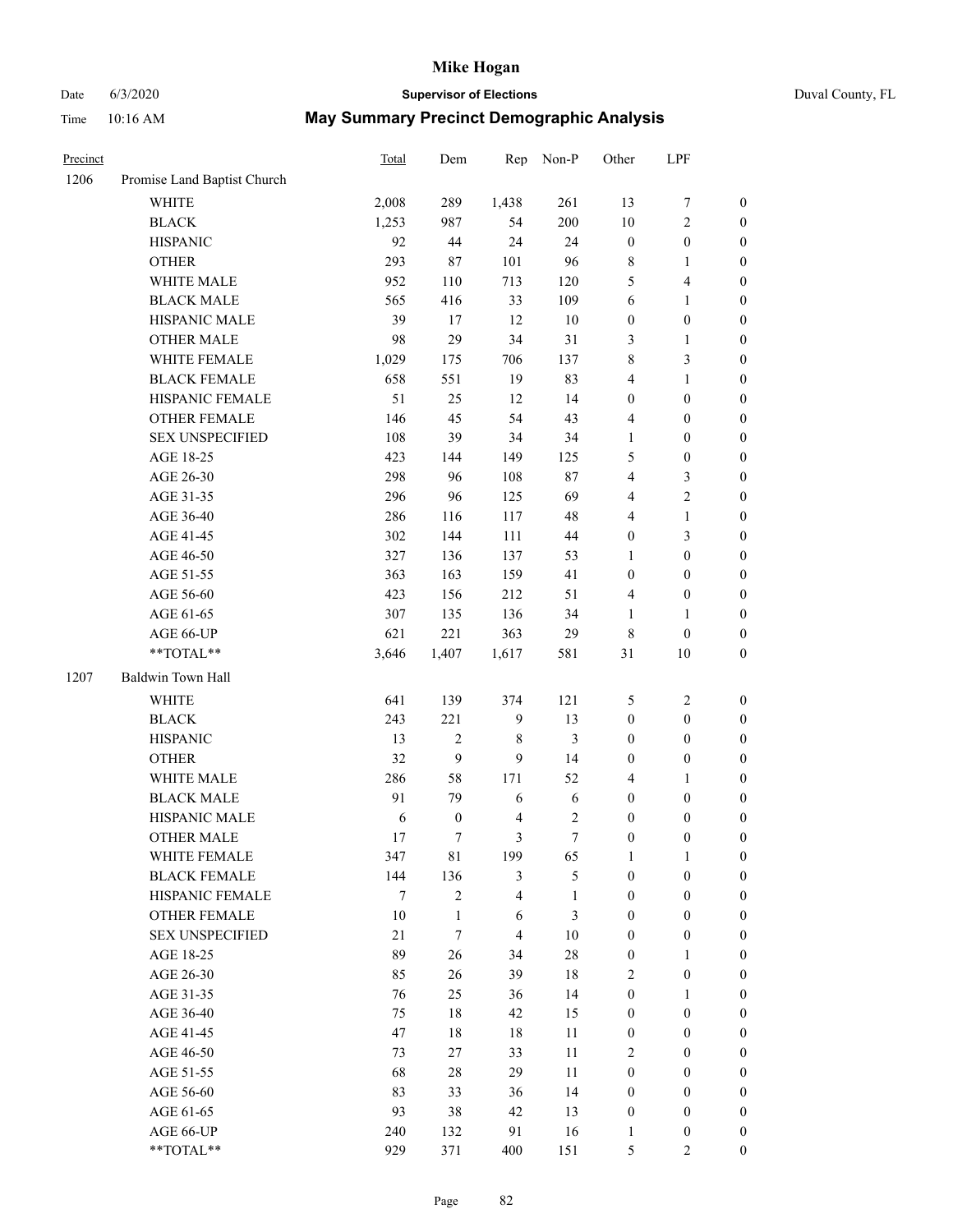# Mike Hogan

Date 6/3/2020 **Supervisor of Elections** Duval County, FL

Time 10:16 AM **May Summary Precinct Demographic Analysis**

| Precinct | | Total | Dem | Rep | Non-P | Other | LPF | |
|---|---|---|---|---|---|---|---|---|
| 1206 | Promise Land Baptist Church | | | | | | | |
| | WHITE | 2,008 | 289 | 1,438 | 261 | 13 | 7 | 0 |
| | BLACK | 1,253 | 987 | 54 | 200 | 10 | 2 | 0 |
| | HISPANIC | 92 | 44 | 24 | 24 | 0 | 0 | 0 |
| | OTHER | 293 | 87 | 101 | 96 | 8 | 1 | 0 |
| | WHITE MALE | 952 | 110 | 713 | 120 | 5 | 4 | 0 |
| | BLACK MALE | 565 | 416 | 33 | 109 | 6 | 1 | 0 |
| | HISPANIC MALE | 39 | 17 | 12 | 10 | 0 | 0 | 0 |
| | OTHER MALE | 98 | 29 | 34 | 31 | 3 | 1 | 0 |
| | WHITE FEMALE | 1,029 | 175 | 706 | 137 | 8 | 3 | 0 |
| | BLACK FEMALE | 658 | 551 | 19 | 83 | 4 | 1 | 0 |
| | HISPANIC FEMALE | 51 | 25 | 12 | 14 | 0 | 0 | 0 |
| | OTHER FEMALE | 146 | 45 | 54 | 43 | 4 | 0 | 0 |
| | SEX UNSPECIFIED | 108 | 39 | 34 | 34 | 1 | 0 | 0 |
| | AGE 18-25 | 423 | 144 | 149 | 125 | 5 | 0 | 0 |
| | AGE 26-30 | 298 | 96 | 108 | 87 | 4 | 3 | 0 |
| | AGE 31-35 | 296 | 96 | 125 | 69 | 4 | 2 | 0 |
| | AGE 36-40 | 286 | 116 | 117 | 48 | 4 | 1 | 0 |
| | AGE 41-45 | 302 | 144 | 111 | 44 | 0 | 3 | 0 |
| | AGE 46-50 | 327 | 136 | 137 | 53 | 1 | 0 | 0 |
| | AGE 51-55 | 363 | 163 | 159 | 41 | 0 | 0 | 0 |
| | AGE 56-60 | 423 | 156 | 212 | 51 | 4 | 0 | 0 |
| | AGE 61-65 | 307 | 135 | 136 | 34 | 1 | 1 | 0 |
| | AGE 66-UP | 621 | 221 | 363 | 29 | 8 | 0 | 0 |
| | **TOTAL** | 3,646 | 1,407 | 1,617 | 581 | 31 | 10 | 0 |
| 1207 | Baldwin Town Hall | | | | | | | |
| | WHITE | 641 | 139 | 374 | 121 | 5 | 2 | 0 |
| | BLACK | 243 | 221 | 9 | 13 | 0 | 0 | 0 |
| | HISPANIC | 13 | 2 | 8 | 3 | 0 | 0 | 0 |
| | OTHER | 32 | 9 | 9 | 14 | 0 | 0 | 0 |
| | WHITE MALE | 286 | 58 | 171 | 52 | 4 | 1 | 0 |
| | BLACK MALE | 91 | 79 | 6 | 6 | 0 | 0 | 0 |
| | HISPANIC MALE | 6 | 0 | 4 | 2 | 0 | 0 | 0 |
| | OTHER MALE | 17 | 7 | 3 | 7 | 0 | 0 | 0 |
| | WHITE FEMALE | 347 | 81 | 199 | 65 | 1 | 1 | 0 |
| | BLACK FEMALE | 144 | 136 | 3 | 5 | 0 | 0 | 0 |
| | HISPANIC FEMALE | 7 | 2 | 4 | 1 | 0 | 0 | 0 |
| | OTHER FEMALE | 10 | 1 | 6 | 3 | 0 | 0 | 0 |
| | SEX UNSPECIFIED | 21 | 7 | 4 | 10 | 0 | 0 | 0 |
| | AGE 18-25 | 89 | 26 | 34 | 28 | 0 | 1 | 0 |
| | AGE 26-30 | 85 | 26 | 39 | 18 | 2 | 0 | 0 |
| | AGE 31-35 | 76 | 25 | 36 | 14 | 0 | 1 | 0 |
| | AGE 36-40 | 75 | 18 | 42 | 15 | 0 | 0 | 0 |
| | AGE 41-45 | 47 | 18 | 18 | 11 | 0 | 0 | 0 |
| | AGE 46-50 | 73 | 27 | 33 | 11 | 2 | 0 | 0 |
| | AGE 51-55 | 68 | 28 | 29 | 11 | 0 | 0 | 0 |
| | AGE 56-60 | 83 | 33 | 36 | 14 | 0 | 0 | 0 |
| | AGE 61-65 | 93 | 38 | 42 | 13 | 0 | 0 | 0 |
| | AGE 66-UP | 240 | 132 | 91 | 16 | 1 | 0 | 0 |
| | **TOTAL** | 929 | 371 | 400 | 151 | 5 | 2 | 0 |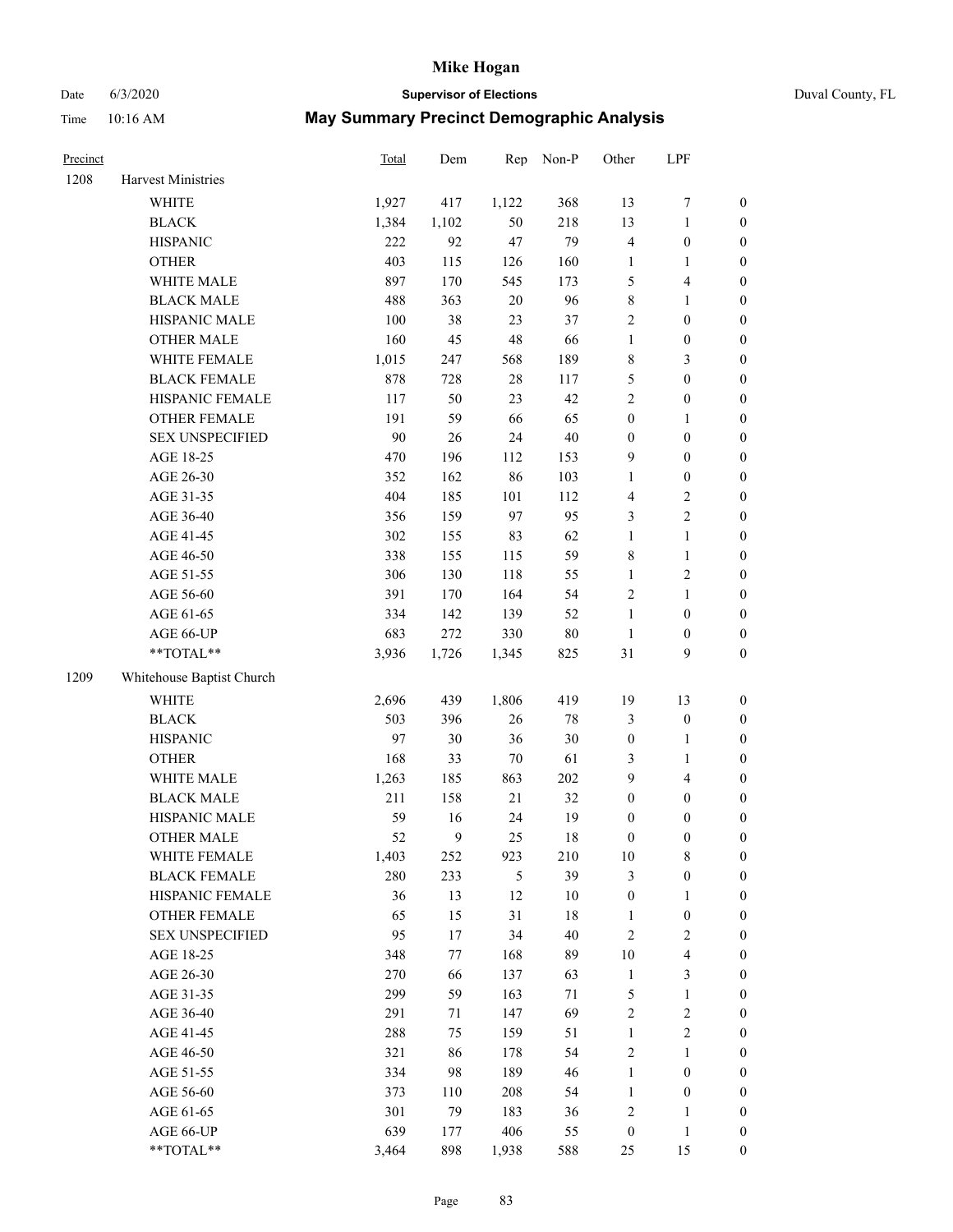# Mike Hogan

Date 6/3/2020 **Supervisor of Elections** Duval County, FL

Time 10:16 AM **May Summary Precinct Demographic Analysis**

| Precinct | | Total | Dem | Rep | Non-P | Other | LPF | |
|---|---|---|---|---|---|---|---|---|
| 1208 | Harvest Ministries | | | | | | | |
| | WHITE | 1,927 | 417 | 1,122 | 368 | 13 | 7 | 0 |
| | BLACK | 1,384 | 1,102 | 50 | 218 | 13 | 1 | 0 |
| | HISPANIC | 222 | 92 | 47 | 79 | 4 | 0 | 0 |
| | OTHER | 403 | 115 | 126 | 160 | 1 | 1 | 0 |
| | WHITE MALE | 897 | 170 | 545 | 173 | 5 | 4 | 0 |
| | BLACK MALE | 488 | 363 | 20 | 96 | 8 | 1 | 0 |
| | HISPANIC MALE | 100 | 38 | 23 | 37 | 2 | 0 | 0 |
| | OTHER MALE | 160 | 45 | 48 | 66 | 1 | 0 | 0 |
| | WHITE FEMALE | 1,015 | 247 | 568 | 189 | 8 | 3 | 0 |
| | BLACK FEMALE | 878 | 728 | 28 | 117 | 5 | 0 | 0 |
| | HISPANIC FEMALE | 117 | 50 | 23 | 42 | 2 | 0 | 0 |
| | OTHER FEMALE | 191 | 59 | 66 | 65 | 0 | 1 | 0 |
| | SEX UNSPECIFIED | 90 | 26 | 24 | 40 | 0 | 0 | 0 |
| | AGE 18-25 | 470 | 196 | 112 | 153 | 9 | 0 | 0 |
| | AGE 26-30 | 352 | 162 | 86 | 103 | 1 | 0 | 0 |
| | AGE 31-35 | 404 | 185 | 101 | 112 | 4 | 2 | 0 |
| | AGE 36-40 | 356 | 159 | 97 | 95 | 3 | 2 | 0 |
| | AGE 41-45 | 302 | 155 | 83 | 62 | 1 | 1 | 0 |
| | AGE 46-50 | 338 | 155 | 115 | 59 | 8 | 1 | 0 |
| | AGE 51-55 | 306 | 130 | 118 | 55 | 1 | 2 | 0 |
| | AGE 56-60 | 391 | 170 | 164 | 54 | 2 | 1 | 0 |
| | AGE 61-65 | 334 | 142 | 139 | 52 | 1 | 0 | 0 |
| | AGE 66-UP | 683 | 272 | 330 | 80 | 1 | 0 | 0 |
| | **TOTAL** | 3,936 | 1,726 | 1,345 | 825 | 31 | 9 | 0 |
| 1209 | Whitehouse Baptist Church | | | | | | | |
| | WHITE | 2,696 | 439 | 1,806 | 419 | 19 | 13 | 0 |
| | BLACK | 503 | 396 | 26 | 78 | 3 | 0 | 0 |
| | HISPANIC | 97 | 30 | 36 | 30 | 0 | 1 | 0 |
| | OTHER | 168 | 33 | 70 | 61 | 3 | 1 | 0 |
| | WHITE MALE | 1,263 | 185 | 863 | 202 | 9 | 4 | 0 |
| | BLACK MALE | 211 | 158 | 21 | 32 | 0 | 0 | 0 |
| | HISPANIC MALE | 59 | 16 | 24 | 19 | 0 | 0 | 0 |
| | OTHER MALE | 52 | 9 | 25 | 18 | 0 | 0 | 0 |
| | WHITE FEMALE | 1,403 | 252 | 923 | 210 | 10 | 8 | 0 |
| | BLACK FEMALE | 280 | 233 | 5 | 39 | 3 | 0 | 0 |
| | HISPANIC FEMALE | 36 | 13 | 12 | 10 | 0 | 1 | 0 |
| | OTHER FEMALE | 65 | 15 | 31 | 18 | 1 | 0 | 0 |
| | SEX UNSPECIFIED | 95 | 17 | 34 | 40 | 2 | 2 | 0 |
| | AGE 18-25 | 348 | 77 | 168 | 89 | 10 | 4 | 0 |
| | AGE 26-30 | 270 | 66 | 137 | 63 | 1 | 3 | 0 |
| | AGE 31-35 | 299 | 59 | 163 | 71 | 5 | 1 | 0 |
| | AGE 36-40 | 291 | 71 | 147 | 69 | 2 | 2 | 0 |
| | AGE 41-45 | 288 | 75 | 159 | 51 | 1 | 2 | 0 |
| | AGE 46-50 | 321 | 86 | 178 | 54 | 2 | 1 | 0 |
| | AGE 51-55 | 334 | 98 | 189 | 46 | 1 | 0 | 0 |
| | AGE 56-60 | 373 | 110 | 208 | 54 | 1 | 0 | 0 |
| | AGE 61-65 | 301 | 79 | 183 | 36 | 2 | 1 | 0 |
| | AGE 66-UP | 639 | 177 | 406 | 55 | 0 | 1 | 0 |
| | **TOTAL** | 3,464 | 898 | 1,938 | 588 | 25 | 15 | 0 |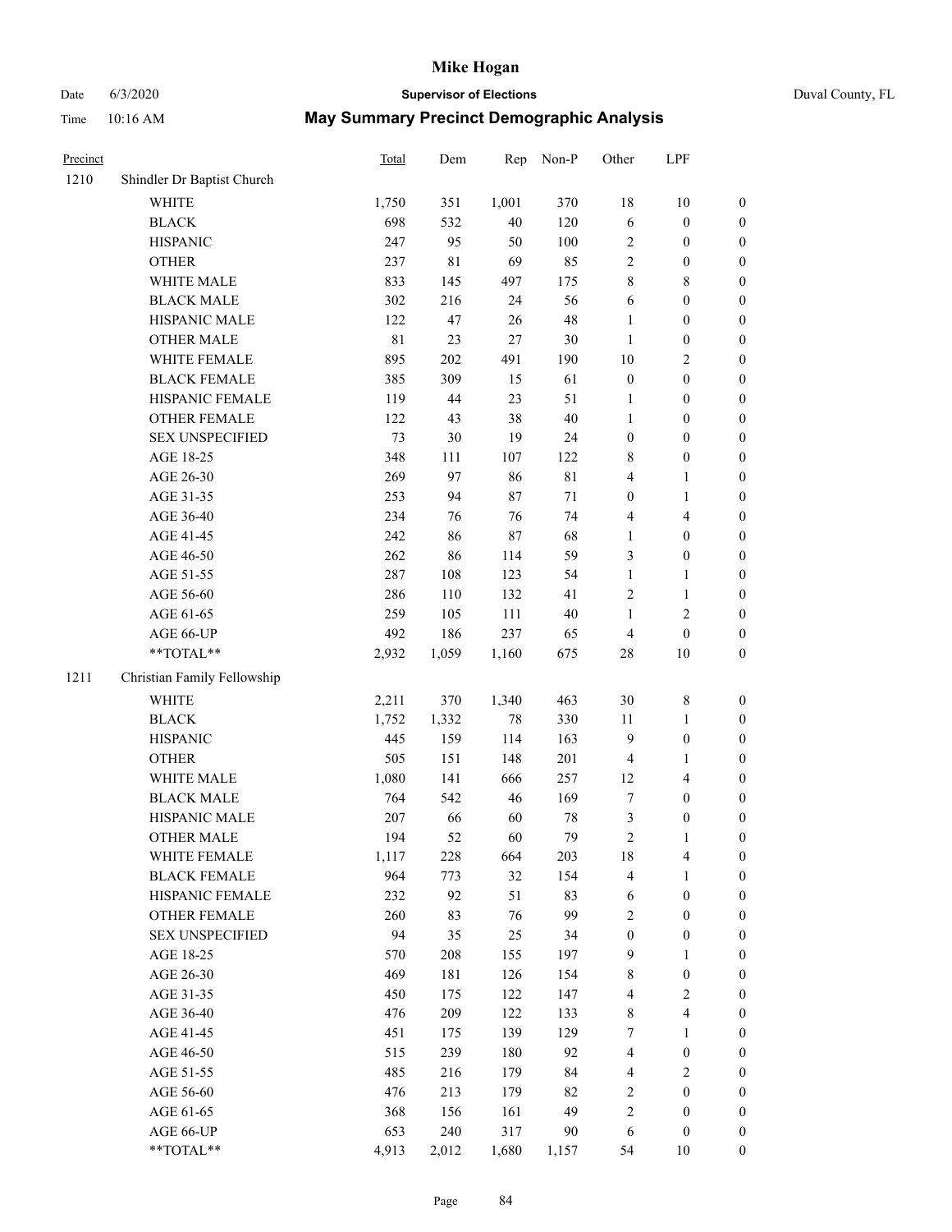# Mike Hogan

Date 6/3/2020 **Supervisor of Elections** Duval County, FL

Time 10:16 AM **May Summary Precinct Demographic Analysis**

| Precinct | | Total | Dem | Rep | Non-P | Other | LPF | |
|---|---|---|---|---|---|---|---|---|
| 1210 | Shindler Dr Baptist Church | | | | | | | |
| | WHITE | 1,750 | 351 | 1,001 | 370 | 18 | 10 | 0 |
| | BLACK | 698 | 532 | 40 | 120 | 6 | 0 | 0 |
| | HISPANIC | 247 | 95 | 50 | 100 | 2 | 0 | 0 |
| | OTHER | 237 | 81 | 69 | 85 | 2 | 0 | 0 |
| | WHITE MALE | 833 | 145 | 497 | 175 | 8 | 8 | 0 |
| | BLACK MALE | 302 | 216 | 24 | 56 | 6 | 0 | 0 |
| | HISPANIC MALE | 122 | 47 | 26 | 48 | 1 | 0 | 0 |
| | OTHER MALE | 81 | 23 | 27 | 30 | 1 | 0 | 0 |
| | WHITE FEMALE | 895 | 202 | 491 | 190 | 10 | 2 | 0 |
| | BLACK FEMALE | 385 | 309 | 15 | 61 | 0 | 0 | 0 |
| | HISPANIC FEMALE | 119 | 44 | 23 | 51 | 1 | 0 | 0 |
| | OTHER FEMALE | 122 | 43 | 38 | 40 | 1 | 0 | 0 |
| | SEX UNSPECIFIED | 73 | 30 | 19 | 24 | 0 | 0 | 0 |
| | AGE 18-25 | 348 | 111 | 107 | 122 | 8 | 0 | 0 |
| | AGE 26-30 | 269 | 97 | 86 | 81 | 4 | 1 | 0 |
| | AGE 31-35 | 253 | 94 | 87 | 71 | 0 | 1 | 0 |
| | AGE 36-40 | 234 | 76 | 76 | 74 | 4 | 4 | 0 |
| | AGE 41-45 | 242 | 86 | 87 | 68 | 1 | 0 | 0 |
| | AGE 46-50 | 262 | 86 | 114 | 59 | 3 | 0 | 0 |
| | AGE 51-55 | 287 | 108 | 123 | 54 | 1 | 1 | 0 |
| | AGE 56-60 | 286 | 110 | 132 | 41 | 2 | 1 | 0 |
| | AGE 61-65 | 259 | 105 | 111 | 40 | 1 | 2 | 0 |
| | AGE 66-UP | 492 | 186 | 237 | 65 | 4 | 0 | 0 |
| | **TOTAL** | 2,932 | 1,059 | 1,160 | 675 | 28 | 10 | 0 |
| 1211 | Christian Family Fellowship | | | | | | | |
| | WHITE | 2,211 | 370 | 1,340 | 463 | 30 | 8 | 0 |
| | BLACK | 1,752 | 1,332 | 78 | 330 | 11 | 1 | 0 |
| | HISPANIC | 445 | 159 | 114 | 163 | 9 | 0 | 0 |
| | OTHER | 505 | 151 | 148 | 201 | 4 | 1 | 0 |
| | WHITE MALE | 1,080 | 141 | 666 | 257 | 12 | 4 | 0 |
| | BLACK MALE | 764 | 542 | 46 | 169 | 7 | 0 | 0 |
| | HISPANIC MALE | 207 | 66 | 60 | 78 | 3 | 0 | 0 |
| | OTHER MALE | 194 | 52 | 60 | 79 | 2 | 1 | 0 |
| | WHITE FEMALE | 1,117 | 228 | 664 | 203 | 18 | 4 | 0 |
| | BLACK FEMALE | 964 | 773 | 32 | 154 | 4 | 1 | 0 |
| | HISPANIC FEMALE | 232 | 92 | 51 | 83 | 6 | 0 | 0 |
| | OTHER FEMALE | 260 | 83 | 76 | 99 | 2 | 0 | 0 |
| | SEX UNSPECIFIED | 94 | 35 | 25 | 34 | 0 | 0 | 0 |
| | AGE 18-25 | 570 | 208 | 155 | 197 | 9 | 1 | 0 |
| | AGE 26-30 | 469 | 181 | 126 | 154 | 8 | 0 | 0 |
| | AGE 31-35 | 450 | 175 | 122 | 147 | 4 | 2 | 0 |
| | AGE 36-40 | 476 | 209 | 122 | 133 | 8 | 4 | 0 |
| | AGE 41-45 | 451 | 175 | 139 | 129 | 7 | 1 | 0 |
| | AGE 46-50 | 515 | 239 | 180 | 92 | 4 | 0 | 0 |
| | AGE 51-55 | 485 | 216 | 179 | 84 | 4 | 2 | 0 |
| | AGE 56-60 | 476 | 213 | 179 | 82 | 2 | 0 | 0 |
| | AGE 61-65 | 368 | 156 | 161 | 49 | 2 | 0 | 0 |
| | AGE 66-UP | 653 | 240 | 317 | 90 | 6 | 0 | 0 |
| | **TOTAL** | 4,913 | 2,012 | 1,680 | 1,157 | 54 | 10 | 0 |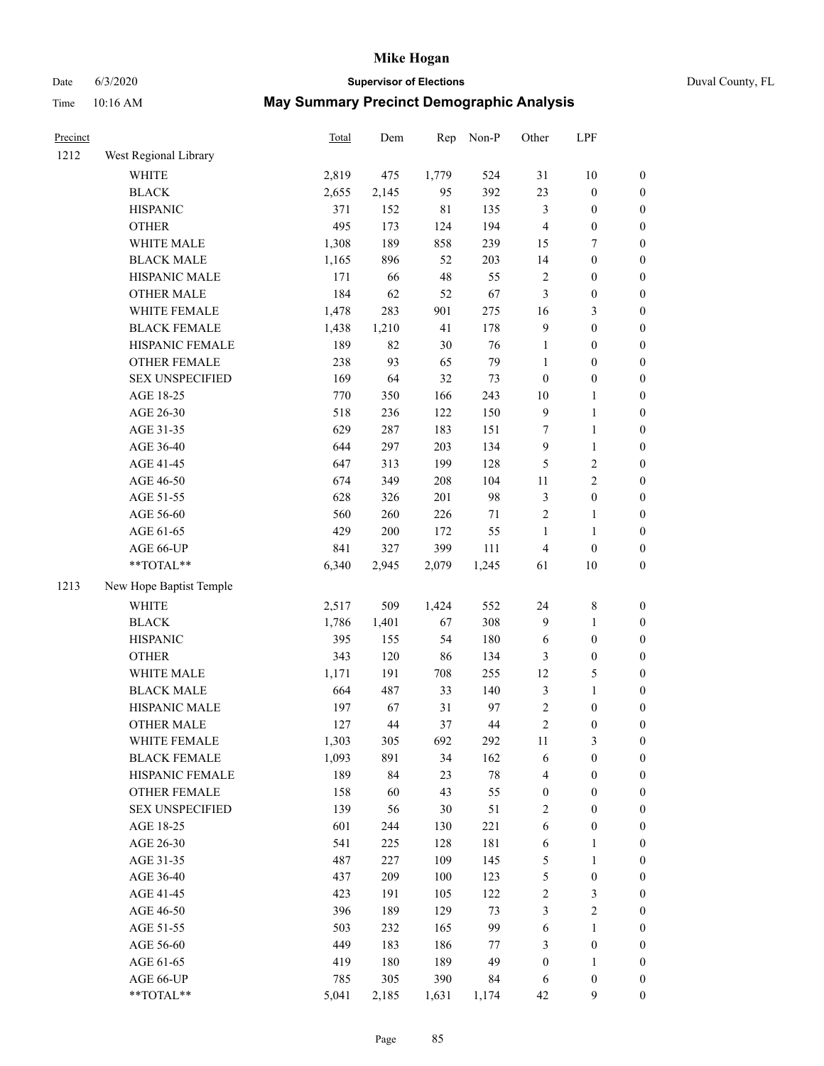# Mike Hogan

Date 6/3/2020 **Supervisor of Elections** Duval County, FL

Time 10:16 AM **May Summary Precinct Demographic Analysis**

| Precinct | | Total | Dem | Rep | Non-P | Other | LPF | |
|---|---|---|---|---|---|---|---|---|
| 1212 | West Regional Library | | | | | | | |
| | WHITE | 2,819 | 475 | 1,779 | 524 | 31 | 10 | 0 |
| | BLACK | 2,655 | 2,145 | 95 | 392 | 23 | 0 | 0 |
| | HISPANIC | 371 | 152 | 81 | 135 | 3 | 0 | 0 |
| | OTHER | 495 | 173 | 124 | 194 | 4 | 0 | 0 |
| | WHITE MALE | 1,308 | 189 | 858 | 239 | 15 | 7 | 0 |
| | BLACK MALE | 1,165 | 896 | 52 | 203 | 14 | 0 | 0 |
| | HISPANIC MALE | 171 | 66 | 48 | 55 | 2 | 0 | 0 |
| | OTHER MALE | 184 | 62 | 52 | 67 | 3 | 0 | 0 |
| | WHITE FEMALE | 1,478 | 283 | 901 | 275 | 16 | 3 | 0 |
| | BLACK FEMALE | 1,438 | 1,210 | 41 | 178 | 9 | 0 | 0 |
| | HISPANIC FEMALE | 189 | 82 | 30 | 76 | 1 | 0 | 0 |
| | OTHER FEMALE | 238 | 93 | 65 | 79 | 1 | 0 | 0 |
| | SEX UNSPECIFIED | 169 | 64 | 32 | 73 | 0 | 0 | 0 |
| | AGE 18-25 | 770 | 350 | 166 | 243 | 10 | 1 | 0 |
| | AGE 26-30 | 518 | 236 | 122 | 150 | 9 | 1 | 0 |
| | AGE 31-35 | 629 | 287 | 183 | 151 | 7 | 1 | 0 |
| | AGE 36-40 | 644 | 297 | 203 | 134 | 9 | 1 | 0 |
| | AGE 41-45 | 647 | 313 | 199 | 128 | 5 | 2 | 0 |
| | AGE 46-50 | 674 | 349 | 208 | 104 | 11 | 2 | 0 |
| | AGE 51-55 | 628 | 326 | 201 | 98 | 3 | 0 | 0 |
| | AGE 56-60 | 560 | 260 | 226 | 71 | 2 | 1 | 0 |
| | AGE 61-65 | 429 | 200 | 172 | 55 | 1 | 1 | 0 |
| | AGE 66-UP | 841 | 327 | 399 | 111 | 4 | 0 | 0 |
| | **TOTAL** | 6,340 | 2,945 | 2,079 | 1,245 | 61 | 10 | 0 |
| 1213 | New Hope Baptist Temple | | | | | | | |
| | WHITE | 2,517 | 509 | 1,424 | 552 | 24 | 8 | 0 |
| | BLACK | 1,786 | 1,401 | 67 | 308 | 9 | 1 | 0 |
| | HISPANIC | 395 | 155 | 54 | 180 | 6 | 0 | 0 |
| | OTHER | 343 | 120 | 86 | 134 | 3 | 0 | 0 |
| | WHITE MALE | 1,171 | 191 | 708 | 255 | 12 | 5 | 0 |
| | BLACK MALE | 664 | 487 | 33 | 140 | 3 | 1 | 0 |
| | HISPANIC MALE | 197 | 67 | 31 | 97 | 2 | 0 | 0 |
| | OTHER MALE | 127 | 44 | 37 | 44 | 2 | 0 | 0 |
| | WHITE FEMALE | 1,303 | 305 | 692 | 292 | 11 | 3 | 0 |
| | BLACK FEMALE | 1,093 | 891 | 34 | 162 | 6 | 0 | 0 |
| | HISPANIC FEMALE | 189 | 84 | 23 | 78 | 4 | 0 | 0 |
| | OTHER FEMALE | 158 | 60 | 43 | 55 | 0 | 0 | 0 |
| | SEX UNSPECIFIED | 139 | 56 | 30 | 51 | 2 | 0 | 0 |
| | AGE 18-25 | 601 | 244 | 130 | 221 | 6 | 0 | 0 |
| | AGE 26-30 | 541 | 225 | 128 | 181 | 6 | 1 | 0 |
| | AGE 31-35 | 487 | 227 | 109 | 145 | 5 | 1 | 0 |
| | AGE 36-40 | 437 | 209 | 100 | 123 | 5 | 0 | 0 |
| | AGE 41-45 | 423 | 191 | 105 | 122 | 2 | 3 | 0 |
| | AGE 46-50 | 396 | 189 | 129 | 73 | 3 | 2 | 0 |
| | AGE 51-55 | 503 | 232 | 165 | 99 | 6 | 1 | 0 |
| | AGE 56-60 | 449 | 183 | 186 | 77 | 3 | 0 | 0 |
| | AGE 61-65 | 419 | 180 | 189 | 49 | 0 | 1 | 0 |
| | AGE 66-UP | 785 | 305 | 390 | 84 | 6 | 0 | 0 |
| | **TOTAL** | 5,041 | 2,185 | 1,631 | 1,174 | 42 | 9 | 0 |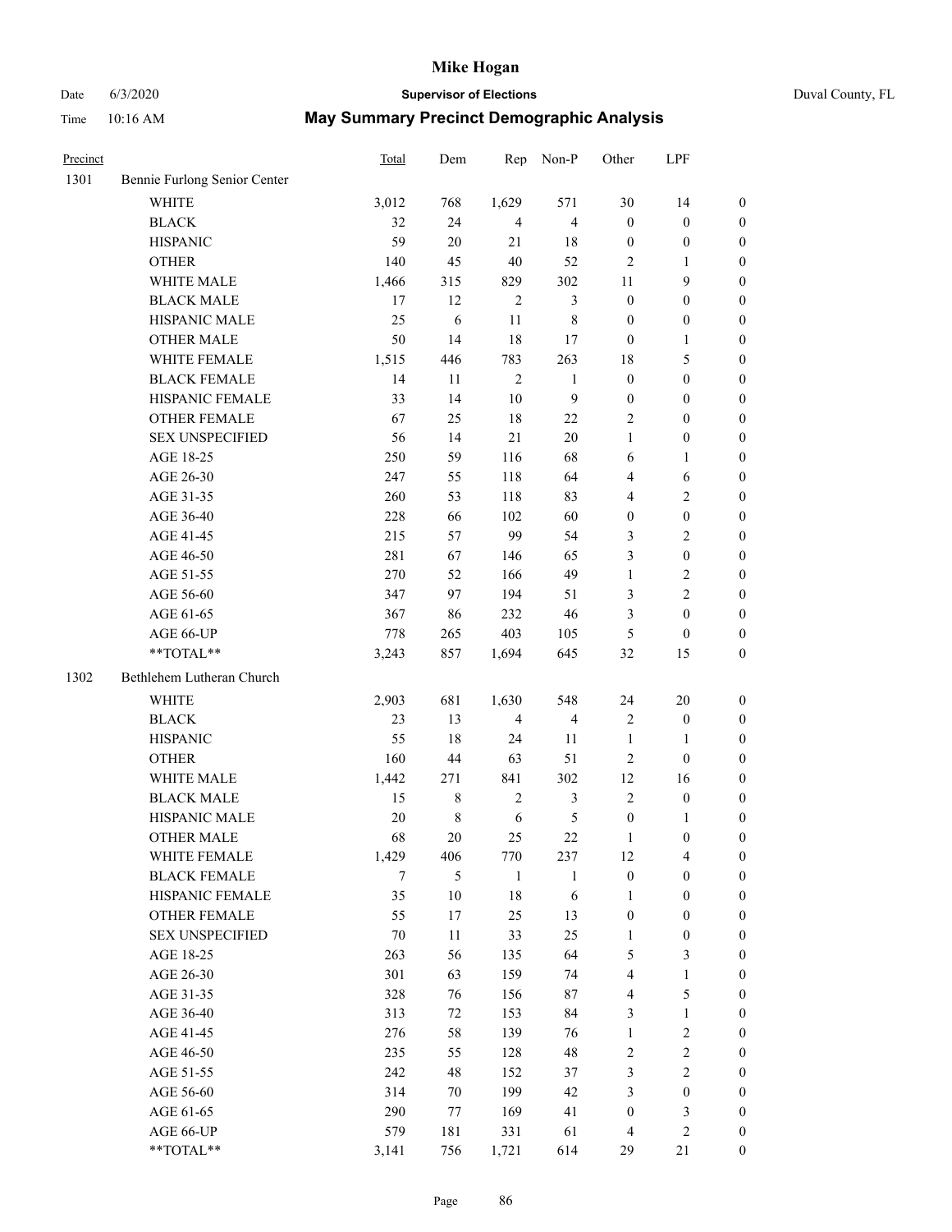# Mike Hogan

**Supervisor of Elections**

Date 6/3/2020 | Duval County, FL

Time 10:16 AM

## May Summary Precinct Demographic Analysis

| Precinct | | Total | Dem | Rep | Non-P | Other | LPF | |
|---|---|---|---|---|---|---|---|---|
| 1301 | Bennie Furlong Senior Center | | | | | | | |
| | WHITE | 3,012 | 768 | 1,629 | 571 | 30 | 14 | 0 |
| | BLACK | 32 | 24 | 4 | 4 | 0 | 0 | 0 |
| | HISPANIC | 59 | 20 | 21 | 18 | 0 | 0 | 0 |
| | OTHER | 140 | 45 | 40 | 52 | 2 | 1 | 0 |
| | WHITE MALE | 1,466 | 315 | 829 | 302 | 11 | 9 | 0 |
| | BLACK MALE | 17 | 12 | 2 | 3 | 0 | 0 | 0 |
| | HISPANIC MALE | 25 | 6 | 11 | 8 | 0 | 0 | 0 |
| | OTHER MALE | 50 | 14 | 18 | 17 | 0 | 1 | 0 |
| | WHITE FEMALE | 1,515 | 446 | 783 | 263 | 18 | 5 | 0 |
| | BLACK FEMALE | 14 | 11 | 2 | 1 | 0 | 0 | 0 |
| | HISPANIC FEMALE | 33 | 14 | 10 | 9 | 0 | 0 | 0 |
| | OTHER FEMALE | 67 | 25 | 18 | 22 | 2 | 0 | 0 |
| | SEX UNSPECIFIED | 56 | 14 | 21 | 20 | 1 | 0 | 0 |
| | AGE 18-25 | 250 | 59 | 116 | 68 | 6 | 1 | 0 |
| | AGE 26-30 | 247 | 55 | 118 | 64 | 4 | 6 | 0 |
| | AGE 31-35 | 260 | 53 | 118 | 83 | 4 | 2 | 0 |
| | AGE 36-40 | 228 | 66 | 102 | 60 | 0 | 0 | 0 |
| | AGE 41-45 | 215 | 57 | 99 | 54 | 3 | 2 | 0 |
| | AGE 46-50 | 281 | 67 | 146 | 65 | 3 | 0 | 0 |
| | AGE 51-55 | 270 | 52 | 166 | 49 | 1 | 2 | 0 |
| | AGE 56-60 | 347 | 97 | 194 | 51 | 3 | 2 | 0 |
| | AGE 61-65 | 367 | 86 | 232 | 46 | 3 | 0 | 0 |
| | AGE 66-UP | 778 | 265 | 403 | 105 | 5 | 0 | 0 |
| | **TOTAL** | 3,243 | 857 | 1,694 | 645 | 32 | 15 | 0 |
| 1302 | Bethlehem Lutheran Church | | | | | | | |
| | WHITE | 2,903 | 681 | 1,630 | 548 | 24 | 20 | 0 |
| | BLACK | 23 | 13 | 4 | 4 | 2 | 0 | 0 |
| | HISPANIC | 55 | 18 | 24 | 11 | 1 | 1 | 0 |
| | OTHER | 160 | 44 | 63 | 51 | 2 | 0 | 0 |
| | WHITE MALE | 1,442 | 271 | 841 | 302 | 12 | 16 | 0 |
| | BLACK MALE | 15 | 8 | 2 | 3 | 2 | 0 | 0 |
| | HISPANIC MALE | 20 | 8 | 6 | 5 | 0 | 1 | 0 |
| | OTHER MALE | 68 | 20 | 25 | 22 | 1 | 0 | 0 |
| | WHITE FEMALE | 1,429 | 406 | 770 | 237 | 12 | 4 | 0 |
| | BLACK FEMALE | 7 | 5 | 1 | 1 | 0 | 0 | 0 |
| | HISPANIC FEMALE | 35 | 10 | 18 | 6 | 1 | 0 | 0 |
| | OTHER FEMALE | 55 | 17 | 25 | 13 | 0 | 0 | 0 |
| | SEX UNSPECIFIED | 70 | 11 | 33 | 25 | 1 | 0 | 0 |
| | AGE 18-25 | 263 | 56 | 135 | 64 | 5 | 3 | 0 |
| | AGE 26-30 | 301 | 63 | 159 | 74 | 4 | 1 | 0 |
| | AGE 31-35 | 328 | 76 | 156 | 87 | 4 | 5 | 0 |
| | AGE 36-40 | 313 | 72 | 153 | 84 | 3 | 1 | 0 |
| | AGE 41-45 | 276 | 58 | 139 | 76 | 1 | 2 | 0 |
| | AGE 46-50 | 235 | 55 | 128 | 48 | 2 | 2 | 0 |
| | AGE 51-55 | 242 | 48 | 152 | 37 | 3 | 2 | 0 |
| | AGE 56-60 | 314 | 70 | 199 | 42 | 3 | 0 | 0 |
| | AGE 61-65 | 290 | 77 | 169 | 41 | 0 | 3 | 0 |
| | AGE 66-UP | 579 | 181 | 331 | 61 | 4 | 2 | 0 |
| | **TOTAL** | 3,141 | 756 | 1,721 | 614 | 29 | 21 | 0 |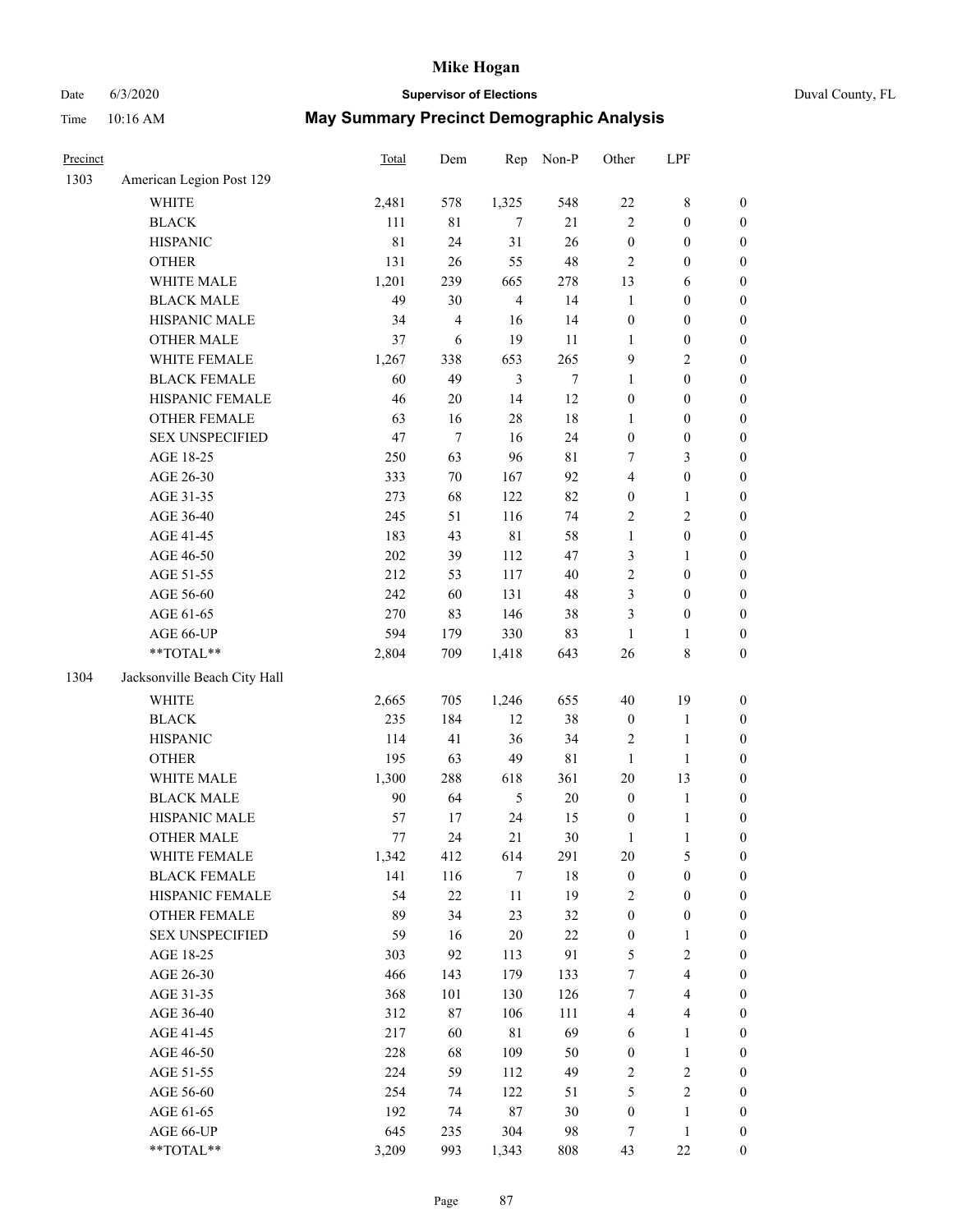# Mike Hogan

Date 6/3/2020 **Supervisor of Elections** Duval County, FL

Time 10:16 AM **May Summary Precinct Demographic Analysis**

| Precinct | | Total | Dem | Rep | Non-P | Other | LPF | |
|---|---|---|---|---|---|---|---|---|
| 1303 | American Legion Post 129 | | | | | | | |
| | WHITE | 2,481 | 578 | 1,325 | 548 | 22 | 8 | 0 |
| | BLACK | 111 | 81 | 7 | 21 | 2 | 0 | 0 |
| | HISPANIC | 81 | 24 | 31 | 26 | 0 | 0 | 0 |
| | OTHER | 131 | 26 | 55 | 48 | 2 | 0 | 0 |
| | WHITE MALE | 1,201 | 239 | 665 | 278 | 13 | 6 | 0 |
| | BLACK MALE | 49 | 30 | 4 | 14 | 1 | 0 | 0 |
| | HISPANIC MALE | 34 | 4 | 16 | 14 | 0 | 0 | 0 |
| | OTHER MALE | 37 | 6 | 19 | 11 | 1 | 0 | 0 |
| | WHITE FEMALE | 1,267 | 338 | 653 | 265 | 9 | 2 | 0 |
| | BLACK FEMALE | 60 | 49 | 3 | 7 | 1 | 0 | 0 |
| | HISPANIC FEMALE | 46 | 20 | 14 | 12 | 0 | 0 | 0 |
| | OTHER FEMALE | 63 | 16 | 28 | 18 | 1 | 0 | 0 |
| | SEX UNSPECIFIED | 47 | 7 | 16 | 24 | 0 | 0 | 0 |
| | AGE 18-25 | 250 | 63 | 96 | 81 | 7 | 3 | 0 |
| | AGE 26-30 | 333 | 70 | 167 | 92 | 4 | 0 | 0 |
| | AGE 31-35 | 273 | 68 | 122 | 82 | 0 | 1 | 0 |
| | AGE 36-40 | 245 | 51 | 116 | 74 | 2 | 2 | 0 |
| | AGE 41-45 | 183 | 43 | 81 | 58 | 1 | 0 | 0 |
| | AGE 46-50 | 202 | 39 | 112 | 47 | 3 | 1 | 0 |
| | AGE 51-55 | 212 | 53 | 117 | 40 | 2 | 0 | 0 |
| | AGE 56-60 | 242 | 60 | 131 | 48 | 3 | 0 | 0 |
| | AGE 61-65 | 270 | 83 | 146 | 38 | 3 | 0 | 0 |
| | AGE 66-UP | 594 | 179 | 330 | 83 | 1 | 1 | 0 |
| | **TOTAL** | 2,804 | 709 | 1,418 | 643 | 26 | 8 | 0 |
| 1304 | Jacksonville Beach City Hall | | | | | | | |
| | WHITE | 2,665 | 705 | 1,246 | 655 | 40 | 19 | 0 |
| | BLACK | 235 | 184 | 12 | 38 | 0 | 1 | 0 |
| | HISPANIC | 114 | 41 | 36 | 34 | 2 | 1 | 0 |
| | OTHER | 195 | 63 | 49 | 81 | 1 | 1 | 0 |
| | WHITE MALE | 1,300 | 288 | 618 | 361 | 20 | 13 | 0 |
| | BLACK MALE | 90 | 64 | 5 | 20 | 0 | 1 | 0 |
| | HISPANIC MALE | 57 | 17 | 24 | 15 | 0 | 1 | 0 |
| | OTHER MALE | 77 | 24 | 21 | 30 | 1 | 1 | 0 |
| | WHITE FEMALE | 1,342 | 412 | 614 | 291 | 20 | 5 | 0 |
| | BLACK FEMALE | 141 | 116 | 7 | 18 | 0 | 0 | 0 |
| | HISPANIC FEMALE | 54 | 22 | 11 | 19 | 2 | 0 | 0 |
| | OTHER FEMALE | 89 | 34 | 23 | 32 | 0 | 0 | 0 |
| | SEX UNSPECIFIED | 59 | 16 | 20 | 22 | 0 | 1 | 0 |
| | AGE 18-25 | 303 | 92 | 113 | 91 | 5 | 2 | 0 |
| | AGE 26-30 | 466 | 143 | 179 | 133 | 7 | 4 | 0 |
| | AGE 31-35 | 368 | 101 | 130 | 126 | 7 | 4 | 0 |
| | AGE 36-40 | 312 | 87 | 106 | 111 | 4 | 4 | 0 |
| | AGE 41-45 | 217 | 60 | 81 | 69 | 6 | 1 | 0 |
| | AGE 46-50 | 228 | 68 | 109 | 50 | 0 | 1 | 0 |
| | AGE 51-55 | 224 | 59 | 112 | 49 | 2 | 2 | 0 |
| | AGE 56-60 | 254 | 74 | 122 | 51 | 5 | 2 | 0 |
| | AGE 61-65 | 192 | 74 | 87 | 30 | 0 | 1 | 0 |
| | AGE 66-UP | 645 | 235 | 304 | 98 | 7 | 1 | 0 |
| | **TOTAL** | 3,209 | 993 | 1,343 | 808 | 43 | 22 | 0 |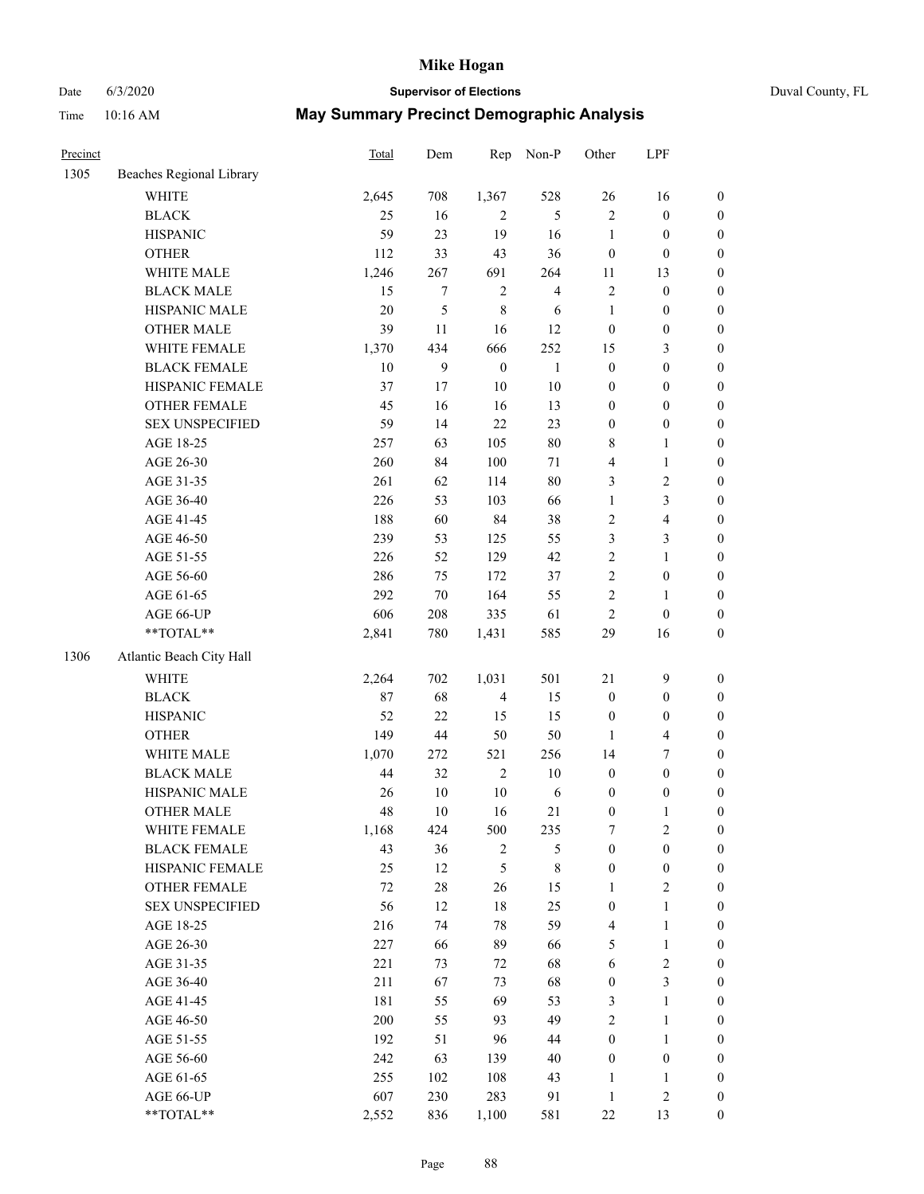# Mike Hogan

Date 6/3/2020 **Supervisor of Elections** Duval County, FL

Time 10:16 AM **May Summary Precinct Demographic Analysis**

| Precinct | | Total | Dem | Rep | Non-P | Other | LPF | |
|---|---|---|---|---|---|---|---|---|
| 1305 | Beaches Regional Library | | | | | | | |
| | WHITE | 2,645 | 708 | 1,367 | 528 | 26 | 16 | 0 |
| | BLACK | 25 | 16 | 2 | 5 | 2 | 0 | 0 |
| | HISPANIC | 59 | 23 | 19 | 16 | 1 | 0 | 0 |
| | OTHER | 112 | 33 | 43 | 36 | 0 | 0 | 0 |
| | WHITE MALE | 1,246 | 267 | 691 | 264 | 11 | 13 | 0 |
| | BLACK MALE | 15 | 7 | 2 | 4 | 2 | 0 | 0 |
| | HISPANIC MALE | 20 | 5 | 8 | 6 | 1 | 0 | 0 |
| | OTHER MALE | 39 | 11 | 16 | 12 | 0 | 0 | 0 |
| | WHITE FEMALE | 1,370 | 434 | 666 | 252 | 15 | 3 | 0 |
| | BLACK FEMALE | 10 | 9 | 0 | 1 | 0 | 0 | 0 |
| | HISPANIC FEMALE | 37 | 17 | 10 | 10 | 0 | 0 | 0 |
| | OTHER FEMALE | 45 | 16 | 16 | 13 | 0 | 0 | 0 |
| | SEX UNSPECIFIED | 59 | 14 | 22 | 23 | 0 | 0 | 0 |
| | AGE 18-25 | 257 | 63 | 105 | 80 | 8 | 1 | 0 |
| | AGE 26-30 | 260 | 84 | 100 | 71 | 4 | 1 | 0 |
| | AGE 31-35 | 261 | 62 | 114 | 80 | 3 | 2 | 0 |
| | AGE 36-40 | 226 | 53 | 103 | 66 | 1 | 3 | 0 |
| | AGE 41-45 | 188 | 60 | 84 | 38 | 2 | 4 | 0 |
| | AGE 46-50 | 239 | 53 | 125 | 55 | 3 | 3 | 0 |
| | AGE 51-55 | 226 | 52 | 129 | 42 | 2 | 1 | 0 |
| | AGE 56-60 | 286 | 75 | 172 | 37 | 2 | 0 | 0 |
| | AGE 61-65 | 292 | 70 | 164 | 55 | 2 | 1 | 0 |
| | AGE 66-UP | 606 | 208 | 335 | 61 | 2 | 0 | 0 |
| | **TOTAL** | 2,841 | 780 | 1,431 | 585 | 29 | 16 | 0 |
| 1306 | Atlantic Beach City Hall | | | | | | | |
| | WHITE | 2,264 | 702 | 1,031 | 501 | 21 | 9 | 0 |
| | BLACK | 87 | 68 | 4 | 15 | 0 | 0 | 0 |
| | HISPANIC | 52 | 22 | 15 | 15 | 0 | 0 | 0 |
| | OTHER | 149 | 44 | 50 | 50 | 1 | 4 | 0 |
| | WHITE MALE | 1,070 | 272 | 521 | 256 | 14 | 7 | 0 |
| | BLACK MALE | 44 | 32 | 2 | 10 | 0 | 0 | 0 |
| | HISPANIC MALE | 26 | 10 | 10 | 6 | 0 | 0 | 0 |
| | OTHER MALE | 48 | 10 | 16 | 21 | 0 | 1 | 0 |
| | WHITE FEMALE | 1,168 | 424 | 500 | 235 | 7 | 2 | 0 |
| | BLACK FEMALE | 43 | 36 | 2 | 5 | 0 | 0 | 0 |
| | HISPANIC FEMALE | 25 | 12 | 5 | 8 | 0 | 0 | 0 |
| | OTHER FEMALE | 72 | 28 | 26 | 15 | 1 | 2 | 0 |
| | SEX UNSPECIFIED | 56 | 12 | 18 | 25 | 0 | 1 | 0 |
| | AGE 18-25 | 216 | 74 | 78 | 59 | 4 | 1 | 0 |
| | AGE 26-30 | 227 | 66 | 89 | 66 | 5 | 1 | 0 |
| | AGE 31-35 | 221 | 73 | 72 | 68 | 6 | 2 | 0 |
| | AGE 36-40 | 211 | 67 | 73 | 68 | 0 | 3 | 0 |
| | AGE 41-45 | 181 | 55 | 69 | 53 | 3 | 1 | 0 |
| | AGE 46-50 | 200 | 55 | 93 | 49 | 2 | 1 | 0 |
| | AGE 51-55 | 192 | 51 | 96 | 44 | 0 | 1 | 0 |
| | AGE 56-60 | 242 | 63 | 139 | 40 | 0 | 0 | 0 |
| | AGE 61-65 | 255 | 102 | 108 | 43 | 1 | 1 | 0 |
| | AGE 66-UP | 607 | 230 | 283 | 91 | 1 | 2 | 0 |
| | **TOTAL** | 2,552 | 836 | 1,100 | 581 | 22 | 13 | 0 |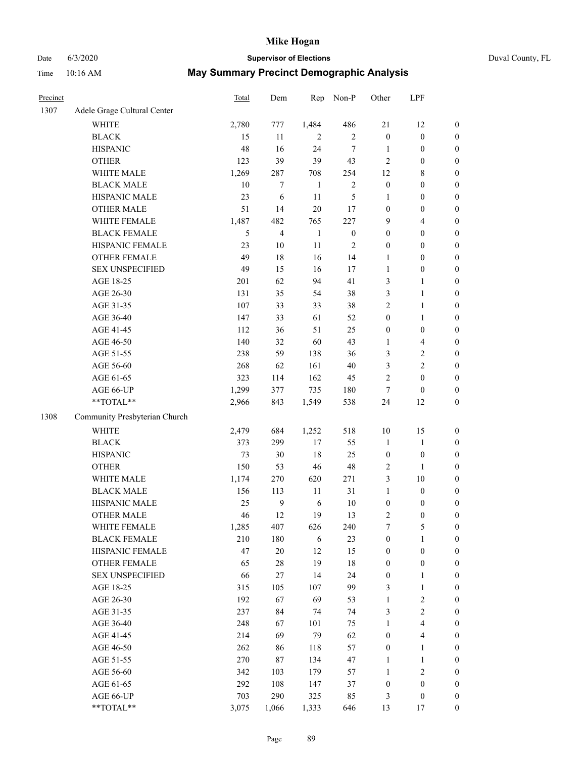# Mike Hogan

Date 6/3/2020 **Supervisor of Elections** Duval County, FL

Time 10:16 AM **May Summary Precinct Demographic Analysis**

| Precinct | | Total | Dem | Rep | Non-P | Other | LPF | |
|---|---|---|---|---|---|---|---|---|
| 1307 | Adele Grage Cultural Center | | | | | | | |
| | WHITE | 2,780 | 777 | 1,484 | 486 | 21 | 12 | 0 |
| | BLACK | 15 | 11 | 2 | 2 | 0 | 0 | 0 |
| | HISPANIC | 48 | 16 | 24 | 7 | 1 | 0 | 0 |
| | OTHER | 123 | 39 | 39 | 43 | 2 | 0 | 0 |
| | WHITE MALE | 1,269 | 287 | 708 | 254 | 12 | 8 | 0 |
| | BLACK MALE | 10 | 7 | 1 | 2 | 0 | 0 | 0 |
| | HISPANIC MALE | 23 | 6 | 11 | 5 | 1 | 0 | 0 |
| | OTHER MALE | 51 | 14 | 20 | 17 | 0 | 0 | 0 |
| | WHITE FEMALE | 1,487 | 482 | 765 | 227 | 9 | 4 | 0 |
| | BLACK FEMALE | 5 | 4 | 1 | 0 | 0 | 0 | 0 |
| | HISPANIC FEMALE | 23 | 10 | 11 | 2 | 0 | 0 | 0 |
| | OTHER FEMALE | 49 | 18 | 16 | 14 | 1 | 0 | 0 |
| | SEX UNSPECIFIED | 49 | 15 | 16 | 17 | 1 | 0 | 0 |
| | AGE 18-25 | 201 | 62 | 94 | 41 | 3 | 1 | 0 |
| | AGE 26-30 | 131 | 35 | 54 | 38 | 3 | 1 | 0 |
| | AGE 31-35 | 107 | 33 | 33 | 38 | 2 | 1 | 0 |
| | AGE 36-40 | 147 | 33 | 61 | 52 | 0 | 1 | 0 |
| | AGE 41-45 | 112 | 36 | 51 | 25 | 0 | 0 | 0 |
| | AGE 46-50 | 140 | 32 | 60 | 43 | 1 | 4 | 0 |
| | AGE 51-55 | 238 | 59 | 138 | 36 | 3 | 2 | 0 |
| | AGE 56-60 | 268 | 62 | 161 | 40 | 3 | 2 | 0 |
| | AGE 61-65 | 323 | 114 | 162 | 45 | 2 | 0 | 0 |
| | AGE 66-UP | 1,299 | 377 | 735 | 180 | 7 | 0 | 0 |
| | **TOTAL** | 2,966 | 843 | 1,549 | 538 | 24 | 12 | 0 |
| 1308 | Community Presbyterian Church | | | | | | | |
| | WHITE | 2,479 | 684 | 1,252 | 518 | 10 | 15 | 0 |
| | BLACK | 373 | 299 | 17 | 55 | 1 | 1 | 0 |
| | HISPANIC | 73 | 30 | 18 | 25 | 0 | 0 | 0 |
| | OTHER | 150 | 53 | 46 | 48 | 2 | 1 | 0 |
| | WHITE MALE | 1,174 | 270 | 620 | 271 | 3 | 10 | 0 |
| | BLACK MALE | 156 | 113 | 11 | 31 | 1 | 0 | 0 |
| | HISPANIC MALE | 25 | 9 | 6 | 10 | 0 | 0 | 0 |
| | OTHER MALE | 46 | 12 | 19 | 13 | 2 | 0 | 0 |
| | WHITE FEMALE | 1,285 | 407 | 626 | 240 | 7 | 5 | 0 |
| | BLACK FEMALE | 210 | 180 | 6 | 23 | 0 | 1 | 0 |
| | HISPANIC FEMALE | 47 | 20 | 12 | 15 | 0 | 0 | 0 |
| | OTHER FEMALE | 65 | 28 | 19 | 18 | 0 | 0 | 0 |
| | SEX UNSPECIFIED | 66 | 27 | 14 | 24 | 0 | 1 | 0 |
| | AGE 18-25 | 315 | 105 | 107 | 99 | 3 | 1 | 0 |
| | AGE 26-30 | 192 | 67 | 69 | 53 | 1 | 2 | 0 |
| | AGE 31-35 | 237 | 84 | 74 | 74 | 3 | 2 | 0 |
| | AGE 36-40 | 248 | 67 | 101 | 75 | 1 | 4 | 0 |
| | AGE 41-45 | 214 | 69 | 79 | 62 | 0 | 4 | 0 |
| | AGE 46-50 | 262 | 86 | 118 | 57 | 0 | 1 | 0 |
| | AGE 51-55 | 270 | 87 | 134 | 47 | 1 | 1 | 0 |
| | AGE 56-60 | 342 | 103 | 179 | 57 | 1 | 2 | 0 |
| | AGE 61-65 | 292 | 108 | 147 | 37 | 0 | 0 | 0 |
| | AGE 66-UP | 703 | 290 | 325 | 85 | 3 | 0 | 0 |
| | **TOTAL** | 3,075 | 1,066 | 1,333 | 646 | 13 | 17 | 0 |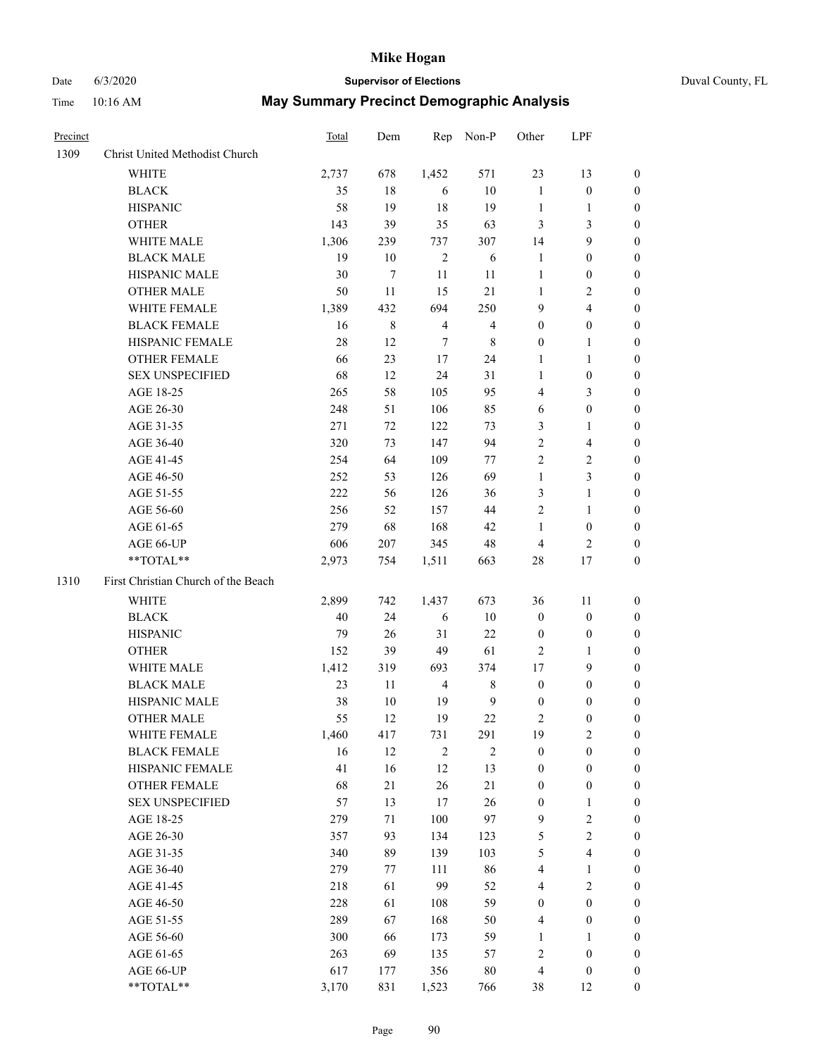# Mike Hogan

Date 6/3/2020 **Supervisor of Elections** Duval County, FL

Time 10:16 AM **May Summary Precinct Demographic Analysis**

| Precinct | | Total | Dem | Rep | Non-P | Other | LPF | |
|---|---|---|---|---|---|---|---|---|
| 1309 | Christ United Methodist Church | | | | | | | |
| | WHITE | 2,737 | 678 | 1,452 | 571 | 23 | 13 | 0 |
| | BLACK | 35 | 18 | 6 | 10 | 1 | 0 | 0 |
| | HISPANIC | 58 | 19 | 18 | 19 | 1 | 1 | 0 |
| | OTHER | 143 | 39 | 35 | 63 | 3 | 3 | 0 |
| | WHITE MALE | 1,306 | 239 | 737 | 307 | 14 | 9 | 0 |
| | BLACK MALE | 19 | 10 | 2 | 6 | 1 | 0 | 0 |
| | HISPANIC MALE | 30 | 7 | 11 | 11 | 1 | 0 | 0 |
| | OTHER MALE | 50 | 11 | 15 | 21 | 1 | 2 | 0 |
| | WHITE FEMALE | 1,389 | 432 | 694 | 250 | 9 | 4 | 0 |
| | BLACK FEMALE | 16 | 8 | 4 | 4 | 0 | 0 | 0 |
| | HISPANIC FEMALE | 28 | 12 | 7 | 8 | 0 | 1 | 0 |
| | OTHER FEMALE | 66 | 23 | 17 | 24 | 1 | 1 | 0 |
| | SEX UNSPECIFIED | 68 | 12 | 24 | 31 | 1 | 0 | 0 |
| | AGE 18-25 | 265 | 58 | 105 | 95 | 4 | 3 | 0 |
| | AGE 26-30 | 248 | 51 | 106 | 85 | 6 | 0 | 0 |
| | AGE 31-35 | 271 | 72 | 122 | 73 | 3 | 1 | 0 |
| | AGE 36-40 | 320 | 73 | 147 | 94 | 2 | 4 | 0 |
| | AGE 41-45 | 254 | 64 | 109 | 77 | 2 | 2 | 0 |
| | AGE 46-50 | 252 | 53 | 126 | 69 | 1 | 3 | 0 |
| | AGE 51-55 | 222 | 56 | 126 | 36 | 3 | 1 | 0 |
| | AGE 56-60 | 256 | 52 | 157 | 44 | 2 | 1 | 0 |
| | AGE 61-65 | 279 | 68 | 168 | 42 | 1 | 0 | 0 |
| | AGE 66-UP | 606 | 207 | 345 | 48 | 4 | 2 | 0 |
| | **TOTAL** | 2,973 | 754 | 1,511 | 663 | 28 | 17 | 0 |
| 1310 | First Christian Church of the Beach | | | | | | | |
| | WHITE | 2,899 | 742 | 1,437 | 673 | 36 | 11 | 0 |
| | BLACK | 40 | 24 | 6 | 10 | 0 | 0 | 0 |
| | HISPANIC | 79 | 26 | 31 | 22 | 0 | 0 | 0 |
| | OTHER | 152 | 39 | 49 | 61 | 2 | 1 | 0 |
| | WHITE MALE | 1,412 | 319 | 693 | 374 | 17 | 9 | 0 |
| | BLACK MALE | 23 | 11 | 4 | 8 | 0 | 0 | 0 |
| | HISPANIC MALE | 38 | 10 | 19 | 9 | 0 | 0 | 0 |
| | OTHER MALE | 55 | 12 | 19 | 22 | 2 | 0 | 0 |
| | WHITE FEMALE | 1,460 | 417 | 731 | 291 | 19 | 2 | 0 |
| | BLACK FEMALE | 16 | 12 | 2 | 2 | 0 | 0 | 0 |
| | HISPANIC FEMALE | 41 | 16 | 12 | 13 | 0 | 0 | 0 |
| | OTHER FEMALE | 68 | 21 | 26 | 21 | 0 | 0 | 0 |
| | SEX UNSPECIFIED | 57 | 13 | 17 | 26 | 0 | 1 | 0 |
| | AGE 18-25 | 279 | 71 | 100 | 97 | 9 | 2 | 0 |
| | AGE 26-30 | 357 | 93 | 134 | 123 | 5 | 2 | 0 |
| | AGE 31-35 | 340 | 89 | 139 | 103 | 5 | 4 | 0 |
| | AGE 36-40 | 279 | 77 | 111 | 86 | 4 | 1 | 0 |
| | AGE 41-45 | 218 | 61 | 99 | 52 | 4 | 2 | 0 |
| | AGE 46-50 | 228 | 61 | 108 | 59 | 0 | 0 | 0 |
| | AGE 51-55 | 289 | 67 | 168 | 50 | 4 | 0 | 0 |
| | AGE 56-60 | 300 | 66 | 173 | 59 | 1 | 1 | 0 |
| | AGE 61-65 | 263 | 69 | 135 | 57 | 2 | 0 | 0 |
| | AGE 66-UP | 617 | 177 | 356 | 80 | 4 | 0 | 0 |
| | **TOTAL** | 3,170 | 831 | 1,523 | 766 | 38 | 12 | 0 |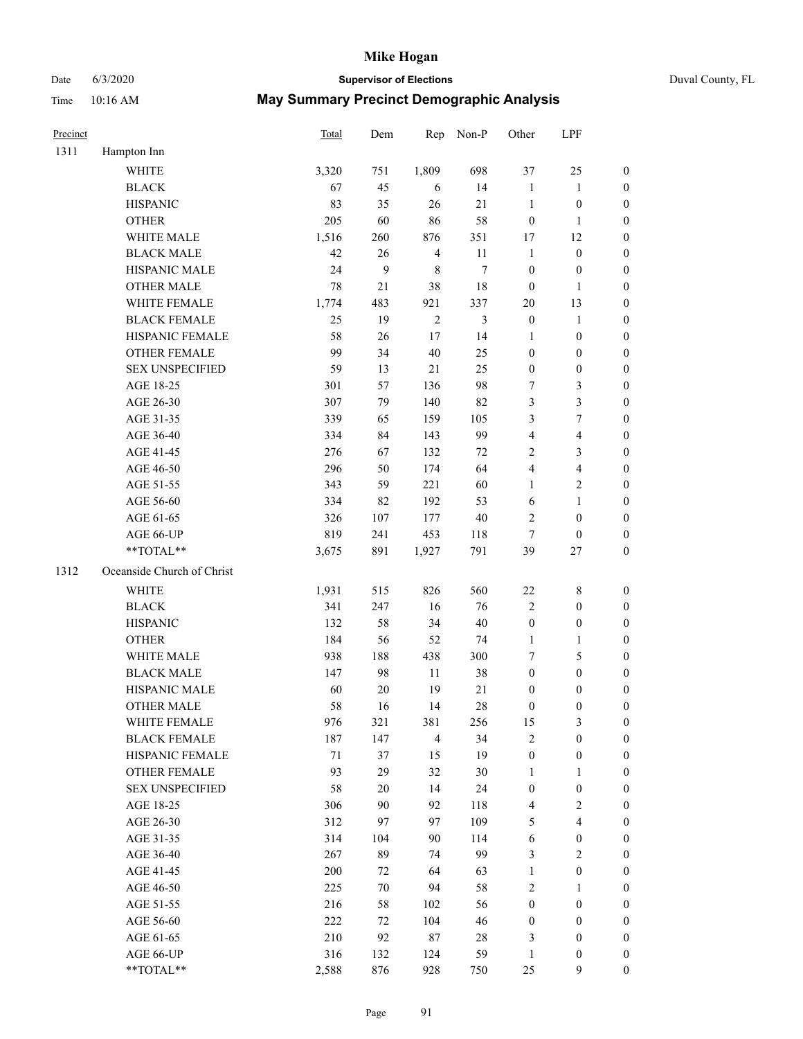# Mike Hogan

Date 6/3/2020 **Supervisor of Elections** Duval County, FL

Time 10:16 AM **May Summary Precinct Demographic Analysis**

| Precinct | | Total | Dem | Rep | Non-P | Other | LPF | |
|---|---|---|---|---|---|---|---|---|
| 1311 | Hampton Inn | | | | | | | |
| | WHITE | 3,320 | 751 | 1,809 | 698 | 37 | 25 | 0 |
| | BLACK | 67 | 45 | 6 | 14 | 1 | 1 | 0 |
| | HISPANIC | 83 | 35 | 26 | 21 | 1 | 0 | 0 |
| | OTHER | 205 | 60 | 86 | 58 | 0 | 1 | 0 |
| | WHITE MALE | 1,516 | 260 | 876 | 351 | 17 | 12 | 0 |
| | BLACK MALE | 42 | 26 | 4 | 11 | 1 | 0 | 0 |
| | HISPANIC MALE | 24 | 9 | 8 | 7 | 0 | 0 | 0 |
| | OTHER MALE | 78 | 21 | 38 | 18 | 0 | 1 | 0 |
| | WHITE FEMALE | 1,774 | 483 | 921 | 337 | 20 | 13 | 0 |
| | BLACK FEMALE | 25 | 19 | 2 | 3 | 0 | 1 | 0 |
| | HISPANIC FEMALE | 58 | 26 | 17 | 14 | 1 | 0 | 0 |
| | OTHER FEMALE | 99 | 34 | 40 | 25 | 0 | 0 | 0 |
| | SEX UNSPECIFIED | 59 | 13 | 21 | 25 | 0 | 0 | 0 |
| | AGE 18-25 | 301 | 57 | 136 | 98 | 7 | 3 | 0 |
| | AGE 26-30 | 307 | 79 | 140 | 82 | 3 | 3 | 0 |
| | AGE 31-35 | 339 | 65 | 159 | 105 | 3 | 7 | 0 |
| | AGE 36-40 | 334 | 84 | 143 | 99 | 4 | 4 | 0 |
| | AGE 41-45 | 276 | 67 | 132 | 72 | 2 | 3 | 0 |
| | AGE 46-50 | 296 | 50 | 174 | 64 | 4 | 4 | 0 |
| | AGE 51-55 | 343 | 59 | 221 | 60 | 1 | 2 | 0 |
| | AGE 56-60 | 334 | 82 | 192 | 53 | 6 | 1 | 0 |
| | AGE 61-65 | 326 | 107 | 177 | 40 | 2 | 0 | 0 |
| | AGE 66-UP | 819 | 241 | 453 | 118 | 7 | 0 | 0 |
| | **TOTAL** | 3,675 | 891 | 1,927 | 791 | 39 | 27 | 0 |
| 1312 | Oceanside Church of Christ | | | | | | | |
| | WHITE | 1,931 | 515 | 826 | 560 | 22 | 8 | 0 |
| | BLACK | 341 | 247 | 16 | 76 | 2 | 0 | 0 |
| | HISPANIC | 132 | 58 | 34 | 40 | 0 | 0 | 0 |
| | OTHER | 184 | 56 | 52 | 74 | 1 | 1 | 0 |
| | WHITE MALE | 938 | 188 | 438 | 300 | 7 | 5 | 0 |
| | BLACK MALE | 147 | 98 | 11 | 38 | 0 | 0 | 0 |
| | HISPANIC MALE | 60 | 20 | 19 | 21 | 0 | 0 | 0 |
| | OTHER MALE | 58 | 16 | 14 | 28 | 0 | 0 | 0 |
| | WHITE FEMALE | 976 | 321 | 381 | 256 | 15 | 3 | 0 |
| | BLACK FEMALE | 187 | 147 | 4 | 34 | 2 | 0 | 0 |
| | HISPANIC FEMALE | 71 | 37 | 15 | 19 | 0 | 0 | 0 |
| | OTHER FEMALE | 93 | 29 | 32 | 30 | 1 | 1 | 0 |
| | SEX UNSPECIFIED | 58 | 20 | 14 | 24 | 0 | 0 | 0 |
| | AGE 18-25 | 306 | 90 | 92 | 118 | 4 | 2 | 0 |
| | AGE 26-30 | 312 | 97 | 97 | 109 | 5 | 4 | 0 |
| | AGE 31-35 | 314 | 104 | 90 | 114 | 6 | 0 | 0 |
| | AGE 36-40 | 267 | 89 | 74 | 99 | 3 | 2 | 0 |
| | AGE 41-45 | 200 | 72 | 64 | 63 | 1 | 0 | 0 |
| | AGE 46-50 | 225 | 70 | 94 | 58 | 2 | 1 | 0 |
| | AGE 51-55 | 216 | 58 | 102 | 56 | 0 | 0 | 0 |
| | AGE 56-60 | 222 | 72 | 104 | 46 | 0 | 0 | 0 |
| | AGE 61-65 | 210 | 92 | 87 | 28 | 3 | 0 | 0 |
| | AGE 66-UP | 316 | 132 | 124 | 59 | 1 | 0 | 0 |
| | **TOTAL** | 2,588 | 876 | 928 | 750 | 25 | 9 | 0 |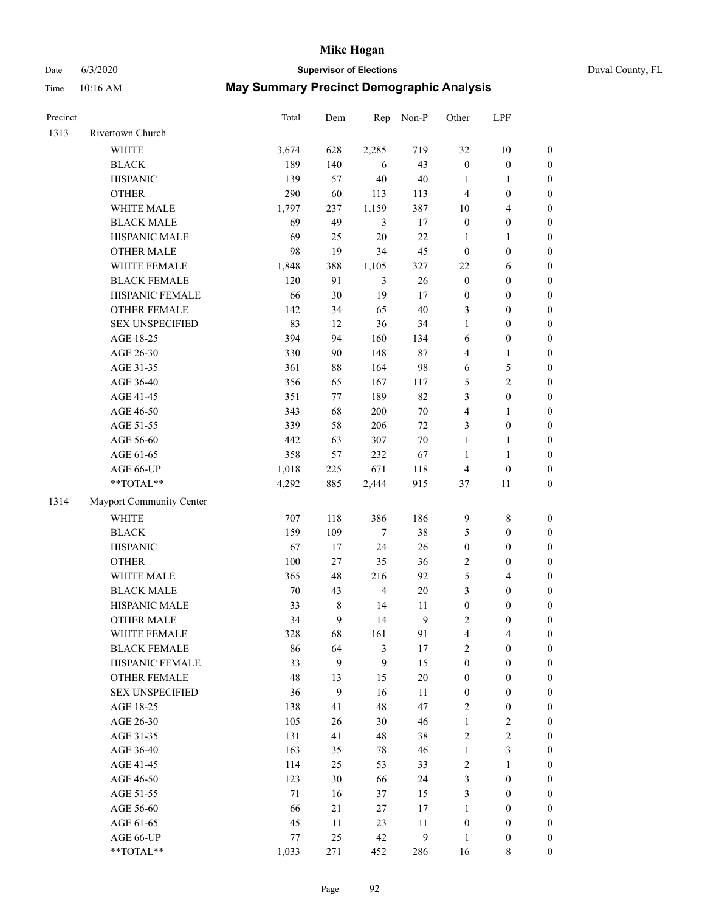# Mike Hogan

Date 6/3/2020 **Supervisor of Elections** Duval County, FL

Time 10:16 AM **May Summary Precinct Demographic Analysis**

| Precinct | | Total | Dem | Rep | Non-P | Other | LPF | |
|---|---|---|---|---|---|---|---|---|
| 1313 | Rivertown Church | | | | | | | |
| | WHITE | 3,674 | 628 | 2,285 | 719 | 32 | 10 | 0 |
| | BLACK | 189 | 140 | 6 | 43 | 0 | 0 | 0 |
| | HISPANIC | 139 | 57 | 40 | 40 | 1 | 1 | 0 |
| | OTHER | 290 | 60 | 113 | 113 | 4 | 0 | 0 |
| | WHITE MALE | 1,797 | 237 | 1,159 | 387 | 10 | 4 | 0 |
| | BLACK MALE | 69 | 49 | 3 | 17 | 0 | 0 | 0 |
| | HISPANIC MALE | 69 | 25 | 20 | 22 | 1 | 1 | 0 |
| | OTHER MALE | 98 | 19 | 34 | 45 | 0 | 0 | 0 |
| | WHITE FEMALE | 1,848 | 388 | 1,105 | 327 | 22 | 6 | 0 |
| | BLACK FEMALE | 120 | 91 | 3 | 26 | 0 | 0 | 0 |
| | HISPANIC FEMALE | 66 | 30 | 19 | 17 | 0 | 0 | 0 |
| | OTHER FEMALE | 142 | 34 | 65 | 40 | 3 | 0 | 0 |
| | SEX UNSPECIFIED | 83 | 12 | 36 | 34 | 1 | 0 | 0 |
| | AGE 18-25 | 394 | 94 | 160 | 134 | 6 | 0 | 0 |
| | AGE 26-30 | 330 | 90 | 148 | 87 | 4 | 1 | 0 |
| | AGE 31-35 | 361 | 88 | 164 | 98 | 6 | 5 | 0 |
| | AGE 36-40 | 356 | 65 | 167 | 117 | 5 | 2 | 0 |
| | AGE 41-45 | 351 | 77 | 189 | 82 | 3 | 0 | 0 |
| | AGE 46-50 | 343 | 68 | 200 | 70 | 4 | 1 | 0 |
| | AGE 51-55 | 339 | 58 | 206 | 72 | 3 | 0 | 0 |
| | AGE 56-60 | 442 | 63 | 307 | 70 | 1 | 1 | 0 |
| | AGE 61-65 | 358 | 57 | 232 | 67 | 1 | 1 | 0 |
| | AGE 66-UP | 1,018 | 225 | 671 | 118 | 4 | 0 | 0 |
| | **TOTAL** | 4,292 | 885 | 2,444 | 915 | 37 | 11 | 0 |
| 1314 | Mayport Community Center | | | | | | | |
| | WHITE | 707 | 118 | 386 | 186 | 9 | 8 | 0 |
| | BLACK | 159 | 109 | 7 | 38 | 5 | 0 | 0 |
| | HISPANIC | 67 | 17 | 24 | 26 | 0 | 0 | 0 |
| | OTHER | 100 | 27 | 35 | 36 | 2 | 0 | 0 |
| | WHITE MALE | 365 | 48 | 216 | 92 | 5 | 4 | 0 |
| | BLACK MALE | 70 | 43 | 4 | 20 | 3 | 0 | 0 |
| | HISPANIC MALE | 33 | 8 | 14 | 11 | 0 | 0 | 0 |
| | OTHER MALE | 34 | 9 | 14 | 9 | 2 | 0 | 0 |
| | WHITE FEMALE | 328 | 68 | 161 | 91 | 4 | 4 | 0 |
| | BLACK FEMALE | 86 | 64 | 3 | 17 | 2 | 0 | 0 |
| | HISPANIC FEMALE | 33 | 9 | 9 | 15 | 0 | 0 | 0 |
| | OTHER FEMALE | 48 | 13 | 15 | 20 | 0 | 0 | 0 |
| | SEX UNSPECIFIED | 36 | 9 | 16 | 11 | 0 | 0 | 0 |
| | AGE 18-25 | 138 | 41 | 48 | 47 | 2 | 0 | 0 |
| | AGE 26-30 | 105 | 26 | 30 | 46 | 1 | 2 | 0 |
| | AGE 31-35 | 131 | 41 | 48 | 38 | 2 | 2 | 0 |
| | AGE 36-40 | 163 | 35 | 78 | 46 | 1 | 3 | 0 |
| | AGE 41-45 | 114 | 25 | 53 | 33 | 2 | 1 | 0 |
| | AGE 46-50 | 123 | 30 | 66 | 24 | 3 | 0 | 0 |
| | AGE 51-55 | 71 | 16 | 37 | 15 | 3 | 0 | 0 |
| | AGE 56-60 | 66 | 21 | 27 | 17 | 1 | 0 | 0 |
| | AGE 61-65 | 45 | 11 | 23 | 11 | 0 | 0 | 0 |
| | AGE 66-UP | 77 | 25 | 42 | 9 | 1 | 0 | 0 |
| | **TOTAL** | 1,033 | 271 | 452 | 286 | 16 | 8 | 0 |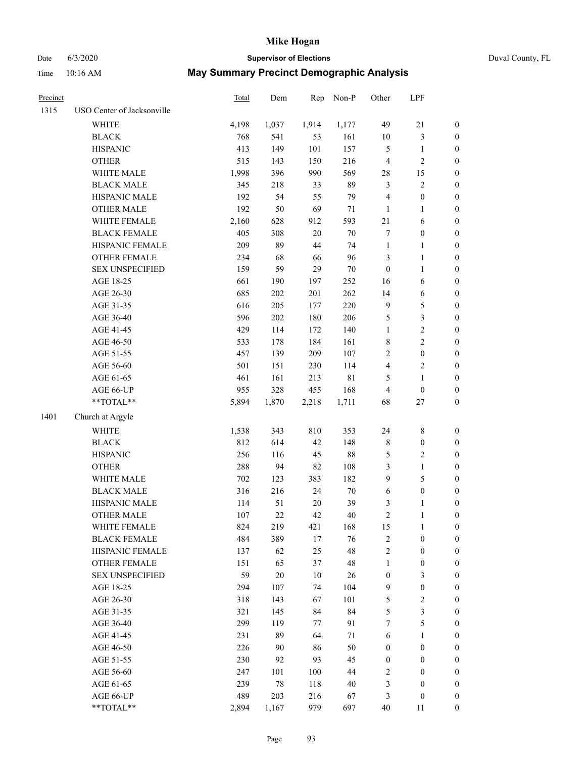# Mike Hogan

Date 6/3/2020 **Supervisor of Elections** Duval County, FL

Time 10:16 AM **May Summary Precinct Demographic Analysis**

| Precinct | | Total | Dem | Rep | Non-P | Other | LPF | |
|---|---|---|---|---|---|---|---|---|
| 1315 | USO Center of Jacksonville | | | | | | | |
| | WHITE | 4,198 | 1,037 | 1,914 | 1,177 | 49 | 21 | 0 |
| | BLACK | 768 | 541 | 53 | 161 | 10 | 3 | 0 |
| | HISPANIC | 413 | 149 | 101 | 157 | 5 | 1 | 0 |
| | OTHER | 515 | 143 | 150 | 216 | 4 | 2 | 0 |
| | WHITE MALE | 1,998 | 396 | 990 | 569 | 28 | 15 | 0 |
| | BLACK MALE | 345 | 218 | 33 | 89 | 3 | 2 | 0 |
| | HISPANIC MALE | 192 | 54 | 55 | 79 | 4 | 0 | 0 |
| | OTHER MALE | 192 | 50 | 69 | 71 | 1 | 1 | 0 |
| | WHITE FEMALE | 2,160 | 628 | 912 | 593 | 21 | 6 | 0 |
| | BLACK FEMALE | 405 | 308 | 20 | 70 | 7 | 0 | 0 |
| | HISPANIC FEMALE | 209 | 89 | 44 | 74 | 1 | 1 | 0 |
| | OTHER FEMALE | 234 | 68 | 66 | 96 | 3 | 1 | 0 |
| | SEX UNSPECIFIED | 159 | 59 | 29 | 70 | 0 | 1 | 0 |
| | AGE 18-25 | 661 | 190 | 197 | 252 | 16 | 6 | 0 |
| | AGE 26-30 | 685 | 202 | 201 | 262 | 14 | 6 | 0 |
| | AGE 31-35 | 616 | 205 | 177 | 220 | 9 | 5 | 0 |
| | AGE 36-40 | 596 | 202 | 180 | 206 | 5 | 3 | 0 |
| | AGE 41-45 | 429 | 114 | 172 | 140 | 1 | 2 | 0 |
| | AGE 46-50 | 533 | 178 | 184 | 161 | 8 | 2 | 0 |
| | AGE 51-55 | 457 | 139 | 209 | 107 | 2 | 0 | 0 |
| | AGE 56-60 | 501 | 151 | 230 | 114 | 4 | 2 | 0 |
| | AGE 61-65 | 461 | 161 | 213 | 81 | 5 | 1 | 0 |
| | AGE 66-UP | 955 | 328 | 455 | 168 | 4 | 0 | 0 |
| | **TOTAL** | 5,894 | 1,870 | 2,218 | 1,711 | 68 | 27 | 0 |
| 1401 | Church at Argyle | | | | | | | |
| | WHITE | 1,538 | 343 | 810 | 353 | 24 | 8 | 0 |
| | BLACK | 812 | 614 | 42 | 148 | 8 | 0 | 0 |
| | HISPANIC | 256 | 116 | 45 | 88 | 5 | 2 | 0 |
| | OTHER | 288 | 94 | 82 | 108 | 3 | 1 | 0 |
| | WHITE MALE | 702 | 123 | 383 | 182 | 9 | 5 | 0 |
| | BLACK MALE | 316 | 216 | 24 | 70 | 6 | 0 | 0 |
| | HISPANIC MALE | 114 | 51 | 20 | 39 | 3 | 1 | 0 |
| | OTHER MALE | 107 | 22 | 42 | 40 | 2 | 1 | 0 |
| | WHITE FEMALE | 824 | 219 | 421 | 168 | 15 | 1 | 0 |
| | BLACK FEMALE | 484 | 389 | 17 | 76 | 2 | 0 | 0 |
| | HISPANIC FEMALE | 137 | 62 | 25 | 48 | 2 | 0 | 0 |
| | OTHER FEMALE | 151 | 65 | 37 | 48 | 1 | 0 | 0 |
| | SEX UNSPECIFIED | 59 | 20 | 10 | 26 | 0 | 3 | 0 |
| | AGE 18-25 | 294 | 107 | 74 | 104 | 9 | 0 | 0 |
| | AGE 26-30 | 318 | 143 | 67 | 101 | 5 | 2 | 0 |
| | AGE 31-35 | 321 | 145 | 84 | 84 | 5 | 3 | 0 |
| | AGE 36-40 | 299 | 119 | 77 | 91 | 7 | 5 | 0 |
| | AGE 41-45 | 231 | 89 | 64 | 71 | 6 | 1 | 0 |
| | AGE 46-50 | 226 | 90 | 86 | 50 | 0 | 0 | 0 |
| | AGE 51-55 | 230 | 92 | 93 | 45 | 0 | 0 | 0 |
| | AGE 56-60 | 247 | 101 | 100 | 44 | 2 | 0 | 0 |
| | AGE 61-65 | 239 | 78 | 118 | 40 | 3 | 0 | 0 |
| | AGE 66-UP | 489 | 203 | 216 | 67 | 3 | 0 | 0 |
| | **TOTAL** | 2,894 | 1,167 | 979 | 697 | 40 | 11 | 0 |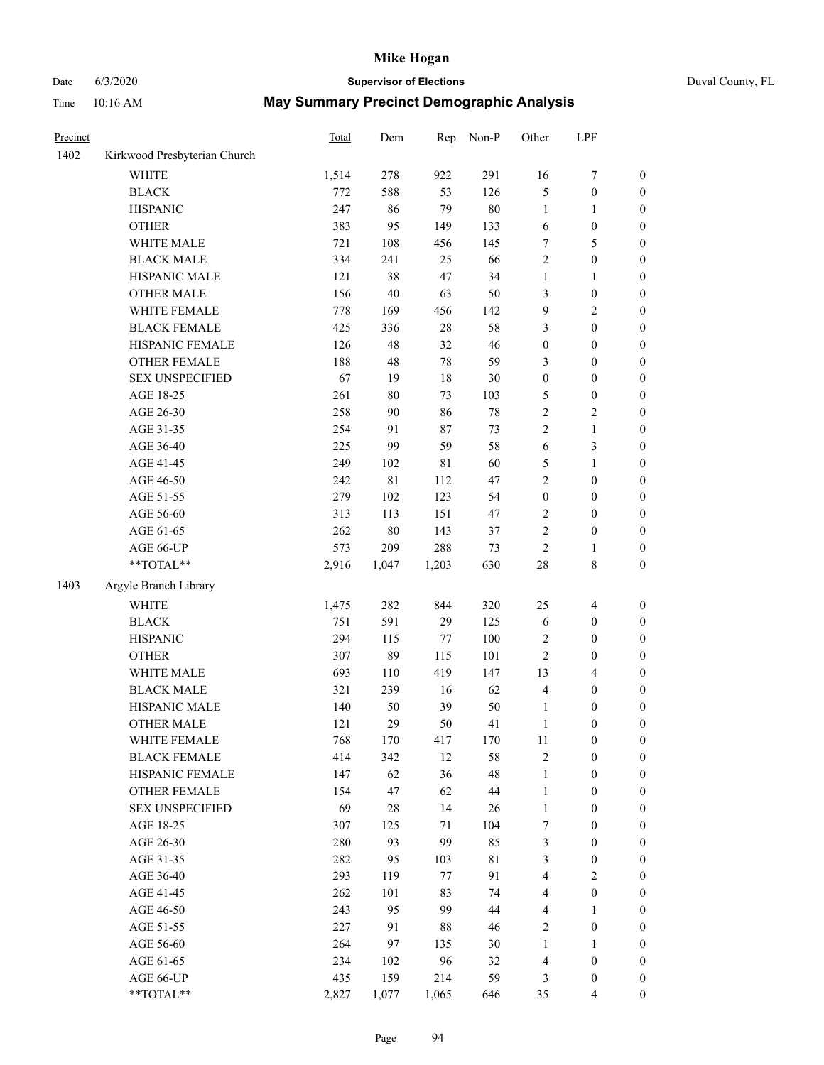# Mike Hogan

Date 6/3/2020 **Supervisor of Elections** Duval County, FL

Time 10:16 AM **May Summary Precinct Demographic Analysis**

| Precinct | | Total | Dem | Rep | Non-P | Other | LPF | |
|---|---|---|---|---|---|---|---|---|
| 1402 | Kirkwood Presbyterian Church | | | | | | | |
| | WHITE | 1,514 | 278 | 922 | 291 | 16 | 7 | 0 |
| | BLACK | 772 | 588 | 53 | 126 | 5 | 0 | 0 |
| | HISPANIC | 247 | 86 | 79 | 80 | 1 | 1 | 0 |
| | OTHER | 383 | 95 | 149 | 133 | 6 | 0 | 0 |
| | WHITE MALE | 721 | 108 | 456 | 145 | 7 | 5 | 0 |
| | BLACK MALE | 334 | 241 | 25 | 66 | 2 | 0 | 0 |
| | HISPANIC MALE | 121 | 38 | 47 | 34 | 1 | 1 | 0 |
| | OTHER MALE | 156 | 40 | 63 | 50 | 3 | 0 | 0 |
| | WHITE FEMALE | 778 | 169 | 456 | 142 | 9 | 2 | 0 |
| | BLACK FEMALE | 425 | 336 | 28 | 58 | 3 | 0 | 0 |
| | HISPANIC FEMALE | 126 | 48 | 32 | 46 | 0 | 0 | 0 |
| | OTHER FEMALE | 188 | 48 | 78 | 59 | 3 | 0 | 0 |
| | SEX UNSPECIFIED | 67 | 19 | 18 | 30 | 0 | 0 | 0 |
| | AGE 18-25 | 261 | 80 | 73 | 103 | 5 | 0 | 0 |
| | AGE 26-30 | 258 | 90 | 86 | 78 | 2 | 2 | 0 |
| | AGE 31-35 | 254 | 91 | 87 | 73 | 2 | 1 | 0 |
| | AGE 36-40 | 225 | 99 | 59 | 58 | 6 | 3 | 0 |
| | AGE 41-45 | 249 | 102 | 81 | 60 | 5 | 1 | 0 |
| | AGE 46-50 | 242 | 81 | 112 | 47 | 2 | 0 | 0 |
| | AGE 51-55 | 279 | 102 | 123 | 54 | 0 | 0 | 0 |
| | AGE 56-60 | 313 | 113 | 151 | 47 | 2 | 0 | 0 |
| | AGE 61-65 | 262 | 80 | 143 | 37 | 2 | 0 | 0 |
| | AGE 66-UP | 573 | 209 | 288 | 73 | 2 | 1 | 0 |
| | **TOTAL** | 2,916 | 1,047 | 1,203 | 630 | 28 | 8 | 0 |
| 1403 | Argyle Branch Library | | | | | | | |
| | WHITE | 1,475 | 282 | 844 | 320 | 25 | 4 | 0 |
| | BLACK | 751 | 591 | 29 | 125 | 6 | 0 | 0 |
| | HISPANIC | 294 | 115 | 77 | 100 | 2 | 0 | 0 |
| | OTHER | 307 | 89 | 115 | 101 | 2 | 0 | 0 |
| | WHITE MALE | 693 | 110 | 419 | 147 | 13 | 4 | 0 |
| | BLACK MALE | 321 | 239 | 16 | 62 | 4 | 0 | 0 |
| | HISPANIC MALE | 140 | 50 | 39 | 50 | 1 | 0 | 0 |
| | OTHER MALE | 121 | 29 | 50 | 41 | 1 | 0 | 0 |
| | WHITE FEMALE | 768 | 170 | 417 | 170 | 11 | 0 | 0 |
| | BLACK FEMALE | 414 | 342 | 12 | 58 | 2 | 0 | 0 |
| | HISPANIC FEMALE | 147 | 62 | 36 | 48 | 1 | 0 | 0 |
| | OTHER FEMALE | 154 | 47 | 62 | 44 | 1 | 0 | 0 |
| | SEX UNSPECIFIED | 69 | 28 | 14 | 26 | 1 | 0 | 0 |
| | AGE 18-25 | 307 | 125 | 71 | 104 | 7 | 0 | 0 |
| | AGE 26-30 | 280 | 93 | 99 | 85 | 3 | 0 | 0 |
| | AGE 31-35 | 282 | 95 | 103 | 81 | 3 | 0 | 0 |
| | AGE 36-40 | 293 | 119 | 77 | 91 | 4 | 2 | 0 |
| | AGE 41-45 | 262 | 101 | 83 | 74 | 4 | 0 | 0 |
| | AGE 46-50 | 243 | 95 | 99 | 44 | 4 | 1 | 0 |
| | AGE 51-55 | 227 | 91 | 88 | 46 | 2 | 0 | 0 |
| | AGE 56-60 | 264 | 97 | 135 | 30 | 1 | 1 | 0 |
| | AGE 61-65 | 234 | 102 | 96 | 32 | 4 | 0 | 0 |
| | AGE 66-UP | 435 | 159 | 214 | 59 | 3 | 0 | 0 |
| | **TOTAL** | 2,827 | 1,077 | 1,065 | 646 | 35 | 4 | 0 |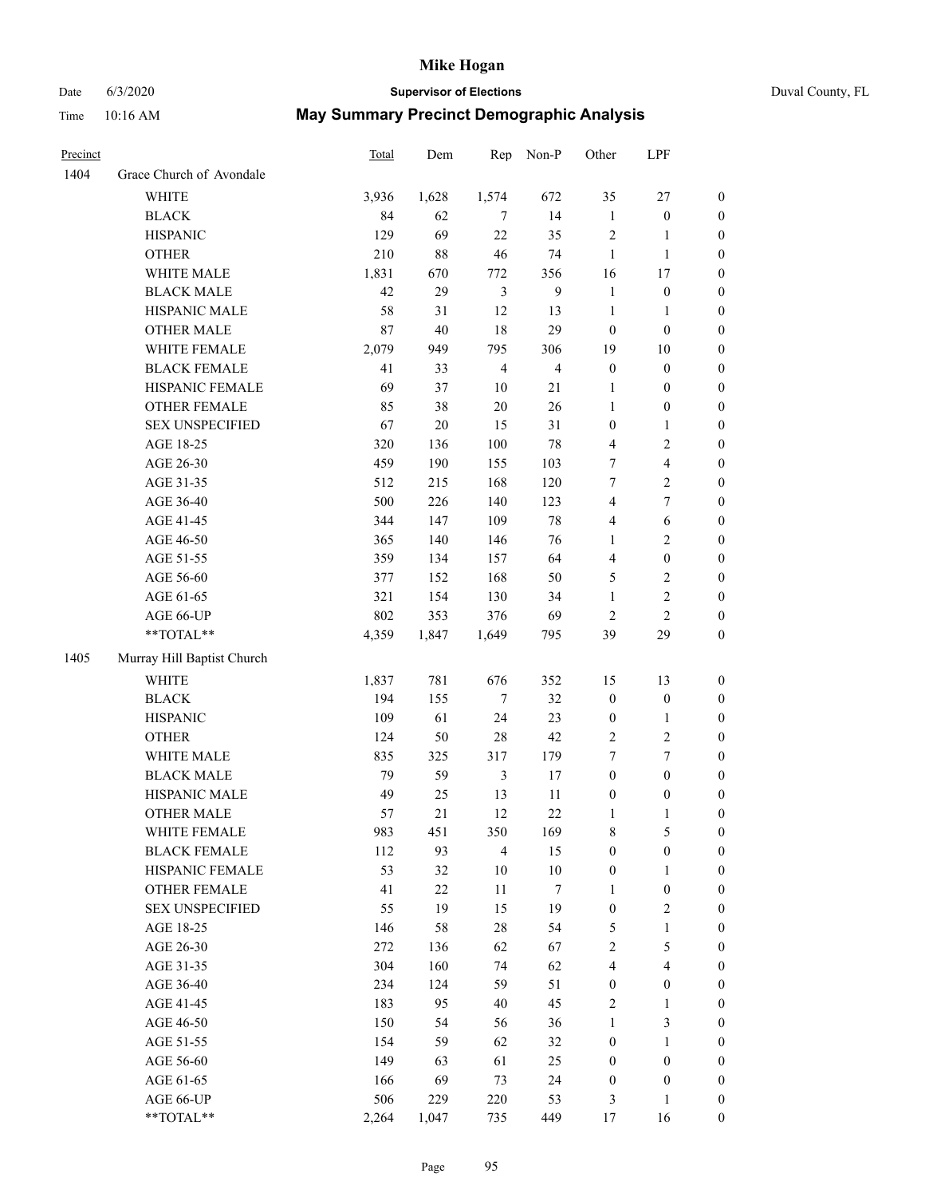# Mike Hogan

Date 6/3/2020 **Supervisor of Elections** Duval County, FL

Time 10:16 AM **May Summary Precinct Demographic Analysis**

| Precinct | | Total | Dem | Rep | Non-P | Other | LPF | |
|---|---|---|---|---|---|---|---|---|
| 1404 | Grace Church of Avondale | | | | | | | |
| | WHITE | 3,936 | 1,628 | 1,574 | 672 | 35 | 27 | 0 |
| | BLACK | 84 | 62 | 7 | 14 | 1 | 0 | 0 |
| | HISPANIC | 129 | 69 | 22 | 35 | 2 | 1 | 0 |
| | OTHER | 210 | 88 | 46 | 74 | 1 | 1 | 0 |
| | WHITE MALE | 1,831 | 670 | 772 | 356 | 16 | 17 | 0 |
| | BLACK MALE | 42 | 29 | 3 | 9 | 1 | 0 | 0 |
| | HISPANIC MALE | 58 | 31 | 12 | 13 | 1 | 1 | 0 |
| | OTHER MALE | 87 | 40 | 18 | 29 | 0 | 0 | 0 |
| | WHITE FEMALE | 2,079 | 949 | 795 | 306 | 19 | 10 | 0 |
| | BLACK FEMALE | 41 | 33 | 4 | 4 | 0 | 0 | 0 |
| | HISPANIC FEMALE | 69 | 37 | 10 | 21 | 1 | 0 | 0 |
| | OTHER FEMALE | 85 | 38 | 20 | 26 | 1 | 0 | 0 |
| | SEX UNSPECIFIED | 67 | 20 | 15 | 31 | 0 | 1 | 0 |
| | AGE 18-25 | 320 | 136 | 100 | 78 | 4 | 2 | 0 |
| | AGE 26-30 | 459 | 190 | 155 | 103 | 7 | 4 | 0 |
| | AGE 31-35 | 512 | 215 | 168 | 120 | 7 | 2 | 0 |
| | AGE 36-40 | 500 | 226 | 140 | 123 | 4 | 7 | 0 |
| | AGE 41-45 | 344 | 147 | 109 | 78 | 4 | 6 | 0 |
| | AGE 46-50 | 365 | 140 | 146 | 76 | 1 | 2 | 0 |
| | AGE 51-55 | 359 | 134 | 157 | 64 | 4 | 0 | 0 |
| | AGE 56-60 | 377 | 152 | 168 | 50 | 5 | 2 | 0 |
| | AGE 61-65 | 321 | 154 | 130 | 34 | 1 | 2 | 0 |
| | AGE 66-UP | 802 | 353 | 376 | 69 | 2 | 2 | 0 |
| | **TOTAL** | 4,359 | 1,847 | 1,649 | 795 | 39 | 29 | 0 |
| 1405 | Murray Hill Baptist Church | | | | | | | |
| | WHITE | 1,837 | 781 | 676 | 352 | 15 | 13 | 0 |
| | BLACK | 194 | 155 | 7 | 32 | 0 | 0 | 0 |
| | HISPANIC | 109 | 61 | 24 | 23 | 0 | 1 | 0 |
| | OTHER | 124 | 50 | 28 | 42 | 2 | 2 | 0 |
| | WHITE MALE | 835 | 325 | 317 | 179 | 7 | 7 | 0 |
| | BLACK MALE | 79 | 59 | 3 | 17 | 0 | 0 | 0 |
| | HISPANIC MALE | 49 | 25 | 13 | 11 | 0 | 0 | 0 |
| | OTHER MALE | 57 | 21 | 12 | 22 | 1 | 1 | 0 |
| | WHITE FEMALE | 983 | 451 | 350 | 169 | 8 | 5 | 0 |
| | BLACK FEMALE | 112 | 93 | 4 | 15 | 0 | 0 | 0 |
| | HISPANIC FEMALE | 53 | 32 | 10 | 10 | 0 | 1 | 0 |
| | OTHER FEMALE | 41 | 22 | 11 | 7 | 1 | 0 | 0 |
| | SEX UNSPECIFIED | 55 | 19 | 15 | 19 | 0 | 2 | 0 |
| | AGE 18-25 | 146 | 58 | 28 | 54 | 5 | 1 | 0 |
| | AGE 26-30 | 272 | 136 | 62 | 67 | 2 | 5 | 0 |
| | AGE 31-35 | 304 | 160 | 74 | 62 | 4 | 4 | 0 |
| | AGE 36-40 | 234 | 124 | 59 | 51 | 0 | 0 | 0 |
| | AGE 41-45 | 183 | 95 | 40 | 45 | 2 | 1 | 0 |
| | AGE 46-50 | 150 | 54 | 56 | 36 | 1 | 3 | 0 |
| | AGE 51-55 | 154 | 59 | 62 | 32 | 0 | 1 | 0 |
| | AGE 56-60 | 149 | 63 | 61 | 25 | 0 | 0 | 0 |
| | AGE 61-65 | 166 | 69 | 73 | 24 | 0 | 0 | 0 |
| | AGE 66-UP | 506 | 229 | 220 | 53 | 3 | 1 | 0 |
| | **TOTAL** | 2,264 | 1,047 | 735 | 449 | 17 | 16 | 0 |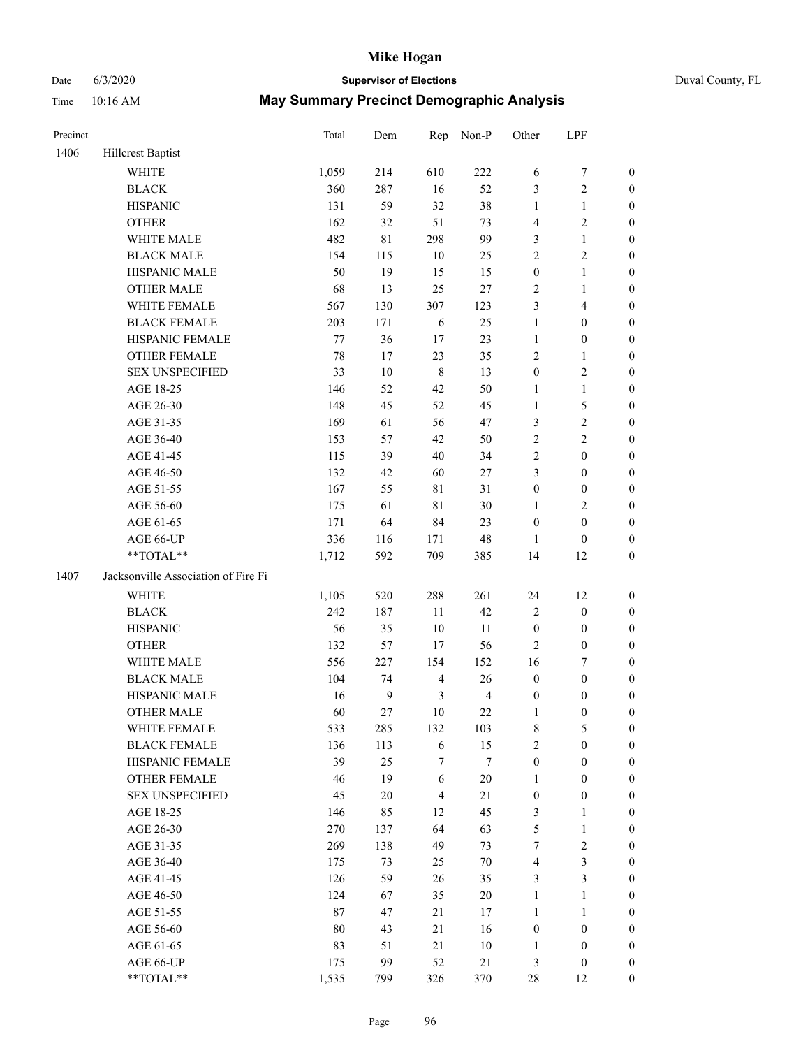# Mike Hogan

Date 6/3/2020 **Supervisor of Elections** Duval County, FL

Time 10:16 AM **May Summary Precinct Demographic Analysis**

| Precinct | | Total | Dem | Rep | Non-P | Other | LPF | |
|---|---|---|---|---|---|---|---|---|
| 1406 | Hillcrest Baptist | | | | | | | |
| | WHITE | 1,059 | 214 | 610 | 222 | 6 | 7 | 0 |
| | BLACK | 360 | 287 | 16 | 52 | 3 | 2 | 0 |
| | HISPANIC | 131 | 59 | 32 | 38 | 1 | 1 | 0 |
| | OTHER | 162 | 32 | 51 | 73 | 4 | 2 | 0 |
| | WHITE MALE | 482 | 81 | 298 | 99 | 3 | 1 | 0 |
| | BLACK MALE | 154 | 115 | 10 | 25 | 2 | 2 | 0 |
| | HISPANIC MALE | 50 | 19 | 15 | 15 | 0 | 1 | 0 |
| | OTHER MALE | 68 | 13 | 25 | 27 | 2 | 1 | 0 |
| | WHITE FEMALE | 567 | 130 | 307 | 123 | 3 | 4 | 0 |
| | BLACK FEMALE | 203 | 171 | 6 | 25 | 1 | 0 | 0 |
| | HISPANIC FEMALE | 77 | 36 | 17 | 23 | 1 | 0 | 0 |
| | OTHER FEMALE | 78 | 17 | 23 | 35 | 2 | 1 | 0 |
| | SEX UNSPECIFIED | 33 | 10 | 8 | 13 | 0 | 2 | 0 |
| | AGE 18-25 | 146 | 52 | 42 | 50 | 1 | 1 | 0 |
| | AGE 26-30 | 148 | 45 | 52 | 45 | 1 | 5 | 0 |
| | AGE 31-35 | 169 | 61 | 56 | 47 | 3 | 2 | 0 |
| | AGE 36-40 | 153 | 57 | 42 | 50 | 2 | 2 | 0 |
| | AGE 41-45 | 115 | 39 | 40 | 34 | 2 | 0 | 0 |
| | AGE 46-50 | 132 | 42 | 60 | 27 | 3 | 0 | 0 |
| | AGE 51-55 | 167 | 55 | 81 | 31 | 0 | 0 | 0 |
| | AGE 56-60 | 175 | 61 | 81 | 30 | 1 | 2 | 0 |
| | AGE 61-65 | 171 | 64 | 84 | 23 | 0 | 0 | 0 |
| | AGE 66-UP | 336 | 116 | 171 | 48 | 1 | 0 | 0 |
| | **TOTAL** | 1,712 | 592 | 709 | 385 | 14 | 12 | 0 |
| 1407 | Jacksonville Association of Fire Fi | | | | | | | |
| | WHITE | 1,105 | 520 | 288 | 261 | 24 | 12 | 0 |
| | BLACK | 242 | 187 | 11 | 42 | 2 | 0 | 0 |
| | HISPANIC | 56 | 35 | 10 | 11 | 0 | 0 | 0 |
| | OTHER | 132 | 57 | 17 | 56 | 2 | 0 | 0 |
| | WHITE MALE | 556 | 227 | 154 | 152 | 16 | 7 | 0 |
| | BLACK MALE | 104 | 74 | 4 | 26 | 0 | 0 | 0 |
| | HISPANIC MALE | 16 | 9 | 3 | 4 | 0 | 0 | 0 |
| | OTHER MALE | 60 | 27 | 10 | 22 | 1 | 0 | 0 |
| | WHITE FEMALE | 533 | 285 | 132 | 103 | 8 | 5 | 0 |
| | BLACK FEMALE | 136 | 113 | 6 | 15 | 2 | 0 | 0 |
| | HISPANIC FEMALE | 39 | 25 | 7 | 7 | 0 | 0 | 0 |
| | OTHER FEMALE | 46 | 19 | 6 | 20 | 1 | 0 | 0 |
| | SEX UNSPECIFIED | 45 | 20 | 4 | 21 | 0 | 0 | 0 |
| | AGE 18-25 | 146 | 85 | 12 | 45 | 3 | 1 | 0 |
| | AGE 26-30 | 270 | 137 | 64 | 63 | 5 | 1 | 0 |
| | AGE 31-35 | 269 | 138 | 49 | 73 | 7 | 2 | 0 |
| | AGE 36-40 | 175 | 73 | 25 | 70 | 4 | 3 | 0 |
| | AGE 41-45 | 126 | 59 | 26 | 35 | 3 | 3 | 0 |
| | AGE 46-50 | 124 | 67 | 35 | 20 | 1 | 1 | 0 |
| | AGE 51-55 | 87 | 47 | 21 | 17 | 1 | 1 | 0 |
| | AGE 56-60 | 80 | 43 | 21 | 16 | 0 | 0 | 0 |
| | AGE 61-65 | 83 | 51 | 21 | 10 | 1 | 0 | 0 |
| | AGE 66-UP | 175 | 99 | 52 | 21 | 3 | 0 | 0 |
| | **TOTAL** | 1,535 | 799 | 326 | 370 | 28 | 12 | 0 |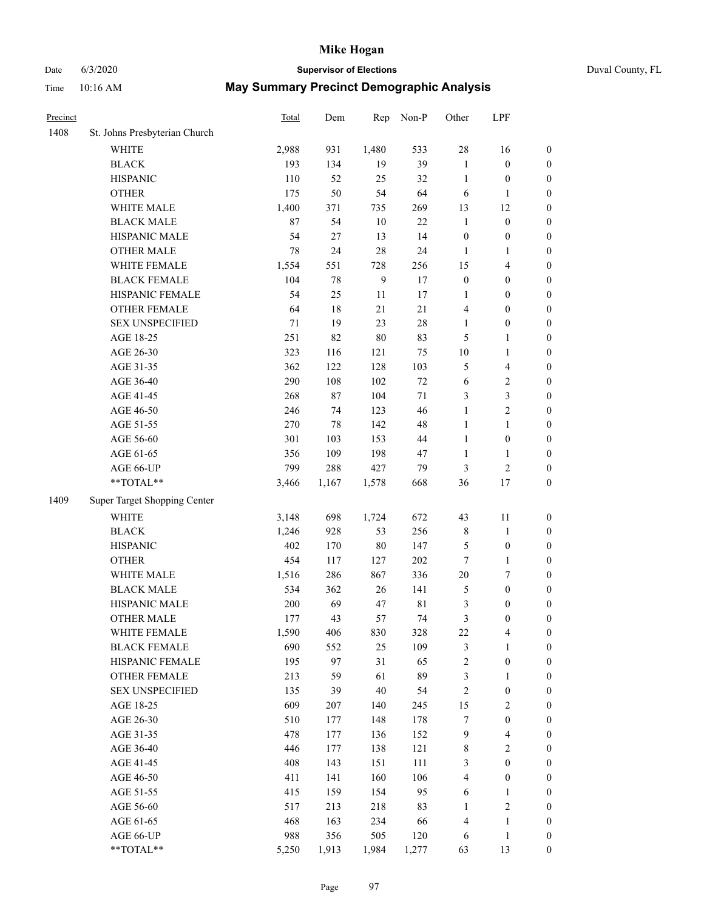# May Summary Precinct Demographic Analysis

| Precinct | | Total | Dem | Rep | Non-P | Other | LPF | |
|---|---|---|---|---|---|---|---|---|
| 1408 | St. Johns Presbyterian Church | | | | | | | |
| | WHITE | 2,988 | 931 | 1,480 | 533 | 28 | 16 | 0 |
| | BLACK | 193 | 134 | 19 | 39 | 1 | 0 | 0 |
| | HISPANIC | 110 | 52 | 25 | 32 | 1 | 0 | 0 |
| | OTHER | 175 | 50 | 54 | 64 | 6 | 1 | 0 |
| | WHITE MALE | 1,400 | 371 | 735 | 269 | 13 | 12 | 0 |
| | BLACK MALE | 87 | 54 | 10 | 22 | 1 | 0 | 0 |
| | HISPANIC MALE | 54 | 27 | 13 | 14 | 0 | 0 | 0 |
| | OTHER MALE | 78 | 24 | 28 | 24 | 1 | 1 | 0 |
| | WHITE FEMALE | 1,554 | 551 | 728 | 256 | 15 | 4 | 0 |
| | BLACK FEMALE | 104 | 78 | 9 | 17 | 0 | 0 | 0 |
| | HISPANIC FEMALE | 54 | 25 | 11 | 17 | 1 | 0 | 0 |
| | OTHER FEMALE | 64 | 18 | 21 | 21 | 4 | 0 | 0 |
| | SEX UNSPECIFIED | 71 | 19 | 23 | 28 | 1 | 0 | 0 |
| | AGE 18-25 | 251 | 82 | 80 | 83 | 5 | 1 | 0 |
| | AGE 26-30 | 323 | 116 | 121 | 75 | 10 | 1 | 0 |
| | AGE 31-35 | 362 | 122 | 128 | 103 | 5 | 4 | 0 |
| | AGE 36-40 | 290 | 108 | 102 | 72 | 6 | 2 | 0 |
| | AGE 41-45 | 268 | 87 | 104 | 71 | 3 | 3 | 0 |
| | AGE 46-50 | 246 | 74 | 123 | 46 | 1 | 2 | 0 |
| | AGE 51-55 | 270 | 78 | 142 | 48 | 1 | 1 | 0 |
| | AGE 56-60 | 301 | 103 | 153 | 44 | 1 | 0 | 0 |
| | AGE 61-65 | 356 | 109 | 198 | 47 | 1 | 1 | 0 |
| | AGE 66-UP | 799 | 288 | 427 | 79 | 3 | 2 | 0 |
| | **TOTAL** | 3,466 | 1,167 | 1,578 | 668 | 36 | 17 | 0 |
| 1409 | Super Target Shopping Center | | | | | | | |
| | WHITE | 3,148 | 698 | 1,724 | 672 | 43 | 11 | 0 |
| | BLACK | 1,246 | 928 | 53 | 256 | 8 | 1 | 0 |
| | HISPANIC | 402 | 170 | 80 | 147 | 5 | 0 | 0 |
| | OTHER | 454 | 117 | 127 | 202 | 7 | 1 | 0 |
| | WHITE MALE | 1,516 | 286 | 867 | 336 | 20 | 7 | 0 |
| | BLACK MALE | 534 | 362 | 26 | 141 | 5 | 0 | 0 |
| | HISPANIC MALE | 200 | 69 | 47 | 81 | 3 | 0 | 0 |
| | OTHER MALE | 177 | 43 | 57 | 74 | 3 | 0 | 0 |
| | WHITE FEMALE | 1,590 | 406 | 830 | 328 | 22 | 4 | 0 |
| | BLACK FEMALE | 690 | 552 | 25 | 109 | 3 | 1 | 0 |
| | HISPANIC FEMALE | 195 | 97 | 31 | 65 | 2 | 0 | 0 |
| | OTHER FEMALE | 213 | 59 | 61 | 89 | 3 | 1 | 0 |
| | SEX UNSPECIFIED | 135 | 39 | 40 | 54 | 2 | 0 | 0 |
| | AGE 18-25 | 609 | 207 | 140 | 245 | 15 | 2 | 0 |
| | AGE 26-30 | 510 | 177 | 148 | 178 | 7 | 0 | 0 |
| | AGE 31-35 | 478 | 177 | 136 | 152 | 9 | 4 | 0 |
| | AGE 36-40 | 446 | 177 | 138 | 121 | 8 | 2 | 0 |
| | AGE 41-45 | 408 | 143 | 151 | 111 | 3 | 0 | 0 |
| | AGE 46-50 | 411 | 141 | 160 | 106 | 4 | 0 | 0 |
| | AGE 51-55 | 415 | 159 | 154 | 95 | 6 | 1 | 0 |
| | AGE 56-60 | 517 | 213 | 218 | 83 | 1 | 2 | 0 |
| | AGE 61-65 | 468 | 163 | 234 | 66 | 4 | 1 | 0 |
| | AGE 66-UP | 988 | 356 | 505 | 120 | 6 | 1 | 0 |
| | **TOTAL** | 5,250 | 1,913 | 1,984 | 1,277 | 63 | 13 | 0 |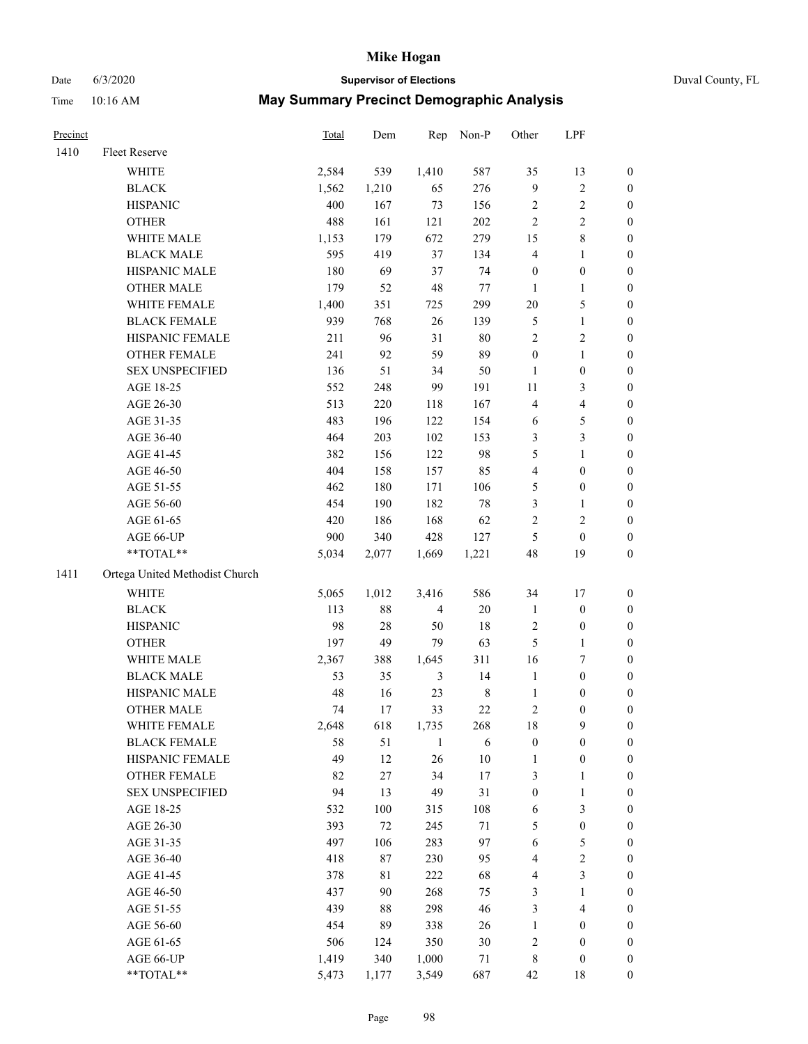# Mike Hogan

Date 6/3/2020 **Supervisor of Elections** Duval County, FL

Time 10:16 AM **May Summary Precinct Demographic Analysis**

| Precinct | | Total | Dem | Rep | Non-P | Other | LPF | |
|---|---|---|---|---|---|---|---|---|
| 1410 | Fleet Reserve | | | | | | | |
| | WHITE | 2,584 | 539 | 1,410 | 587 | 35 | 13 | 0 |
| | BLACK | 1,562 | 1,210 | 65 | 276 | 9 | 2 | 0 |
| | HISPANIC | 400 | 167 | 73 | 156 | 2 | 2 | 0 |
| | OTHER | 488 | 161 | 121 | 202 | 2 | 2 | 0 |
| | WHITE MALE | 1,153 | 179 | 672 | 279 | 15 | 8 | 0 |
| | BLACK MALE | 595 | 419 | 37 | 134 | 4 | 1 | 0 |
| | HISPANIC MALE | 180 | 69 | 37 | 74 | 0 | 0 | 0 |
| | OTHER MALE | 179 | 52 | 48 | 77 | 1 | 1 | 0 |
| | WHITE FEMALE | 1,400 | 351 | 725 | 299 | 20 | 5 | 0 |
| | BLACK FEMALE | 939 | 768 | 26 | 139 | 5 | 1 | 0 |
| | HISPANIC FEMALE | 211 | 96 | 31 | 80 | 2 | 2 | 0 |
| | OTHER FEMALE | 241 | 92 | 59 | 89 | 0 | 1 | 0 |
| | SEX UNSPECIFIED | 136 | 51 | 34 | 50 | 1 | 0 | 0 |
| | AGE 18-25 | 552 | 248 | 99 | 191 | 11 | 3 | 0 |
| | AGE 26-30 | 513 | 220 | 118 | 167 | 4 | 4 | 0 |
| | AGE 31-35 | 483 | 196 | 122 | 154 | 6 | 5 | 0 |
| | AGE 36-40 | 464 | 203 | 102 | 153 | 3 | 3 | 0 |
| | AGE 41-45 | 382 | 156 | 122 | 98 | 5 | 1 | 0 |
| | AGE 46-50 | 404 | 158 | 157 | 85 | 4 | 0 | 0 |
| | AGE 51-55 | 462 | 180 | 171 | 106 | 5 | 0 | 0 |
| | AGE 56-60 | 454 | 190 | 182 | 78 | 3 | 1 | 0 |
| | AGE 61-65 | 420 | 186 | 168 | 62 | 2 | 2 | 0 |
| | AGE 66-UP | 900 | 340 | 428 | 127 | 5 | 0 | 0 |
| | **TOTAL** | 5,034 | 2,077 | 1,669 | 1,221 | 48 | 19 | 0 |
| 1411 | Ortega United Methodist Church | | | | | | | |
| | WHITE | 5,065 | 1,012 | 3,416 | 586 | 34 | 17 | 0 |
| | BLACK | 113 | 88 | 4 | 20 | 1 | 0 | 0 |
| | HISPANIC | 98 | 28 | 50 | 18 | 2 | 0 | 0 |
| | OTHER | 197 | 49 | 79 | 63 | 5 | 1 | 0 |
| | WHITE MALE | 2,367 | 388 | 1,645 | 311 | 16 | 7 | 0 |
| | BLACK MALE | 53 | 35 | 3 | 14 | 1 | 0 | 0 |
| | HISPANIC MALE | 48 | 16 | 23 | 8 | 1 | 0 | 0 |
| | OTHER MALE | 74 | 17 | 33 | 22 | 2 | 0 | 0 |
| | WHITE FEMALE | 2,648 | 618 | 1,735 | 268 | 18 | 9 | 0 |
| | BLACK FEMALE | 58 | 51 | 1 | 6 | 0 | 0 | 0 |
| | HISPANIC FEMALE | 49 | 12 | 26 | 10 | 1 | 0 | 0 |
| | OTHER FEMALE | 82 | 27 | 34 | 17 | 3 | 1 | 0 |
| | SEX UNSPECIFIED | 94 | 13 | 49 | 31 | 0 | 1 | 0 |
| | AGE 18-25 | 532 | 100 | 315 | 108 | 6 | 3 | 0 |
| | AGE 26-30 | 393 | 72 | 245 | 71 | 5 | 0 | 0 |
| | AGE 31-35 | 497 | 106 | 283 | 97 | 6 | 5 | 0 |
| | AGE 36-40 | 418 | 87 | 230 | 95 | 4 | 2 | 0 |
| | AGE 41-45 | 378 | 81 | 222 | 68 | 4 | 3 | 0 |
| | AGE 46-50 | 437 | 90 | 268 | 75 | 3 | 1 | 0 |
| | AGE 51-55 | 439 | 88 | 298 | 46 | 3 | 4 | 0 |
| | AGE 56-60 | 454 | 89 | 338 | 26 | 1 | 0 | 0 |
| | AGE 61-65 | 506 | 124 | 350 | 30 | 2 | 0 | 0 |
| | AGE 66-UP | 1,419 | 340 | 1,000 | 71 | 8 | 0 | 0 |
| | **TOTAL** | 5,473 | 1,177 | 3,549 | 687 | 42 | 18 | 0 |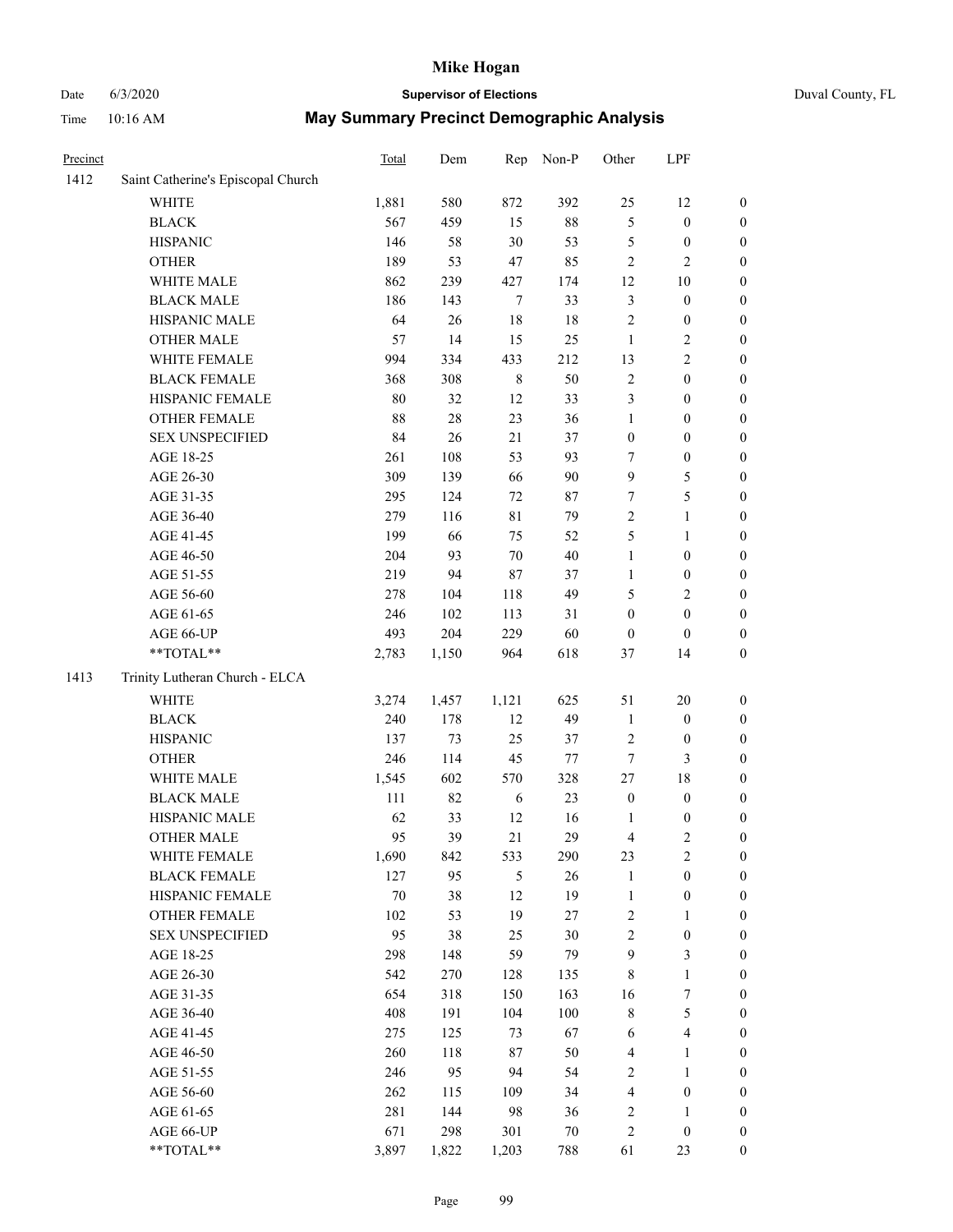# Mike Hogan

Date 6/3/2020 **Supervisor of Elections** Duval County, FL

Time 10:16 AM **May Summary Precinct Demographic Analysis**

| Precinct | | Total | Dem | Rep | Non-P | Other | LPF | |
|---|---|---|---|---|---|---|---|---|
| 1412 | Saint Catherine's Episcopal Church | | | | | | | |
| | WHITE | 1,881 | 580 | 872 | 392 | 25 | 12 | 0 |
| | BLACK | 567 | 459 | 15 | 88 | 5 | 0 | 0 |
| | HISPANIC | 146 | 58 | 30 | 53 | 5 | 0 | 0 |
| | OTHER | 189 | 53 | 47 | 85 | 2 | 2 | 0 |
| | WHITE MALE | 862 | 239 | 427 | 174 | 12 | 10 | 0 |
| | BLACK MALE | 186 | 143 | 7 | 33 | 3 | 0 | 0 |
| | HISPANIC MALE | 64 | 26 | 18 | 18 | 2 | 0 | 0 |
| | OTHER MALE | 57 | 14 | 15 | 25 | 1 | 2 | 0 |
| | WHITE FEMALE | 994 | 334 | 433 | 212 | 13 | 2 | 0 |
| | BLACK FEMALE | 368 | 308 | 8 | 50 | 2 | 0 | 0 |
| | HISPANIC FEMALE | 80 | 32 | 12 | 33 | 3 | 0 | 0 |
| | OTHER FEMALE | 88 | 28 | 23 | 36 | 1 | 0 | 0 |
| | SEX UNSPECIFIED | 84 | 26 | 21 | 37 | 0 | 0 | 0 |
| | AGE 18-25 | 261 | 108 | 53 | 93 | 7 | 0 | 0 |
| | AGE 26-30 | 309 | 139 | 66 | 90 | 9 | 5 | 0 |
| | AGE 31-35 | 295 | 124 | 72 | 87 | 7 | 5 | 0 |
| | AGE 36-40 | 279 | 116 | 81 | 79 | 2 | 1 | 0 |
| | AGE 41-45 | 199 | 66 | 75 | 52 | 5 | 1 | 0 |
| | AGE 46-50 | 204 | 93 | 70 | 40 | 1 | 0 | 0 |
| | AGE 51-55 | 219 | 94 | 87 | 37 | 1 | 0 | 0 |
| | AGE 56-60 | 278 | 104 | 118 | 49 | 5 | 2 | 0 |
| | AGE 61-65 | 246 | 102 | 113 | 31 | 0 | 0 | 0 |
| | AGE 66-UP | 493 | 204 | 229 | 60 | 0 | 0 | 0 |
| | **TOTAL** | 2,783 | 1,150 | 964 | 618 | 37 | 14 | 0 |
| 1413 | Trinity Lutheran Church - ELCA | | | | | | | |
| | WHITE | 3,274 | 1,457 | 1,121 | 625 | 51 | 20 | 0 |
| | BLACK | 240 | 178 | 12 | 49 | 1 | 0 | 0 |
| | HISPANIC | 137 | 73 | 25 | 37 | 2 | 0 | 0 |
| | OTHER | 246 | 114 | 45 | 77 | 7 | 3 | 0 |
| | WHITE MALE | 1,545 | 602 | 570 | 328 | 27 | 18 | 0 |
| | BLACK MALE | 111 | 82 | 6 | 23 | 0 | 0 | 0 |
| | HISPANIC MALE | 62 | 33 | 12 | 16 | 1 | 0 | 0 |
| | OTHER MALE | 95 | 39 | 21 | 29 | 4 | 2 | 0 |
| | WHITE FEMALE | 1,690 | 842 | 533 | 290 | 23 | 2 | 0 |
| | BLACK FEMALE | 127 | 95 | 5 | 26 | 1 | 0 | 0 |
| | HISPANIC FEMALE | 70 | 38 | 12 | 19 | 1 | 0 | 0 |
| | OTHER FEMALE | 102 | 53 | 19 | 27 | 2 | 1 | 0 |
| | SEX UNSPECIFIED | 95 | 38 | 25 | 30 | 2 | 0 | 0 |
| | AGE 18-25 | 298 | 148 | 59 | 79 | 9 | 3 | 0 |
| | AGE 26-30 | 542 | 270 | 128 | 135 | 8 | 1 | 0 |
| | AGE 31-35 | 654 | 318 | 150 | 163 | 16 | 7 | 0 |
| | AGE 36-40 | 408 | 191 | 104 | 100 | 8 | 5 | 0 |
| | AGE 41-45 | 275 | 125 | 73 | 67 | 6 | 4 | 0 |
| | AGE 46-50 | 260 | 118 | 87 | 50 | 4 | 1 | 0 |
| | AGE 51-55 | 246 | 95 | 94 | 54 | 2 | 1 | 0 |
| | AGE 56-60 | 262 | 115 | 109 | 34 | 4 | 0 | 0 |
| | AGE 61-65 | 281 | 144 | 98 | 36 | 2 | 1 | 0 |
| | AGE 66-UP | 671 | 298 | 301 | 70 | 2 | 0 | 0 |
| | **TOTAL** | 3,897 | 1,822 | 1,203 | 788 | 61 | 23 | 0 |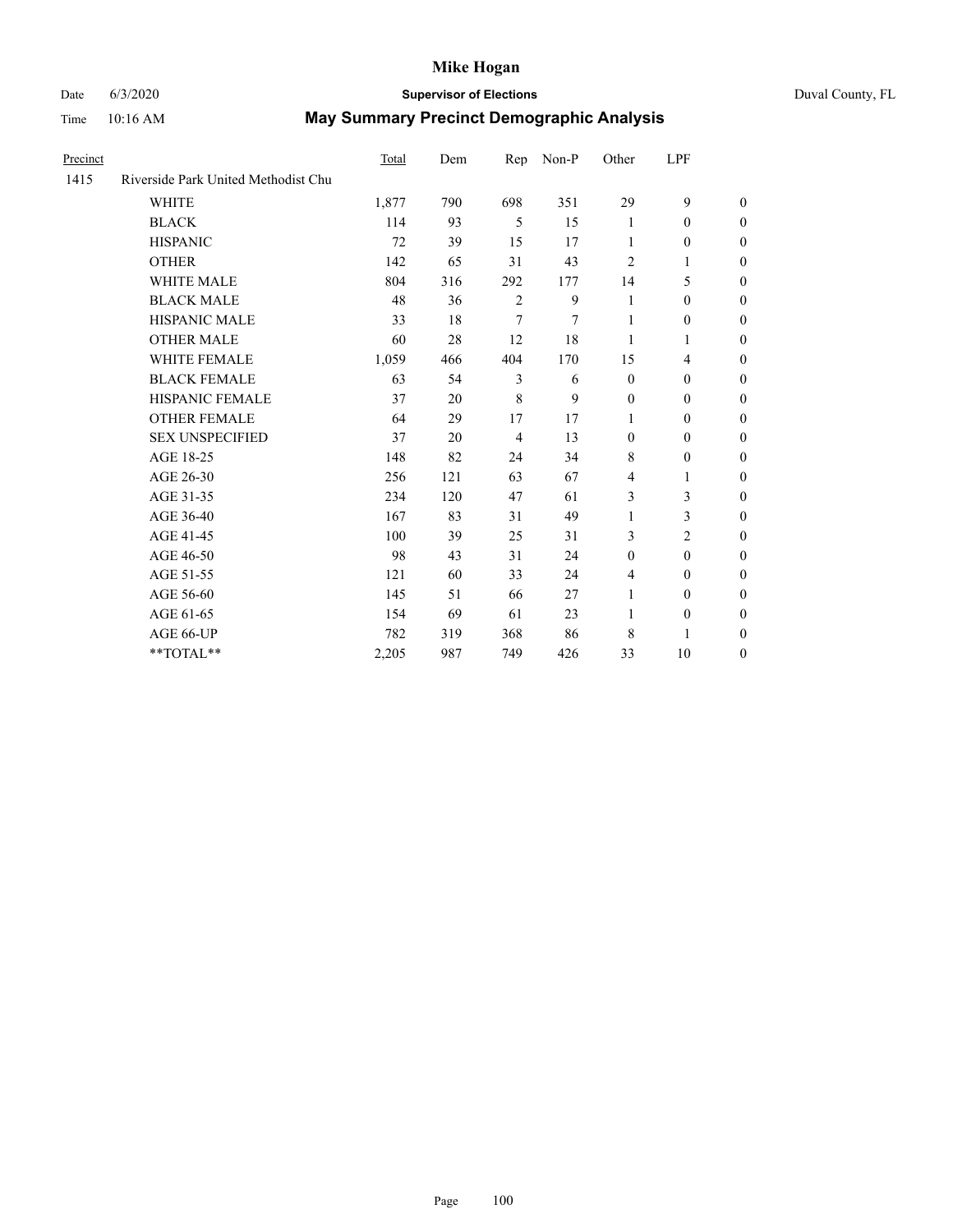# Mike Hogan

Date 6/3/2020 **Supervisor of Elections** Duval County, FL

Time 10:16 AM **May Summary Precinct Demographic Analysis**

| Precinct | | Total | Dem | Rep | Non-P | Other | LPF | |
|---|---|---|---|---|---|---|---|---|
| 1415 | Riverside Park United Methodist Chu | | | | | | | |
| | WHITE | 1,877 | 790 | 698 | 351 | 29 | 9 | 0 |
| | BLACK | 114 | 93 | 5 | 15 | 1 | 0 | 0 |
| | HISPANIC | 72 | 39 | 15 | 17 | 1 | 0 | 0 |
| | OTHER | 142 | 65 | 31 | 43 | 2 | 1 | 0 |
| | WHITE MALE | 804 | 316 | 292 | 177 | 14 | 5 | 0 |
| | BLACK MALE | 48 | 36 | 2 | 9 | 1 | 0 | 0 |
| | HISPANIC MALE | 33 | 18 | 7 | 7 | 1 | 0 | 0 |
| | OTHER MALE | 60 | 28 | 12 | 18 | 1 | 1 | 0 |
| | WHITE FEMALE | 1,059 | 466 | 404 | 170 | 15 | 4 | 0 |
| | BLACK FEMALE | 63 | 54 | 3 | 6 | 0 | 0 | 0 |
| | HISPANIC FEMALE | 37 | 20 | 8 | 9 | 0 | 0 | 0 |
| | OTHER FEMALE | 64 | 29 | 17 | 17 | 1 | 0 | 0 |
| | SEX UNSPECIFIED | 37 | 20 | 4 | 13 | 0 | 0 | 0 |
| | AGE 18-25 | 148 | 82 | 24 | 34 | 8 | 0 | 0 |
| | AGE 26-30 | 256 | 121 | 63 | 67 | 4 | 1 | 0 |
| | AGE 31-35 | 234 | 120 | 47 | 61 | 3 | 3 | 0 |
| | AGE 36-40 | 167 | 83 | 31 | 49 | 1 | 3 | 0 |
| | AGE 41-45 | 100 | 39 | 25 | 31 | 3 | 2 | 0 |
| | AGE 46-50 | 98 | 43 | 31 | 24 | 0 | 0 | 0 |
| | AGE 51-55 | 121 | 60 | 33 | 24 | 4 | 0 | 0 |
| | AGE 56-60 | 145 | 51 | 66 | 27 | 1 | 0 | 0 |
| | AGE 61-65 | 154 | 69 | 61 | 23 | 1 | 0 | 0 |
| | AGE 66-UP | 782 | 319 | 368 | 86 | 8 | 1 | 0 |
| | **TOTAL** | 2,205 | 987 | 749 | 426 | 33 | 10 | 0 |